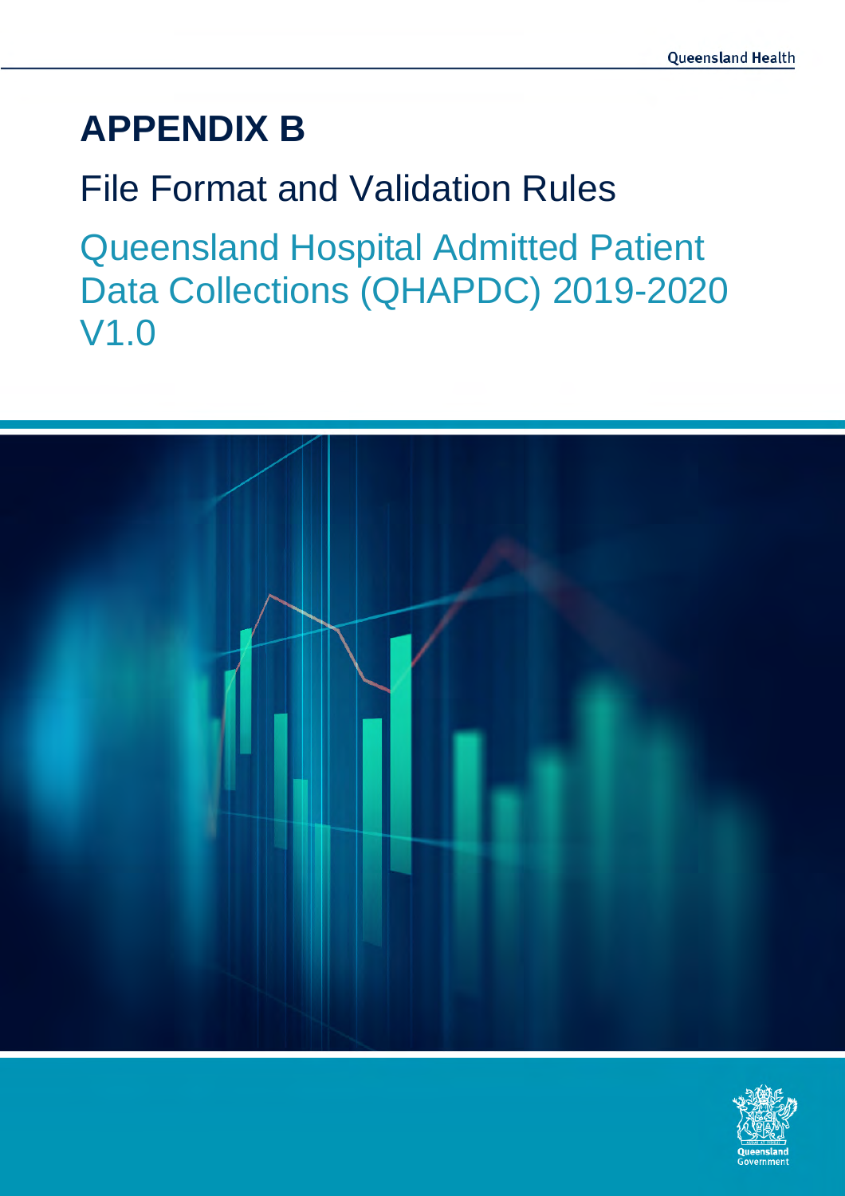# APPENDIX B

## File Format and Validation Rules

## Queensland Hospital Admitted Patient Data Collections (QHAPDC) 2019-2020 V1.0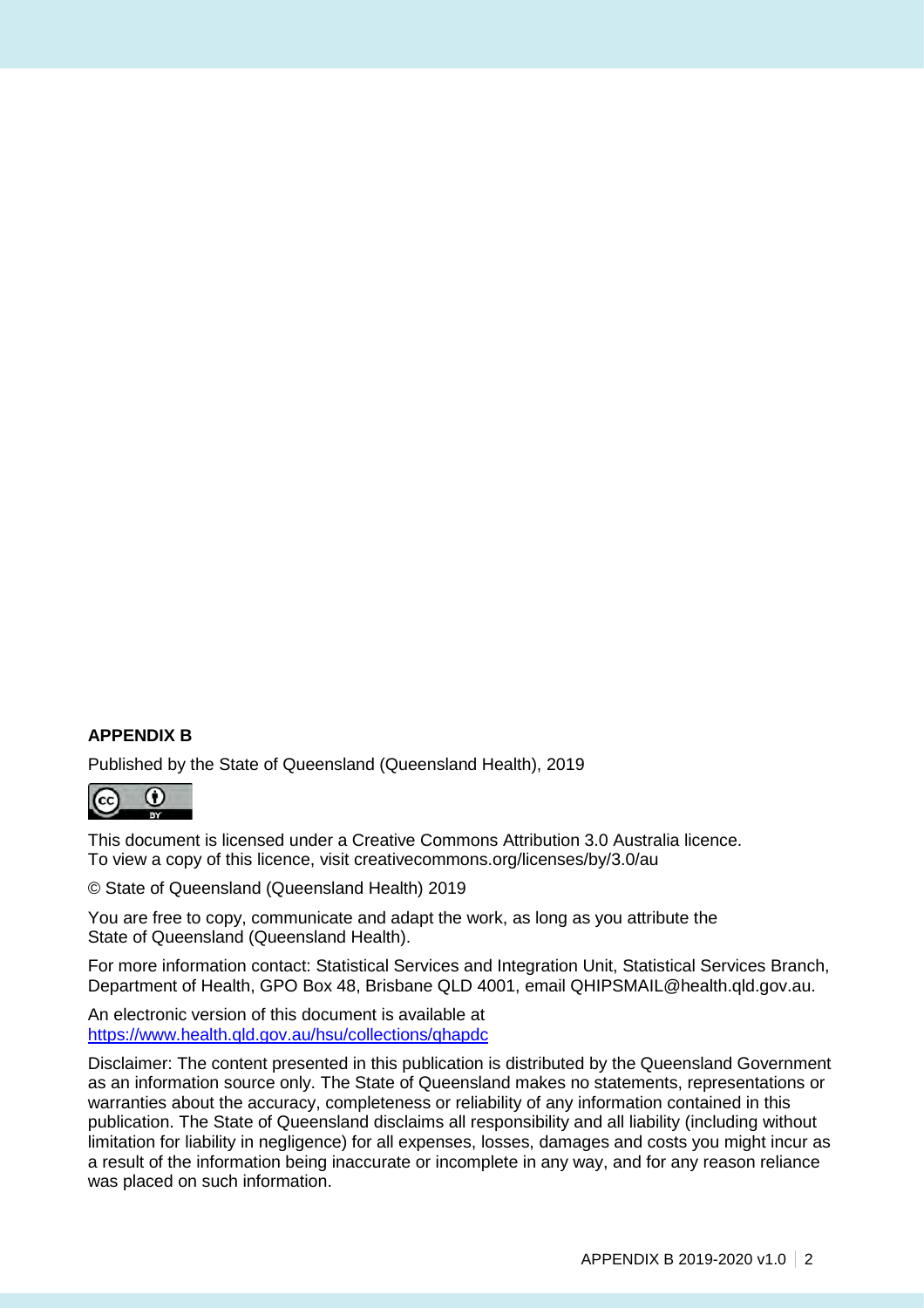**APPENDIX B**

Published by the State of Queensland (Queensland Health), 2019

This document is licensed under a Creative Commons Attribution 3.0 Australia licence.
To view a copy of this licence, visit creativecommons.org/licenses/by/3.0/au

© State of Queensland (Queensland Health) 2019

You are free to copy, communicate and adapt the work, as long as you attribute the State of Queensland (Queensland Health).

For more information contact: Statistical Services and Integration Unit, Statistical Services Branch, Department of Health, GPO Box 48, Brisbane QLD 4001, email QHIPSMAIL@health.qld.gov.au.

An electronic version of this document is available at
https://www.health.qld.gov.au/hsu/collections/qhapdc

Disclaimer: The content presented in this publication is distributed by the Queensland Government as an information source only. The State of Queensland makes no statements, representations or warranties about the accuracy, completeness or reliability of any information contained in this publication. The State of Queensland disclaims all responsibility and all liability (including without limitation for liability in negligence) for all expenses, losses, damages and costs you might incur as a result of the information being inaccurate or incomplete in any way, and for any reason reliance was placed on such information.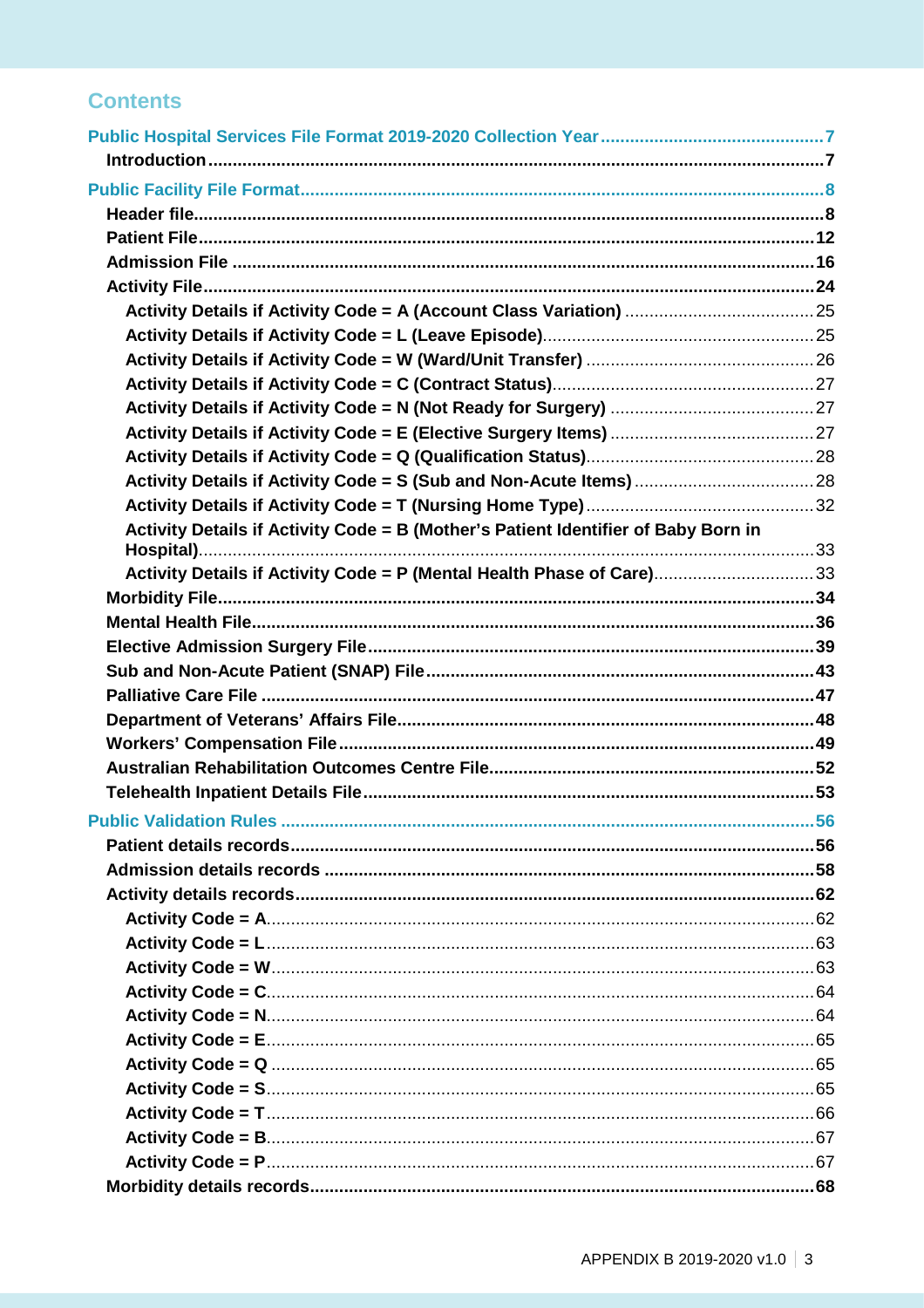## Contents

- Public Hospital Services File Format 2019-2020 Collection Year ..... 7
  - Introduction ..... 7
- Public Facility File Format ..... 8
  - Header file ..... 8
  - Patient File ..... 12
  - Admission File ..... 16
  - Activity File ..... 24
    - Activity Details if Activity Code = A (Account Class Variation) ..... 25
    - Activity Details if Activity Code = L (Leave Episode) ..... 25
    - Activity Details if Activity Code = W (Ward/Unit Transfer) ..... 26
    - Activity Details if Activity Code = C (Contract Status) ..... 27
    - Activity Details if Activity Code = N (Not Ready for Surgery) ..... 27
    - Activity Details if Activity Code = E (Elective Surgery Items) ..... 27
    - Activity Details if Activity Code = Q (Qualification Status) ..... 28
    - Activity Details if Activity Code = S (Sub and Non-Acute Items) ..... 28
    - Activity Details if Activity Code = T (Nursing Home Type) ..... 32
    - Activity Details if Activity Code = B (Mother's Patient Identifier of Baby Born in Hospital) ..... 33
    - Activity Details if Activity Code = P (Mental Health Phase of Care) ..... 33
  - Morbidity File ..... 34
  - Mental Health File ..... 36
  - Elective Admission Surgery File ..... 39
  - Sub and Non-Acute Patient (SNAP) File ..... 43
  - Palliative Care File ..... 47
  - Department of Veterans' Affairs File ..... 48
  - Workers' Compensation File ..... 49
  - Australian Rehabilitation Outcomes Centre File ..... 52
  - Telehealth Inpatient Details File ..... 53
- Public Validation Rules ..... 56
  - Patient details records ..... 56
  - Admission details records ..... 58
  - Activity details records ..... 62
    - Activity Code = A ..... 62
    - Activity Code = L ..... 63
    - Activity Code = W ..... 63
    - Activity Code = C ..... 64
    - Activity Code = N ..... 64
    - Activity Code = E ..... 65
    - Activity Code = Q ..... 65
    - Activity Code = S ..... 65
    - Activity Code = T ..... 66
    - Activity Code = B ..... 67
    - Activity Code = P ..... 67
  - Morbidity details records ..... 68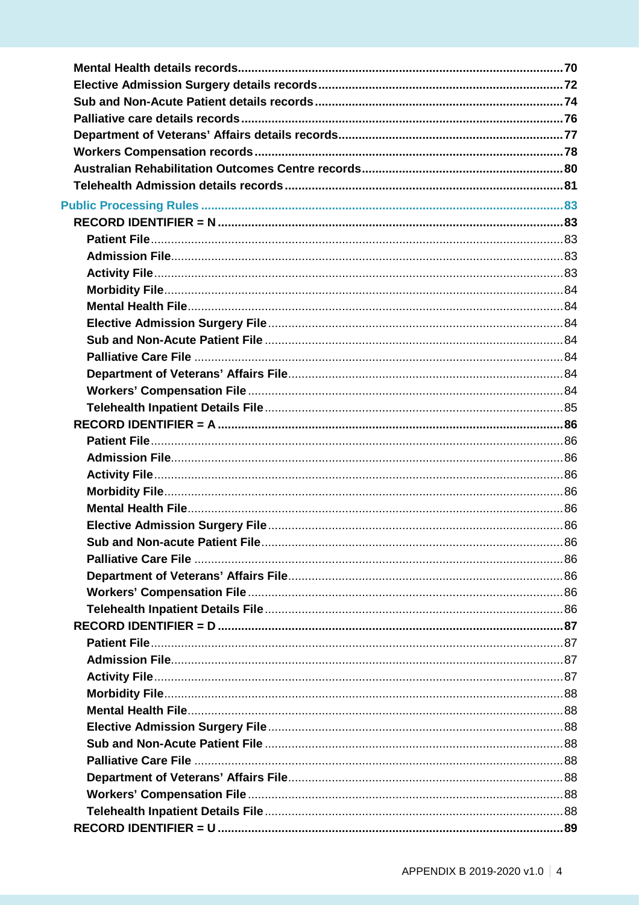Mental Health details records.....70
Elective Admission Surgery details records.....72
Sub and Non-Acute Patient details records.....74
Palliative care details records.....76
Department of Veterans' Affairs details records.....77
Workers Compensation records.....78
Australian Rehabilitation Outcomes Centre records.....80
Telehealth Admission details records.....81

Public Processing Rules.....83
- RECORD IDENTIFIER = N.....83
  - Patient File.....83
  - Admission File.....83
  - Activity File.....83
  - Morbidity File.....84
  - Mental Health File.....84
  - Elective Admission Surgery File.....84
  - Sub and Non-Acute Patient File.....84
  - Palliative Care File.....84
  - Department of Veterans' Affairs File.....84
  - Workers' Compensation File.....84
  - Telehealth Inpatient Details File.....85
- RECORD IDENTIFIER = A.....86
  - Patient File.....86
  - Admission File.....86
  - Activity File.....86
  - Morbidity File.....86
  - Mental Health File.....86
  - Elective Admission Surgery File.....86
  - Sub and Non-acute Patient File.....86
  - Palliative Care File.....86
  - Department of Veterans' Affairs File.....86
  - Workers' Compensation File.....86
  - Telehealth Inpatient Details File.....86
- RECORD IDENTIFIER = D.....87
  - Patient File.....87
  - Admission File.....87
  - Activity File.....87
  - Morbidity File.....88
  - Mental Health File.....88
  - Elective Admission Surgery File.....88
  - Sub and Non-Acute Patient File.....88
  - Palliative Care File.....88
  - Department of Veterans' Affairs File.....88
  - Workers' Compensation File.....88
  - Telehealth Inpatient Details File.....88
- RECORD IDENTIFIER = U.....89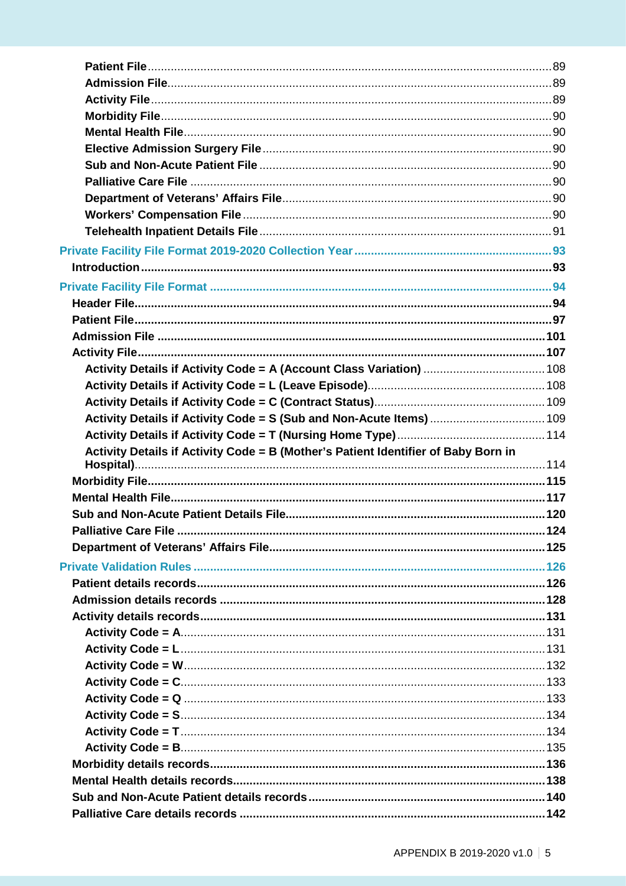- **Patient File** 89
- **Admission File** 89
- **Activity File** 89
- **Morbidity File** 90
- **Mental Health File** 90
- **Elective Admission Surgery File** 90
- **Sub and Non-Acute Patient File** 90
- **Palliative Care File** 90
- **Department of Veterans' Affairs File** 90
- **Workers' Compensation File** 90
- **Telehealth Inpatient Details File** 91

**Private Facility File Format 2019-2020 Collection Year** 93

- **Introduction** 93

**Private Facility File Format** 94

- **Header File** 94
- **Patient File** 97
- **Admission File** 101
- **Activity File** 107
  - **Activity Details if Activity Code = A (Account Class Variation)** 108
  - **Activity Details if Activity Code = L (Leave Episode)** 108
  - **Activity Details if Activity Code = C (Contract Status)** 109
  - **Activity Details if Activity Code = S (Sub and Non-Acute Items)** 109
  - **Activity Details if Activity Code = T (Nursing Home Type)** 114
  - **Activity Details if Activity Code = B (Mother's Patient Identifier of Baby Born in Hospital)** 114
- **Morbidity File** 115
- **Mental Health File** 117
- **Sub and Non-Acute Patient Details File** 120
- **Palliative Care File** 124
- **Department of Veterans' Affairs File** 125

**Private Validation Rules** 126

- **Patient details records** 126
- **Admission details records** 128
- **Activity details records** 131
  - **Activity Code = A** 131
  - **Activity Code = L** 131
  - **Activity Code = W** 132
  - **Activity Code = C** 133
  - **Activity Code = Q** 133
  - **Activity Code = S** 134
  - **Activity Code = T** 134
  - **Activity Code = B** 135
- **Morbidity details records** 136
- **Mental Health details records** 138
- **Sub and Non-Acute Patient details records** 140
- **Palliative Care details records** 142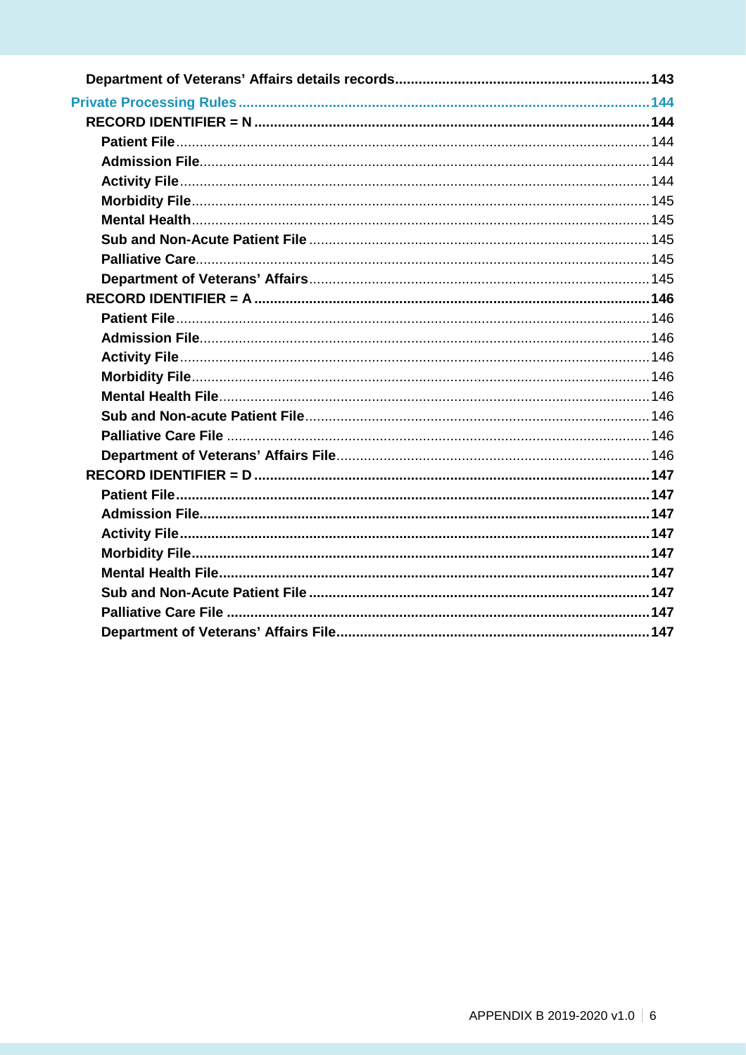Department of Veterans' Affairs details records....143

Private Processing Rules....144

- RECORD IDENTIFIER = N....144
  - Patient File....144
  - Admission File....144
  - Activity File....144
  - Morbidity File....145
  - Mental Health....145
  - Sub and Non-Acute Patient File....145
  - Palliative Care....145
  - Department of Veterans' Affairs....145
- RECORD IDENTIFIER = A....146
  - Patient File....146
  - Admission File....146
  - Activity File....146
  - Morbidity File....146
  - Mental Health File....146
  - Sub and Non-acute Patient File....146
  - Palliative Care File....146
  - Department of Veterans' Affairs File....146
- RECORD IDENTIFIER = D....147
  - Patient File....147
  - Admission File....147
  - Activity File....147
  - Morbidity File....147
  - Mental Health File....147
  - Sub and Non-Acute Patient File....147
  - Palliative Care File....147
  - Department of Veterans' Affairs File....147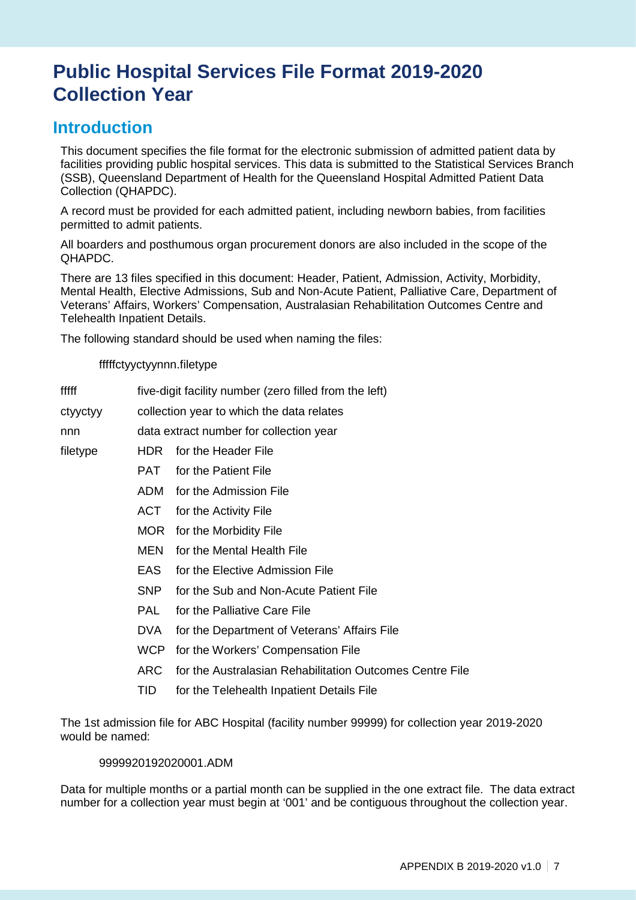# Public Hospital Services File Format 2019-2020 Collection Year

## Introduction

This document specifies the file format for the electronic submission of admitted patient data by facilities providing public hospital services. This data is submitted to the Statistical Services Branch (SSB), Queensland Department of Health for the Queensland Hospital Admitted Patient Data Collection (QHAPDC).

A record must be provided for each admitted patient, including newborn babies, from facilities permitted to admit patients.

All boarders and posthumous organ procurement donors are also included in the scope of the QHAPDC.

There are 13 files specified in this document: Header, Patient, Admission, Activity, Morbidity, Mental Health, Elective Admissions, Sub and Non-Acute Patient, Palliative Care, Department of Veterans' Affairs, Workers' Compensation, Australasian Rehabilitation Outcomes Centre and Telehealth Inpatient Details.

The following standard should be used when naming the files:

fffffctyyctyynnn.filetype

| | | |
|---|---|---|
| fffff | five-digit facility number (zero filled from the left) | |
| ctyyctyy | collection year to which the data relates | |
| nnn | data extract number for collection year | |
| filetype | HDR | for the Header File |
| | PAT | for the Patient File |
| | ADM | for the Admission File |
| | ACT | for the Activity File |
| | MOR | for the Morbidity File |
| | MEN | for the Mental Health File |
| | EAS | for the Elective Admission File |
| | SNP | for the Sub and Non-Acute Patient File |
| | PAL | for the Palliative Care File |
| | DVA | for the Department of Veterans' Affairs File |
| | WCP | for the Workers' Compensation File |
| | ARC | for the Australasian Rehabilitation Outcomes Centre File |
| | TID | for the Telehealth Inpatient Details File |

The 1st admission file for ABC Hospital (facility number 99999) for collection year 2019-2020 would be named:

9999920192020001.ADM

Data for multiple months or a partial month can be supplied in the one extract file. The data extract number for a collection year must begin at '001' and be contiguous throughout the collection year.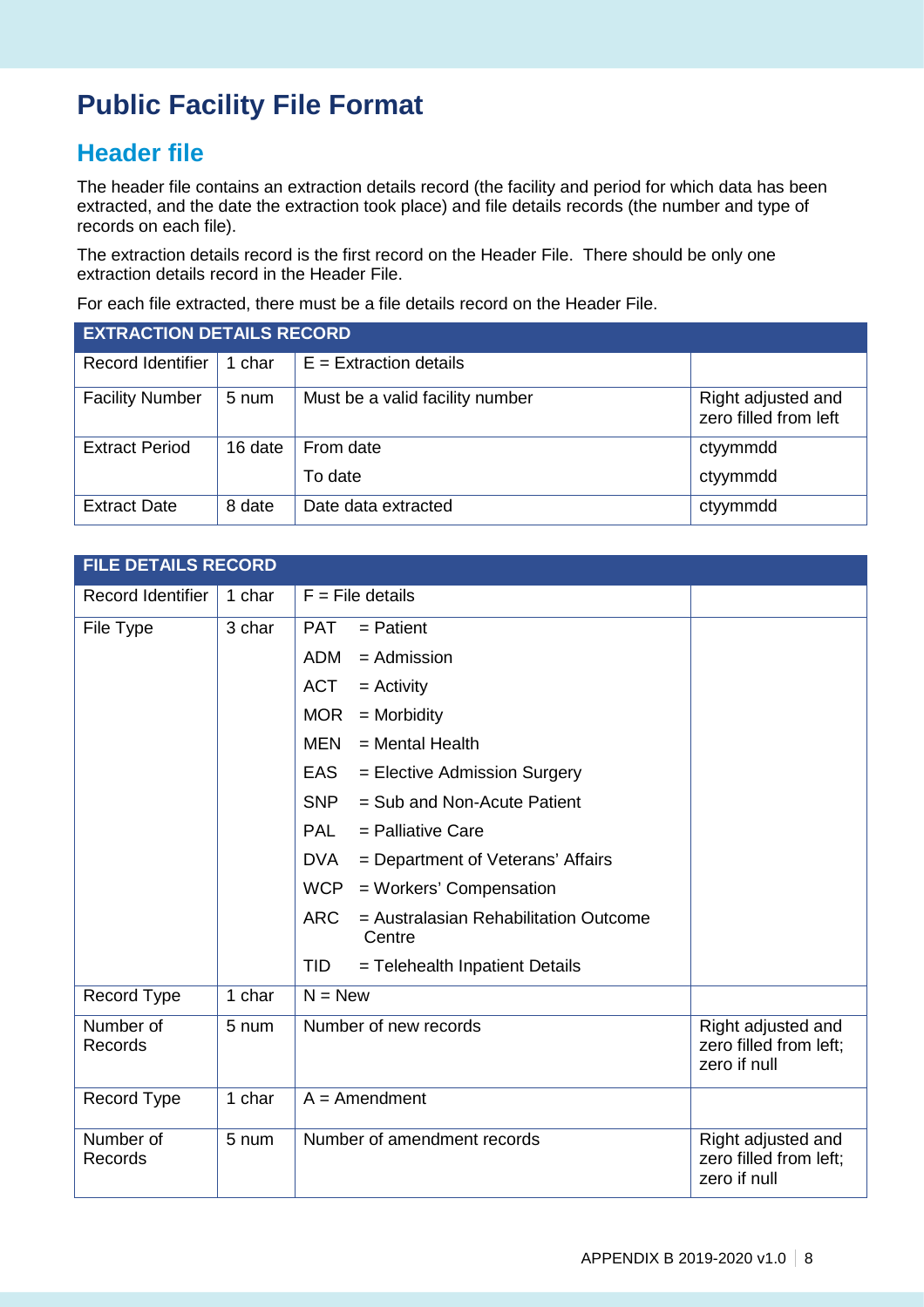# Public Facility File Format

## Header file

The header file contains an extraction details record (the facility and period for which data has been extracted, and the date the extraction took place) and file details records (the number and type of records on each file).

The extraction details record is the first record on the Header File. There should be only one extraction details record in the Header File.

For each file extracted, there must be a file details record on the Header File.

| EXTRACTION DETAILS RECORD | | | |
|---|---|---|---|
| Record Identifier | 1 char | E = Extraction details | |
| Facility Number | 5 num | Must be a valid facility number | Right adjusted and zero filled from left |
| Extract Period | 16 date | From date<br>To date | ctyymmdd<br>ctyymmdd |
| Extract Date | 8 date | Date data extracted | ctyymmdd |

| FILE DETAILS RECORD | | | |
|---|---|---|---|
| Record Identifier | 1 char | F = File details | |
| File Type | 3 char | PAT = Patient<br>ADM = Admission<br>ACT = Activity<br>MOR = Morbidity<br>MEN = Mental Health<br>EAS = Elective Admission Surgery<br>SNP = Sub and Non-Acute Patient<br>PAL = Palliative Care<br>DVA = Department of Veterans' Affairs<br>WCP = Workers' Compensation<br>ARC = Australasian Rehabilitation Outcome Centre<br>TID = Telehealth Inpatient Details | |
| Record Type | 1 char | N = New | |
| Number of Records | 5 num | Number of new records | Right adjusted and zero filled from left; zero if null |
| Record Type | 1 char | A = Amendment | |
| Number of Records | 5 num | Number of amendment records | Right adjusted and zero filled from left; zero if null |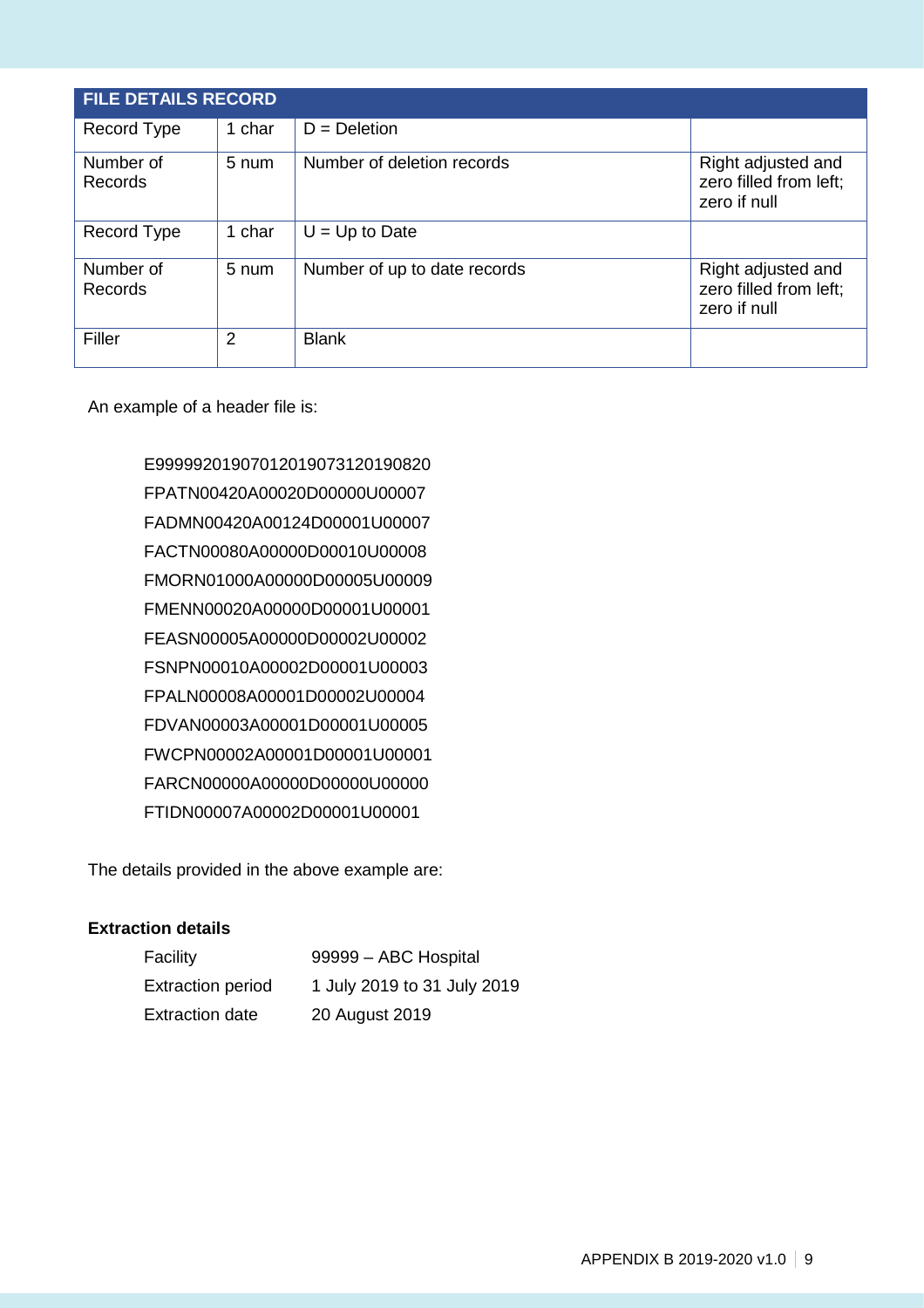| FILE DETAILS RECORD | | | |
|---|---|---|---|
| Record Type | 1 char | D = Deletion | |
| Number of Records | 5 num | Number of deletion records | Right adjusted and zero filled from left; zero if null |
| Record Type | 1 char | U = Up to Date | |
| Number of Records | 5 num | Number of up to date records | Right adjusted and zero filled from left; zero if null |
| Filler | 2 | Blank | |

An example of a header file is:

```
E99999201907012019073120190820
FPATN00420A00020D00000U00007
FADMN00420A00124D00001U00007
FACTN00080A00000D00010U00008
FMORN01000A00000D00005U00009
FMENN00020A00000D00001U00001
FEASN00005A00000D00002U00002
FSNPN00010A00002D00001U00003
FPALN00008A00001D00002U00004
FDVAN00003A00001D00001U00005
FWCPN00002A00001D00001U00001
FARCN00000A00000D00000U00000
FTIDN00007A00002D00001U00001
```

The details provided in the above example are:

**Extraction details**

| | |
|---|---|
| Facility | 99999 – ABC Hospital |
| Extraction period | 1 July 2019 to 31 July 2019 |
| Extraction date | 20 August 2019 |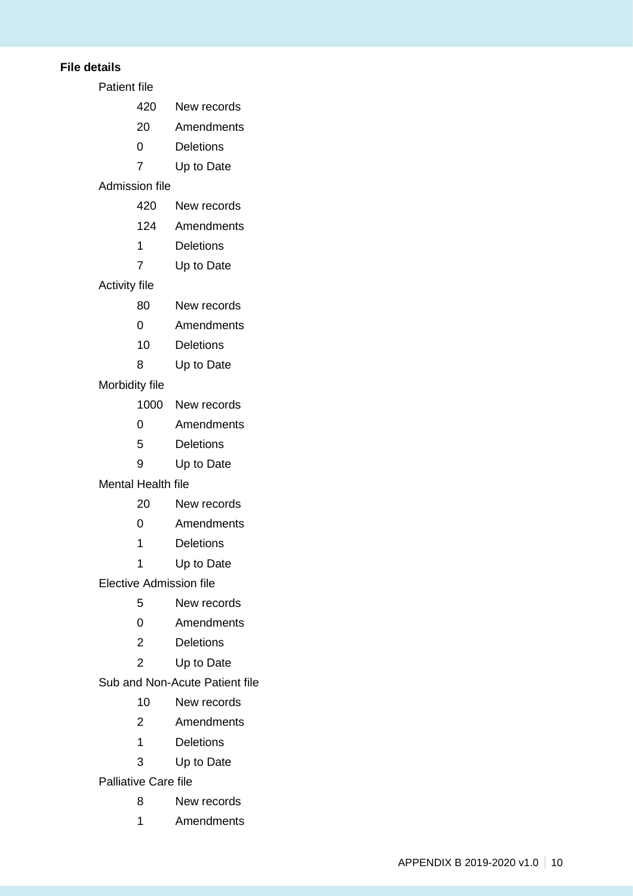**File details**

Patient file

- 420 New records
- 20 Amendments
- 0 Deletions
- 7 Up to Date

Admission file

- 420 New records
- 124 Amendments
- 1 Deletions
- 7 Up to Date

Activity file

- 80 New records
- 0 Amendments
- 10 Deletions
- 8 Up to Date

Morbidity file

- 1000 New records
- 0 Amendments
- 5 Deletions
- 9 Up to Date

Mental Health file

- 20 New records
- 0 Amendments
- 1 Deletions
- 1 Up to Date

Elective Admission file

- 5 New records
- 0 Amendments
- 2 Deletions
- 2 Up to Date

Sub and Non-Acute Patient file

- 10 New records
- 2 Amendments
- 1 Deletions
- 3 Up to Date

Palliative Care file

- 8 New records
- 1 Amendments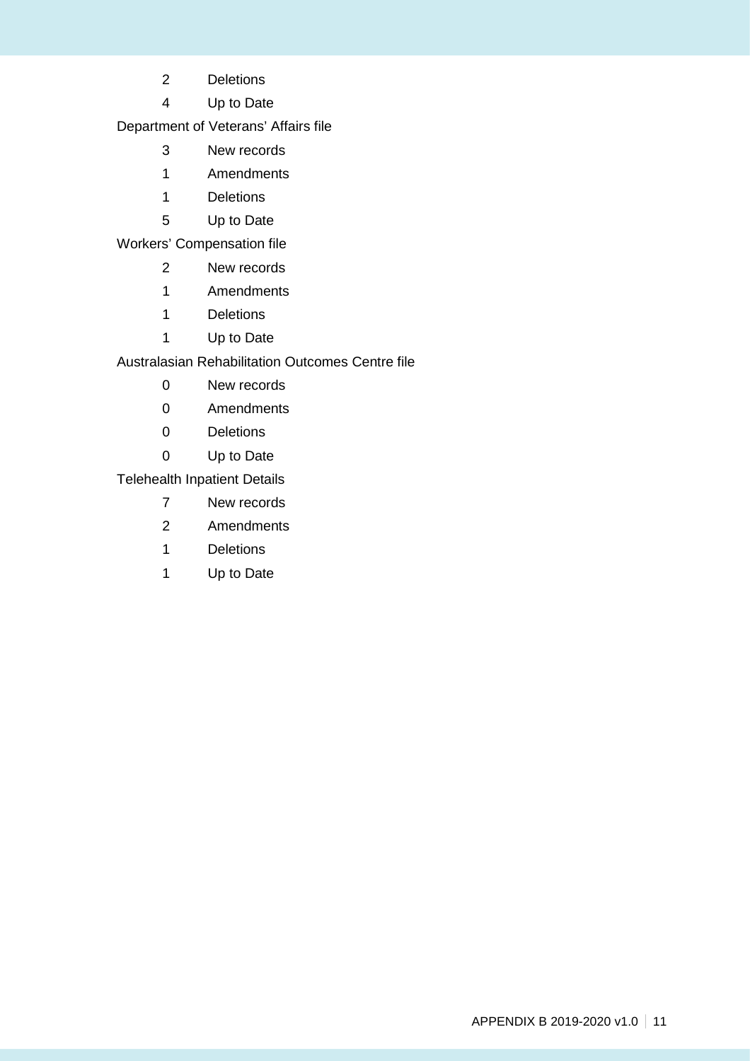2 Deletions

4 Up to Date

Department of Veterans' Affairs file

3 New records

1 Amendments

1 Deletions

5 Up to Date

Workers' Compensation file

2 New records

1 Amendments

1 Deletions

1 Up to Date

Australasian Rehabilitation Outcomes Centre file

0 New records

0 Amendments

0 Deletions

0 Up to Date

Telehealth Inpatient Details

7 New records

2 Amendments

1 Deletions

1 Up to Date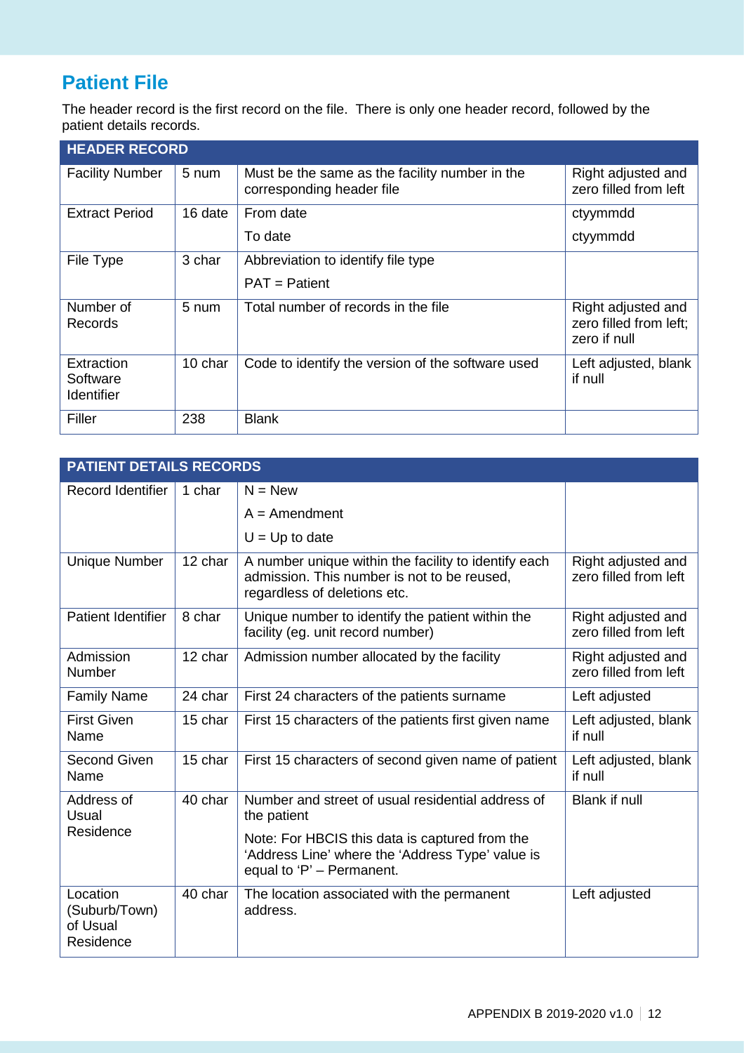## Patient File

The header record is the first record on the file. There is only one header record, followed by the patient details records.

| HEADER RECORD | | | |
|---|---|---|---|
| Facility Number | 5 num | Must be the same as the facility number in the corresponding header file | Right adjusted and zero filled from left |
| Extract Period | 16 date | From date<br>To date | ctyymmdd<br>ctyymmdd |
| File Type | 3 char | Abbreviation to identify file type<br>PAT = Patient | |
| Number of Records | 5 num | Total number of records in the file | Right adjusted and zero filled from left; zero if null |
| Extraction Software Identifier | 10 char | Code to identify the version of the software used | Left adjusted, blank if null |
| Filler | 238 | Blank | |

| PATIENT DETAILS RECORDS | | | |
|---|---|---|---|
| Record Identifier | 1 char | N = New<br>A = Amendment<br>U = Up to date | |
| Unique Number | 12 char | A number unique within the facility to identify each admission. This number is not to be reused, regardless of deletions etc. | Right adjusted and zero filled from left |
| Patient Identifier | 8 char | Unique number to identify the patient within the facility (eg. unit record number) | Right adjusted and zero filled from left |
| Admission Number | 12 char | Admission number allocated by the facility | Right adjusted and zero filled from left |
| Family Name | 24 char | First 24 characters of the patients surname | Left adjusted |
| First Given Name | 15 char | First 15 characters of the patients first given name | Left adjusted, blank if null |
| Second Given Name | 15 char | First 15 characters of second given name of patient | Left adjusted, blank if null |
| Address of Usual Residence | 40 char | Number and street of usual residential address of the patient<br>Note: For HBCIS this data is captured from the 'Address Line' where the 'Address Type' value is equal to 'P' – Permanent. | Blank if null |
| Location (Suburb/Town) of Usual Residence | 40 char | The location associated with the permanent address. | Left adjusted |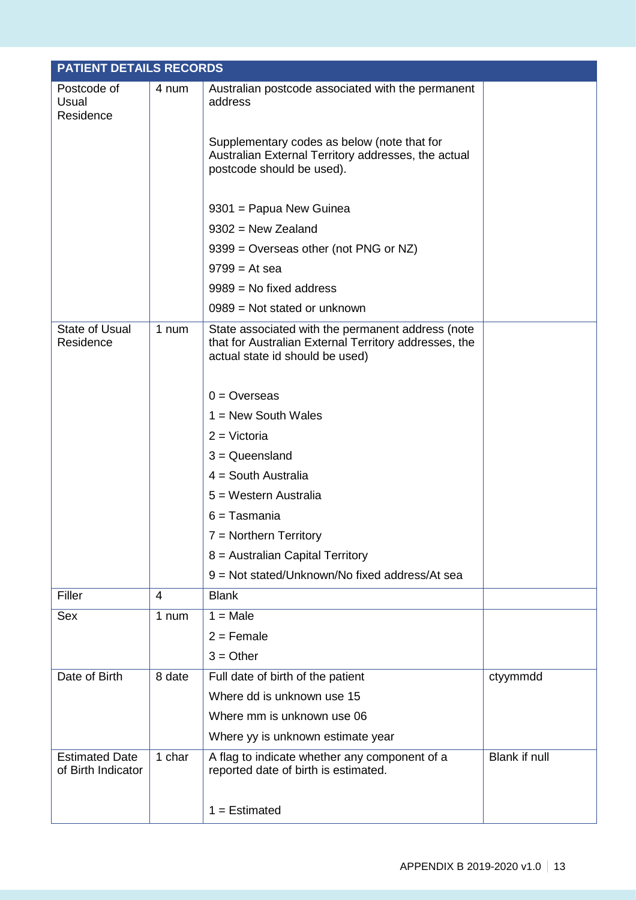| PATIENT DETAILS RECORDS | | | |
|---|---|---|---|
| Postcode of Usual Residence | 4 num | Australian postcode associated with the permanent address<br><br>Supplementary codes as below (note that for Australian External Territory addresses, the actual postcode should be used).<br><br>9301 = Papua New Guinea<br>9302 = New Zealand<br>9399 = Overseas other (not PNG or NZ)<br>9799 = At sea<br>9989 = No fixed address<br>0989 = Not stated or unknown | |
| State of Usual Residence | 1 num | State associated with the permanent address (note that for Australian External Territory addresses, the actual state id should be used)<br><br>0 = Overseas<br>1 = New South Wales<br>2 = Victoria<br>3 = Queensland<br>4 = South Australia<br>5 = Western Australia<br>6 = Tasmania<br>7 = Northern Territory<br>8 = Australian Capital Territory<br>9 = Not stated/Unknown/No fixed address/At sea | |
| Filler | 4 | Blank | |
| Sex | 1 num | 1 = Male<br>2 = Female<br>3 = Other | |
| Date of Birth | 8 date | Full date of birth of the patient<br>Where dd is unknown use 15<br>Where mm is unknown use 06<br>Where yy is unknown estimate year | ctyymmdd |
| Estimated Date of Birth Indicator | 1 char | A flag to indicate whether any component of a reported date of birth is estimated.<br><br>1 = Estimated | Blank if null |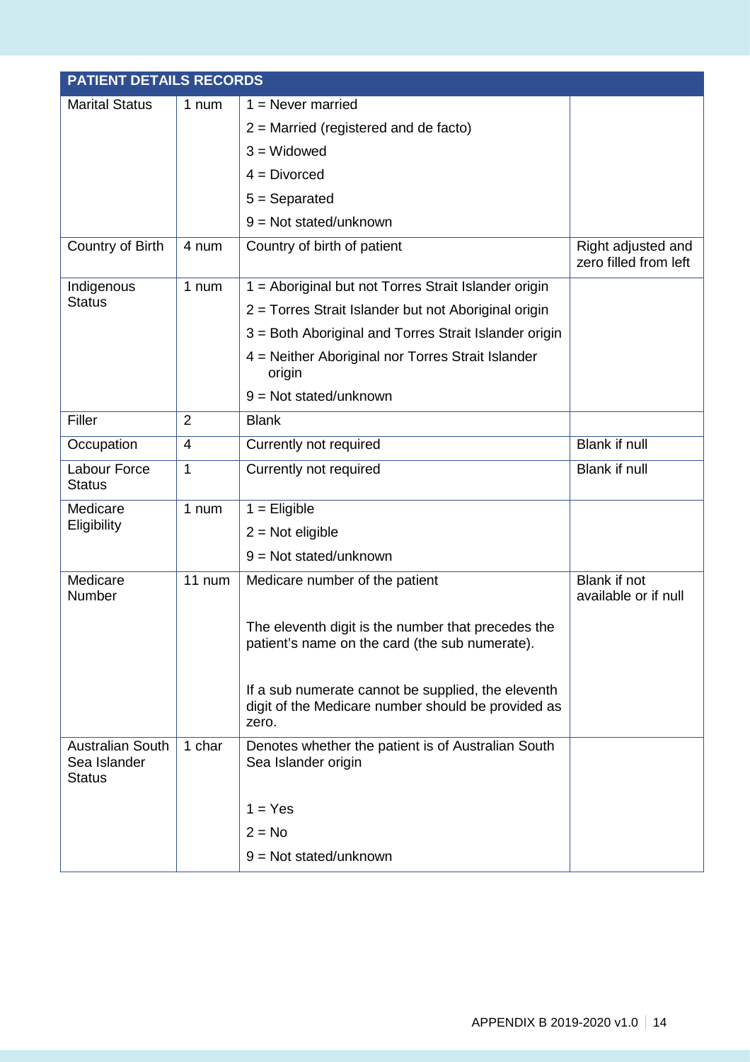| PATIENT DETAILS RECORDS | | | |
|---|---|---|---|
| Marital Status | 1 num | 1 = Never married<br>2 = Married (registered and de facto)<br>3 = Widowed<br>4 = Divorced<br>5 = Separated<br>9 = Not stated/unknown | |
| Country of Birth | 4 num | Country of birth of patient | Right adjusted and zero filled from left |
| Indigenous Status | 1 num | 1 = Aboriginal but not Torres Strait Islander origin<br>2 = Torres Strait Islander but not Aboriginal origin<br>3 = Both Aboriginal and Torres Strait Islander origin<br>4 = Neither Aboriginal nor Torres Strait Islander origin<br>9 = Not stated/unknown | |
| Filler | 2 | Blank | |
| Occupation | 4 | Currently not required | Blank if null |
| Labour Force Status | 1 | Currently not required | Blank if null |
| Medicare Eligibility | 1 num | 1 = Eligible<br>2 = Not eligible<br>9 = Not stated/unknown | |
| Medicare Number | 11 num | Medicare number of the patient<br><br>The eleventh digit is the number that precedes the patient's name on the card (the sub numerate).<br><br>If a sub numerate cannot be supplied, the eleventh digit of the Medicare number should be provided as zero. | Blank if not available or if null |
| Australian South Sea Islander Status | 1 char | Denotes whether the patient is of Australian South Sea Islander origin<br><br>1 = Yes<br>2 = No<br>9 = Not stated/unknown | |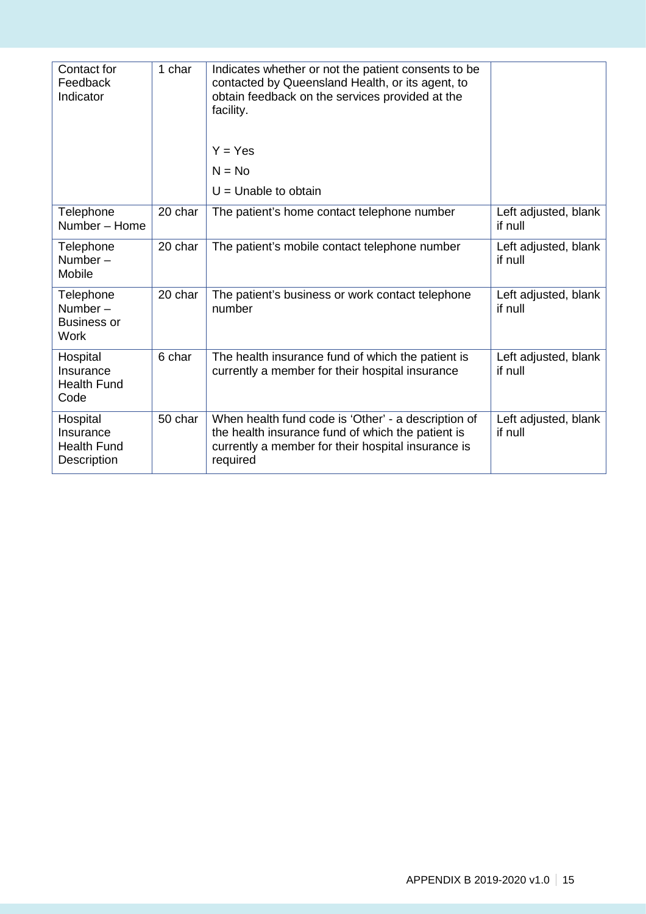| | | | |
|---|---|---|---|
| Contact for Feedback Indicator | 1 char | Indicates whether or not the patient consents to be contacted by Queensland Health, or its agent, to obtain feedback on the services provided at the facility.<br><br>Y = Yes<br>N = No<br>U = Unable to obtain | |
| Telephone Number – Home | 20 char | The patient's home contact telephone number | Left adjusted, blank if null |
| Telephone Number – Mobile | 20 char | The patient's mobile contact telephone number | Left adjusted, blank if null |
| Telephone Number – Business or Work | 20 char | The patient's business or work contact telephone number | Left adjusted, blank if null |
| Hospital Insurance Health Fund Code | 6 char | The health insurance fund of which the patient is currently a member for their hospital insurance | Left adjusted, blank if null |
| Hospital Insurance Health Fund Description | 50 char | When health fund code is 'Other' - a description of the health insurance fund of which the patient is currently a member for their hospital insurance is required | Left adjusted, blank if null |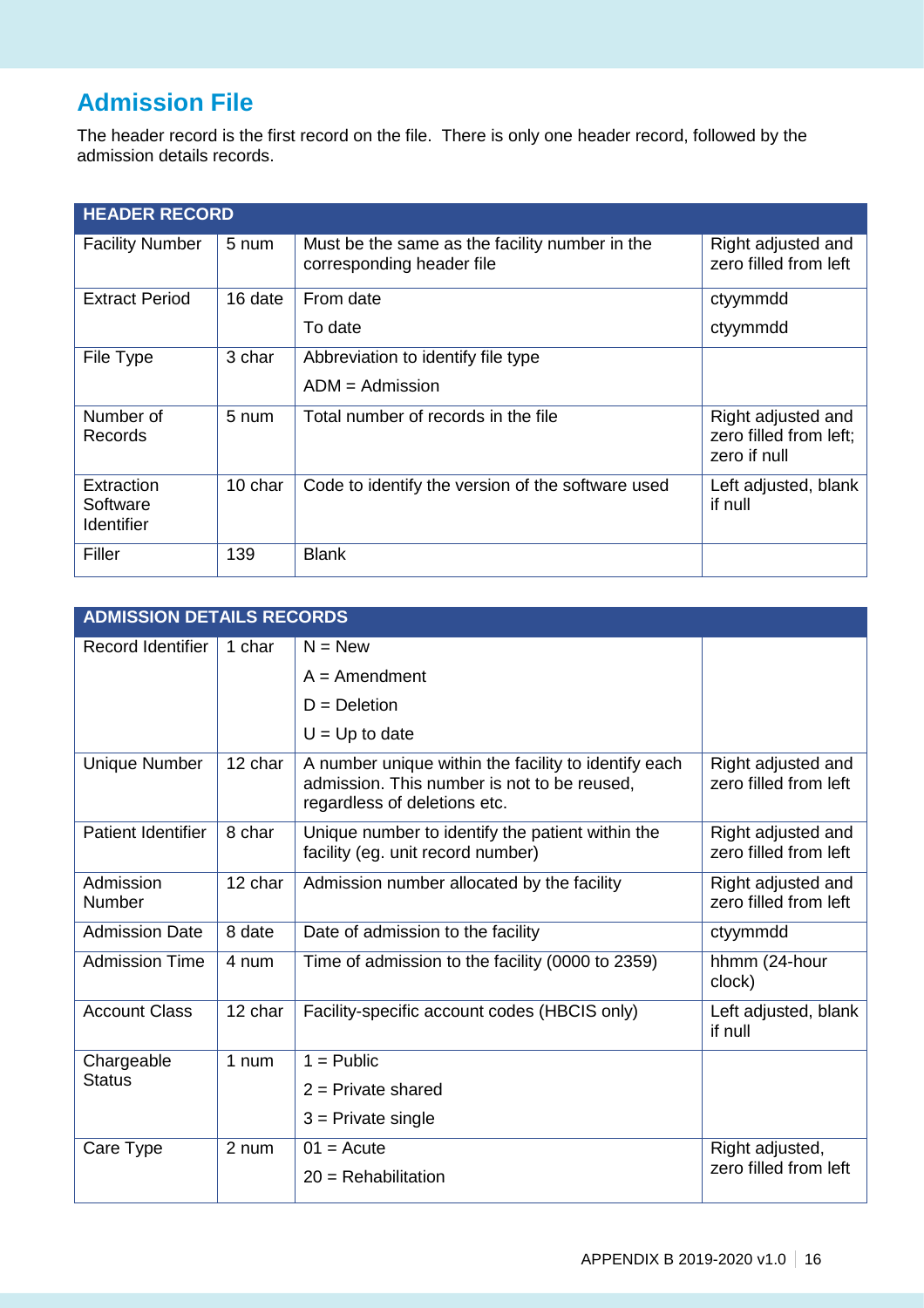# Admission File

The header record is the first record on the file. There is only one header record, followed by the admission details records.

| HEADER RECORD | | | |
|---|---|---|---|
| Facility Number | 5 num | Must be the same as the facility number in the corresponding header file | Right adjusted and zero filled from left |
| Extract Period | 16 date | From date<br>To date | ctyymmdd<br>ctyymmdd |
| File Type | 3 char | Abbreviation to identify file type<br>ADM = Admission | |
| Number of Records | 5 num | Total number of records in the file | Right adjusted and zero filled from left; zero if null |
| Extraction Software Identifier | 10 char | Code to identify the version of the software used | Left adjusted, blank if null |
| Filler | 139 | Blank | |

| ADMISSION DETAILS RECORDS | | | |
|---|---|---|---|
| Record Identifier | 1 char | N = New<br>A = Amendment<br>D = Deletion<br>U = Up to date | |
| Unique Number | 12 char | A number unique within the facility to identify each admission. This number is not to be reused, regardless of deletions etc. | Right adjusted and zero filled from left |
| Patient Identifier | 8 char | Unique number to identify the patient within the facility (eg. unit record number) | Right adjusted and zero filled from left |
| Admission Number | 12 char | Admission number allocated by the facility | Right adjusted and zero filled from left |
| Admission Date | 8 date | Date of admission to the facility | ctyymmdd |
| Admission Time | 4 num | Time of admission to the facility (0000 to 2359) | hhmm (24-hour clock) |
| Account Class | 12 char | Facility-specific account codes (HBCIS only) | Left adjusted, blank if null |
| Chargeable Status | 1 num | 1 = Public<br>2 = Private shared<br>3 = Private single | |
| Care Type | 2 num | 01 = Acute<br>20 = Rehabilitation | Right adjusted, zero filled from left |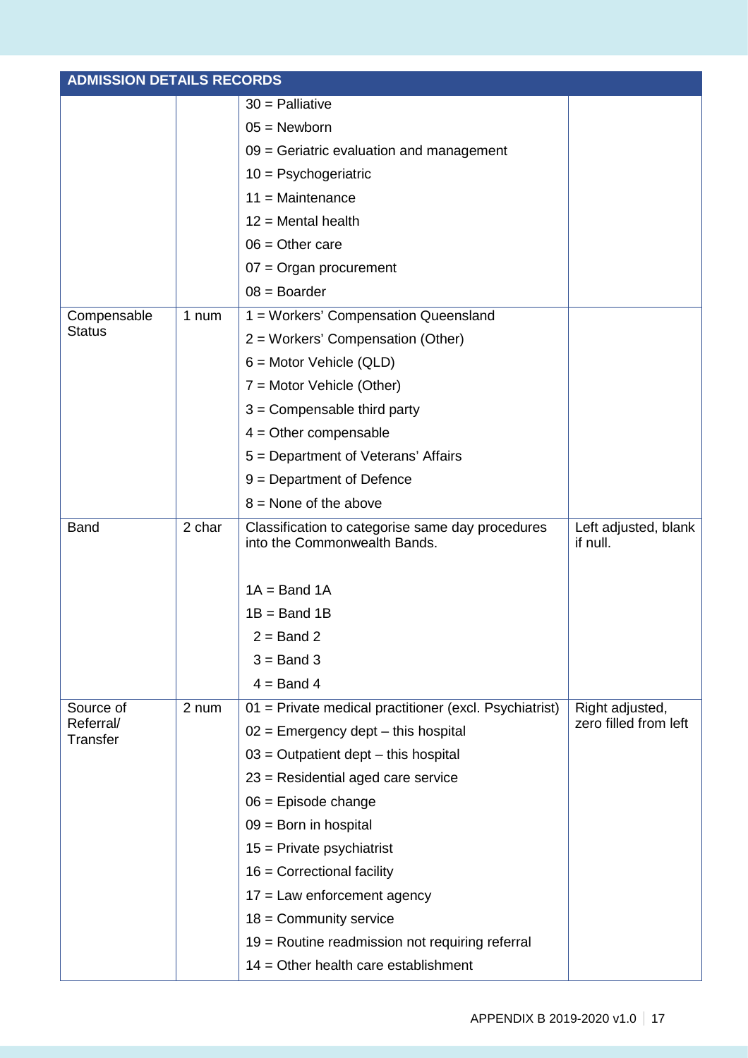| ADMISSION DETAILS RECORDS | | | |
|---|---|---|---|
| | | 30 = Palliative<br>05 = Newborn<br>09 = Geriatric evaluation and management<br>10 = Psychogeriatric<br>11 = Maintenance<br>12 = Mental health<br>06 = Other care<br>07 = Organ procurement<br>08 = Boarder | |
| Compensable Status | 1 num | 1 = Workers' Compensation Queensland<br>2 = Workers' Compensation (Other)<br>6 = Motor Vehicle (QLD)<br>7 = Motor Vehicle (Other)<br>3 = Compensable third party<br>4 = Other compensable<br>5 = Department of Veterans' Affairs<br>9 = Department of Defence<br>8 = None of the above | |
| Band | 2 char | Classification to categorise same day procedures into the Commonwealth Bands.<br><br>1A = Band 1A<br>1B = Band 1B<br>2 = Band 2<br>3 = Band 3<br>4 = Band 4 | Left adjusted, blank if null. |
| Source of Referral/ Transfer | 2 num | 01 = Private medical practitioner (excl. Psychiatrist)<br>02 = Emergency dept – this hospital<br>03 = Outpatient dept – this hospital<br>23 = Residential aged care service<br>06 = Episode change<br>09 = Born in hospital<br>15 = Private psychiatrist<br>16 = Correctional facility<br>17 = Law enforcement agency<br>18 = Community service<br>19 = Routine readmission not requiring referral<br>14 = Other health care establishment | Right adjusted, zero filled from left |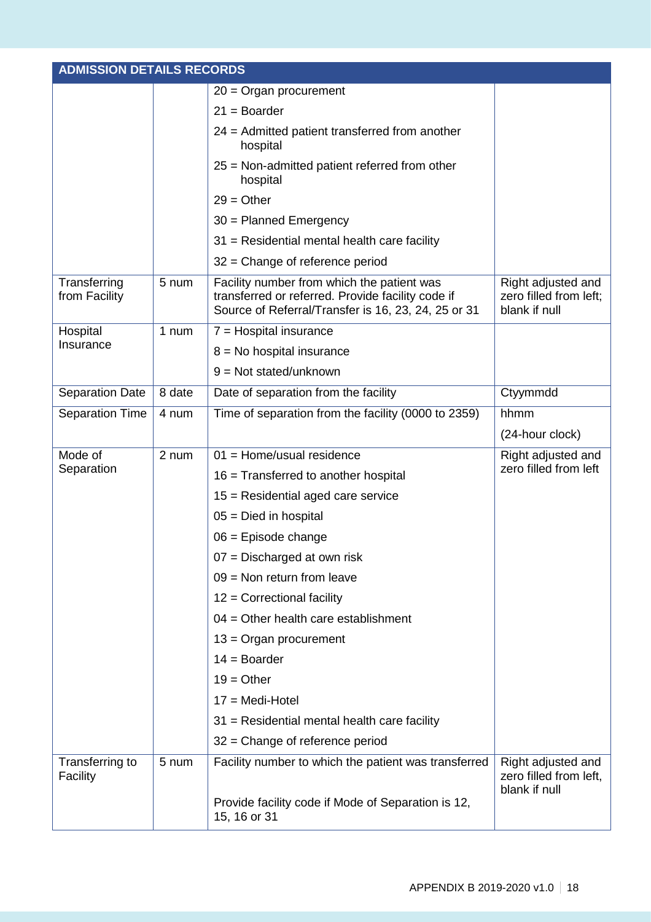| ADMISSION DETAILS RECORDS | | | |
|---|---|---|---|
| | | 20 = Organ procurement<br>21 = Boarder<br>24 = Admitted patient transferred from another hospital<br>25 = Non-admitted patient referred from other hospital<br>29 = Other<br>30 = Planned Emergency<br>31 = Residential mental health care facility<br>32 = Change of reference period | |
| Transferring from Facility | 5 num | Facility number from which the patient was transferred or referred. Provide facility code if Source of Referral/Transfer is 16, 23, 24, 25 or 31 | Right adjusted and zero filled from left; blank if null |
| Hospital Insurance | 1 num | 7 = Hospital insurance<br>8 = No hospital insurance<br>9 = Not stated/unknown | |
| Separation Date | 8 date | Date of separation from the facility | Ctyymmdd |
| Separation Time | 4 num | Time of separation from the facility (0000 to 2359) | hhmm<br>(24-hour clock) |
| Mode of Separation | 2 num | 01 = Home/usual residence<br>16 = Transferred to another hospital<br>15 = Residential aged care service<br>05 = Died in hospital<br>06 = Episode change<br>07 = Discharged at own risk<br>09 = Non return from leave<br>12 = Correctional facility<br>04 = Other health care establishment<br>13 = Organ procurement<br>14 = Boarder<br>19 = Other<br>17 = Medi-Hotel<br>31 = Residential mental health care facility<br>32 = Change of reference period | Right adjusted and zero filled from left |
| Transferring to Facility | 5 num | Facility number to which the patient was transferred<br><br>Provide facility code if Mode of Separation is 12, 15, 16 or 31 | Right adjusted and zero filled from left, blank if null |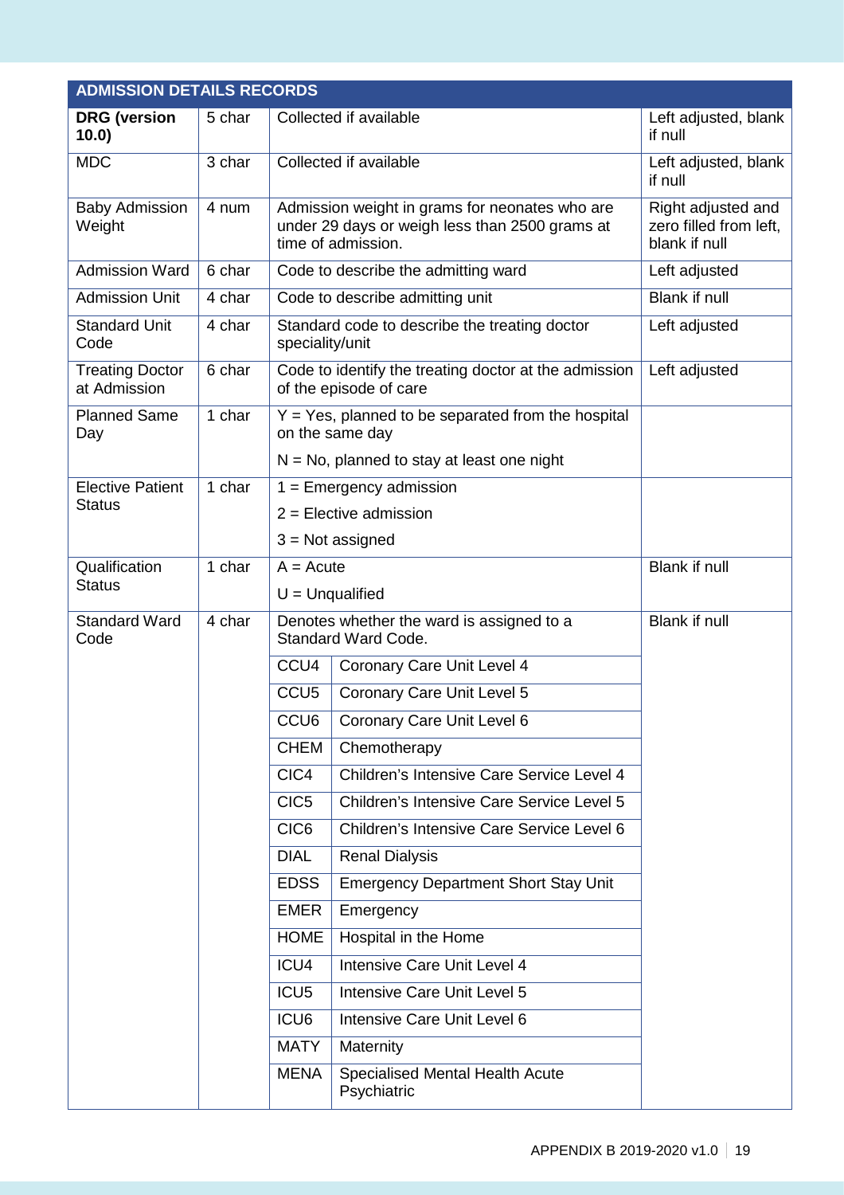| ADMISSION DETAILS RECORDS | | | | |
|---|---|---|---|---|
| **DRG (version 10.0)** | 5 char | Collected if available | | Left adjusted, blank if null |
| MDC | 3 char | Collected if available | | Left adjusted, blank if null |
| Baby Admission Weight | 4 num | Admission weight in grams for neonates who are under 29 days or weigh less than 2500 grams at time of admission. | | Right adjusted and zero filled from left, blank if null |
| Admission Ward | 6 char | Code to describe the admitting ward | | Left adjusted |
| Admission Unit | 4 char | Code to describe admitting unit | | Blank if null |
| Standard Unit Code | 4 char | Standard code to describe the treating doctor speciality/unit | | Left adjusted |
| Treating Doctor at Admission | 6 char | Code to identify the treating doctor at the admission of the episode of care | | Left adjusted |
| Planned Same Day | 1 char | Y = Yes, planned to be separated from the hospital on the same day<br>N = No, planned to stay at least one night | | |
| Elective Patient Status | 1 char | 1 = Emergency admission<br>2 = Elective admission<br>3 = Not assigned | | |
| Qualification Status | 1 char | A = Acute<br>U = Unqualified | | Blank if null |
| Standard Ward Code | 4 char | Denotes whether the ward is assigned to a Standard Ward Code. | | Blank if null |
| | | CCU4 | Coronary Care Unit Level 4 | |
| | | CCU5 | Coronary Care Unit Level 5 | |
| | | CCU6 | Coronary Care Unit Level 6 | |
| | | CHEM | Chemotherapy | |
| | | CIC4 | Children's Intensive Care Service Level 4 | |
| | | CIC5 | Children's Intensive Care Service Level 5 | |
| | | CIC6 | Children's Intensive Care Service Level 6 | |
| | | DIAL | Renal Dialysis | |
| | | EDSS | Emergency Department Short Stay Unit | |
| | | EMER | Emergency | |
| | | HOME | Hospital in the Home | |
| | | ICU4 | Intensive Care Unit Level 4 | |
| | | ICU5 | Intensive Care Unit Level 5 | |
| | | ICU6 | Intensive Care Unit Level 6 | |
| | | MATY | Maternity | |
| | | MENA | Specialised Mental Health Acute Psychiatric | |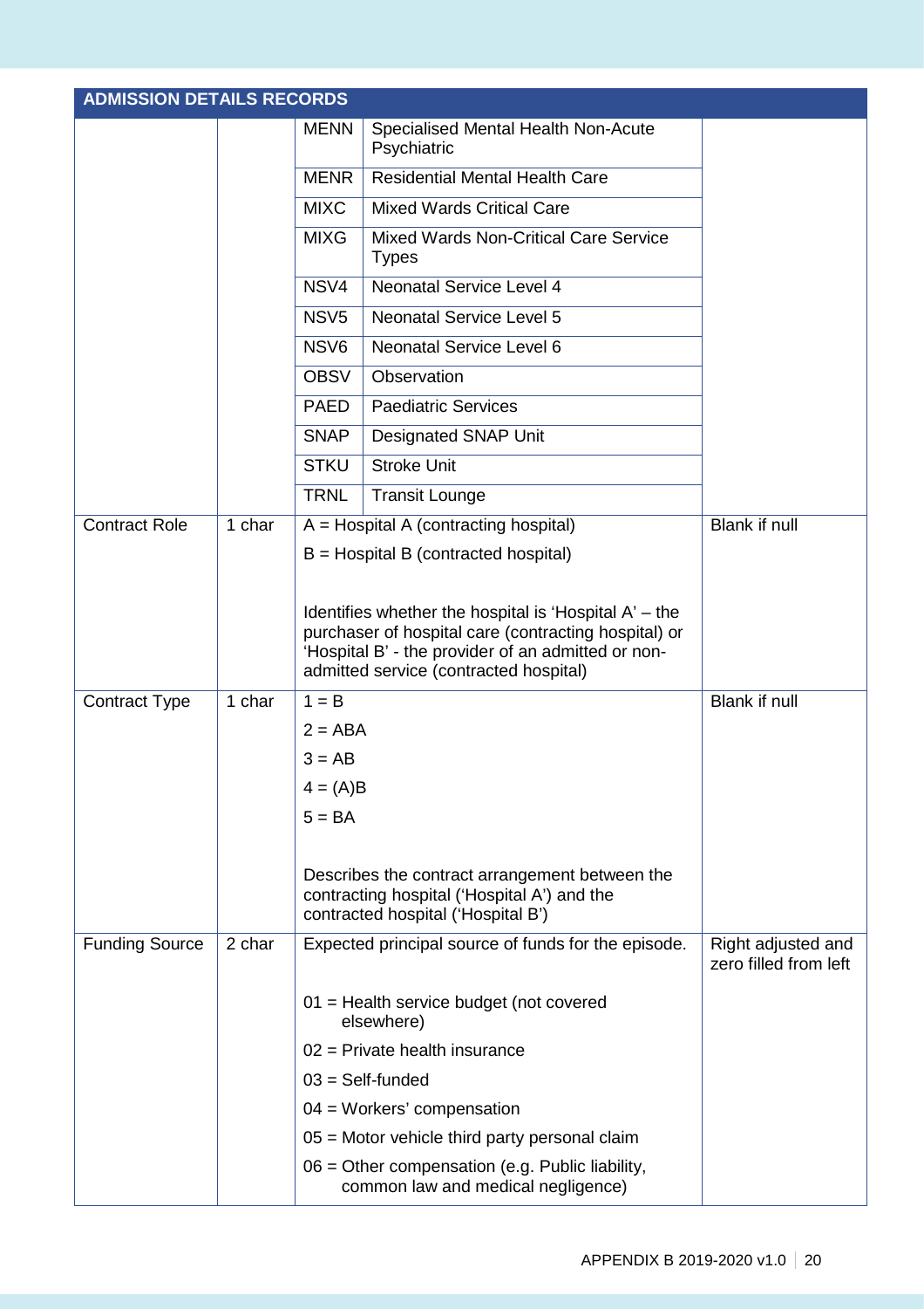| ADMISSION DETAILS RECORDS | | | |
|---|---|---|---|
| | | MENN — Specialised Mental Health Non-Acute Psychiatric<br>MENR — Residential Mental Health Care<br>MIXC — Mixed Wards Critical Care<br>MIXG — Mixed Wards Non-Critical Care Service Types<br>NSV4 — Neonatal Service Level 4<br>NSV5 — Neonatal Service Level 5<br>NSV6 — Neonatal Service Level 6<br>OBSV — Observation<br>PAED — Paediatric Services<br>SNAP — Designated SNAP Unit<br>STKU — Stroke Unit<br>TRNL — Transit Lounge | |
| Contract Role | 1 char | A = Hospital A (contracting hospital)<br>B = Hospital B (contracted hospital)<br><br>Identifies whether the hospital is 'Hospital A' – the purchaser of hospital care (contracting hospital) or 'Hospital B' - the provider of an admitted or non-admitted service (contracted hospital) | Blank if null |
| Contract Type | 1 char | 1 = B<br>2 = ABA<br>3 = AB<br>4 = (A)B<br>5 = BA<br><br>Describes the contract arrangement between the contracting hospital ('Hospital A') and the contracted hospital ('Hospital B') | Blank if null |
| Funding Source | 2 char | Expected principal source of funds for the episode.<br><br>01 = Health service budget (not covered elsewhere)<br>02 = Private health insurance<br>03 = Self-funded<br>04 = Workers' compensation<br>05 = Motor vehicle third party personal claim<br>06 = Other compensation (e.g. Public liability, common law and medical negligence) | Right adjusted and zero filled from left |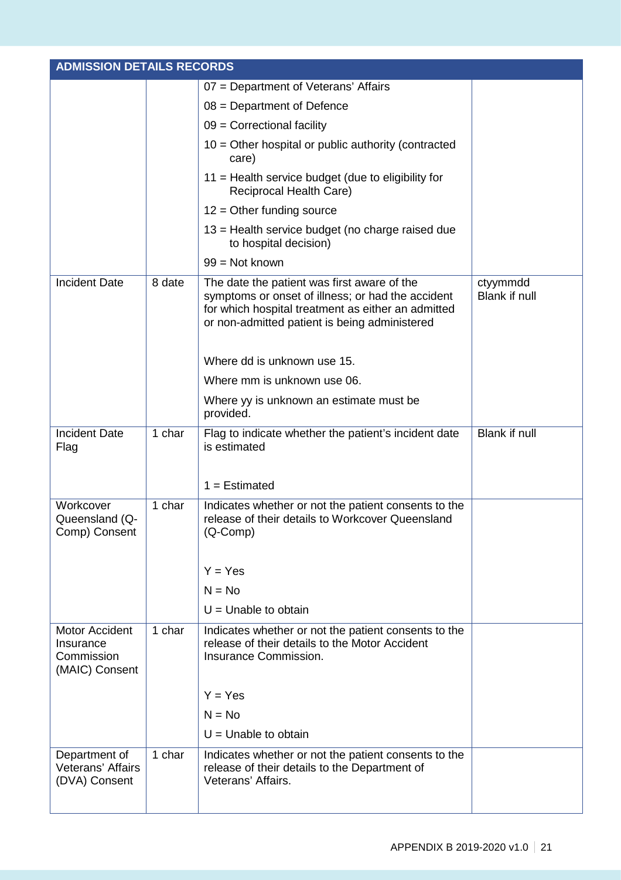| ADMISSION DETAILS RECORDS | | | |
|---|---|---|---|
| | | 07 = Department of Veterans' Affairs<br>08 = Department of Defence<br>09 = Correctional facility<br>10 = Other hospital or public authority (contracted care)<br>11 = Health service budget (due to eligibility for Reciprocal Health Care)<br>12 = Other funding source<br>13 = Health service budget (no charge raised due to hospital decision)<br>99 = Not known | |
| Incident Date | 8 date | The date the patient was first aware of the symptoms or onset of illness; or had the accident for which hospital treatment as either an admitted or non-admitted patient is being administered<br><br>Where dd is unknown use 15.<br>Where mm is unknown use 06.<br>Where yy is unknown an estimate must be provided. | ctyymmdd<br>Blank if null |
| Incident Date Flag | 1 char | Flag to indicate whether the patient's incident date is estimated<br><br>1 = Estimated | Blank if null |
| Workcover Queensland (Q-Comp) Consent | 1 char | Indicates whether or not the patient consents to the release of their details to Workcover Queensland (Q-Comp)<br><br>Y = Yes<br>N = No<br>U = Unable to obtain | |
| Motor Accident Insurance Commission (MAIC) Consent | 1 char | Indicates whether or not the patient consents to the release of their details to the Motor Accident Insurance Commission.<br><br>Y = Yes<br>N = No<br>U = Unable to obtain | |
| Department of Veterans' Affairs (DVA) Consent | 1 char | Indicates whether or not the patient consents to the release of their details to the Department of Veterans' Affairs. | |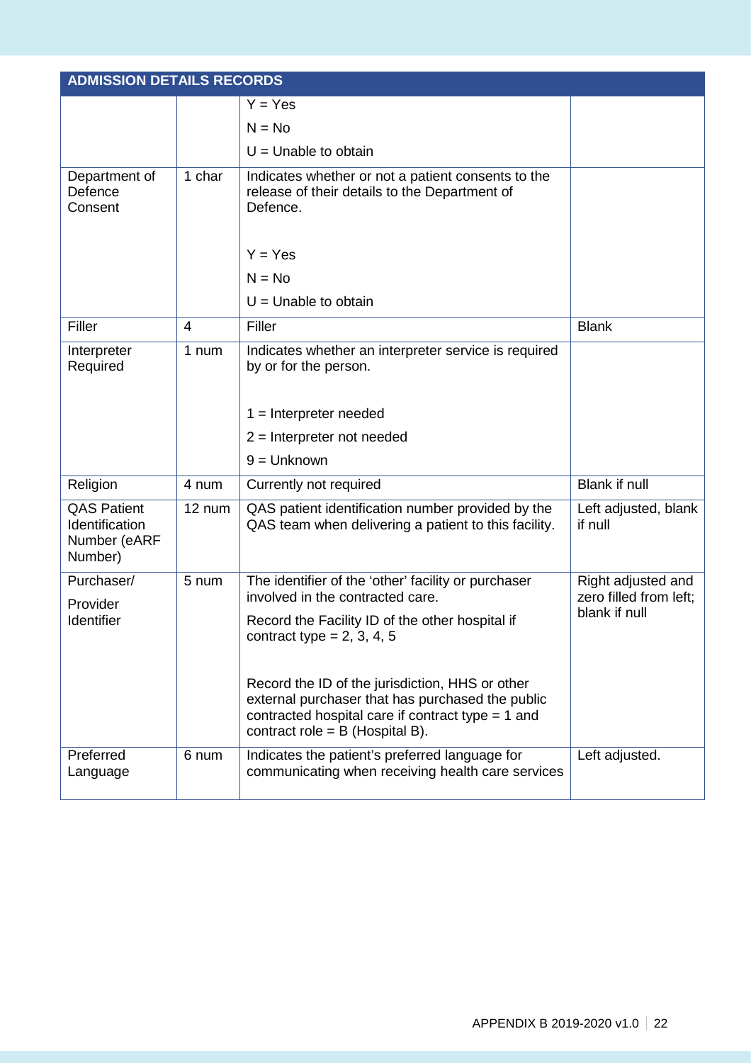| ADMISSION DETAILS RECORDS | | | |
|---|---|---|---|
| | | Y = Yes<br>N = No<br>U = Unable to obtain | |
| Department of Defence Consent | 1 char | Indicates whether or not a patient consents to the release of their details to the Department of Defence.<br><br>Y = Yes<br>N = No<br>U = Unable to obtain | |
| Filler | 4 | Filler | Blank |
| Interpreter Required | 1 num | Indicates whether an interpreter service is required by or for the person.<br><br>1 = Interpreter needed<br>2 = Interpreter not needed<br>9 = Unknown | |
| Religion | 4 num | Currently not required | Blank if null |
| QAS Patient Identification Number (eARF Number) | 12 num | QAS patient identification number provided by the QAS team when delivering a patient to this facility. | Left adjusted, blank if null |
| Purchaser/ Provider Identifier | 5 num | The identifier of the 'other' facility or purchaser involved in the contracted care.<br>Record the Facility ID of the other hospital if contract type = 2, 3, 4, 5<br><br>Record the ID of the jurisdiction, HHS or other external purchaser that has purchased the public contracted hospital care if contract type = 1 and contract role = B (Hospital B). | Right adjusted and zero filled from left; blank if null |
| Preferred Language | 6 num | Indicates the patient's preferred language for communicating when receiving health care services | Left adjusted. |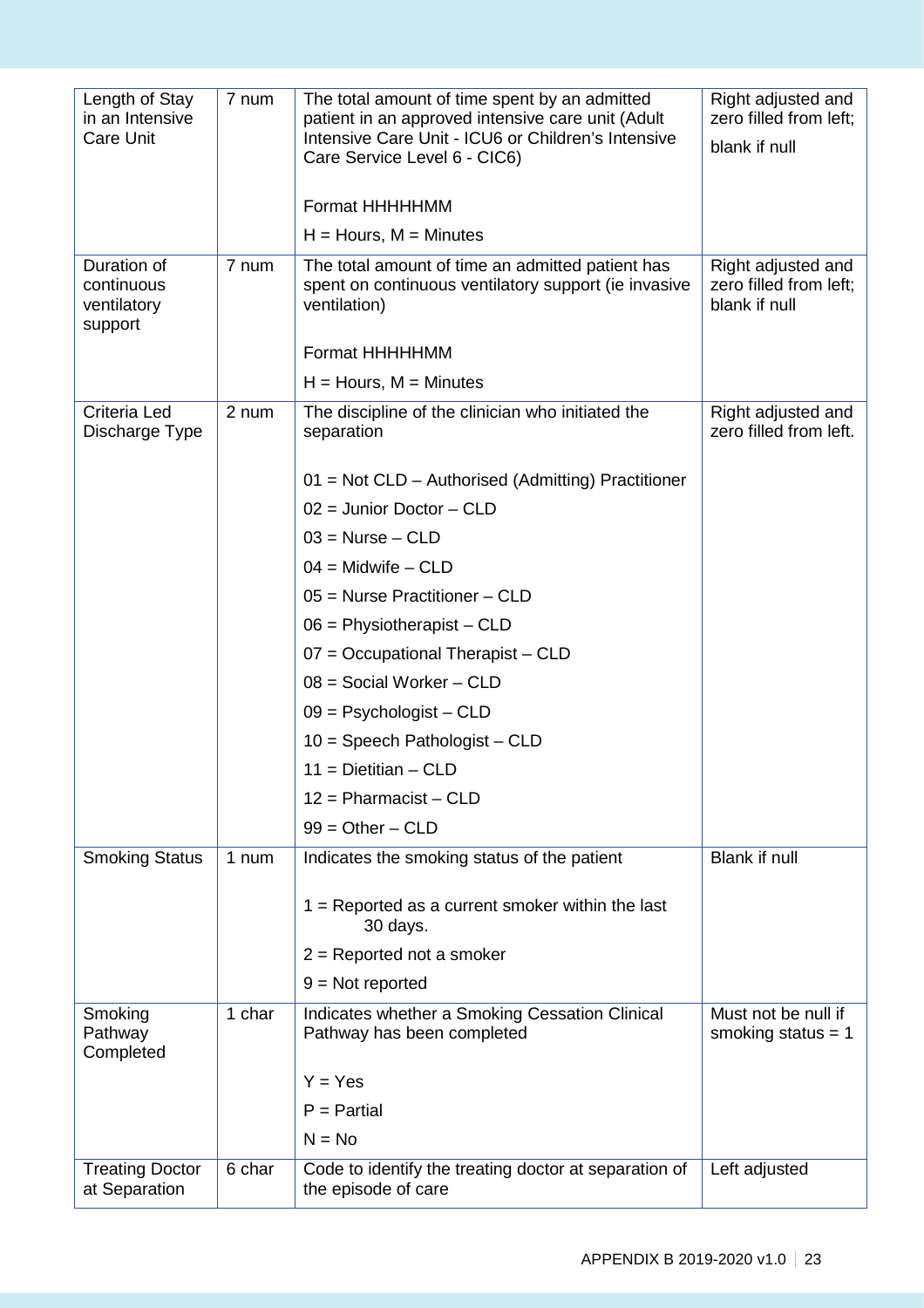| Length of Stay in an Intensive Care Unit | 7 num | The total amount of time spent by an admitted patient in an approved intensive care unit (Adult Intensive Care Unit - ICU6 or Children's Intensive Care Service Level 6 - CIC6)<br><br>Format HHHHHMM<br><br>H = Hours, M = Minutes | Right adjusted and zero filled from left;<br><br>blank if null |
|---|---|---|---|
| Duration of continuous ventilatory support | 7 num | The total amount of time an admitted patient has spent on continuous ventilatory support (ie invasive ventilation)<br><br>Format HHHHHMM<br><br>H = Hours, M = Minutes | Right adjusted and zero filled from left; blank if null |
| Criteria Led Discharge Type | 2 num | The discipline of the clinician who initiated the separation<br><br>01 = Not CLD – Authorised (Admitting) Practitioner<br><br>02 = Junior Doctor – CLD<br><br>03 = Nurse – CLD<br><br>04 = Midwife – CLD<br><br>05 = Nurse Practitioner – CLD<br><br>06 = Physiotherapist – CLD<br><br>07 = Occupational Therapist – CLD<br><br>08 = Social Worker – CLD<br><br>09 = Psychologist – CLD<br><br>10 = Speech Pathologist – CLD<br><br>11 = Dietitian – CLD<br><br>12 = Pharmacist – CLD<br><br>99 = Other – CLD | Right adjusted and zero filled from left. |
| Smoking Status | 1 num | Indicates the smoking status of the patient<br><br>1 = Reported as a current smoker within the last 30 days.<br><br>2 = Reported not a smoker<br><br>9 = Not reported | Blank if null |
| Smoking Pathway Completed | 1 char | Indicates whether a Smoking Cessation Clinical Pathway has been completed<br><br>Y = Yes<br><br>P = Partial<br><br>N = No | Must not be null if smoking status = 1 |
| Treating Doctor at Separation | 6 char | Code to identify the treating doctor at separation of the episode of care | Left adjusted |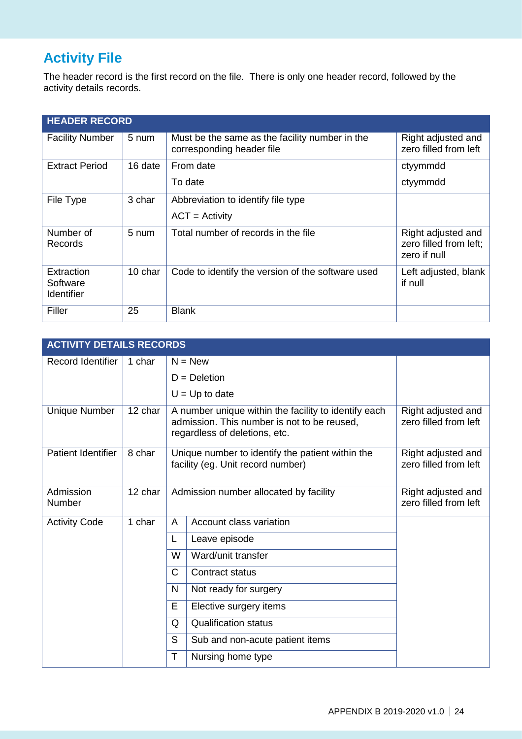## Activity File

The header record is the first record on the file. There is only one header record, followed by the activity details records.

| HEADER RECORD | | | |
|---|---|---|---|
| Facility Number | 5 num | Must be the same as the facility number in the corresponding header file | Right adjusted and zero filled from left |
| Extract Period | 16 date | From date<br>To date | ctyymmdd<br>ctyymmdd |
| File Type | 3 char | Abbreviation to identify file type<br>ACT = Activity | |
| Number of Records | 5 num | Total number of records in the file | Right adjusted and zero filled from left; zero if null |
| Extraction Software Identifier | 10 char | Code to identify the version of the software used | Left adjusted, blank if null |
| Filler | 25 | Blank | |

| ACTIVITY DETAILS RECORDS | | | | |
|---|---|---|---|---|
| Record Identifier | 1 char | N = New<br>D = Deletion<br>U = Up to date | | |
| Unique Number | 12 char | A number unique within the facility to identify each admission. This number is not to be reused, regardless of deletions, etc. | | Right adjusted and zero filled from left |
| Patient Identifier | 8 char | Unique number to identify the patient within the facility (eg. Unit record number) | | Right adjusted and zero filled from left |
| Admission Number | 12 char | Admission number allocated by facility | | Right adjusted and zero filled from left |
| Activity Code | 1 char | A | Account class variation | |
| | | L | Leave episode | |
| | | W | Ward/unit transfer | |
| | | C | Contract status | |
| | | N | Not ready for surgery | |
| | | E | Elective surgery items | |
| | | Q | Qualification status | |
| | | S | Sub and non-acute patient items | |
| | | T | Nursing home type | |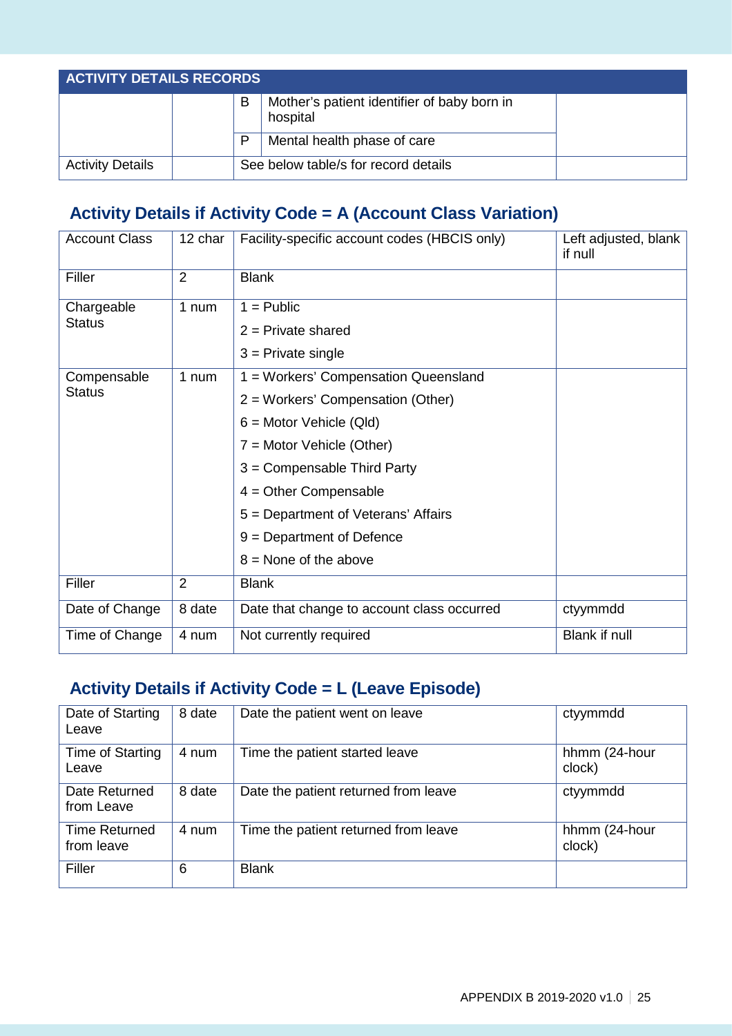| ACTIVITY DETAILS RECORDS | | | | |
|---|---|---|---|---|
| | | B | Mother's patient identifier of baby born in hospital | |
| | | P | Mental health phase of care | |
| Activity Details | | See below table/s for record details | | |

## Activity Details if Activity Code = A (Account Class Variation)

| Account Class | 12 char | Facility-specific account codes (HBCIS only) | Left adjusted, blank if null |
|---|---|---|---|
| Filler | 2 | Blank | |
| Chargeable Status | 1 num | 1 = Public<br>2 = Private shared<br>3 = Private single | |
| Compensable Status | 1 num | 1 = Workers' Compensation Queensland<br>2 = Workers' Compensation (Other)<br>6 = Motor Vehicle (Qld)<br>7 = Motor Vehicle (Other)<br>3 = Compensable Third Party<br>4 = Other Compensable<br>5 = Department of Veterans' Affairs<br>9 = Department of Defence<br>8 = None of the above | |
| Filler | 2 | Blank | |
| Date of Change | 8 date | Date that change to account class occurred | ctyymmdd |
| Time of Change | 4 num | Not currently required | Blank if null |

## Activity Details if Activity Code = L (Leave Episode)

| Date of Starting Leave | 8 date | Date the patient went on leave | ctyymmdd |
|---|---|---|---|
| Time of Starting Leave | 4 num | Time the patient started leave | hhmm (24-hour clock) |
| Date Returned from Leave | 8 date | Date the patient returned from leave | ctyymmdd |
| Time Returned from leave | 4 num | Time the patient returned from leave | hhmm (24-hour clock) |
| Filler | 6 | Blank | |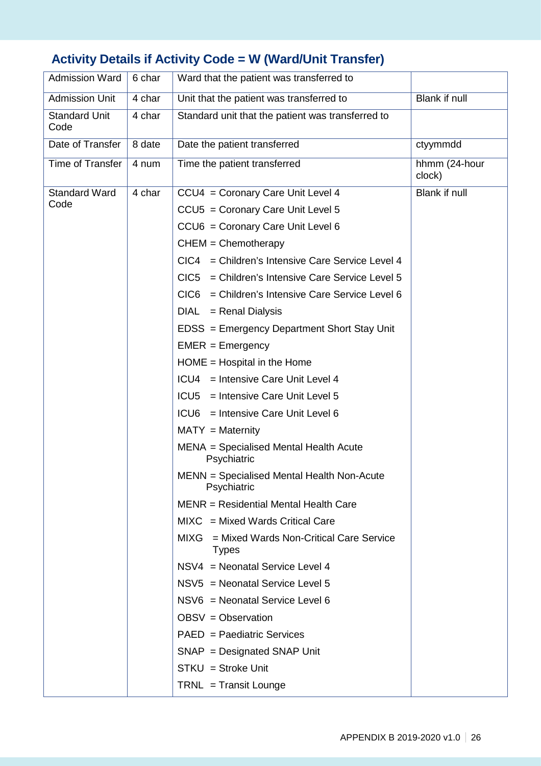## Activity Details if Activity Code = W (Ward/Unit Transfer)

| | | | |
|---|---|---|---|
| Admission Ward | 6 char | Ward that the patient was transferred to | |
| Admission Unit | 4 char | Unit that the patient was transferred to | Blank if null |
| Standard Unit Code | 4 char | Standard unit that the patient was transferred to | |
| Date of Transfer | 8 date | Date the patient transferred | ctyymmdd |
| Time of Transfer | 4 num | Time the patient transferred | hhmm (24-hour clock) |
| Standard Ward Code | 4 char | CCU4 = Coronary Care Unit Level 4<br>CCU5 = Coronary Care Unit Level 5<br>CCU6 = Coronary Care Unit Level 6<br>CHEM = Chemotherapy<br>CIC4 = Children's Intensive Care Service Level 4<br>CIC5 = Children's Intensive Care Service Level 5<br>CIC6 = Children's Intensive Care Service Level 6<br>DIAL = Renal Dialysis<br>EDSS = Emergency Department Short Stay Unit<br>EMER = Emergency<br>HOME = Hospital in the Home<br>ICU4 = Intensive Care Unit Level 4<br>ICU5 = Intensive Care Unit Level 5<br>ICU6 = Intensive Care Unit Level 6<br>MATY = Maternity<br>MENA = Specialised Mental Health Acute Psychiatric<br>MENN = Specialised Mental Health Non-Acute Psychiatric<br>MENR = Residential Mental Health Care<br>MIXC = Mixed Wards Critical Care<br>MIXG = Mixed Wards Non-Critical Care Service Types<br>NSV4 = Neonatal Service Level 4<br>NSV5 = Neonatal Service Level 5<br>NSV6 = Neonatal Service Level 6<br>OBSV = Observation<br>PAED = Paediatric Services<br>SNAP = Designated SNAP Unit<br>STKU = Stroke Unit<br>TRNL = Transit Lounge | Blank if null |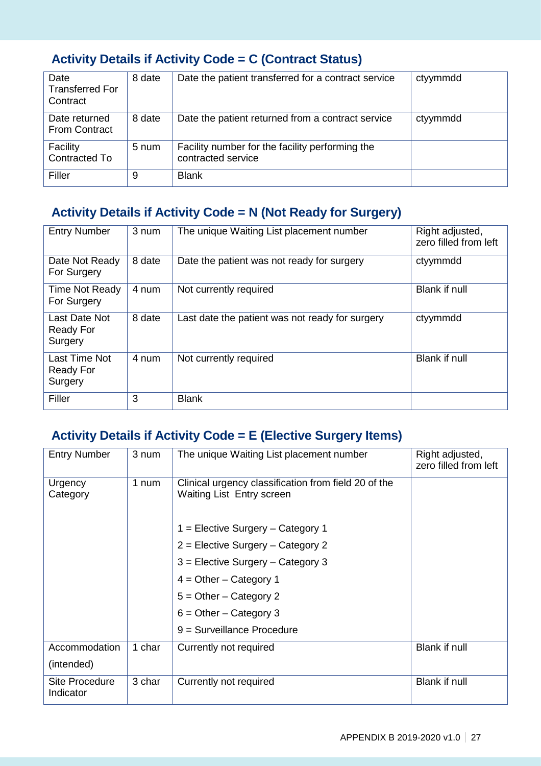## Activity Details if Activity Code = C (Contract Status)

| | | | |
|---|---|---|---|
| Date Transferred For Contract | 8 date | Date the patient transferred for a contract service | ctyymmdd |
| Date returned From Contract | 8 date | Date the patient returned from a contract service | ctyymmdd |
| Facility Contracted To | 5 num | Facility number for the facility performing the contracted service | |
| Filler | 9 | Blank | |

## Activity Details if Activity Code = N (Not Ready for Surgery)

| | | | |
|---|---|---|---|
| Entry Number | 3 num | The unique Waiting List placement number | Right adjusted, zero filled from left |
| Date Not Ready For Surgery | 8 date | Date the patient was not ready for surgery | ctyymmdd |
| Time Not Ready For Surgery | 4 num | Not currently required | Blank if null |
| Last Date Not Ready For Surgery | 8 date | Last date the patient was not ready for surgery | ctyymmdd |
| Last Time Not Ready For Surgery | 4 num | Not currently required | Blank if null |
| Filler | 3 | Blank | |

## Activity Details if Activity Code = E (Elective Surgery Items)

| | | | |
|---|---|---|---|
| Entry Number | 3 num | The unique Waiting List placement number | Right adjusted, zero filled from left |
| Urgency Category | 1 num | Clinical urgency classification from field 20 of the Waiting List Entry screen<br><br>1 = Elective Surgery – Category 1<br>2 = Elective Surgery – Category 2<br>3 = Elective Surgery – Category 3<br>4 = Other – Category 1<br>5 = Other – Category 2<br>6 = Other – Category 3<br>9 = Surveillance Procedure | |
| Accommodation (intended) | 1 char | Currently not required | Blank if null |
| Site Procedure Indicator | 3 char | Currently not required | Blank if null |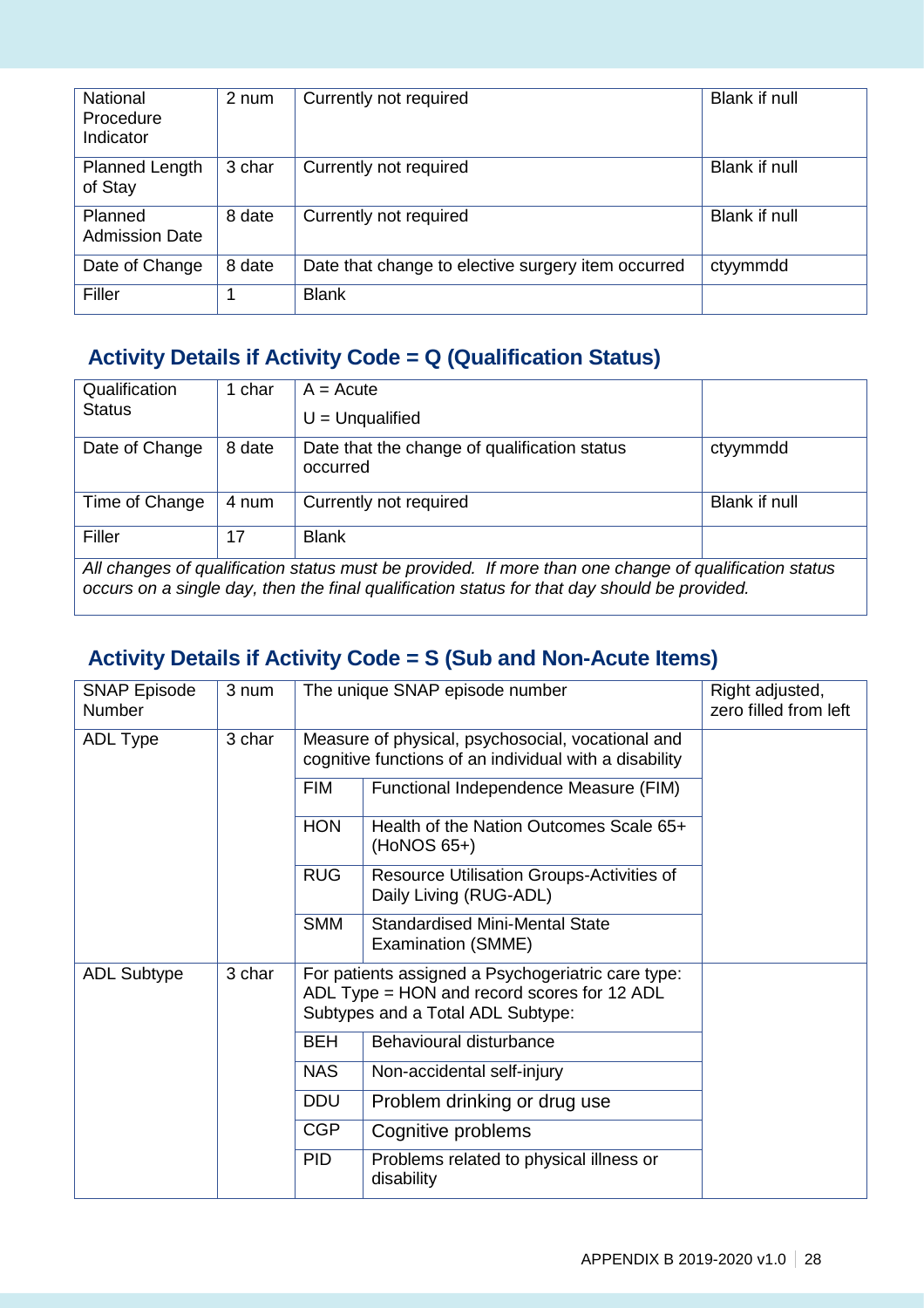| | | | |
|---|---|---|---|
| National Procedure Indicator | 2 num | Currently not required | Blank if null |
| Planned Length of Stay | 3 char | Currently not required | Blank if null |
| Planned Admission Date | 8 date | Currently not required | Blank if null |
| Date of Change | 8 date | Date that change to elective surgery item occurred | ctyymmdd |
| Filler | 1 | Blank | |

## Activity Details if Activity Code = Q (Qualification Status)

| | | | |
|---|---|---|---|
| Qualification Status | 1 char | A = Acute<br>U = Unqualified | |
| Date of Change | 8 date | Date that the change of qualification status occurred | ctyymmdd |
| Time of Change | 4 num | Currently not required | Blank if null |
| Filler | 17 | Blank | |

*All changes of qualification status must be provided. If more than one change of qualification status occurs on a single day, then the final qualification status for that day should be provided.*

## Activity Details if Activity Code = S (Sub and Non-Acute Items)

| | | | | |
|---|---|---|---|---|
| SNAP Episode Number | 3 num | The unique SNAP episode number | | Right adjusted, zero filled from left |
| ADL Type | 3 char | Measure of physical, psychosocial, vocational and cognitive functions of an individual with a disability | | |
| | | FIM | Functional Independence Measure (FIM) | |
| | | HON | Health of the Nation Outcomes Scale 65+ (HoNOS 65+) | |
| | | RUG | Resource Utilisation Groups-Activities of Daily Living (RUG-ADL) | |
| | | SMM | Standardised Mini-Mental State Examination (SMME) | |
| ADL Subtype | 3 char | For patients assigned a Psychogeriatric care type: ADL Type = HON and record scores for 12 ADL Subtypes and a Total ADL Subtype: | | |
| | | BEH | Behavioural disturbance | |
| | | NAS | Non-accidental self-injury | |
| | | DDU | Problem drinking or drug use | |
| | | CGP | Cognitive problems | |
| | | PID | Problems related to physical illness or disability | |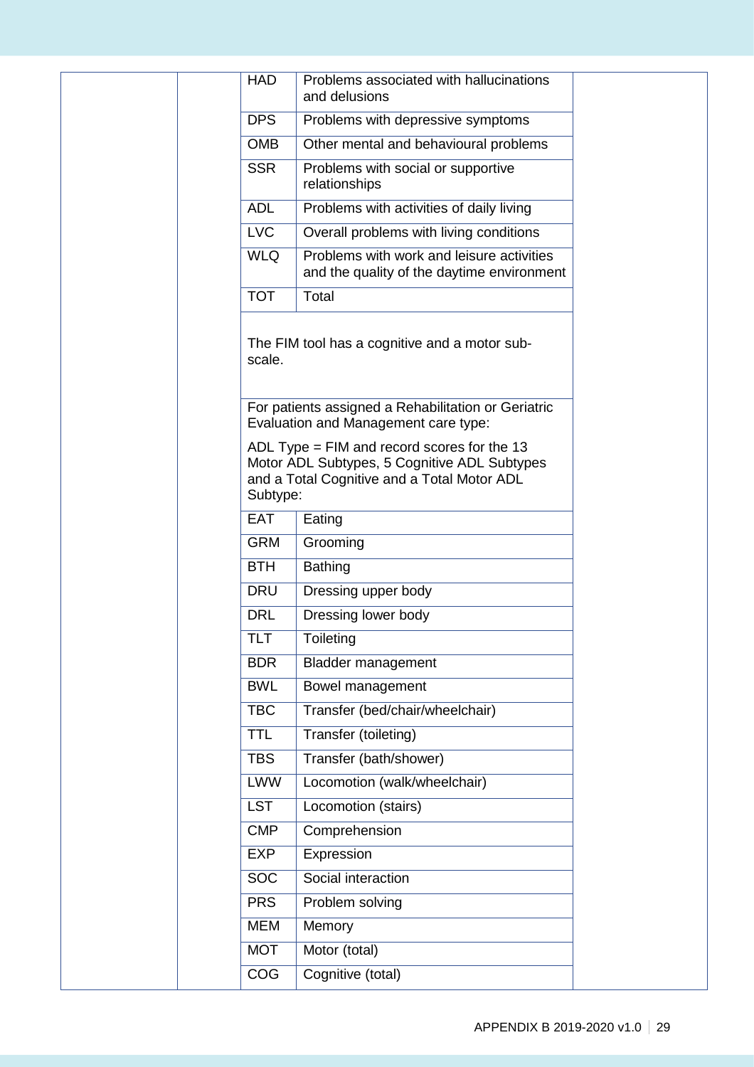| | | | | |
|---|---|---|---|---|
| | | HAD | Problems associated with hallucinations and delusions | |
| | | DPS | Problems with depressive symptoms | |
| | | OMB | Other mental and behavioural problems | |
| | | SSR | Problems with social or supportive relationships | |
| | | ADL | Problems with activities of daily living | |
| | | LVC | Overall problems with living conditions | |
| | | WLQ | Problems with work and leisure activities and the quality of the daytime environment | |
| | | TOT | Total | |
| | | The FIM tool has a cognitive and a motor sub-scale. | | |
| | | For patients assigned a Rehabilitation or Geriatric Evaluation and Management care type:<br><br>ADL Type = FIM and record scores for the 13 Motor ADL Subtypes, 5 Cognitive ADL Subtypes and a Total Cognitive and a Total Motor ADL Subtype: | | |
| | | EAT | Eating | |
| | | GRM | Grooming | |
| | | BTH | Bathing | |
| | | DRU | Dressing upper body | |
| | | DRL | Dressing lower body | |
| | | TLT | Toileting | |
| | | BDR | Bladder management | |
| | | BWL | Bowel management | |
| | | TBC | Transfer (bed/chair/wheelchair) | |
| | | TTL | Transfer (toileting) | |
| | | TBS | Transfer (bath/shower) | |
| | | LWW | Locomotion (walk/wheelchair) | |
| | | LST | Locomotion (stairs) | |
| | | CMP | Comprehension | |
| | | EXP | Expression | |
| | | SOC | Social interaction | |
| | | PRS | Problem solving | |
| | | MEM | Memory | |
| | | MOT | Motor (total) | |
| | | COG | Cognitive (total) | |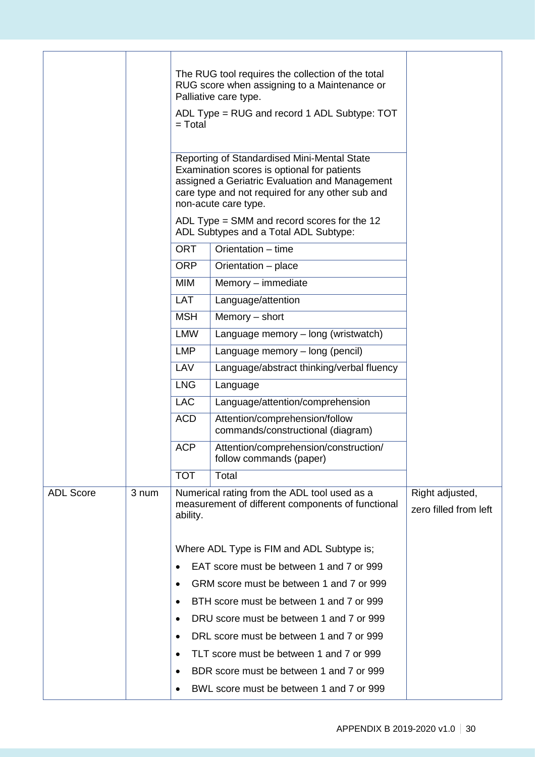| | | | |
|---|---|---|---|
| | | The RUG tool requires the collection of the total RUG score when assigning to a Maintenance or Palliative care type.<br><br>ADL Type = RUG and record 1 ADL Subtype: TOT = Total | |
| | | Reporting of Standardised Mini-Mental State Examination scores is optional for patients assigned a Geriatric Evaluation and Management care type and not required for any other sub and non-acute care type.<br><br>ADL Type = SMM and record scores for the 12 ADL Subtypes and a Total ADL Subtype:<br><br>ORT – Orientation – time<br>ORP – Orientation – place<br>MIM – Memory – immediate<br>LAT – Language/attention<br>MSH – Memory – short<br>LMW – Language memory – long (wristwatch)<br>LMP – Language memory – long (pencil)<br>LAV – Language/abstract thinking/verbal fluency<br>LNG – Language<br>LAC – Language/attention/comprehension<br>ACD – Attention/comprehension/follow commands/constructional (diagram)<br>ACP – Attention/comprehension/construction/ follow commands (paper)<br>TOT – Total | |
| ADL Score | 3 num | Numerical rating from the ADL tool used as a measurement of different components of functional ability.<br><br>Where ADL Type is FIM and ADL Subtype is;<br>• EAT score must be between 1 and 7 or 999<br>• GRM score must be between 1 and 7 or 999<br>• BTH score must be between 1 and 7 or 999<br>• DRU score must be between 1 and 7 or 999<br>• DRL score must be between 1 and 7 or 999<br>• TLT score must be between 1 and 7 or 999<br>• BDR score must be between 1 and 7 or 999<br>• BWL score must be between 1 and 7 or 999 | Right adjusted, zero filled from left |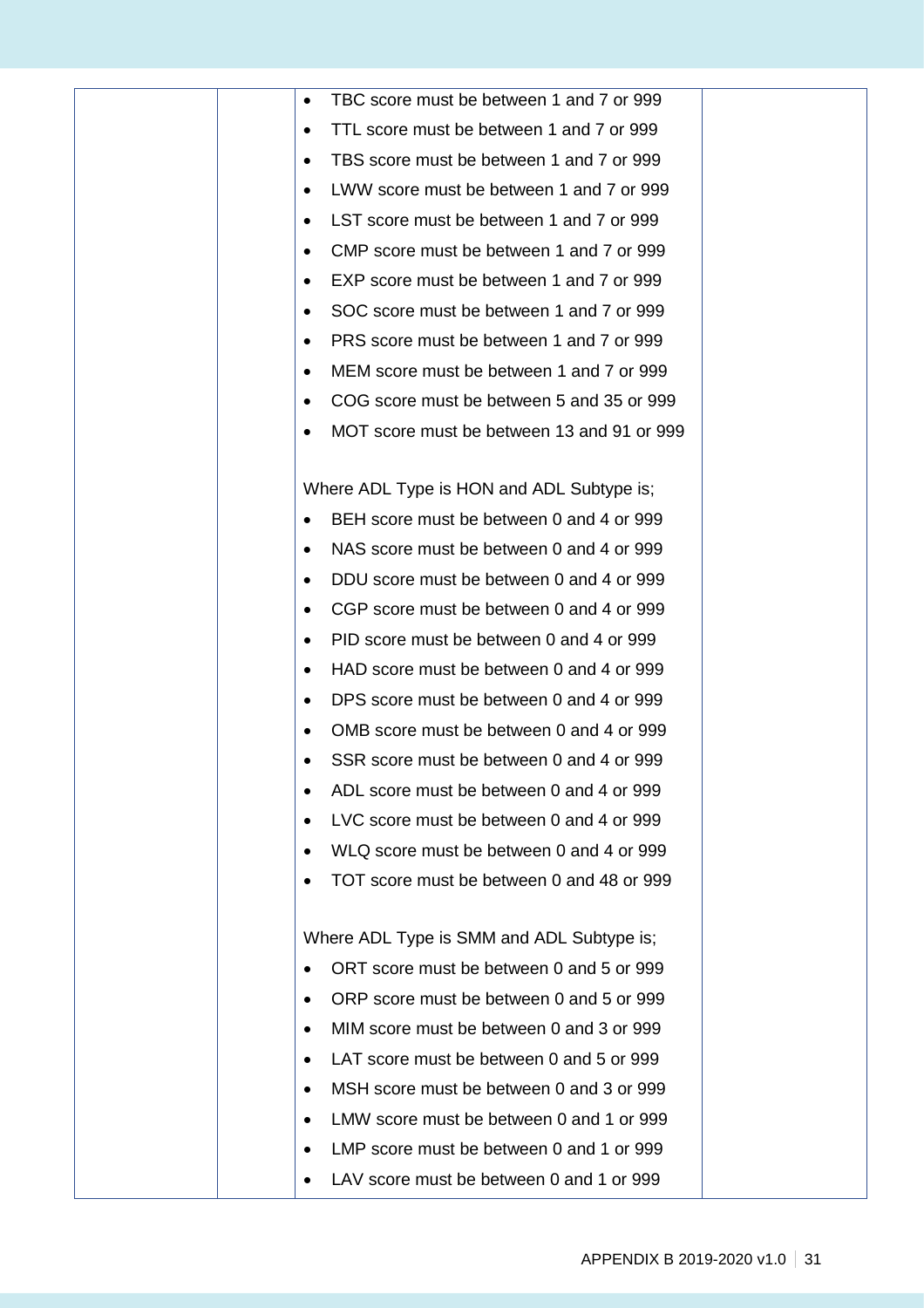| | | • TBC score must be between 1 and 7 or 999<br>• TTL score must be between 1 and 7 or 999<br>• TBS score must be between 1 and 7 or 999<br>• LWW score must be between 1 and 7 or 999<br>• LST score must be between 1 and 7 or 999<br>• CMP score must be between 1 and 7 or 999<br>• EXP score must be between 1 and 7 or 999<br>• SOC score must be between 1 and 7 or 999<br>• PRS score must be between 1 and 7 or 999<br>• MEM score must be between 1 and 7 or 999<br>• COG score must be between 5 and 35 or 999<br>• MOT score must be between 13 and 91 or 999<br><br>Where ADL Type is HON and ADL Subtype is;<br>• BEH score must be between 0 and 4 or 999<br>• NAS score must be between 0 and 4 or 999<br>• DDU score must be between 0 and 4 or 999<br>• CGP score must be between 0 and 4 or 999<br>• PID score must be between 0 and 4 or 999<br>• HAD score must be between 0 and 4 or 999<br>• DPS score must be between 0 and 4 or 999<br>• OMB score must be between 0 and 4 or 999<br>• SSR score must be between 0 and 4 or 999<br>• ADL score must be between 0 and 4 or 999<br>• LVC score must be between 0 and 4 or 999<br>• WLQ score must be between 0 and 4 or 999<br>• TOT score must be between 0 and 48 or 999<br><br>Where ADL Type is SMM and ADL Subtype is;<br>• ORT score must be between 0 and 5 or 999<br>• ORP score must be between 0 and 5 or 999<br>• MIM score must be between 0 and 3 or 999<br>• LAT score must be between 0 and 5 or 999<br>• MSH score must be between 0 and 3 or 999<br>• LMW score must be between 0 and 1 or 999<br>• LMP score must be between 0 and 1 or 999<br>• LAV score must be between 0 and 1 or 999 | |
|---|---|---|---|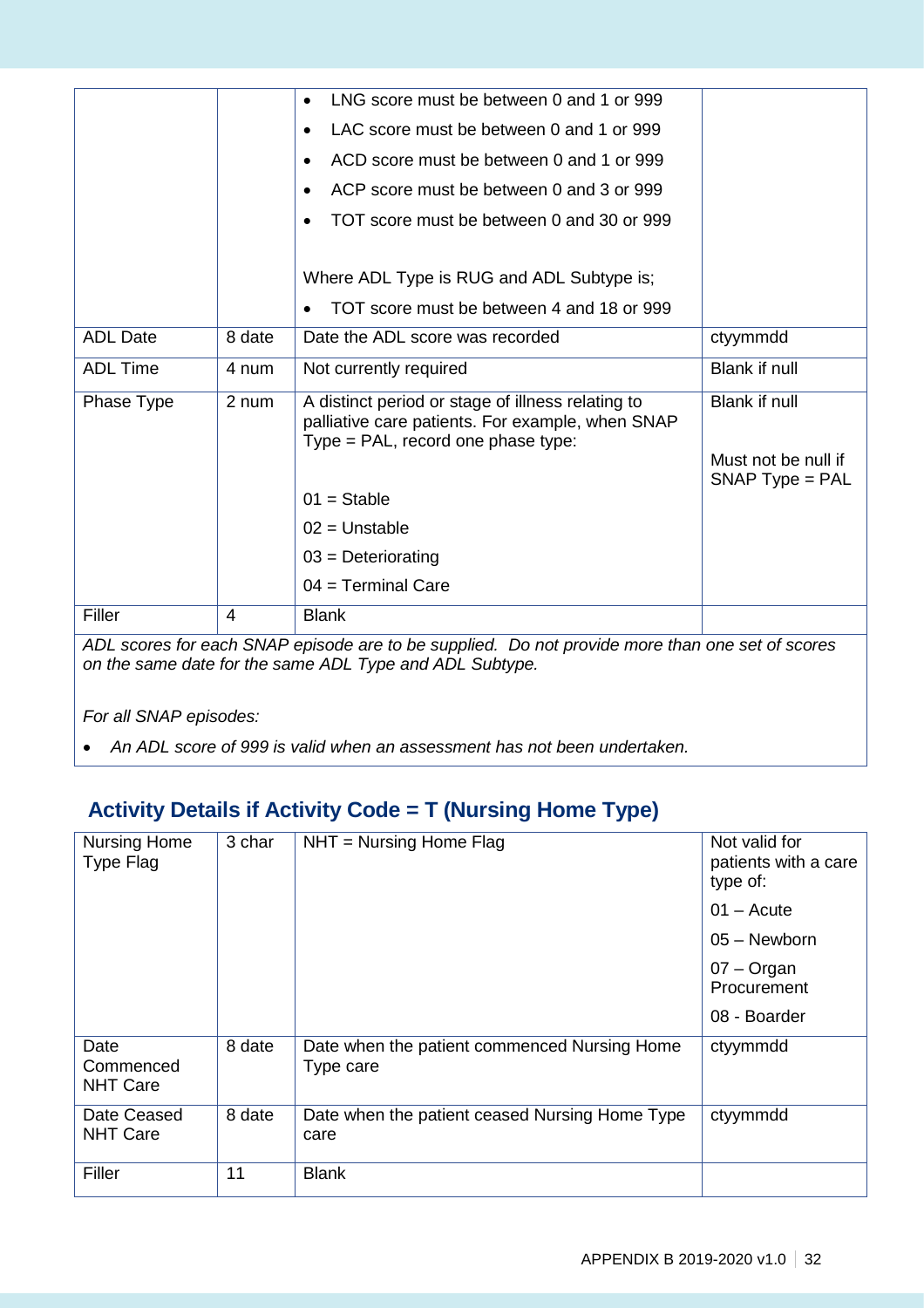| | | • LNG score must be between 0 and 1 or 999<br>• LAC score must be between 0 and 1 or 999<br>• ACD score must be between 0 and 1 or 999<br>• ACP score must be between 0 and 3 or 999<br>• TOT score must be between 0 and 30 or 999<br><br>Where ADL Type is RUG and ADL Subtype is;<br>• TOT score must be between 4 and 18 or 999 | |
|---|---|---|---|
| ADL Date | 8 date | Date the ADL score was recorded | ctyymmdd |
| ADL Time | 4 num | Not currently required | Blank if null |
| Phase Type | 2 num | A distinct period or stage of illness relating to palliative care patients. For example, when SNAP Type = PAL, record one phase type:<br><br>01 = Stable<br>02 = Unstable<br>03 = Deteriorating<br>04 = Terminal Care | Blank if null<br><br>Must not be null if SNAP Type = PAL |
| Filler | 4 | Blank | |

*ADL scores for each SNAP episode are to be supplied. Do not provide more than one set of scores on the same date for the same ADL Type and ADL Subtype.*

*For all SNAP episodes:*

- *An ADL score of 999 is valid when an assessment has not been undertaken.*

## Activity Details if Activity Code = T (Nursing Home Type)

| Nursing Home Type Flag | 3 char | NHT = Nursing Home Flag | Not valid for patients with a care type of:<br>01 – Acute<br>05 – Newborn<br>07 – Organ Procurement<br>08 - Boarder |
|---|---|---|---|
| Date Commenced NHT Care | 8 date | Date when the patient commenced Nursing Home Type care | ctyymmdd |
| Date Ceased NHT Care | 8 date | Date when the patient ceased Nursing Home Type care | ctyymmdd |
| Filler | 11 | Blank | |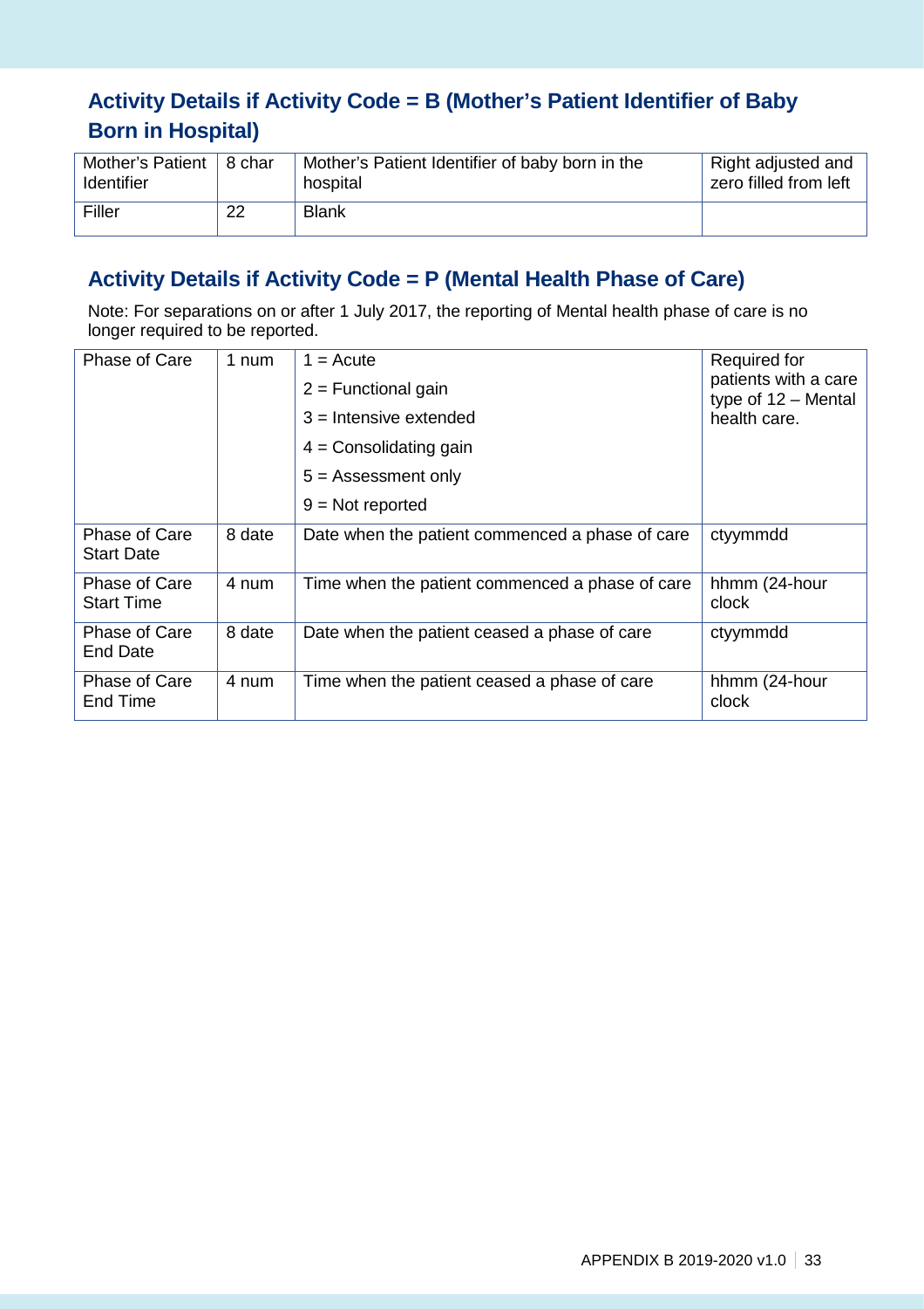## Activity Details if Activity Code = B (Mother's Patient Identifier of Baby Born in Hospital)

| Mother's Patient Identifier | 8 char | Mother's Patient Identifier of baby born in the hospital | Right adjusted and zero filled from left |
|---|---|---|---|
| Filler | 22 | Blank | |

## Activity Details if Activity Code = P (Mental Health Phase of Care)

Note: For separations on or after 1 July 2017, the reporting of Mental health phase of care is no longer required to be reported.

| Phase of Care | 1 num | 1 = Acute<br>2 = Functional gain<br>3 = Intensive extended<br>4 = Consolidating gain<br>5 = Assessment only<br>9 = Not reported | Required for patients with a care type of 12 – Mental health care. |
|---|---|---|---|
| Phase of Care Start Date | 8 date | Date when the patient commenced a phase of care | ctyymmdd |
| Phase of Care Start Time | 4 num | Time when the patient commenced a phase of care | hhmm (24-hour clock |
| Phase of Care End Date | 8 date | Date when the patient ceased a phase of care | ctyymmdd |
| Phase of Care End Time | 4 num | Time when the patient ceased a phase of care | hhmm (24-hour clock |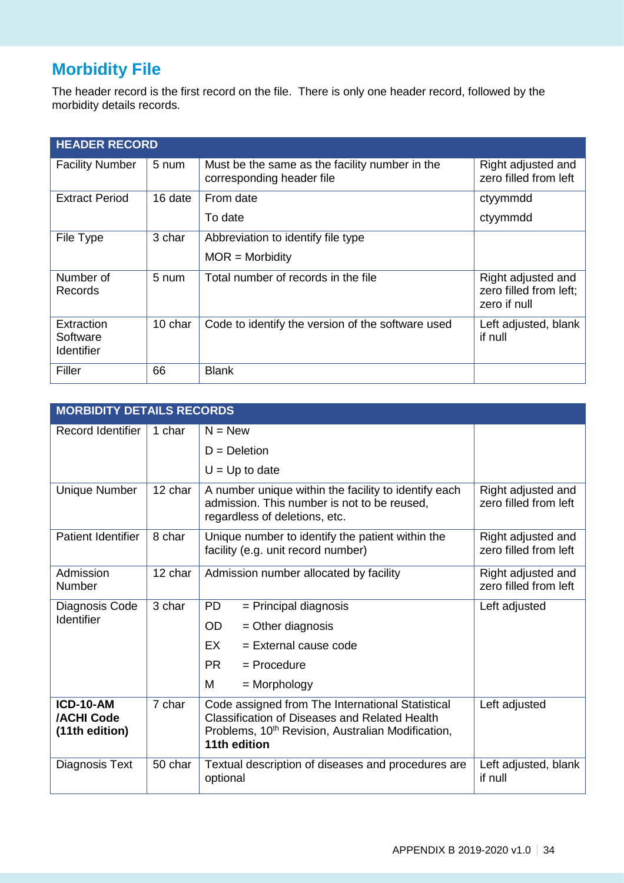## Morbidity File

The header record is the first record on the file. There is only one header record, followed by the morbidity details records.

| HEADER RECORD | | | |
|---|---|---|---|
| Facility Number | 5 num | Must be the same as the facility number in the corresponding header file | Right adjusted and zero filled from left |
| Extract Period | 16 date | From date<br>To date | ctyymmdd<br>ctyymmdd |
| File Type | 3 char | Abbreviation to identify file type<br>MOR = Morbidity | |
| Number of Records | 5 num | Total number of records in the file | Right adjusted and zero filled from left; zero if null |
| Extraction Software Identifier | 10 char | Code to identify the version of the software used | Left adjusted, blank if null |
| Filler | 66 | Blank | |

| MORBIDITY DETAILS RECORDS | | | |
|---|---|---|---|
| Record Identifier | 1 char | N = New<br>D = Deletion<br>U = Up to date | |
| Unique Number | 12 char | A number unique within the facility to identify each admission. This number is not to be reused, regardless of deletions, etc. | Right adjusted and zero filled from left |
| Patient Identifier | 8 char | Unique number to identify the patient within the facility (e.g. unit record number) | Right adjusted and zero filled from left |
| Admission Number | 12 char | Admission number allocated by facility | Right adjusted and zero filled from left |
| Diagnosis Code Identifier | 3 char | PD = Principal diagnosis<br>OD = Other diagnosis<br>EX = External cause code<br>PR = Procedure<br>M = Morphology | Left adjusted |
| **ICD-10-AM /ACHI Code (11th edition)** | 7 char | Code assigned from The International Statistical Classification of Diseases and Related Health Problems, 10th Revision, Australian Modification, **11th edition** | Left adjusted |
| Diagnosis Text | 50 char | Textual description of diseases and procedures are optional | Left adjusted, blank if null |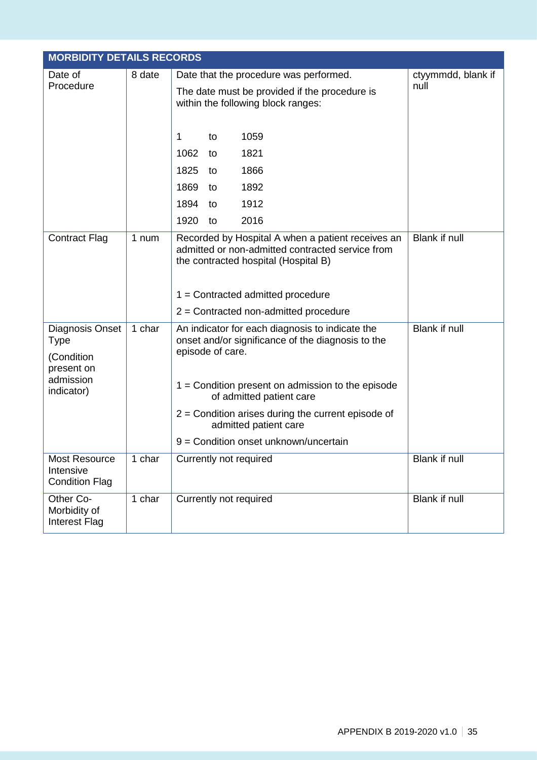| MORBIDITY DETAILS RECORDS | | | |
|---|---|---|---|
| Date of Procedure | 8 date | Date that the procedure was performed.<br><br>The date must be provided if the procedure is within the following block ranges:<br><br>1 to 1059<br>1062 to 1821<br>1825 to 1866<br>1869 to 1892<br>1894 to 1912<br>1920 to 2016 | ctyymmdd, blank if null |
| Contract Flag | 1 num | Recorded by Hospital A when a patient receives an admitted or non-admitted contracted service from the contracted hospital (Hospital B)<br><br>1 = Contracted admitted procedure<br>2 = Contracted non-admitted procedure | Blank if null |
| Diagnosis Onset Type<br><br>(Condition present on admission indicator) | 1 char | An indicator for each diagnosis to indicate the onset and/or significance of the diagnosis to the episode of care.<br><br>1 = Condition present on admission to the episode of admitted patient care<br>2 = Condition arises during the current episode of admitted patient care<br>9 = Condition onset unknown/uncertain | Blank if null |
| Most Resource Intensive Condition Flag | 1 char | Currently not required | Blank if null |
| Other Co-Morbidity of Interest Flag | 1 char | Currently not required | Blank if null |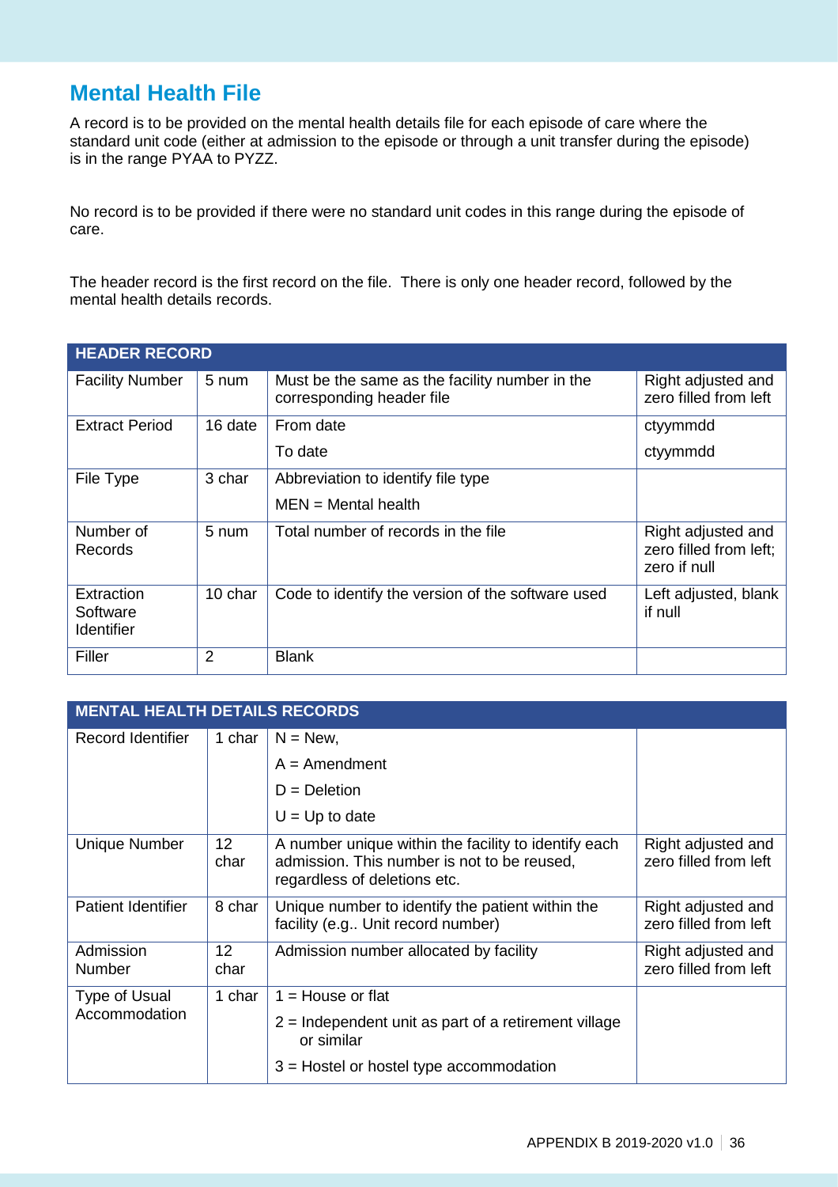## Mental Health File

A record is to be provided on the mental health details file for each episode of care where the standard unit code (either at admission to the episode or through a unit transfer during the episode) is in the range PYAA to PYZZ.

No record is to be provided if there were no standard unit codes in this range during the episode of care.

The header record is the first record on the file. There is only one header record, followed by the mental health details records.

| HEADER RECORD | | | |
|---|---|---|---|
| Facility Number | 5 num | Must be the same as the facility number in the corresponding header file | Right adjusted and zero filled from left |
| Extract Period | 16 date | From date<br>To date | ctyymmdd<br>ctyymmdd |
| File Type | 3 char | Abbreviation to identify file type<br>MEN = Mental health | |
| Number of Records | 5 num | Total number of records in the file | Right adjusted and zero filled from left; zero if null |
| Extraction Software Identifier | 10 char | Code to identify the version of the software used | Left adjusted, blank if null |
| Filler | 2 | Blank | |

| MENTAL HEALTH DETAILS RECORDS | | | |
|---|---|---|---|
| Record Identifier | 1 char | N = New,<br>A = Amendment<br>D = Deletion<br>U = Up to date | |
| Unique Number | 12 char | A number unique within the facility to identify each admission. This number is not to be reused, regardless of deletions etc. | Right adjusted and zero filled from left |
| Patient Identifier | 8 char | Unique number to identify the patient within the facility (e.g.. Unit record number) | Right adjusted and zero filled from left |
| Admission Number | 12 char | Admission number allocated by facility | Right adjusted and zero filled from left |
| Type of Usual Accommodation | 1 char | 1 = House or flat<br>2 = Independent unit as part of a retirement village or similar<br>3 = Hostel or hostel type accommodation | |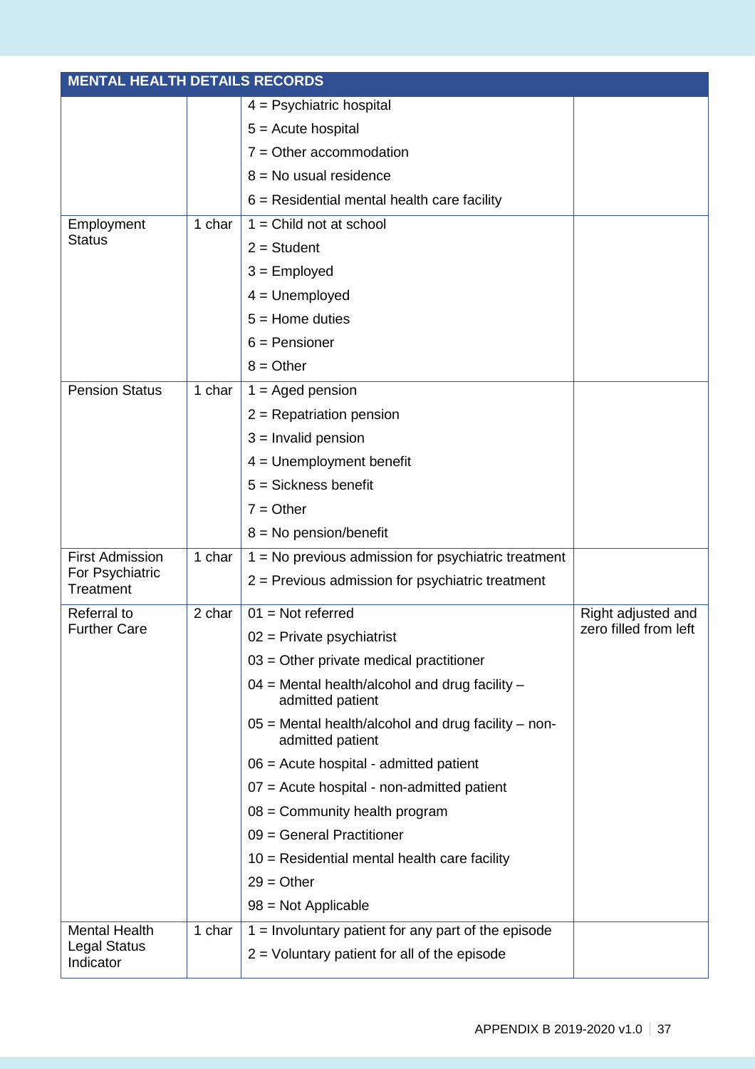| MENTAL HEALTH DETAILS RECORDS | | | |
|---|---|---|---|
| | | 4 = Psychiatric hospital<br>5 = Acute hospital<br>7 = Other accommodation<br>8 = No usual residence<br>6 = Residential mental health care facility | |
| Employment Status | 1 char | 1 = Child not at school<br>2 = Student<br>3 = Employed<br>4 = Unemployed<br>5 = Home duties<br>6 = Pensioner<br>8 = Other | |
| Pension Status | 1 char | 1 = Aged pension<br>2 = Repatriation pension<br>3 = Invalid pension<br>4 = Unemployment benefit<br>5 = Sickness benefit<br>7 = Other<br>8 = No pension/benefit | |
| First Admission For Psychiatric Treatment | 1 char | 1 = No previous admission for psychiatric treatment<br>2 = Previous admission for psychiatric treatment | |
| Referral to Further Care | 2 char | 01 = Not referred<br>02 = Private psychiatrist<br>03 = Other private medical practitioner<br>04 = Mental health/alcohol and drug facility – admitted patient<br>05 = Mental health/alcohol and drug facility – non-admitted patient<br>06 = Acute hospital - admitted patient<br>07 = Acute hospital - non-admitted patient<br>08 = Community health program<br>09 = General Practitioner<br>10 = Residential mental health care facility<br>29 = Other<br>98 = Not Applicable | Right adjusted and zero filled from left |
| Mental Health Legal Status Indicator | 1 char | 1 = Involuntary patient for any part of the episode<br>2 = Voluntary patient for all of the episode | |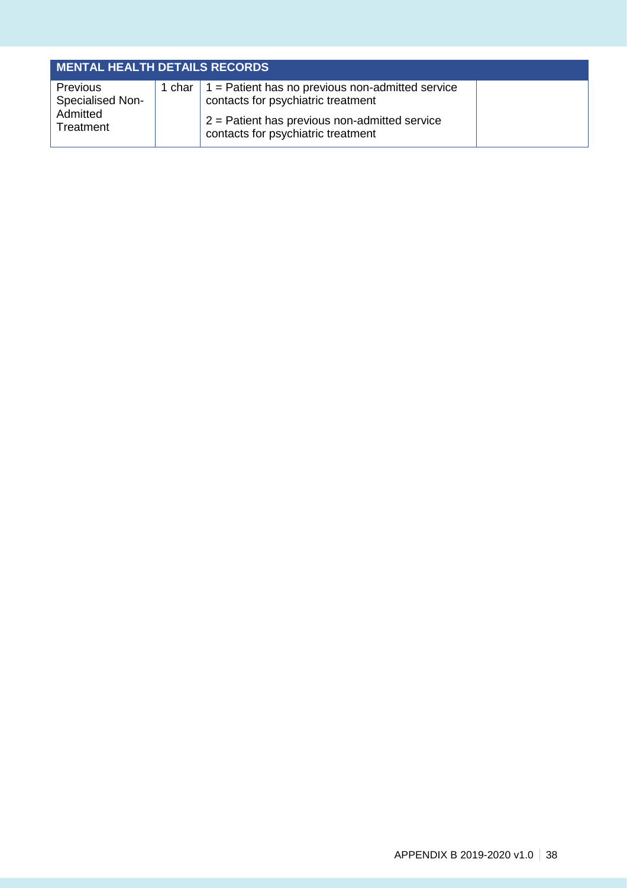| MENTAL HEALTH DETAILS RECORDS | | | |
|---|---|---|---|
| Previous Specialised Non-Admitted Treatment | 1 char | 1 = Patient has no previous non-admitted service contacts for psychiatric treatment<br><br>2 = Patient has previous non-admitted service contacts for psychiatric treatment | |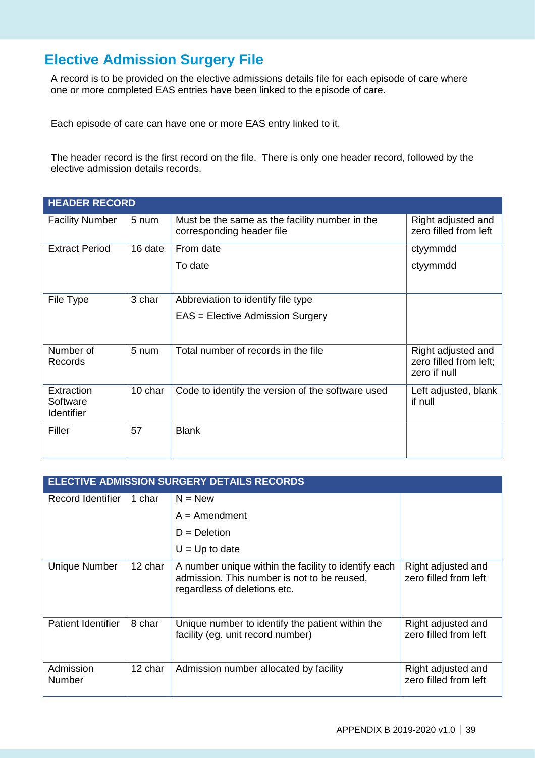## Elective Admission Surgery File

A record is to be provided on the elective admissions details file for each episode of care where one or more completed EAS entries have been linked to the episode of care.

Each episode of care can have one or more EAS entry linked to it.

The header record is the first record on the file. There is only one header record, followed by the elective admission details records.

| HEADER RECORD | | | |
|---|---|---|---|
| Facility Number | 5 num | Must be the same as the facility number in the corresponding header file | Right adjusted and zero filled from left |
| Extract Period | 16 date | From date<br>To date | ctyymmdd<br>ctyymmdd |
| File Type | 3 char | Abbreviation to identify file type<br>EAS = Elective Admission Surgery | |
| Number of Records | 5 num | Total number of records in the file | Right adjusted and zero filled from left; zero if null |
| Extraction Software Identifier | 10 char | Code to identify the version of the software used | Left adjusted, blank if null |
| Filler | 57 | Blank | |

| ELECTIVE ADMISSION SURGERY DETAILS RECORDS | | | |
|---|---|---|---|
| Record Identifier | 1 char | N = New<br>A = Amendment<br>D = Deletion<br>U = Up to date | |
| Unique Number | 12 char | A number unique within the facility to identify each admission. This number is not to be reused, regardless of deletions etc. | Right adjusted and zero filled from left |
| Patient Identifier | 8 char | Unique number to identify the patient within the facility (eg. unit record number) | Right adjusted and zero filled from left |
| Admission Number | 12 char | Admission number allocated by facility | Right adjusted and zero filled from left |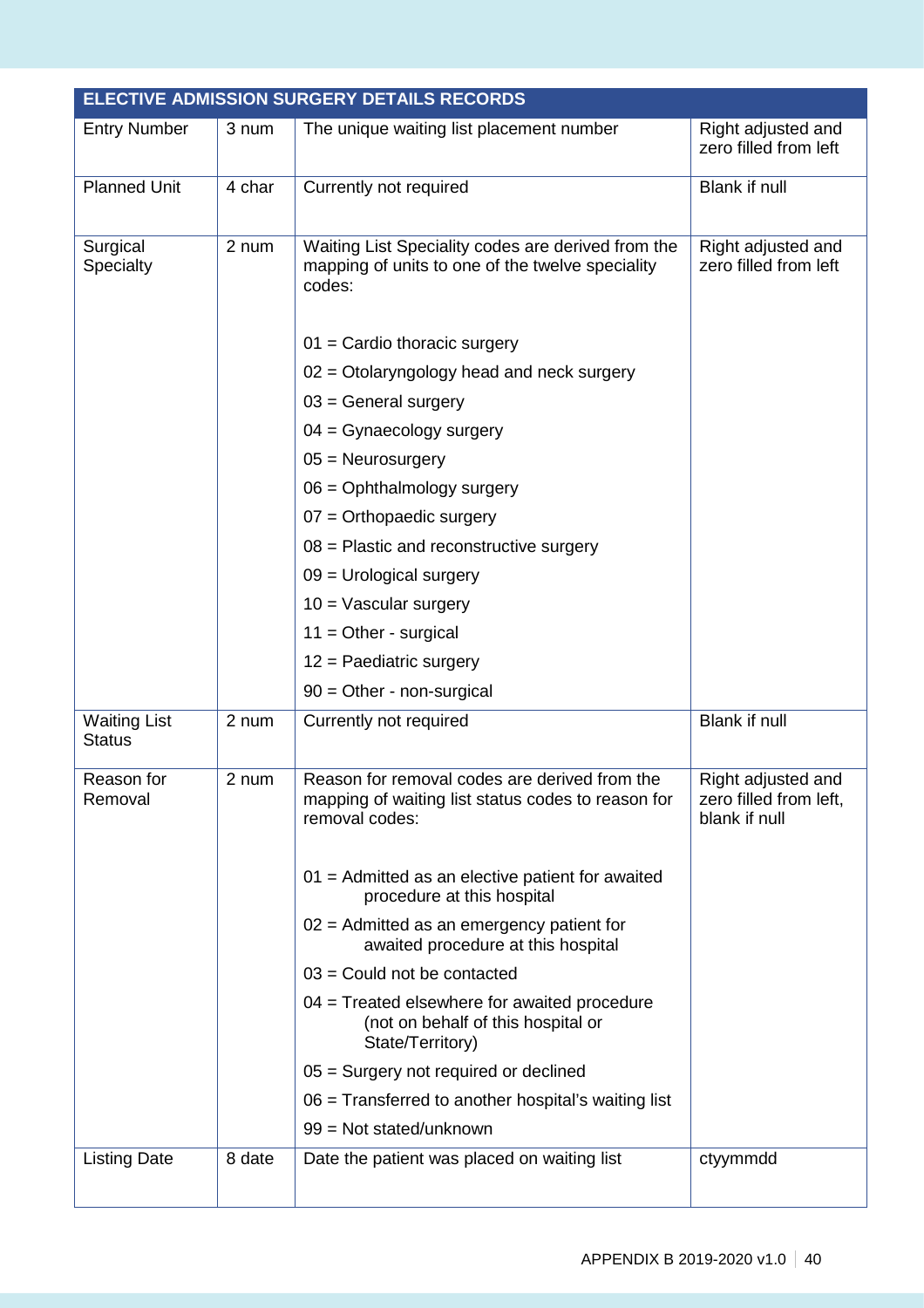| ELECTIVE ADMISSION SURGERY DETAILS RECORDS | | | |
|---|---|---|---|
| Entry Number | 3 num | The unique waiting list placement number | Right adjusted and zero filled from left |
| Planned Unit | 4 char | Currently not required | Blank if null |
| Surgical Specialty | 2 num | Waiting List Speciality codes are derived from the mapping of units to one of the twelve speciality codes:<br><br>01 = Cardio thoracic surgery<br>02 = Otolaryngology head and neck surgery<br>03 = General surgery<br>04 = Gynaecology surgery<br>05 = Neurosurgery<br>06 = Ophthalmology surgery<br>07 = Orthopaedic surgery<br>08 = Plastic and reconstructive surgery<br>09 = Urological surgery<br>10 = Vascular surgery<br>11 = Other - surgical<br>12 = Paediatric surgery<br>90 = Other - non-surgical | Right adjusted and zero filled from left |
| Waiting List Status | 2 num | Currently not required | Blank if null |
| Reason for Removal | 2 num | Reason for removal codes are derived from the mapping of waiting list status codes to reason for removal codes:<br><br>01 = Admitted as an elective patient for awaited procedure at this hospital<br>02 = Admitted as an emergency patient for awaited procedure at this hospital<br>03 = Could not be contacted<br>04 = Treated elsewhere for awaited procedure (not on behalf of this hospital or State/Territory)<br>05 = Surgery not required or declined<br>06 = Transferred to another hospital's waiting list<br>99 = Not stated/unknown | Right adjusted and zero filled from left, blank if null |
| Listing Date | 8 date | Date the patient was placed on waiting list | ctyymmdd |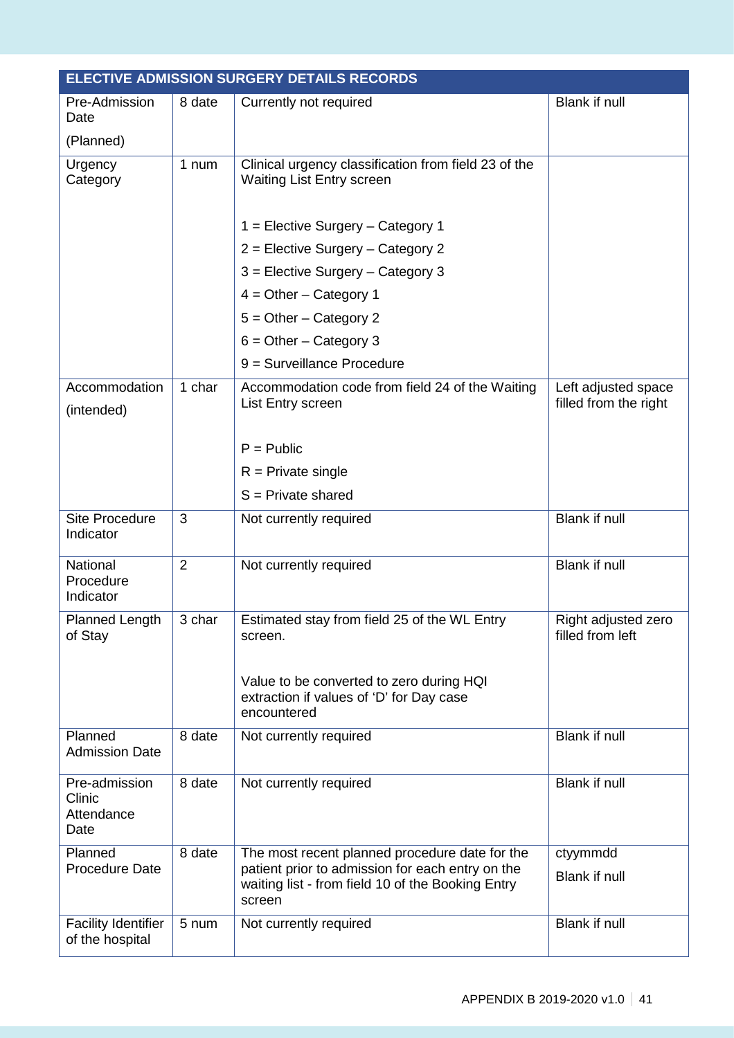| ELECTIVE ADMISSION SURGERY DETAILS RECORDS | | | |
|---|---|---|---|
| Pre-Admission Date (Planned) | 8 date | Currently not required | Blank if null |
| Urgency Category | 1 num | Clinical urgency classification from field 23 of the Waiting List Entry screen<br><br>1 = Elective Surgery – Category 1<br>2 = Elective Surgery – Category 2<br>3 = Elective Surgery – Category 3<br>4 = Other – Category 1<br>5 = Other – Category 2<br>6 = Other – Category 3<br>9 = Surveillance Procedure | |
| Accommodation (intended) | 1 char | Accommodation code from field 24 of the Waiting List Entry screen<br><br>P = Public<br>R = Private single<br>S = Private shared | Left adjusted space filled from the right |
| Site Procedure Indicator | 3 | Not currently required | Blank if null |
| National Procedure Indicator | 2 | Not currently required | Blank if null |
| Planned Length of Stay | 3 char | Estimated stay from field 25 of the WL Entry screen.<br><br>Value to be converted to zero during HQI extraction if values of 'D' for Day case encountered | Right adjusted zero filled from left |
| Planned Admission Date | 8 date | Not currently required | Blank if null |
| Pre-admission Clinic Attendance Date | 8 date | Not currently required | Blank if null |
| Planned Procedure Date | 8 date | The most recent planned procedure date for the patient prior to admission for each entry on the waiting list - from field 10 of the Booking Entry screen | ctyymmdd<br>Blank if null |
| Facility Identifier of the hospital | 5 num | Not currently required | Blank if null |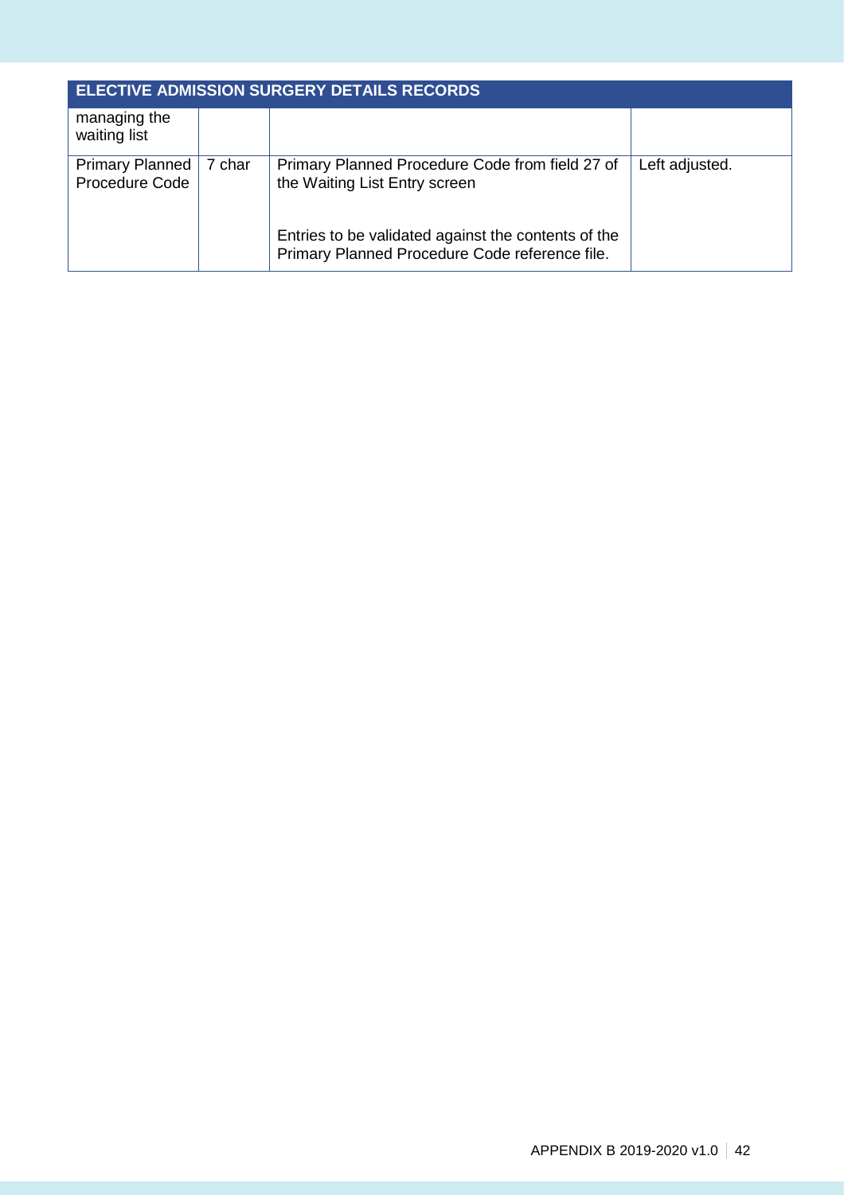| ELECTIVE ADMISSION SURGERY DETAILS RECORDS | | | |
|---|---|---|---|
| managing the waiting list | | | |
| Primary Planned Procedure Code | 7 char | Primary Planned Procedure Code from field 27 of the Waiting List Entry screen<br><br>Entries to be validated against the contents of the Primary Planned Procedure Code reference file. | Left adjusted. |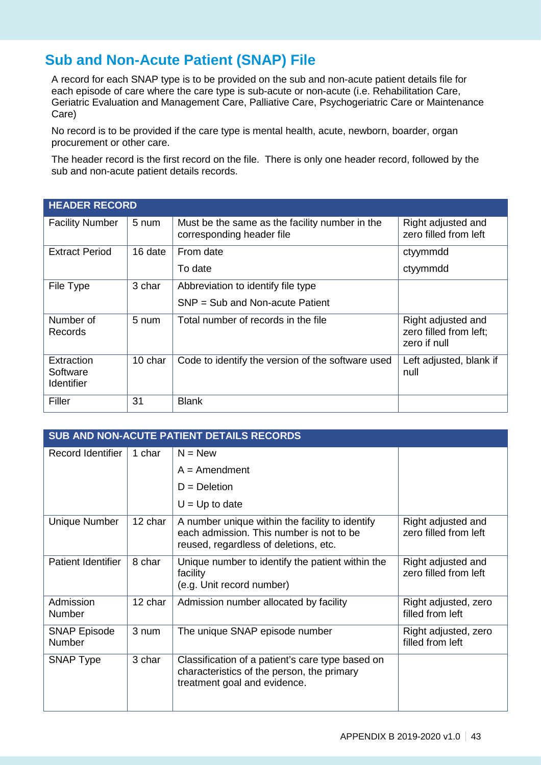## Sub and Non-Acute Patient (SNAP) File

A record for each SNAP type is to be provided on the sub and non-acute patient details file for each episode of care where the care type is sub-acute or non-acute (i.e. Rehabilitation Care, Geriatric Evaluation and Management Care, Palliative Care, Psychogeriatric Care or Maintenance Care)

No record is to be provided if the care type is mental health, acute, newborn, boarder, organ procurement or other care.

The header record is the first record on the file. There is only one header record, followed by the sub and non-acute patient details records.

| HEADER RECORD | | | |
|---|---|---|---|
| Facility Number | 5 num | Must be the same as the facility number in the corresponding header file | Right adjusted and zero filled from left |
| Extract Period | 16 date | From date<br>To date | ctyymmdd<br>ctyymmdd |
| File Type | 3 char | Abbreviation to identify file type<br>SNP = Sub and Non-acute Patient | |
| Number of Records | 5 num | Total number of records in the file | Right adjusted and zero filled from left; zero if null |
| Extraction Software Identifier | 10 char | Code to identify the version of the software used | Left adjusted, blank if null |
| Filler | 31 | Blank | |

| SUB AND NON-ACUTE PATIENT DETAILS RECORDS | | | |
|---|---|---|---|
| Record Identifier | 1 char | N = New<br>A = Amendment<br>D = Deletion<br>U = Up to date | |
| Unique Number | 12 char | A number unique within the facility to identify each admission. This number is not to be reused, regardless of deletions, etc. | Right adjusted and zero filled from left |
| Patient Identifier | 8 char | Unique number to identify the patient within the facility<br>(e.g. Unit record number) | Right adjusted and zero filled from left |
| Admission Number | 12 char | Admission number allocated by facility | Right adjusted, zero filled from left |
| SNAP Episode Number | 3 num | The unique SNAP episode number | Right adjusted, zero filled from left |
| SNAP Type | 3 char | Classification of a patient's care type based on characteristics of the person, the primary treatment goal and evidence. | |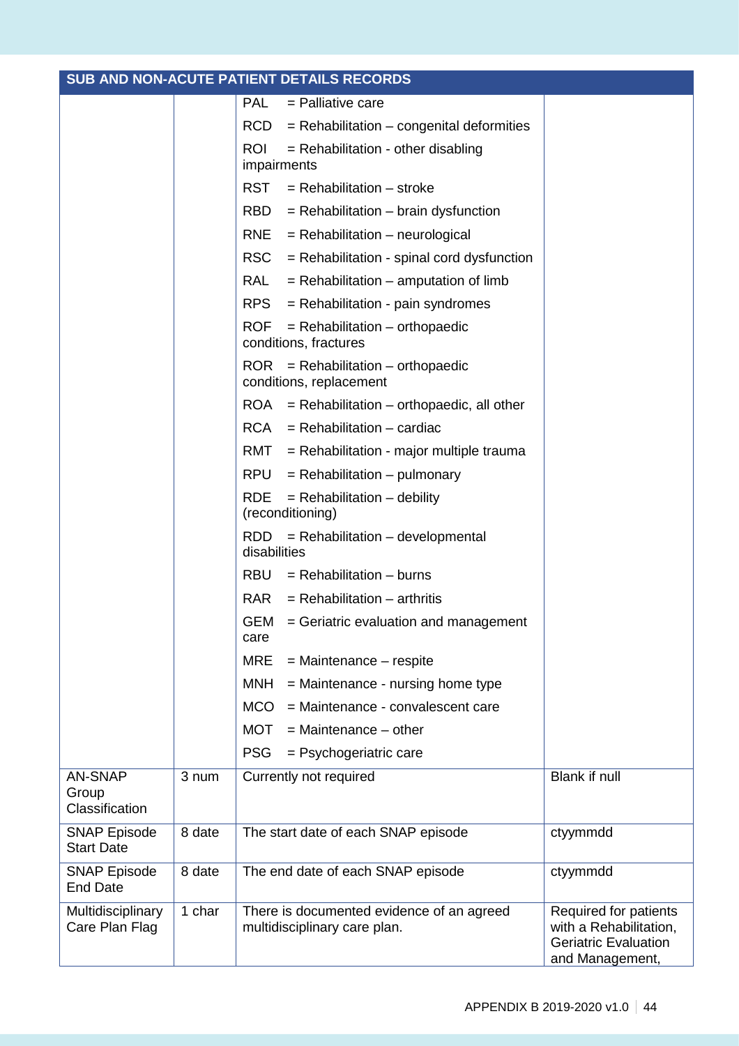| SUB AND NON-ACUTE PATIENT DETAILS RECORDS | | | |
|---|---|---|---|
| | | PAL = Palliative care<br>RCD = Rehabilitation – congenital deformities<br>ROI = Rehabilitation - other disabling impairments<br>RST = Rehabilitation – stroke<br>RBD = Rehabilitation – brain dysfunction<br>RNE = Rehabilitation – neurological<br>RSC = Rehabilitation - spinal cord dysfunction<br>RAL = Rehabilitation – amputation of limb<br>RPS = Rehabilitation - pain syndromes<br>ROF = Rehabilitation – orthopaedic conditions, fractures<br>ROR = Rehabilitation – orthopaedic conditions, replacement<br>ROA = Rehabilitation – orthopaedic, all other<br>RCA = Rehabilitation – cardiac<br>RMT = Rehabilitation - major multiple trauma<br>RPU = Rehabilitation – pulmonary<br>RDE = Rehabilitation – debility (reconditioning)<br>RDD = Rehabilitation – developmental disabilities<br>RBU = Rehabilitation – burns<br>RAR = Rehabilitation – arthritis<br>GEM = Geriatric evaluation and management care<br>MRE = Maintenance – respite<br>MNH = Maintenance - nursing home type<br>MCO = Maintenance - convalescent care<br>MOT = Maintenance – other<br>PSG = Psychogeriatric care | |
| AN-SNAP Group Classification | 3 num | Currently not required | Blank if null |
| SNAP Episode Start Date | 8 date | The start date of each SNAP episode | ctyymmdd |
| SNAP Episode End Date | 8 date | The end date of each SNAP episode | ctyymmdd |
| Multidisciplinary Care Plan Flag | 1 char | There is documented evidence of an agreed multidisciplinary care plan. | Required for patients with a Rehabilitation, Geriatric Evaluation and Management, |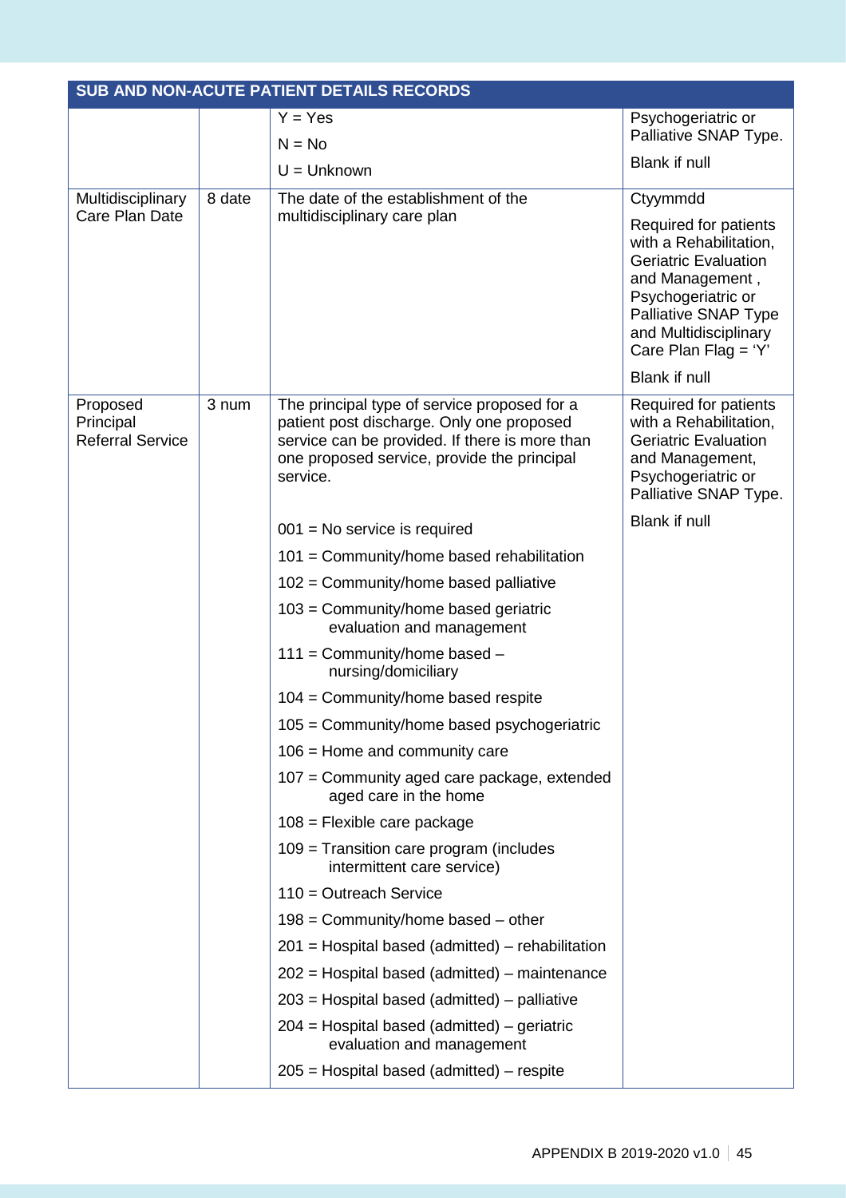| SUB AND NON-ACUTE PATIENT DETAILS RECORDS | | | |
|---|---|---|---|
| | | Y = Yes<br>N = No<br>U = Unknown | Psychogeriatric or Palliative SNAP Type.<br>Blank if null |
| Multidisciplinary Care Plan Date | 8 date | The date of the establishment of the multidisciplinary care plan | Ctyymmdd<br>Required for patients with a Rehabilitation, Geriatric Evaluation and Management , Psychogeriatric or Palliative SNAP Type and Multidisciplinary Care Plan Flag = 'Y'<br>Blank if null |
| Proposed Principal Referral Service | 3 num | The principal type of service proposed for a patient post discharge. Only one proposed service can be provided. If there is more than one proposed service, provide the principal service.<br>001 = No service is required<br>101 = Community/home based rehabilitation<br>102 = Community/home based palliative<br>103 = Community/home based geriatric evaluation and management<br>111 = Community/home based – nursing/domiciliary<br>104 = Community/home based respite<br>105 = Community/home based psychogeriatric<br>106 = Home and community care<br>107 = Community aged care package, extended aged care in the home<br>108 = Flexible care package<br>109 = Transition care program (includes intermittent care service)<br>110 = Outreach Service<br>198 = Community/home based – other<br>201 = Hospital based (admitted) – rehabilitation<br>202 = Hospital based (admitted) – maintenance<br>203 = Hospital based (admitted) – palliative<br>204 = Hospital based (admitted) – geriatric evaluation and management<br>205 = Hospital based (admitted) – respite | Required for patients with a Rehabilitation, Geriatric Evaluation and Management, Psychogeriatric or Palliative SNAP Type.<br>Blank if null |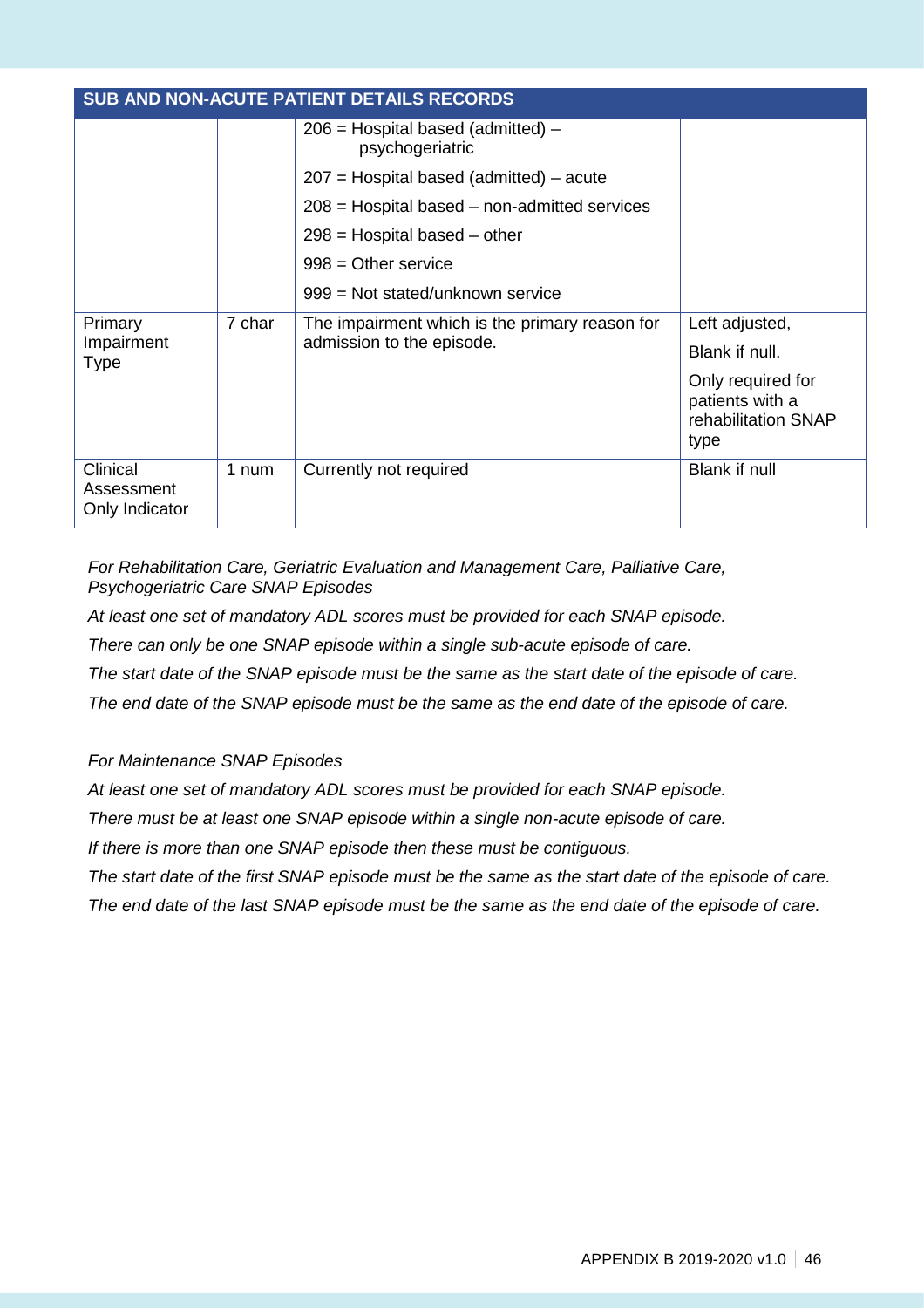| SUB AND NON-ACUTE PATIENT DETAILS RECORDS | | | |
|---|---|---|---|
| | | 206 = Hospital based (admitted) – psychogeriatric<br>207 = Hospital based (admitted) – acute<br>208 = Hospital based – non-admitted services<br>298 = Hospital based – other<br>998 = Other service<br>999 = Not stated/unknown service | |
| Primary Impairment Type | 7 char | The impairment which is the primary reason for admission to the episode. | Left adjusted,<br>Blank if null.<br>Only required for patients with a rehabilitation SNAP type |
| Clinical Assessment Only Indicator | 1 num | Currently not required | Blank if null |

*For Rehabilitation Care, Geriatric Evaluation and Management Care, Palliative Care, Psychogeriatric Care SNAP Episodes*

*At least one set of mandatory ADL scores must be provided for each SNAP episode.*

*There can only be one SNAP episode within a single sub-acute episode of care.*

*The start date of the SNAP episode must be the same as the start date of the episode of care.*

*The end date of the SNAP episode must be the same as the end date of the episode of care.*

*For Maintenance SNAP Episodes*

*At least one set of mandatory ADL scores must be provided for each SNAP episode.*

*There must be at least one SNAP episode within a single non-acute episode of care.*

*If there is more than one SNAP episode then these must be contiguous.*

*The start date of the first SNAP episode must be the same as the start date of the episode of care.*

*The end date of the last SNAP episode must be the same as the end date of the episode of care.*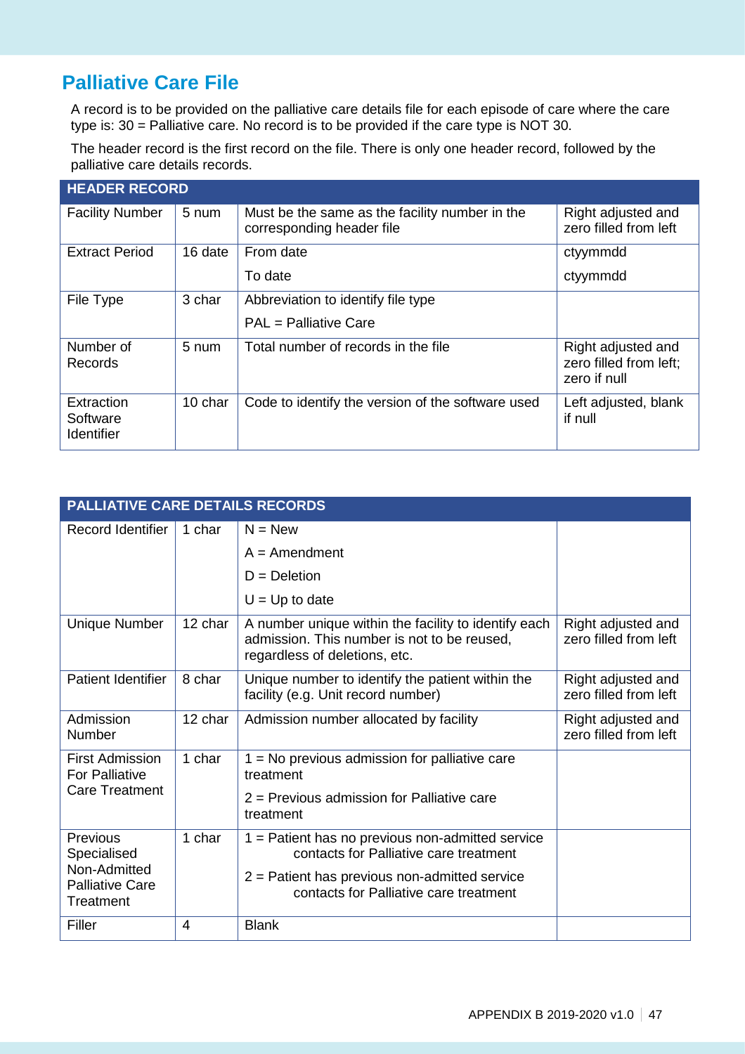## Palliative Care File

A record is to be provided on the palliative care details file for each episode of care where the care type is: 30 = Palliative care. No record is to be provided if the care type is NOT 30.

The header record is the first record on the file. There is only one header record, followed by the palliative care details records.

| HEADER RECORD | | | |
|---|---|---|---|
| Facility Number | 5 num | Must be the same as the facility number in the corresponding header file | Right adjusted and zero filled from left |
| Extract Period | 16 date | From date<br>To date | ctyymmdd<br>ctyymmdd |
| File Type | 3 char | Abbreviation to identify file type<br>PAL = Palliative Care | |
| Number of Records | 5 num | Total number of records in the file | Right adjusted and zero filled from left; zero if null |
| Extraction Software Identifier | 10 char | Code to identify the version of the software used | Left adjusted, blank if null |

| PALLIATIVE CARE DETAILS RECORDS | | | |
|---|---|---|---|
| Record Identifier | 1 char | N = New<br>A = Amendment<br>D = Deletion<br>U = Up to date | |
| Unique Number | 12 char | A number unique within the facility to identify each admission. This number is not to be reused, regardless of deletions, etc. | Right adjusted and zero filled from left |
| Patient Identifier | 8 char | Unique number to identify the patient within the facility (e.g. Unit record number) | Right adjusted and zero filled from left |
| Admission Number | 12 char | Admission number allocated by facility | Right adjusted and zero filled from left |
| First Admission For Palliative Care Treatment | 1 char | 1 = No previous admission for palliative care treatment<br>2 = Previous admission for Palliative care treatment | |
| Previous Specialised Non-Admitted Palliative Care Treatment | 1 char | 1 = Patient has no previous non-admitted service contacts for Palliative care treatment<br>2 = Patient has previous non-admitted service contacts for Palliative care treatment | |
| Filler | 4 | Blank | |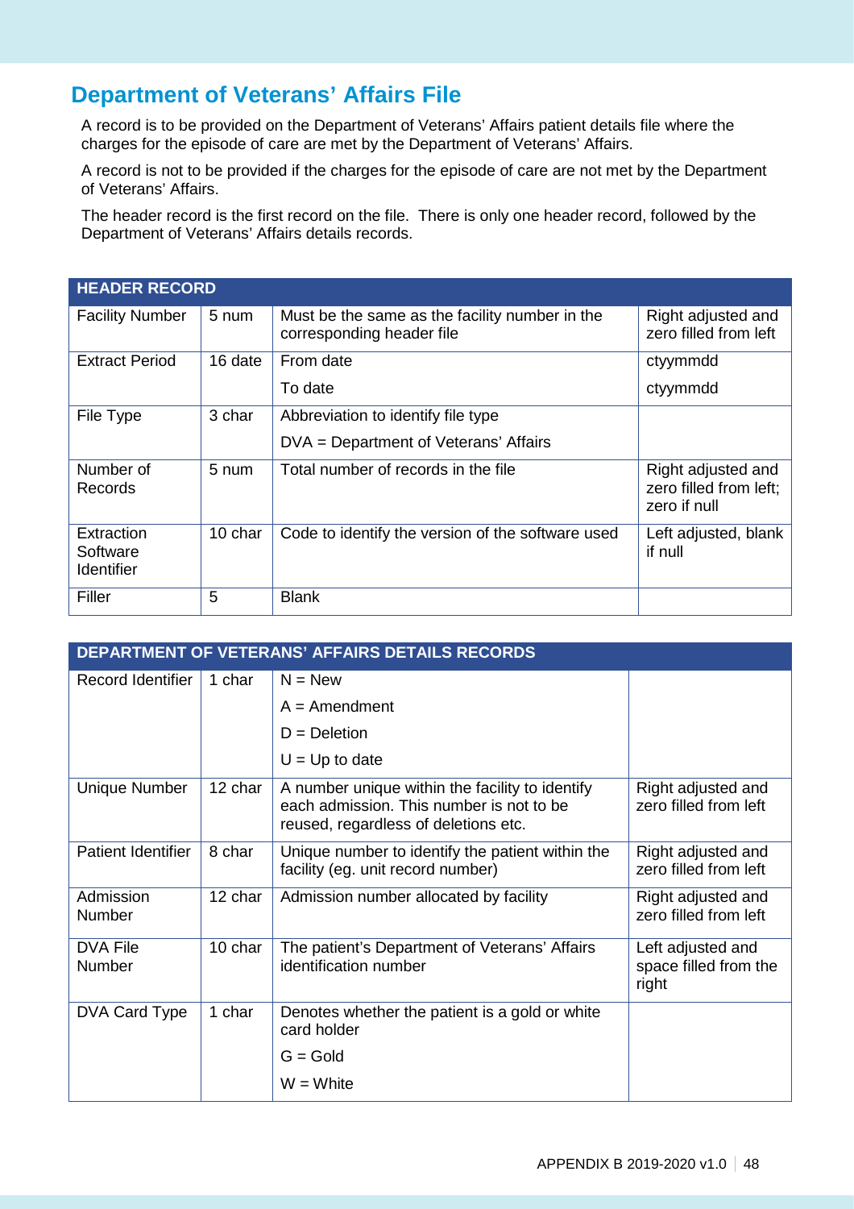## Department of Veterans' Affairs File

A record is to be provided on the Department of Veterans' Affairs patient details file where the charges for the episode of care are met by the Department of Veterans' Affairs.

A record is not to be provided if the charges for the episode of care are not met by the Department of Veterans' Affairs.

The header record is the first record on the file. There is only one header record, followed by the Department of Veterans' Affairs details records.

| HEADER RECORD | | | |
|---|---|---|---|
| Facility Number | 5 num | Must be the same as the facility number in the corresponding header file | Right adjusted and zero filled from left |
| Extract Period | 16 date | From date<br>To date | ctyymmdd<br>ctyymmdd |
| File Type | 3 char | Abbreviation to identify file type<br>DVA = Department of Veterans' Affairs | |
| Number of Records | 5 num | Total number of records in the file | Right adjusted and zero filled from left; zero if null |
| Extraction Software Identifier | 10 char | Code to identify the version of the software used | Left adjusted, blank if null |
| Filler | 5 | Blank | |

| DEPARTMENT OF VETERANS' AFFAIRS DETAILS RECORDS | | | |
|---|---|---|---|
| Record Identifier | 1 char | N = New<br>A = Amendment<br>D = Deletion<br>U = Up to date | |
| Unique Number | 12 char | A number unique within the facility to identify each admission. This number is not to be reused, regardless of deletions etc. | Right adjusted and zero filled from left |
| Patient Identifier | 8 char | Unique number to identify the patient within the facility (eg. unit record number) | Right adjusted and zero filled from left |
| Admission Number | 12 char | Admission number allocated by facility | Right adjusted and zero filled from left |
| DVA File Number | 10 char | The patient's Department of Veterans' Affairs identification number | Left adjusted and space filled from the right |
| DVA Card Type | 1 char | Denotes whether the patient is a gold or white card holder<br>G = Gold<br>W = White | |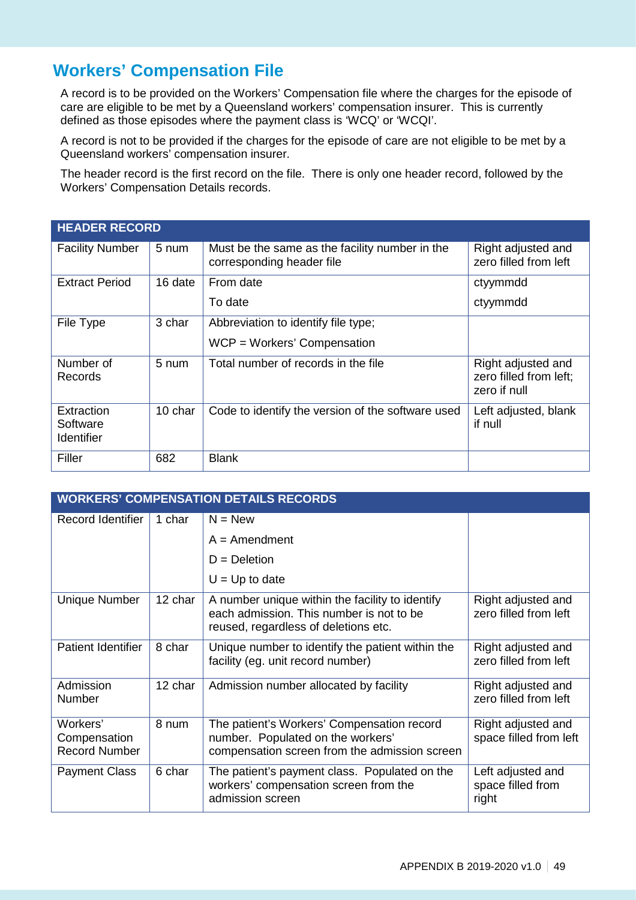## Workers' Compensation File

A record is to be provided on the Workers' Compensation file where the charges for the episode of care are eligible to be met by a Queensland workers' compensation insurer. This is currently defined as those episodes where the payment class is 'WCQ' or 'WCQI'.

A record is not to be provided if the charges for the episode of care are not eligible to be met by a Queensland workers' compensation insurer.

The header record is the first record on the file. There is only one header record, followed by the Workers' Compensation Details records.

| HEADER RECORD | | | |
|---|---|---|---|
| Facility Number | 5 num | Must be the same as the facility number in the corresponding header file | Right adjusted and zero filled from left |
| Extract Period | 16 date | From date<br>To date | ctyymmdd<br>ctyymmdd |
| File Type | 3 char | Abbreviation to identify file type;<br>WCP = Workers' Compensation | |
| Number of Records | 5 num | Total number of records in the file | Right adjusted and zero filled from left; zero if null |
| Extraction Software Identifier | 10 char | Code to identify the version of the software used | Left adjusted, blank if null |
| Filler | 682 | Blank | |

| WORKERS' COMPENSATION DETAILS RECORDS | | | |
|---|---|---|---|
| Record Identifier | 1 char | N = New<br>A = Amendment<br>D = Deletion<br>U = Up to date | |
| Unique Number | 12 char | A number unique within the facility to identify each admission. This number is not to be reused, regardless of deletions etc. | Right adjusted and zero filled from left |
| Patient Identifier | 8 char | Unique number to identify the patient within the facility (eg. unit record number) | Right adjusted and zero filled from left |
| Admission Number | 12 char | Admission number allocated by facility | Right adjusted and zero filled from left |
| Workers' Compensation Record Number | 8 num | The patient's Workers' Compensation record number. Populated on the workers' compensation screen from the admission screen | Right adjusted and space filled from left |
| Payment Class | 6 char | The patient's payment class. Populated on the workers' compensation screen from the admission screen | Left adjusted and space filled from right |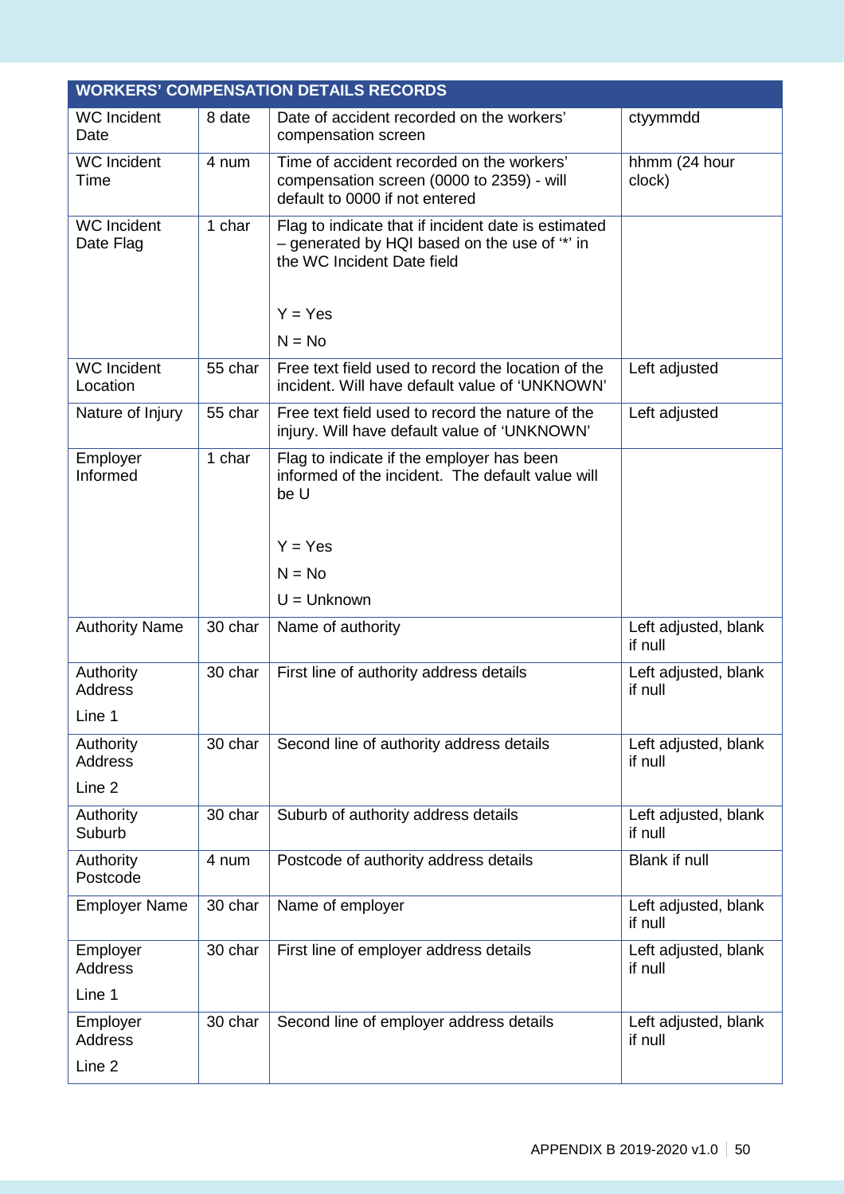| WORKERS' COMPENSATION DETAILS RECORDS | | | |
|---|---|---|---|
| WC Incident Date | 8 date | Date of accident recorded on the workers' compensation screen | ctyymmdd |
| WC Incident Time | 4 num | Time of accident recorded on the workers' compensation screen (0000 to 2359) - will default to 0000 if not entered | hhmm (24 hour clock) |
| WC Incident Date Flag | 1 char | Flag to indicate that if incident date is estimated – generated by HQI based on the use of '*' in the WC Incident Date field<br><br>Y = Yes<br>N = No | |
| WC Incident Location | 55 char | Free text field used to record the location of the incident. Will have default value of 'UNKNOWN' | Left adjusted |
| Nature of Injury | 55 char | Free text field used to record the nature of the injury. Will have default value of 'UNKNOWN' | Left adjusted |
| Employer Informed | 1 char | Flag to indicate if the employer has been informed of the incident. The default value will be U<br><br>Y = Yes<br>N = No<br>U = Unknown | |
| Authority Name | 30 char | Name of authority | Left adjusted, blank if null |
| Authority Address Line 1 | 30 char | First line of authority address details | Left adjusted, blank if null |
| Authority Address Line 2 | 30 char | Second line of authority address details | Left adjusted, blank if null |
| Authority Suburb | 30 char | Suburb of authority address details | Left adjusted, blank if null |
| Authority Postcode | 4 num | Postcode of authority address details | Blank if null |
| Employer Name | 30 char | Name of employer | Left adjusted, blank if null |
| Employer Address Line 1 | 30 char | First line of employer address details | Left adjusted, blank if null |
| Employer Address Line 2 | 30 char | Second line of employer address details | Left adjusted, blank if null |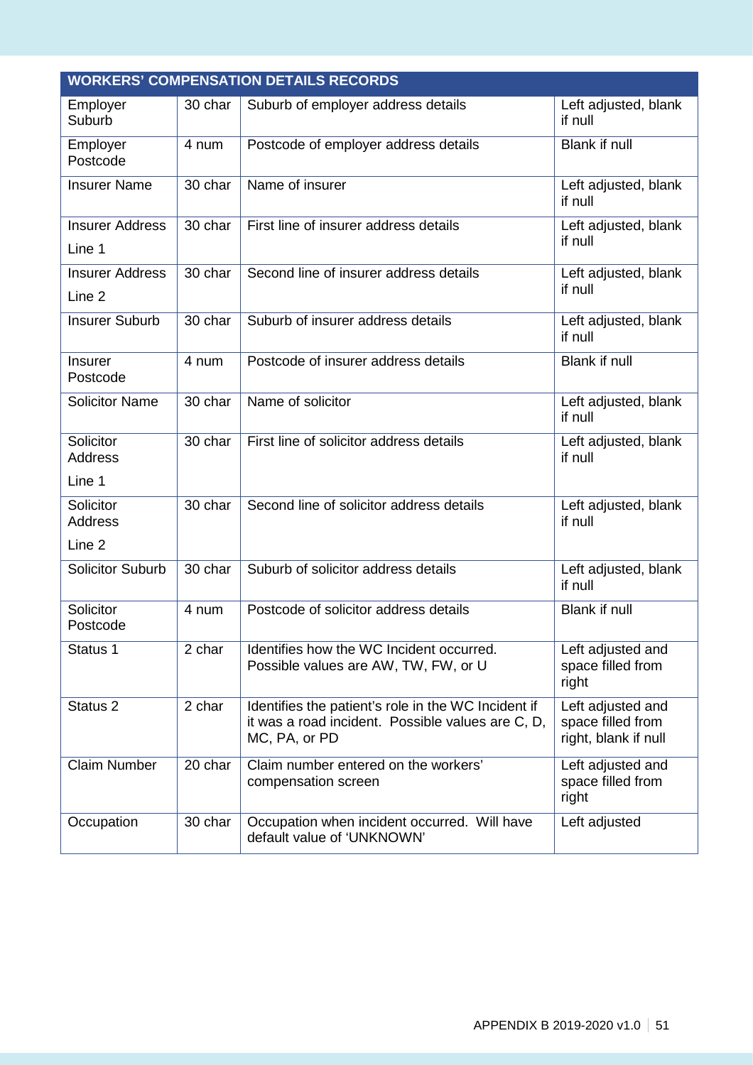| WORKERS' COMPENSATION DETAILS RECORDS | | | |
|---|---|---|---|
| Employer Suburb | 30 char | Suburb of employer address details | Left adjusted, blank if null |
| Employer Postcode | 4 num | Postcode of employer address details | Blank if null |
| Insurer Name | 30 char | Name of insurer | Left adjusted, blank if null |
| Insurer Address Line 1 | 30 char | First line of insurer address details | Left adjusted, blank if null |
| Insurer Address Line 2 | 30 char | Second line of insurer address details | Left adjusted, blank if null |
| Insurer Suburb | 30 char | Suburb of insurer address details | Left adjusted, blank if null |
| Insurer Postcode | 4 num | Postcode of insurer address details | Blank if null |
| Solicitor Name | 30 char | Name of solicitor | Left adjusted, blank if null |
| Solicitor Address Line 1 | 30 char | First line of solicitor address details | Left adjusted, blank if null |
| Solicitor Address Line 2 | 30 char | Second line of solicitor address details | Left adjusted, blank if null |
| Solicitor Suburb | 30 char | Suburb of solicitor address details | Left adjusted, blank if null |
| Solicitor Postcode | 4 num | Postcode of solicitor address details | Blank if null |
| Status 1 | 2 char | Identifies how the WC Incident occurred. Possible values are AW, TW, FW, or U | Left adjusted and space filled from right |
| Status 2 | 2 char | Identifies the patient's role in the WC Incident if it was a road incident. Possible values are C, D, MC, PA, or PD | Left adjusted and space filled from right, blank if null |
| Claim Number | 20 char | Claim number entered on the workers' compensation screen | Left adjusted and space filled from right |
| Occupation | 30 char | Occupation when incident occurred. Will have default value of 'UNKNOWN' | Left adjusted |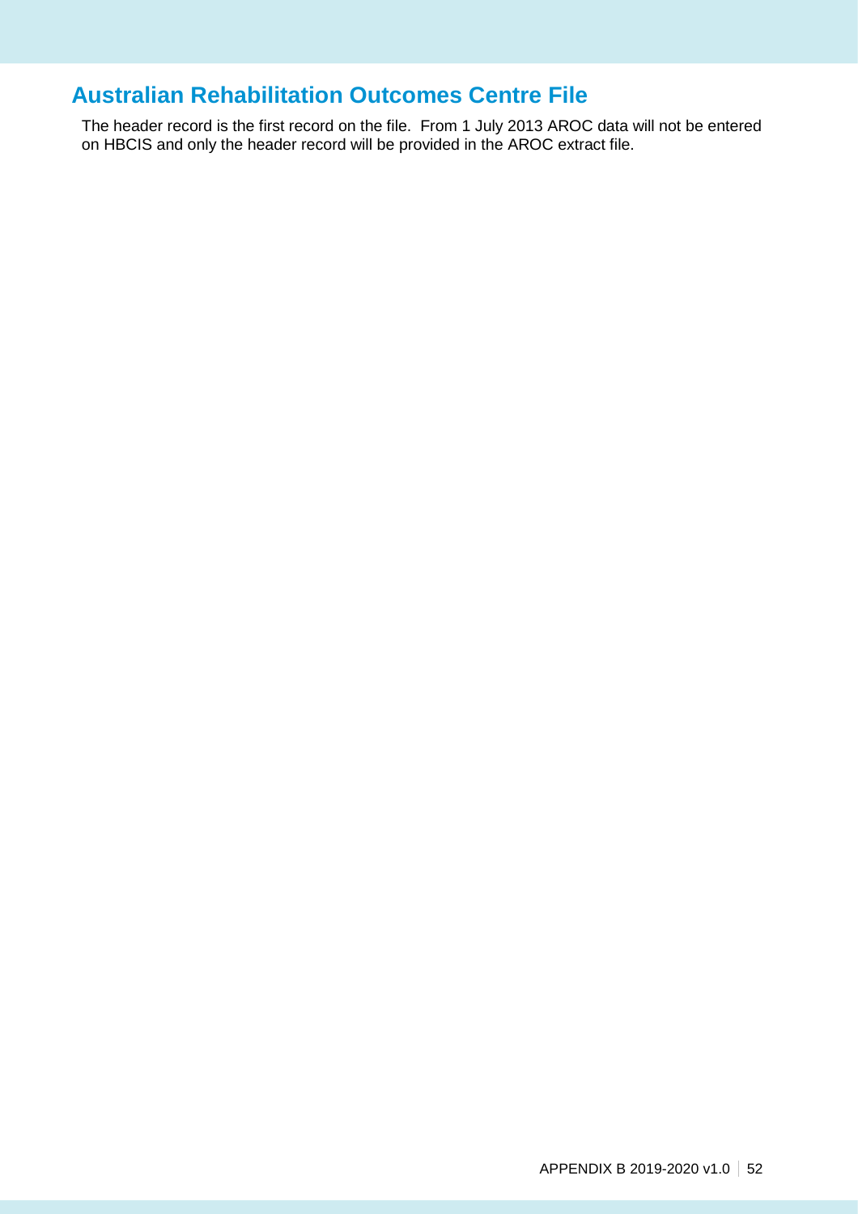## Australian Rehabilitation Outcomes Centre File

The header record is the first record on the file. From 1 July 2013 AROC data will not be entered on HBCIS and only the header record will be provided in the AROC extract file.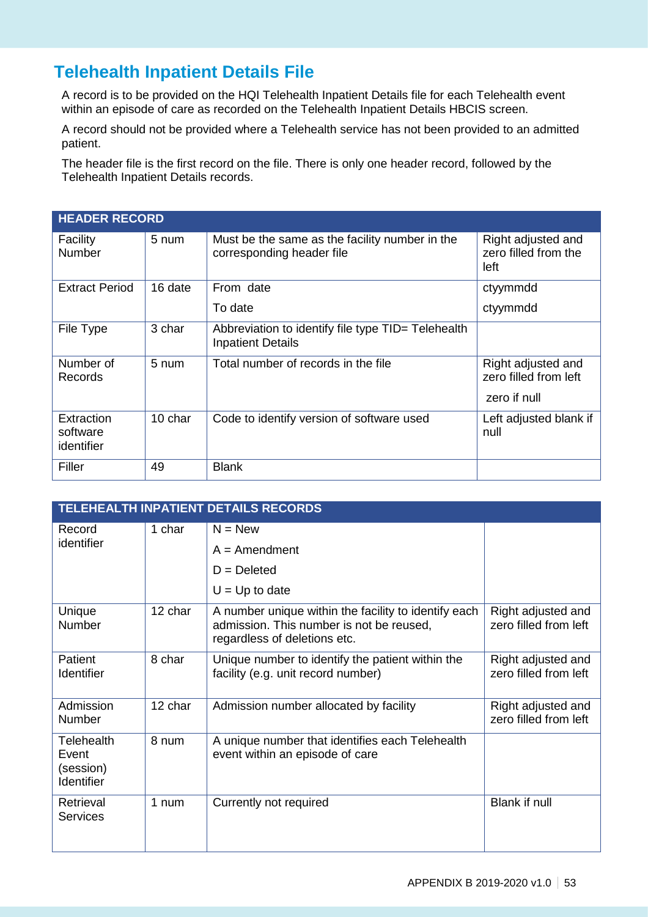## Telehealth Inpatient Details File

A record is to be provided on the HQI Telehealth Inpatient Details file for each Telehealth event within an episode of care as recorded on the Telehealth Inpatient Details HBCIS screen.

A record should not be provided where a Telehealth service has not been provided to an admitted patient.

The header file is the first record on the file. There is only one header record, followed by the Telehealth Inpatient Details records.

| HEADER RECORD | | | |
|---|---|---|---|
| Facility Number | 5 num | Must be the same as the facility number in the corresponding header file | Right adjusted and zero filled from the left |
| Extract Period | 16 date | From date<br>To date | ctyymmdd<br>ctyymmdd |
| File Type | 3 char | Abbreviation to identify file type TID= Telehealth Inpatient Details | |
| Number of Records | 5 num | Total number of records in the file | Right adjusted and zero filled from left<br>zero if null |
| Extraction software identifier | 10 char | Code to identify version of software used | Left adjusted blank if null |
| Filler | 49 | Blank | |

| TELEHEALTH INPATIENT DETAILS RECORDS | | | |
|---|---|---|---|
| Record identifier | 1 char | N = New<br>A = Amendment<br>D = Deleted<br>U = Up to date | |
| Unique Number | 12 char | A number unique within the facility to identify each admission. This number is not be reused, regardless of deletions etc. | Right adjusted and zero filled from left |
| Patient Identifier | 8 char | Unique number to identify the patient within the facility (e.g. unit record number) | Right adjusted and zero filled from left |
| Admission Number | 12 char | Admission number allocated by facility | Right adjusted and zero filled from left |
| Telehealth Event (session) Identifier | 8 num | A unique number that identifies each Telehealth event within an episode of care | |
| Retrieval Services | 1 num | Currently not required | Blank if null |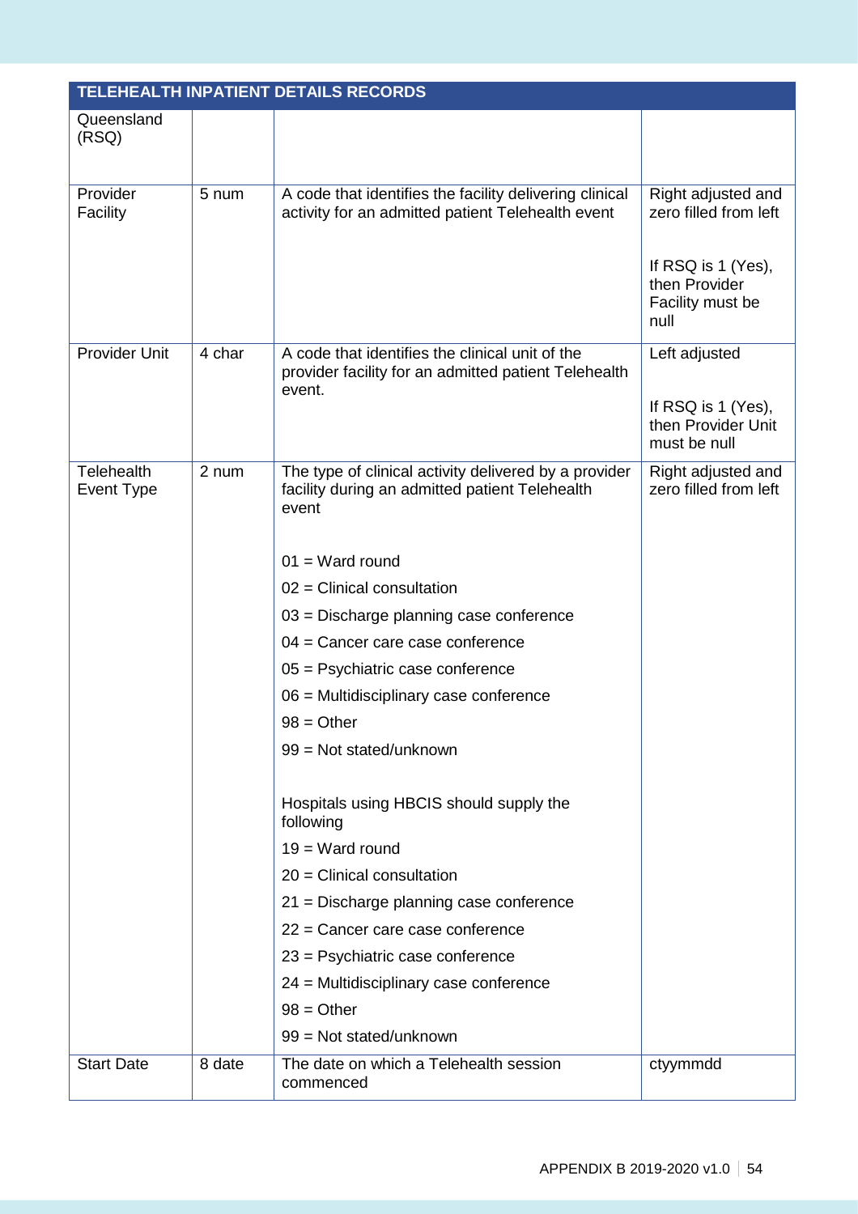| TELEHEALTH INPATIENT DETAILS RECORDS | | | |
|---|---|---|---|
| Queensland (RSQ) | | | |
| Provider Facility | 5 num | A code that identifies the facility delivering clinical activity for an admitted patient Telehealth event | Right adjusted and zero filled from left<br><br>If RSQ is 1 (Yes), then Provider Facility must be null |
| Provider Unit | 4 char | A code that identifies the clinical unit of the provider facility for an admitted patient Telehealth event. | Left adjusted<br><br>If RSQ is 1 (Yes), then Provider Unit must be null |
| Telehealth Event Type | 2 num | The type of clinical activity delivered by a provider facility during an admitted patient Telehealth event<br><br>01 = Ward round<br>02 = Clinical consultation<br>03 = Discharge planning case conference<br>04 = Cancer care case conference<br>05 = Psychiatric case conference<br>06 = Multidisciplinary case conference<br>98 = Other<br>99 = Not stated/unknown<br><br>Hospitals using HBCIS should supply the following<br>19 = Ward round<br>20 = Clinical consultation<br>21 = Discharge planning case conference<br>22 = Cancer care case conference<br>23 = Psychiatric case conference<br>24 = Multidisciplinary case conference<br>98 = Other<br>99 = Not stated/unknown | Right adjusted and zero filled from left |
| Start Date | 8 date | The date on which a Telehealth session commenced | ctyymmdd |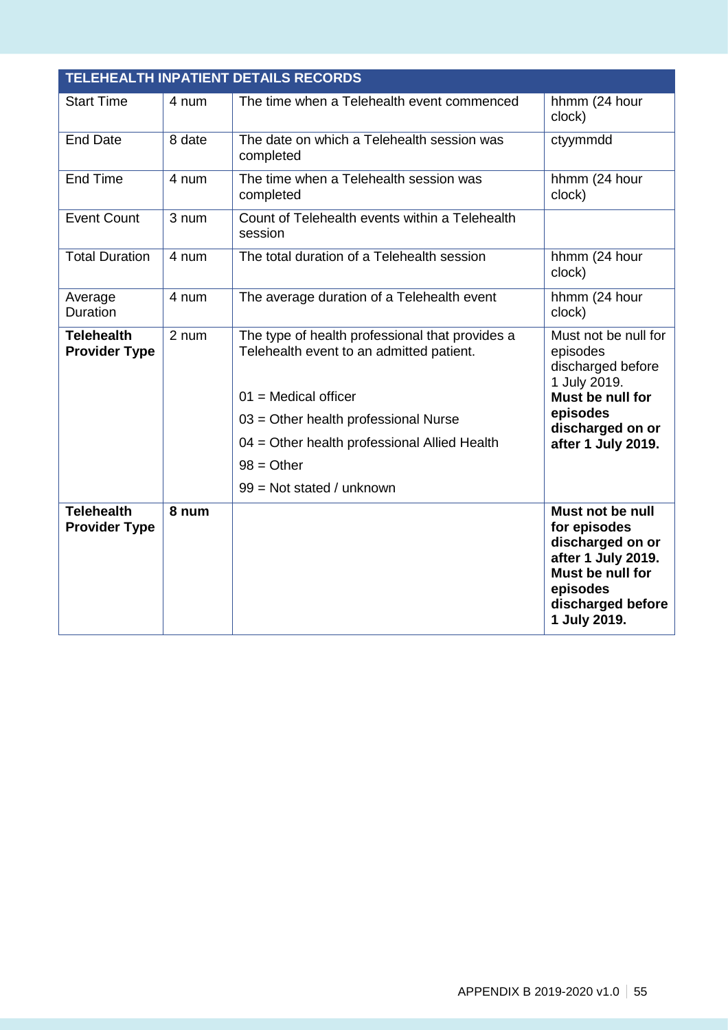| TELEHEALTH INPATIENT DETAILS RECORDS | | | |
|---|---|---|---|
| Start Time | 4 num | The time when a Telehealth event commenced | hhmm (24 hour clock) |
| End Date | 8 date | The date on which a Telehealth session was completed | ctyymmdd |
| End Time | 4 num | The time when a Telehealth session was completed | hhmm (24 hour clock) |
| Event Count | 3 num | Count of Telehealth events within a Telehealth session | |
| Total Duration | 4 num | The total duration of a Telehealth session | hhmm (24 hour clock) |
| Average Duration | 4 num | The average duration of a Telehealth event | hhmm (24 hour clock) |
| **Telehealth Provider Type** | 2 num | The type of health professional that provides a Telehealth event to an admitted patient.<br><br>01 = Medical officer<br>03 = Other health professional Nurse<br>04 = Other health professional Allied Health<br>98 = Other<br>99 = Not stated / unknown | Must not be null for episodes discharged before 1 July 2019. **Must be null for episodes discharged on or after 1 July 2019.** |
| **Telehealth Provider Type** | **8 num** | | **Must not be null for episodes discharged on or after 1 July 2019. Must be null for episodes discharged before 1 July 2019.** |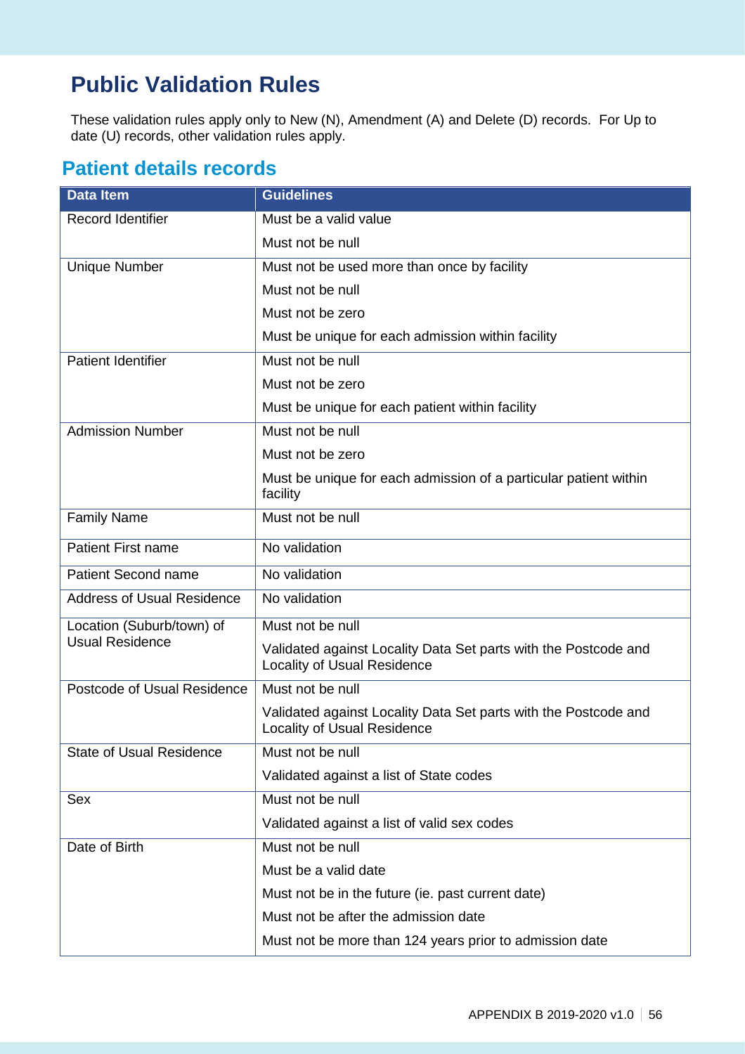# Public Validation Rules

These validation rules apply only to New (N), Amendment (A) and Delete (D) records. For Up to date (U) records, other validation rules apply.

## Patient details records

| Data Item | Guidelines |
|---|---|
| Record Identifier | Must be a valid value<br>Must not be null |
| Unique Number | Must not be used more than once by facility<br>Must not be null<br>Must not be zero<br>Must be unique for each admission within facility |
| Patient Identifier | Must not be null<br>Must not be zero<br>Must be unique for each patient within facility |
| Admission Number | Must not be null<br>Must not be zero<br>Must be unique for each admission of a particular patient within facility |
| Family Name | Must not be null |
| Patient First name | No validation |
| Patient Second name | No validation |
| Address of Usual Residence | No validation |
| Location (Suburb/town) of Usual Residence | Must not be null<br>Validated against Locality Data Set parts with the Postcode and Locality of Usual Residence |
| Postcode of Usual Residence | Must not be null<br>Validated against Locality Data Set parts with the Postcode and Locality of Usual Residence |
| State of Usual Residence | Must not be null<br>Validated against a list of State codes |
| Sex | Must not be null<br>Validated against a list of valid sex codes |
| Date of Birth | Must not be null<br>Must be a valid date<br>Must not be in the future (ie. past current date)<br>Must not be after the admission date<br>Must not be more than 124 years prior to admission date |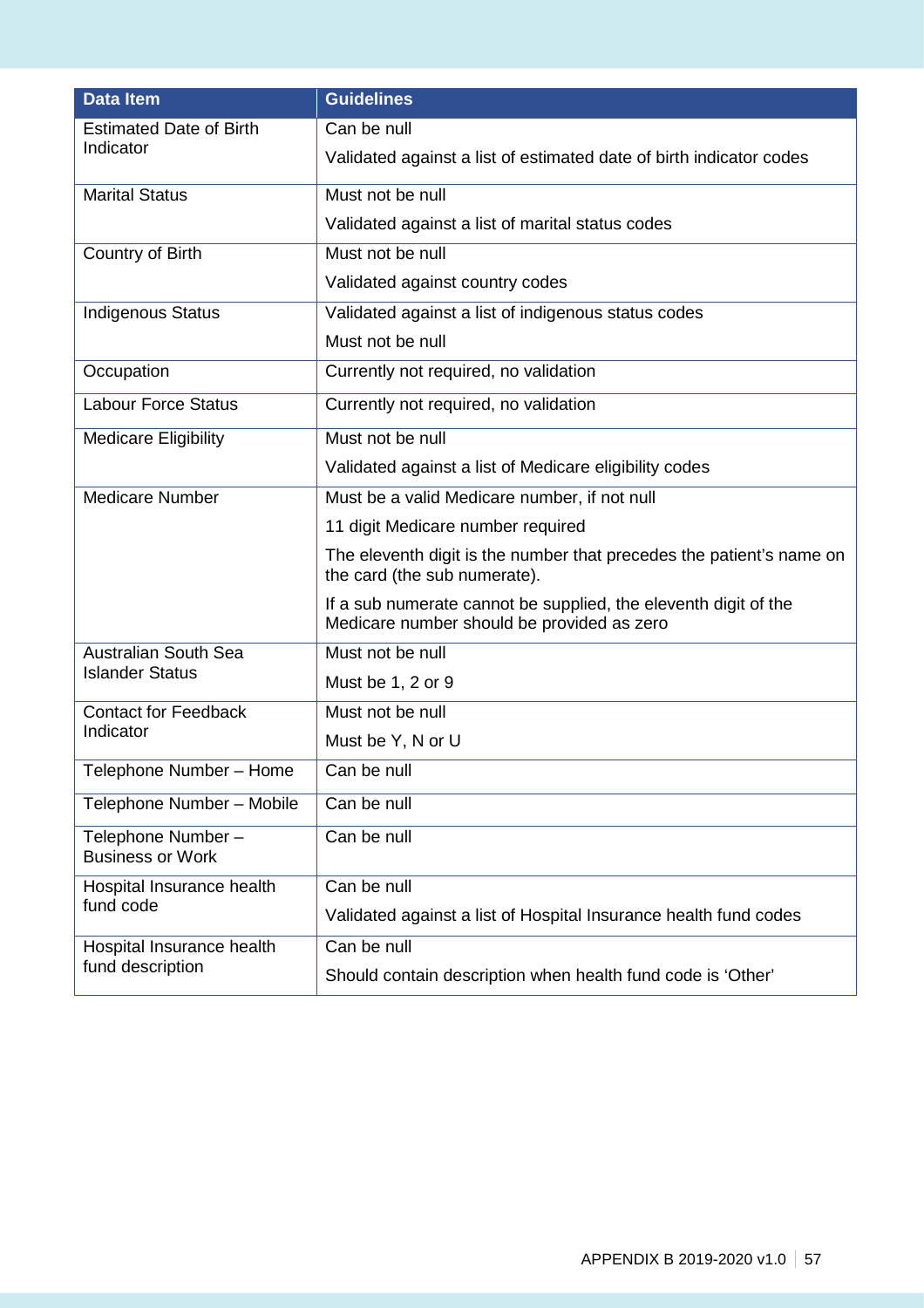| Data Item | Guidelines |
| --- | --- |
| Estimated Date of Birth Indicator | Can be null<br><br>Validated against a list of estimated date of birth indicator codes |
| Marital Status | Must not be null<br><br>Validated against a list of marital status codes |
| Country of Birth | Must not be null<br><br>Validated against country codes |
| Indigenous Status | Validated against a list of indigenous status codes<br><br>Must not be null |
| Occupation | Currently not required, no validation |
| Labour Force Status | Currently not required, no validation |
| Medicare Eligibility | Must not be null<br><br>Validated against a list of Medicare eligibility codes |
| Medicare Number | Must be a valid Medicare number, if not null<br><br>11 digit Medicare number required<br><br>The eleventh digit is the number that precedes the patient's name on the card (the sub numerate).<br><br>If a sub numerate cannot be supplied, the eleventh digit of the Medicare number should be provided as zero |
| Australian South Sea Islander Status | Must not be null<br><br>Must be 1, 2 or 9 |
| Contact for Feedback Indicator | Must not be null<br><br>Must be Y, N or U |
| Telephone Number – Home | Can be null |
| Telephone Number – Mobile | Can be null |
| Telephone Number – Business or Work | Can be null |
| Hospital Insurance health fund code | Can be null<br><br>Validated against a list of Hospital Insurance health fund codes |
| Hospital Insurance health fund description | Can be null<br><br>Should contain description when health fund code is 'Other' |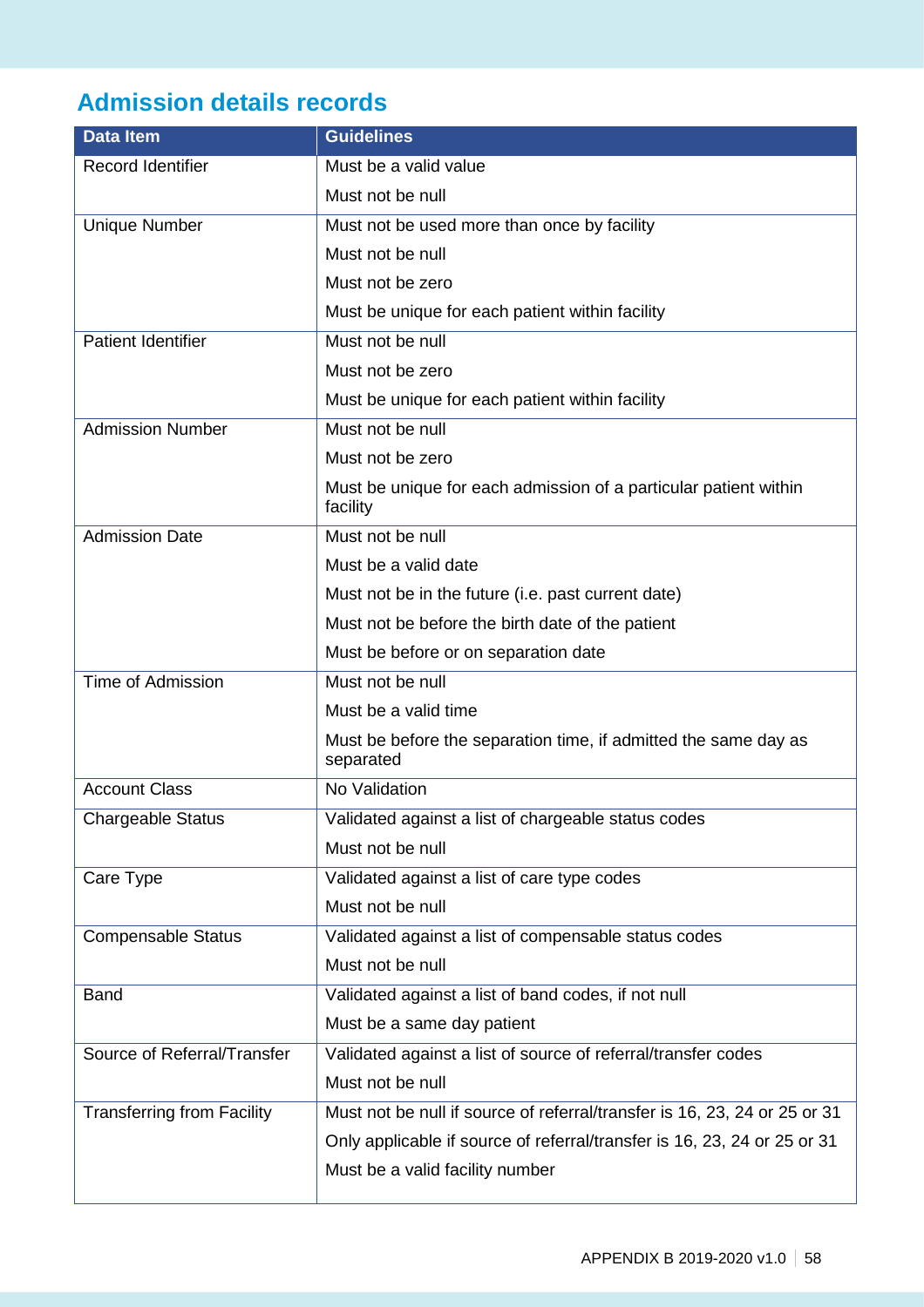## Admission details records

| Data Item | Guidelines |
|---|---|
| Record Identifier | Must be a valid value<br>Must not be null |
| Unique Number | Must not be used more than once by facility<br>Must not be null<br>Must not be zero<br>Must be unique for each patient within facility |
| Patient Identifier | Must not be null<br>Must not be zero<br>Must be unique for each patient within facility |
| Admission Number | Must not be null<br>Must not be zero<br>Must be unique for each admission of a particular patient within facility |
| Admission Date | Must not be null<br>Must be a valid date<br>Must not be in the future (i.e. past current date)<br>Must not be before the birth date of the patient<br>Must be before or on separation date |
| Time of Admission | Must not be null<br>Must be a valid time<br>Must be before the separation time, if admitted the same day as separated |
| Account Class | No Validation |
| Chargeable Status | Validated against a list of chargeable status codes<br>Must not be null |
| Care Type | Validated against a list of care type codes<br>Must not be null |
| Compensable Status | Validated against a list of compensable status codes<br>Must not be null |
| Band | Validated against a list of band codes, if not null<br>Must be a same day patient |
| Source of Referral/Transfer | Validated against a list of source of referral/transfer codes<br>Must not be null |
| Transferring from Facility | Must not be null if source of referral/transfer is 16, 23, 24 or 25 or 31<br>Only applicable if source of referral/transfer is 16, 23, 24 or 25 or 31<br>Must be a valid facility number |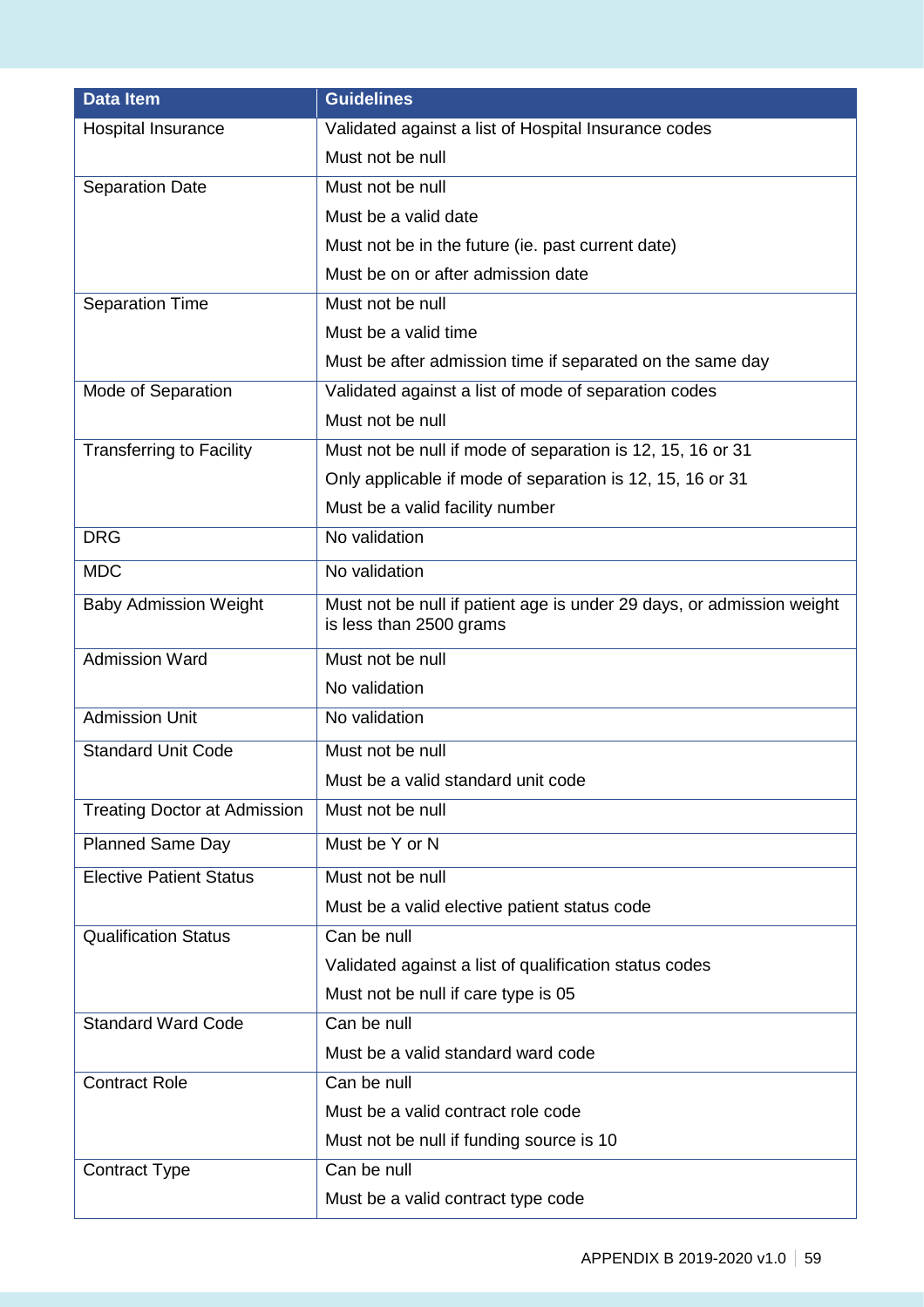| Data Item | Guidelines |
| --- | --- |
| Hospital Insurance | Validated against a list of Hospital Insurance codes<br>Must not be null |
| Separation Date | Must not be null<br>Must be a valid date<br>Must not be in the future (ie. past current date)<br>Must be on or after admission date |
| Separation Time | Must not be null<br>Must be a valid time<br>Must be after admission time if separated on the same day |
| Mode of Separation | Validated against a list of mode of separation codes<br>Must not be null |
| Transferring to Facility | Must not be null if mode of separation is 12, 15, 16 or 31<br>Only applicable if mode of separation is 12, 15, 16 or 31<br>Must be a valid facility number |
| DRG | No validation |
| MDC | No validation |
| Baby Admission Weight | Must not be null if patient age is under 29 days, or admission weight is less than 2500 grams |
| Admission Ward | Must not be null<br>No validation |
| Admission Unit | No validation |
| Standard Unit Code | Must not be null<br>Must be a valid standard unit code |
| Treating Doctor at Admission | Must not be null |
| Planned Same Day | Must be Y or N |
| Elective Patient Status | Must not be null<br>Must be a valid elective patient status code |
| Qualification Status | Can be null<br>Validated against a list of qualification status codes<br>Must not be null if care type is 05 |
| Standard Ward Code | Can be null<br>Must be a valid standard ward code |
| Contract Role | Can be null<br>Must be a valid contract role code<br>Must not be null if funding source is 10 |
| Contract Type | Can be null<br>Must be a valid contract type code |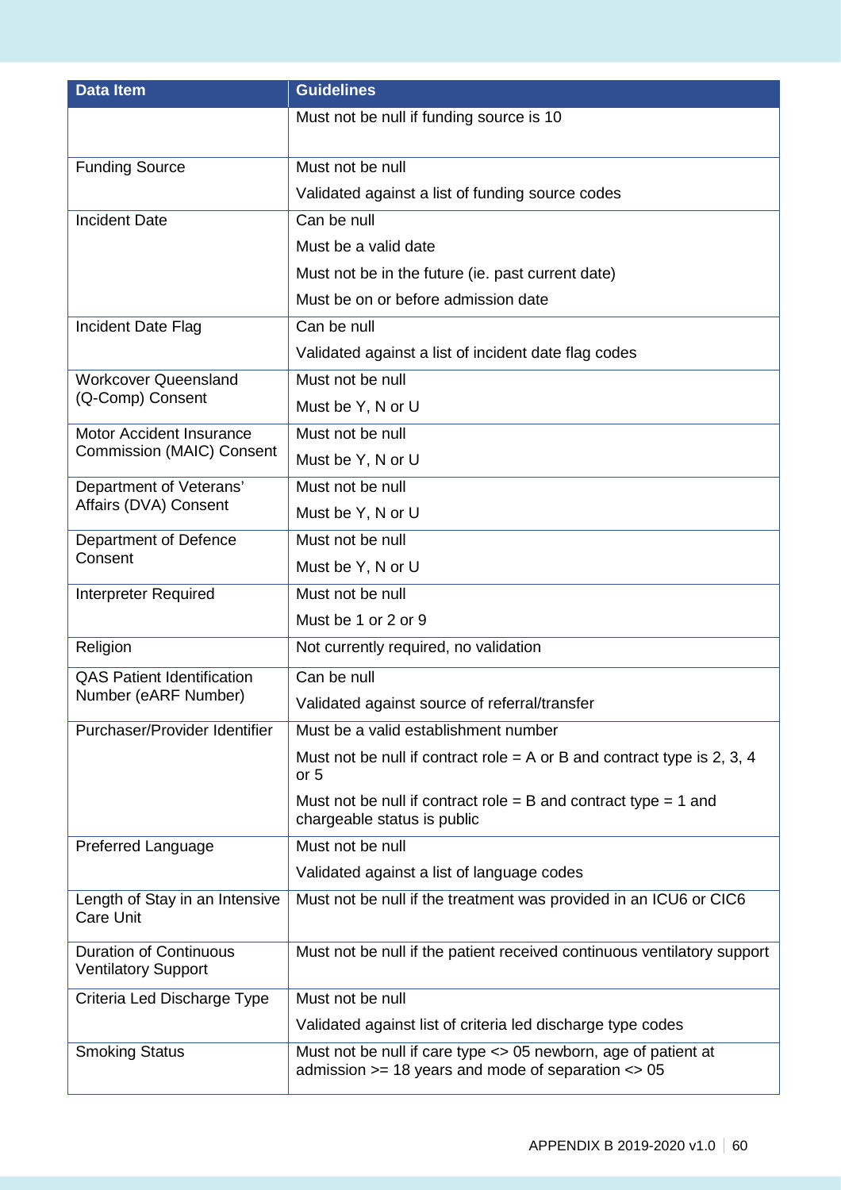| Data Item | Guidelines |
| --- | --- |
| | Must not be null if funding source is 10 |
| Funding Source | Must not be null<br>Validated against a list of funding source codes |
| Incident Date | Can be null<br>Must be a valid date<br>Must not be in the future (ie. past current date)<br>Must be on or before admission date |
| Incident Date Flag | Can be null<br>Validated against a list of incident date flag codes |
| Workcover Queensland (Q-Comp) Consent | Must not be null<br>Must be Y, N or U |
| Motor Accident Insurance Commission (MAIC) Consent | Must not be null<br>Must be Y, N or U |
| Department of Veterans' Affairs (DVA) Consent | Must not be null<br>Must be Y, N or U |
| Department of Defence Consent | Must not be null<br>Must be Y, N or U |
| Interpreter Required | Must not be null<br>Must be 1 or 2 or 9 |
| Religion | Not currently required, no validation |
| QAS Patient Identification Number (eARF Number) | Can be null<br>Validated against source of referral/transfer |
| Purchaser/Provider Identifier | Must be a valid establishment number<br>Must not be null if contract role = A or B and contract type is 2, 3, 4 or 5<br>Must not be null if contract role = B and contract type = 1 and chargeable status is public |
| Preferred Language | Must not be null<br>Validated against a list of language codes |
| Length of Stay in an Intensive Care Unit | Must not be null if the treatment was provided in an ICU6 or CIC6 |
| Duration of Continuous Ventilatory Support | Must not be null if the patient received continuous ventilatory support |
| Criteria Led Discharge Type | Must not be null<br>Validated against list of criteria led discharge type codes |
| Smoking Status | Must not be null if care type <> 05 newborn, age of patient at admission >= 18 years and mode of separation <> 05 |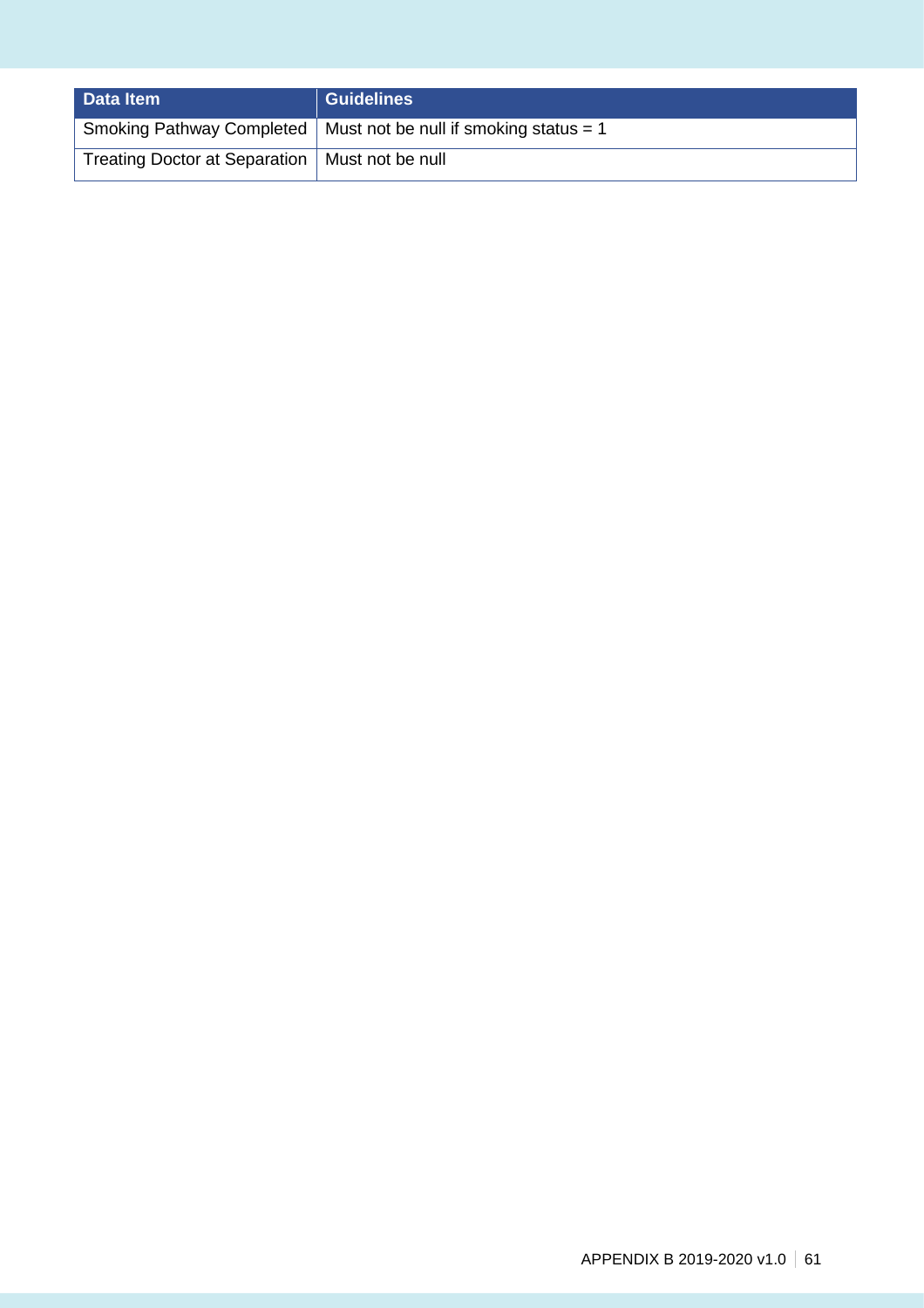| Data Item | Guidelines |
| --- | --- |
| Smoking Pathway Completed | Must not be null if smoking status = 1 |
| Treating Doctor at Separation | Must not be null |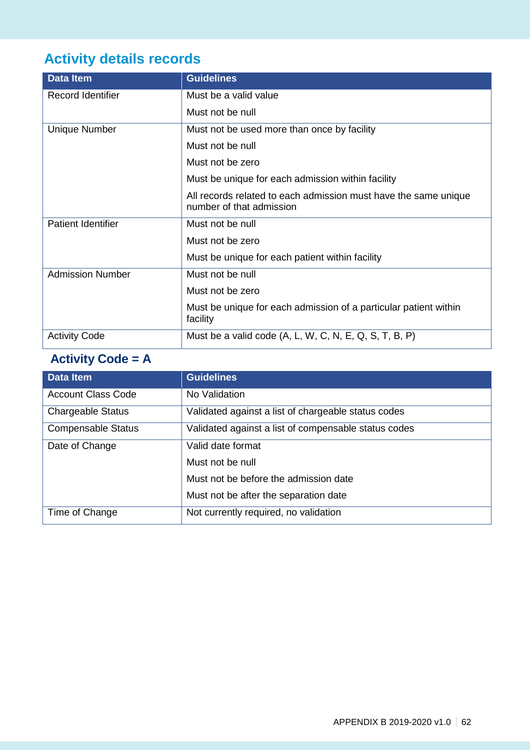## Activity details records

| Data Item | Guidelines |
|---|---|
| Record Identifier | Must be a valid value |
| | Must not be null |
| Unique Number | Must not be used more than once by facility |
| | Must not be null |
| | Must not be zero |
| | Must be unique for each admission within facility |
| | All records related to each admission must have the same unique number of that admission |
| Patient Identifier | Must not be null |
| | Must not be zero |
| | Must be unique for each patient within facility |
| Admission Number | Must not be null |
| | Must not be zero |
| | Must be unique for each admission of a particular patient within facility |
| Activity Code | Must be a valid code (A, L, W, C, N, E, Q, S, T, B, P) |

### Activity Code = A

| Data Item | Guidelines |
|---|---|
| Account Class Code | No Validation |
| Chargeable Status | Validated against a list of chargeable status codes |
| Compensable Status | Validated against a list of compensable status codes |
| Date of Change | Valid date format |
| | Must not be null |
| | Must not be before the admission date |
| | Must not be after the separation date |
| Time of Change | Not currently required, no validation |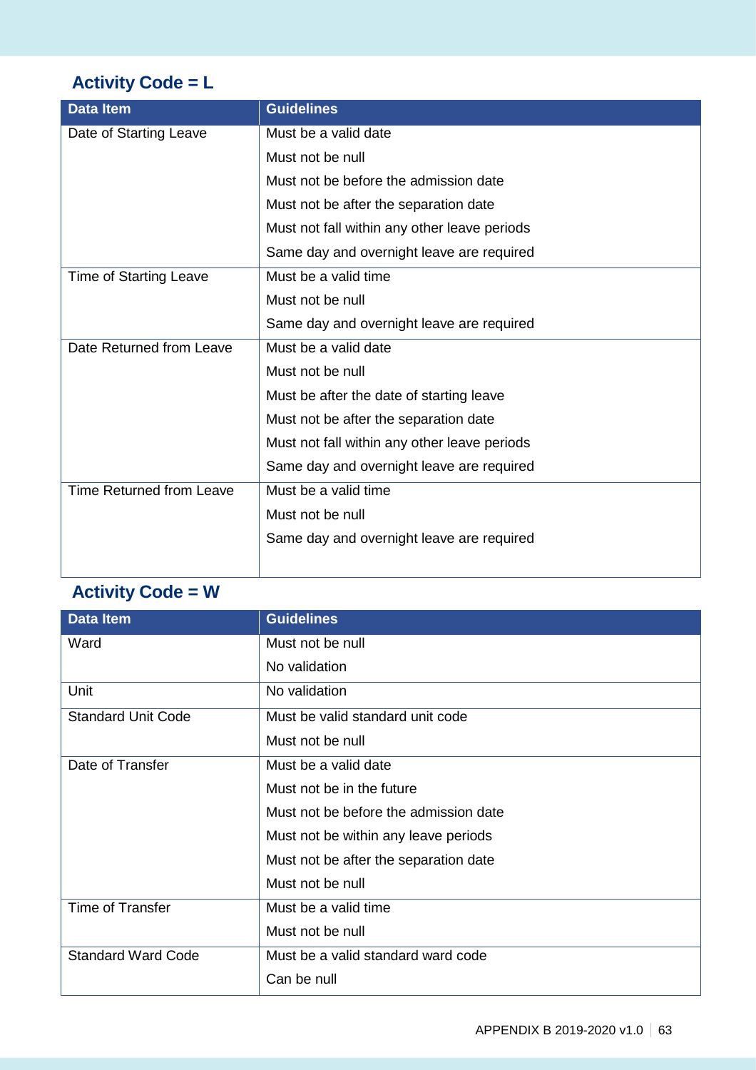## Activity Code = L

| Data Item | Guidelines |
|---|---|
| Date of Starting Leave | Must be a valid date<br>Must not be null<br>Must not be before the admission date<br>Must not be after the separation date<br>Must not fall within any other leave periods<br>Same day and overnight leave are required |
| Time of Starting Leave | Must be a valid time<br>Must not be null<br>Same day and overnight leave are required |
| Date Returned from Leave | Must be a valid date<br>Must not be null<br>Must be after the date of starting leave<br>Must not be after the separation date<br>Must not fall within any other leave periods<br>Same day and overnight leave are required |
| Time Returned from Leave | Must be a valid time<br>Must not be null<br>Same day and overnight leave are required |

## Activity Code = W

| Data Item | Guidelines |
|---|---|
| Ward | Must not be null<br>No validation |
| Unit | No validation |
| Standard Unit Code | Must be valid standard unit code<br>Must not be null |
| Date of Transfer | Must be a valid date<br>Must not be in the future<br>Must not be before the admission date<br>Must not be within any leave periods<br>Must not be after the separation date<br>Must not be null |
| Time of Transfer | Must be a valid time<br>Must not be null |
| Standard Ward Code | Must be a valid standard ward code<br>Can be null |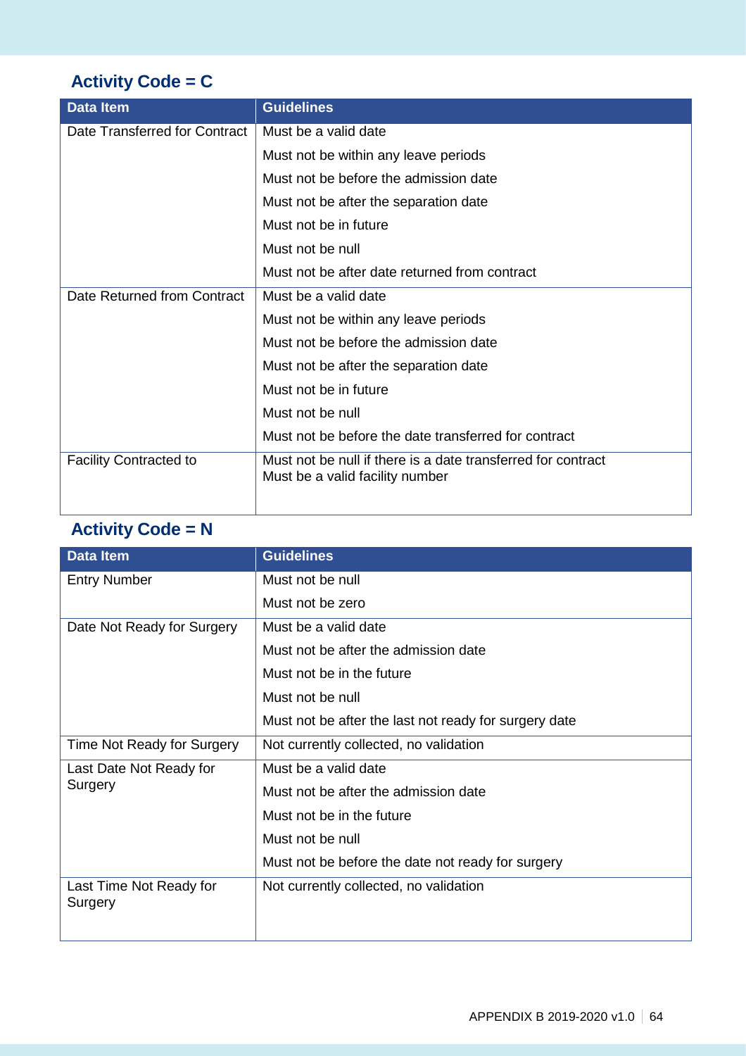## Activity Code = C

| Data Item | Guidelines |
|---|---|
| Date Transferred for Contract | Must be a valid date |
| | Must not be within any leave periods |
| | Must not be before the admission date |
| | Must not be after the separation date |
| | Must not be in future |
| | Must not be null |
| | Must not be after date returned from contract |
| Date Returned from Contract | Must be a valid date |
| | Must not be within any leave periods |
| | Must not be before the admission date |
| | Must not be after the separation date |
| | Must not be in future |
| | Must not be null |
| | Must not be before the date transferred for contract |
| Facility Contracted to | Must not be null if there is a date transferred for contract<br>Must be a valid facility number |

## Activity Code = N

| Data Item | Guidelines |
|---|---|
| Entry Number | Must not be null |
| | Must not be zero |
| Date Not Ready for Surgery | Must be a valid date |
| | Must not be after the admission date |
| | Must not be in the future |
| | Must not be null |
| | Must not be after the last not ready for surgery date |
| Time Not Ready for Surgery | Not currently collected, no validation |
| Last Date Not Ready for Surgery | Must be a valid date |
| | Must not be after the admission date |
| | Must not be in the future |
| | Must not be null |
| | Must not be before the date not ready for surgery |
| Last Time Not Ready for Surgery | Not currently collected, no validation |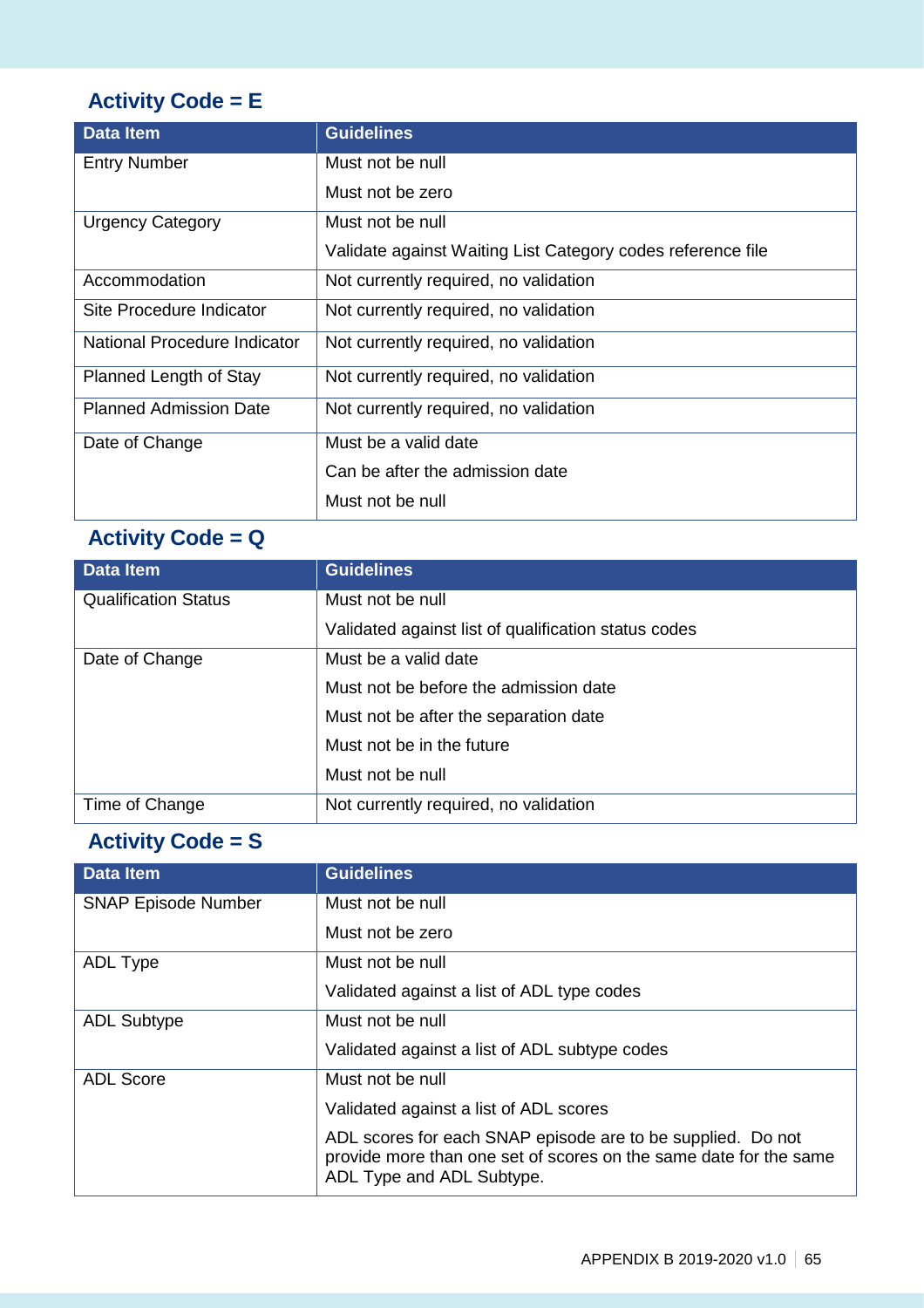## Activity Code = E

| Data Item | Guidelines |
| --- | --- |
| Entry Number | Must not be null<br>Must not be zero |
| Urgency Category | Must not be null<br>Validate against Waiting List Category codes reference file |
| Accommodation | Not currently required, no validation |
| Site Procedure Indicator | Not currently required, no validation |
| National Procedure Indicator | Not currently required, no validation |
| Planned Length of Stay | Not currently required, no validation |
| Planned Admission Date | Not currently required, no validation |
| Date of Change | Must be a valid date<br>Can be after the admission date<br>Must not be null |

## Activity Code = Q

| Data Item | Guidelines |
| --- | --- |
| Qualification Status | Must not be null<br>Validated against list of qualification status codes |
| Date of Change | Must be a valid date<br>Must not be before the admission date<br>Must not be after the separation date<br>Must not be in the future<br>Must not be null |
| Time of Change | Not currently required, no validation |

## Activity Code = S

| Data Item | Guidelines |
| --- | --- |
| SNAP Episode Number | Must not be null<br>Must not be zero |
| ADL Type | Must not be null<br>Validated against a list of ADL type codes |
| ADL Subtype | Must not be null<br>Validated against a list of ADL subtype codes |
| ADL Score | Must not be null<br>Validated against a list of ADL scores<br>ADL scores for each SNAP episode are to be supplied. Do not provide more than one set of scores on the same date for the same ADL Type and ADL Subtype. |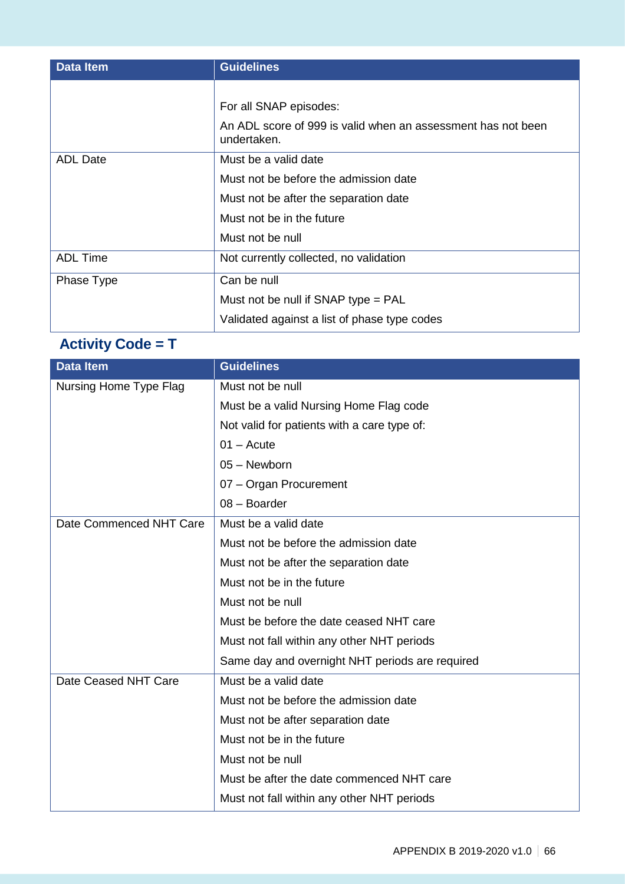| Data Item | Guidelines |
|---|---|
| | For all SNAP episodes:<br>An ADL score of 999 is valid when an assessment has not been undertaken. |
| ADL Date | Must be a valid date<br>Must not be before the admission date<br>Must not be after the separation date<br>Must not be in the future<br>Must not be null |
| ADL Time | Not currently collected, no validation |
| Phase Type | Can be null<br>Must not be null if SNAP type = PAL<br>Validated against a list of phase type codes |

## Activity Code = T

| Data Item | Guidelines |
|---|---|
| Nursing Home Type Flag | Must not be null<br>Must be a valid Nursing Home Flag code<br>Not valid for patients with a care type of:<br>01 – Acute<br>05 – Newborn<br>07 – Organ Procurement<br>08 – Boarder |
| Date Commenced NHT Care | Must be a valid date<br>Must not be before the admission date<br>Must not be after the separation date<br>Must not be in the future<br>Must not be null<br>Must be before the date ceased NHT care<br>Must not fall within any other NHT periods<br>Same day and overnight NHT periods are required |
| Date Ceased NHT Care | Must be a valid date<br>Must not be before the admission date<br>Must not be after separation date<br>Must not be in the future<br>Must not be null<br>Must be after the date commenced NHT care<br>Must not fall within any other NHT periods |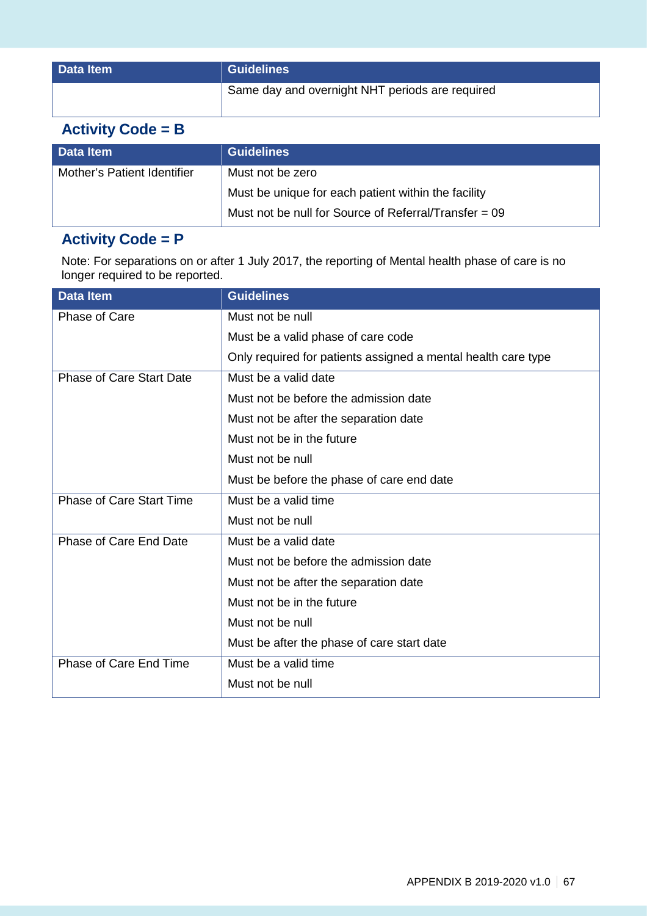| Data Item | Guidelines |
|---|---|
| | Same day and overnight NHT periods are required |

## Activity Code = B

| Data Item | Guidelines |
|---|---|
| Mother's Patient Identifier | Must not be zero |
| | Must be unique for each patient within the facility |
| | Must not be null for Source of Referral/Transfer = 09 |

## Activity Code = P

Note: For separations on or after 1 July 2017, the reporting of Mental health phase of care is no longer required to be reported.

| Data Item | Guidelines |
|---|---|
| Phase of Care | Must not be null |
| | Must be a valid phase of care code |
| | Only required for patients assigned a mental health care type |
| Phase of Care Start Date | Must be a valid date |
| | Must not be before the admission date |
| | Must not be after the separation date |
| | Must not be in the future |
| | Must not be null |
| | Must be before the phase of care end date |
| Phase of Care Start Time | Must be a valid time |
| | Must not be null |
| Phase of Care End Date | Must be a valid date |
| | Must not be before the admission date |
| | Must not be after the separation date |
| | Must not be in the future |
| | Must not be null |
| | Must be after the phase of care start date |
| Phase of Care End Time | Must be a valid time |
| | Must not be null |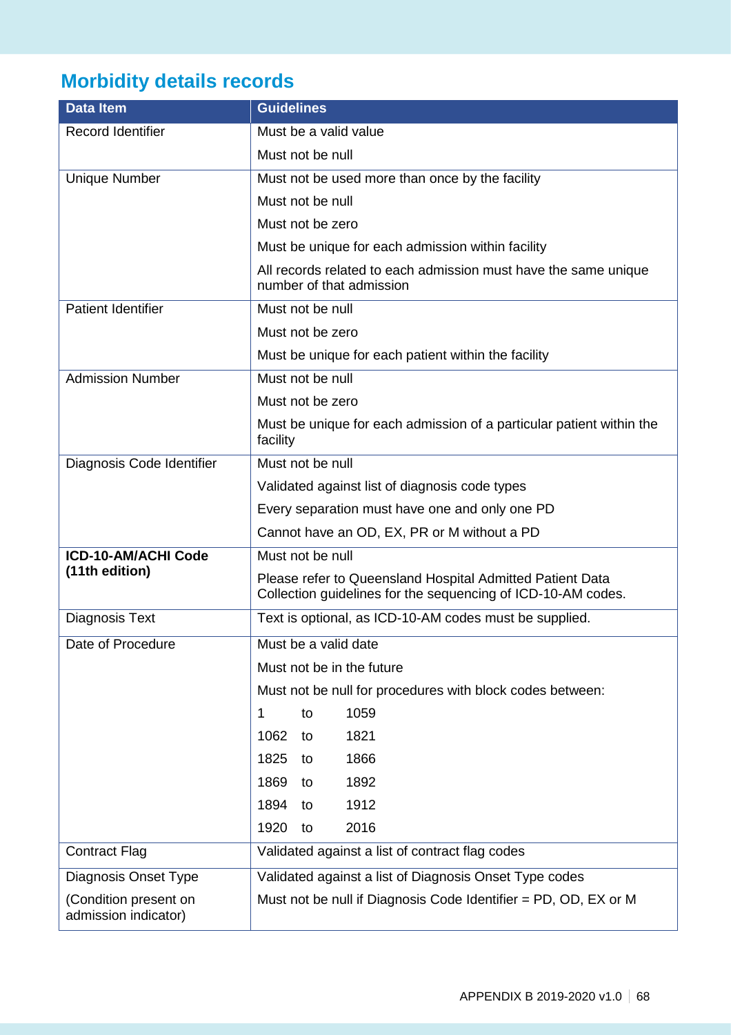## Morbidity details records

| Data Item | Guidelines |
| --- | --- |
| Record Identifier | Must be a valid value |
| | Must not be null |
| Unique Number | Must not be used more than once by the facility |
| | Must not be null |
| | Must not be zero |
| | Must be unique for each admission within facility |
| | All records related to each admission must have the same unique number of that admission |
| Patient Identifier | Must not be null |
| | Must not be zero |
| | Must be unique for each patient within the facility |
| Admission Number | Must not be null |
| | Must not be zero |
| | Must be unique for each admission of a particular patient within the facility |
| Diagnosis Code Identifier | Must not be null |
| | Validated against list of diagnosis code types |
| | Every separation must have one and only one PD |
| | Cannot have an OD, EX, PR or M without a PD |
| **ICD-10-AM/ACHI Code (11th edition)** | Must not be null |
| | Please refer to Queensland Hospital Admitted Patient Data Collection guidelines for the sequencing of ICD-10-AM codes. |
| Diagnosis Text | Text is optional, as ICD-10-AM codes must be supplied. |
| Date of Procedure | Must be a valid date |
| | Must not be in the future |
| | Must not be null for procedures with block codes between: |
| | 1 to 1059 |
| | 1062 to 1821 |
| | 1825 to 1866 |
| | 1869 to 1892 |
| | 1894 to 1912 |
| | 1920 to 2016 |
| Contract Flag | Validated against a list of contract flag codes |
| Diagnosis Onset Type | Validated against a list of Diagnosis Onset Type codes |
| (Condition present on admission indicator) | Must not be null if Diagnosis Code Identifier = PD, OD, EX or M |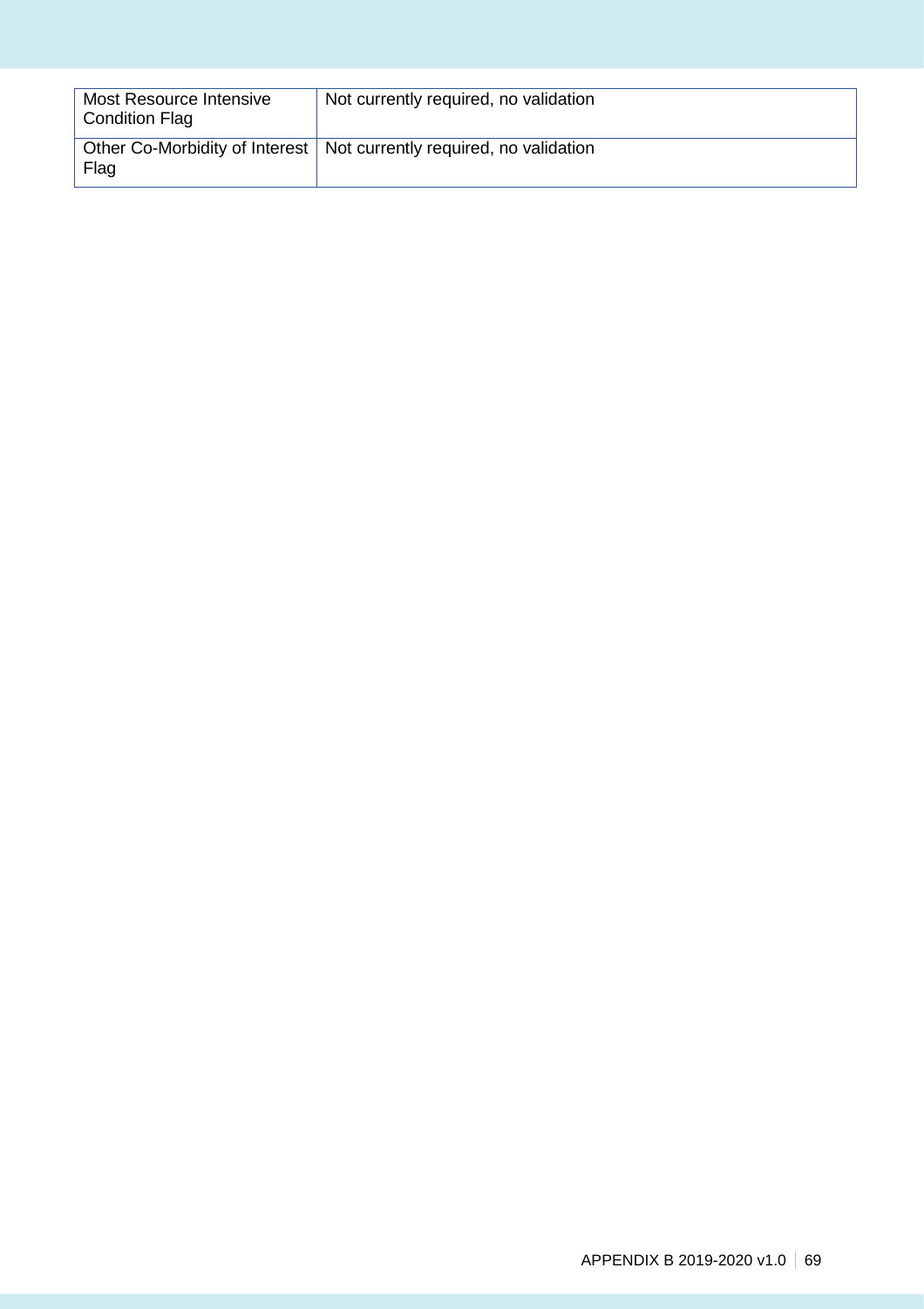| | |
|---|---|
| Most Resource Intensive Condition Flag | Not currently required, no validation |
| Other Co-Morbidity of Interest Flag | Not currently required, no validation |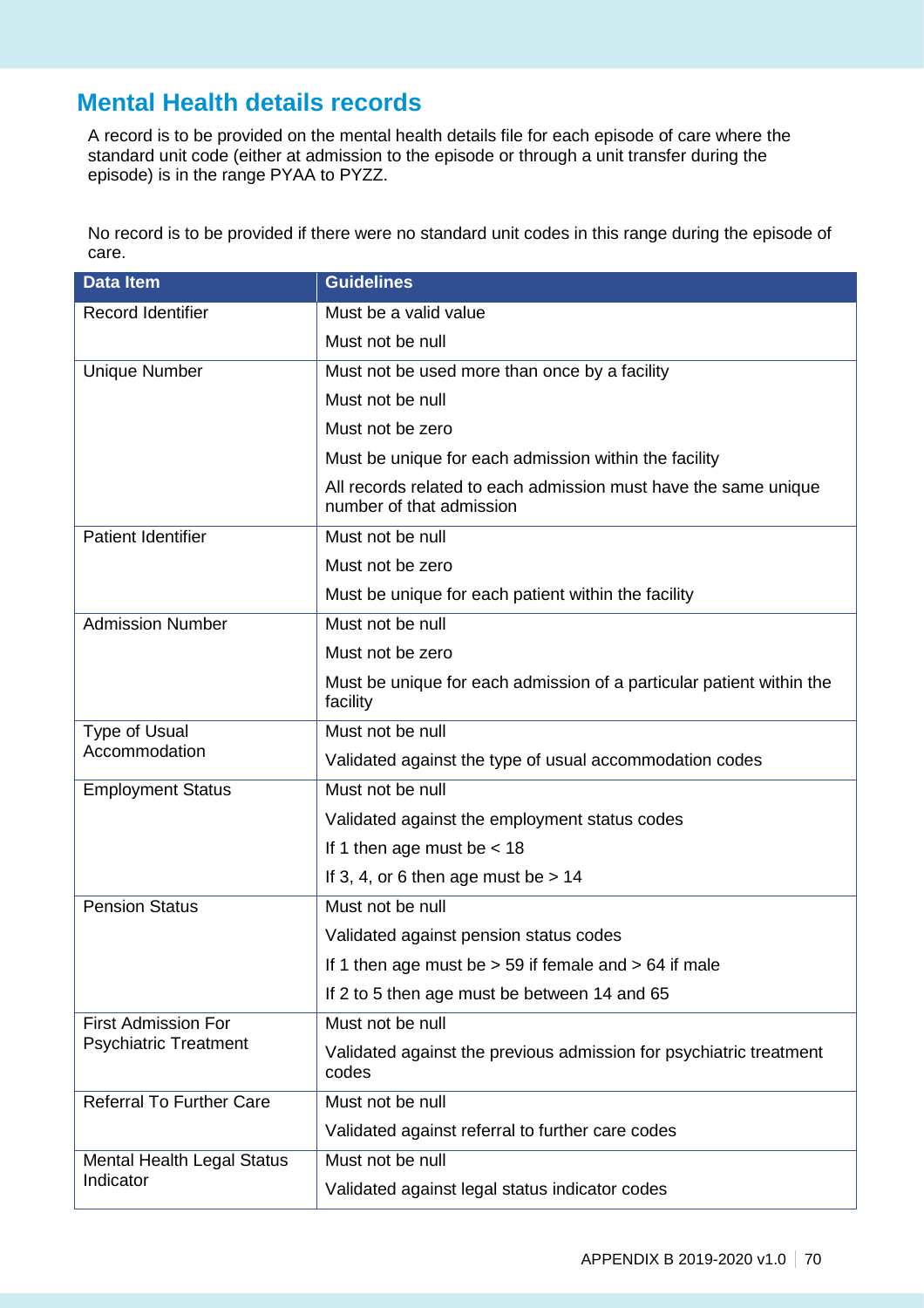## Mental Health details records

A record is to be provided on the mental health details file for each episode of care where the standard unit code (either at admission to the episode or through a unit transfer during the episode) is in the range PYAA to PYZZ.

No record is to be provided if there were no standard unit codes in this range during the episode of care.

| Data Item | Guidelines |
|---|---|
| Record Identifier | Must be a valid value |
| | Must not be null |
| Unique Number | Must not be used more than once by a facility |
| | Must not be null |
| | Must not be zero |
| | Must be unique for each admission within the facility |
| | All records related to each admission must have the same unique number of that admission |
| Patient Identifier | Must not be null |
| | Must not be zero |
| | Must be unique for each patient within the facility |
| Admission Number | Must not be null |
| | Must not be zero |
| | Must be unique for each admission of a particular patient within the facility |
| Type of Usual Accommodation | Must not be null |
| | Validated against the type of usual accommodation codes |
| Employment Status | Must not be null |
| | Validated against the employment status codes |
| | If 1 then age must be < 18 |
| | If 3, 4, or 6 then age must be > 14 |
| Pension Status | Must not be null |
| | Validated against pension status codes |
| | If 1 then age must be > 59 if female and > 64 if male |
| | If 2 to 5 then age must be between 14 and 65 |
| First Admission For Psychiatric Treatment | Must not be null |
| | Validated against the previous admission for psychiatric treatment codes |
| Referral To Further Care | Must not be null |
| | Validated against referral to further care codes |
| Mental Health Legal Status Indicator | Must not be null |
| | Validated against legal status indicator codes |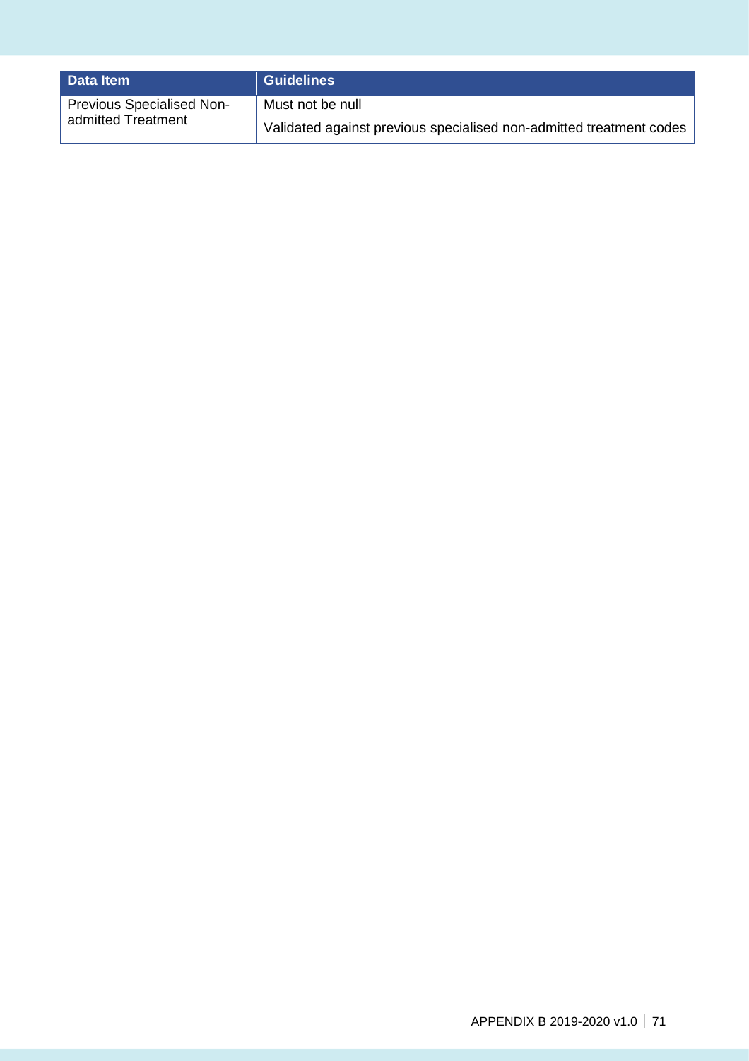| Data Item | Guidelines |
| --- | --- |
| Previous Specialised Non-admitted Treatment | Must not be null<br>Validated against previous specialised non-admitted treatment codes |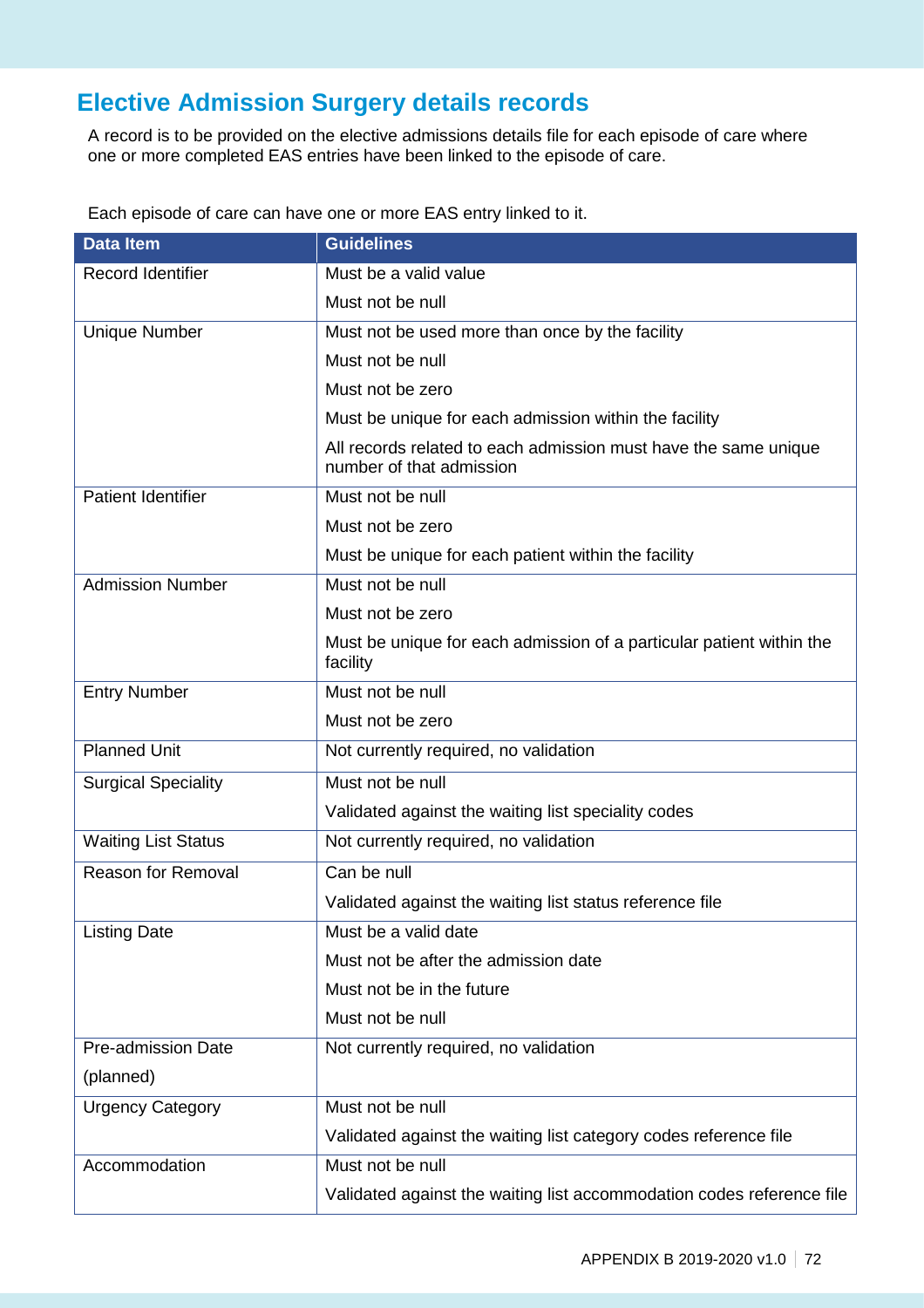## Elective Admission Surgery details records

A record is to be provided on the elective admissions details file for each episode of care where one or more completed EAS entries have been linked to the episode of care.

Each episode of care can have one or more EAS entry linked to it.

| Data Item | Guidelines |
|---|---|
| Record Identifier | Must be a valid value<br>Must not be null |
| Unique Number | Must not be used more than once by the facility<br>Must not be null<br>Must not be zero<br>Must be unique for each admission within the facility<br>All records related to each admission must have the same unique number of that admission |
| Patient Identifier | Must not be null<br>Must not be zero<br>Must be unique for each patient within the facility |
| Admission Number | Must not be null<br>Must not be zero<br>Must be unique for each admission of a particular patient within the facility |
| Entry Number | Must not be null<br>Must not be zero |
| Planned Unit | Not currently required, no validation |
| Surgical Speciality | Must not be null<br>Validated against the waiting list speciality codes |
| Waiting List Status | Not currently required, no validation |
| Reason for Removal | Can be null<br>Validated against the waiting list status reference file |
| Listing Date | Must be a valid date<br>Must not be after the admission date<br>Must not be in the future<br>Must not be null |
| Pre-admission Date (planned) | Not currently required, no validation |
| Urgency Category | Must not be null<br>Validated against the waiting list category codes reference file |
| Accommodation | Must not be null<br>Validated against the waiting list accommodation codes reference file |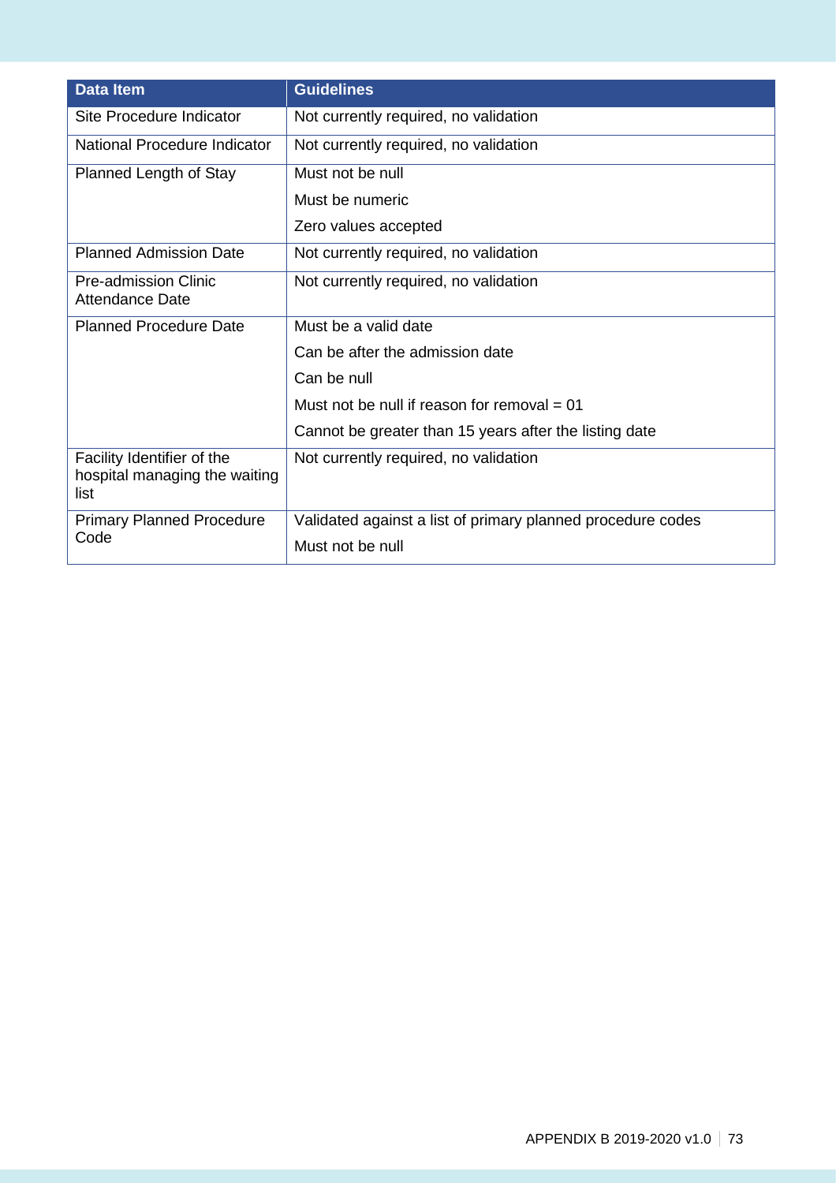| Data Item | Guidelines |
| --- | --- |
| Site Procedure Indicator | Not currently required, no validation |
| National Procedure Indicator | Not currently required, no validation |
| Planned Length of Stay | Must not be null<br>Must be numeric<br>Zero values accepted |
| Planned Admission Date | Not currently required, no validation |
| Pre-admission Clinic Attendance Date | Not currently required, no validation |
| Planned Procedure Date | Must be a valid date<br>Can be after the admission date<br>Can be null<br>Must not be null if reason for removal = 01<br>Cannot be greater than 15 years after the listing date |
| Facility Identifier of the hospital managing the waiting list | Not currently required, no validation |
| Primary Planned Procedure Code | Validated against a list of primary planned procedure codes<br>Must not be null |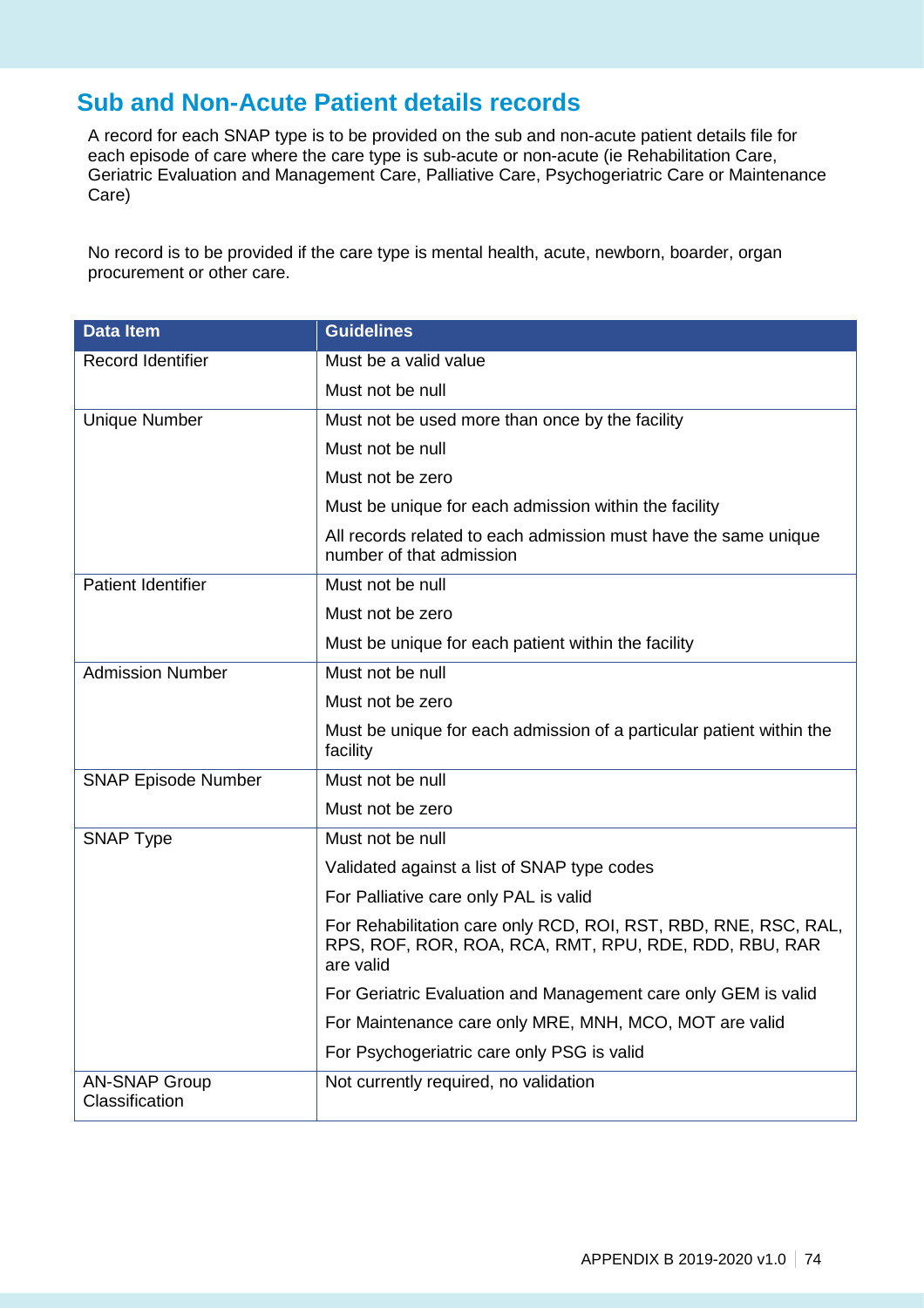## Sub and Non-Acute Patient details records

A record for each SNAP type is to be provided on the sub and non-acute patient details file for each episode of care where the care type is sub-acute or non-acute (ie Rehabilitation Care, Geriatric Evaluation and Management Care, Palliative Care, Psychogeriatric Care or Maintenance Care)

No record is to be provided if the care type is mental health, acute, newborn, boarder, organ procurement or other care.

| Data Item | Guidelines |
|---|---|
| Record Identifier | Must be a valid value |
| | Must not be null |
| Unique Number | Must not be used more than once by the facility |
| | Must not be null |
| | Must not be zero |
| | Must be unique for each admission within the facility |
| | All records related to each admission must have the same unique number of that admission |
| Patient Identifier | Must not be null |
| | Must not be zero |
| | Must be unique for each patient within the facility |
| Admission Number | Must not be null |
| | Must not be zero |
| | Must be unique for each admission of a particular patient within the facility |
| SNAP Episode Number | Must not be null |
| | Must not be zero |
| SNAP Type | Must not be null |
| | Validated against a list of SNAP type codes |
| | For Palliative care only PAL is valid |
| | For Rehabilitation care only RCD, ROI, RST, RBD, RNE, RSC, RAL, RPS, ROF, ROR, ROA, RCA, RMT, RPU, RDE, RDD, RBU, RAR are valid |
| | For Geriatric Evaluation and Management care only GEM is valid |
| | For Maintenance care only MRE, MNH, MCO, MOT are valid |
| | For Psychogeriatric care only PSG is valid |
| AN-SNAP Group Classification | Not currently required, no validation |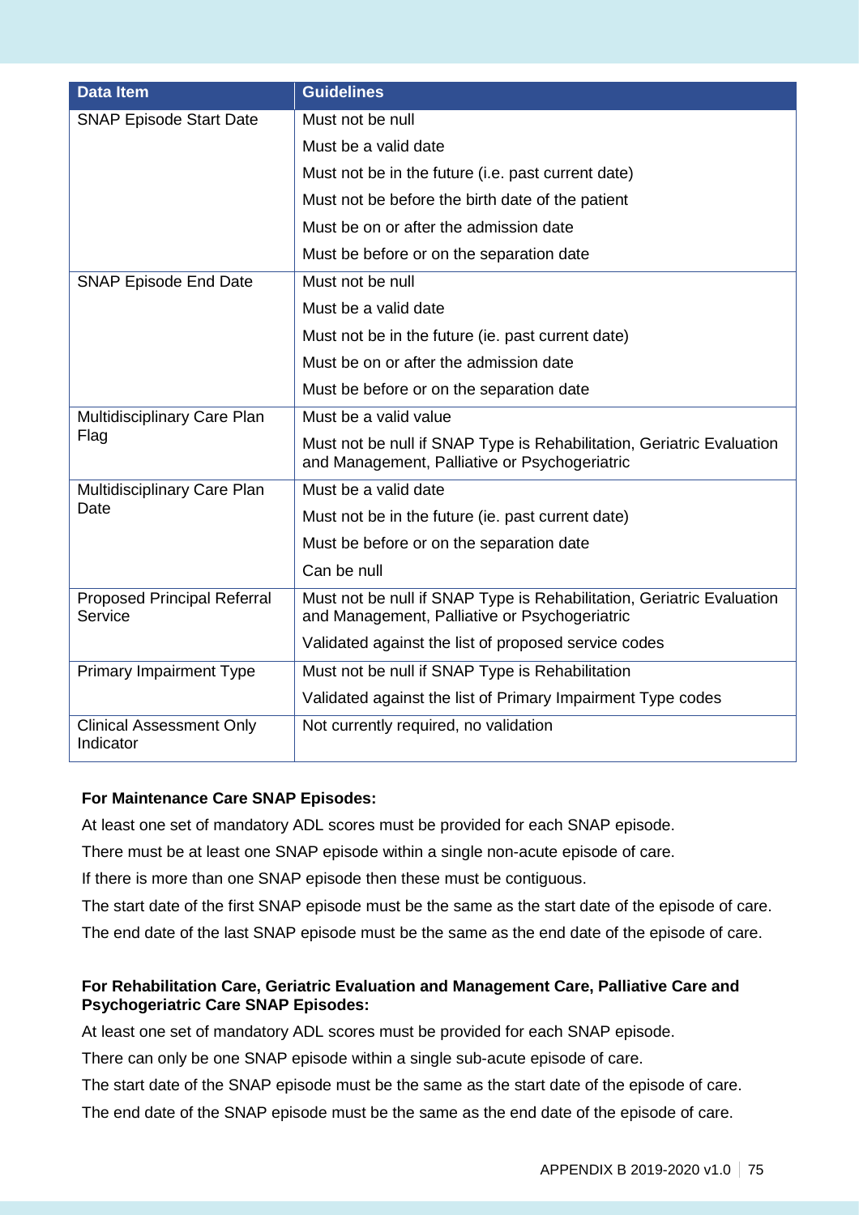| Data Item | Guidelines |
|---|---|
| SNAP Episode Start Date | Must not be null |
| | Must be a valid date |
| | Must not be in the future (i.e. past current date) |
| | Must not be before the birth date of the patient |
| | Must be on or after the admission date |
| | Must be before or on the separation date |
| SNAP Episode End Date | Must not be null |
| | Must be a valid date |
| | Must not be in the future (ie. past current date) |
| | Must be on or after the admission date |
| | Must be before or on the separation date |
| Multidisciplinary Care Plan Flag | Must be a valid value |
| | Must not be null if SNAP Type is Rehabilitation, Geriatric Evaluation and Management, Palliative or Psychogeriatric |
| Multidisciplinary Care Plan Date | Must be a valid date |
| | Must not be in the future (ie. past current date) |
| | Must be before or on the separation date |
| | Can be null |
| Proposed Principal Referral Service | Must not be null if SNAP Type is Rehabilitation, Geriatric Evaluation and Management, Palliative or Psychogeriatric |
| | Validated against the list of proposed service codes |
| Primary Impairment Type | Must not be null if SNAP Type is Rehabilitation |
| | Validated against the list of Primary Impairment Type codes |
| Clinical Assessment Only Indicator | Not currently required, no validation |

**For Maintenance Care SNAP Episodes:**

At least one set of mandatory ADL scores must be provided for each SNAP episode.

There must be at least one SNAP episode within a single non-acute episode of care.

If there is more than one SNAP episode then these must be contiguous.

The start date of the first SNAP episode must be the same as the start date of the episode of care.

The end date of the last SNAP episode must be the same as the end date of the episode of care.

**For Rehabilitation Care, Geriatric Evaluation and Management Care, Palliative Care and Psychogeriatric Care SNAP Episodes:**

At least one set of mandatory ADL scores must be provided for each SNAP episode.

There can only be one SNAP episode within a single sub-acute episode of care.

The start date of the SNAP episode must be the same as the start date of the episode of care.

The end date of the SNAP episode must be the same as the end date of the episode of care.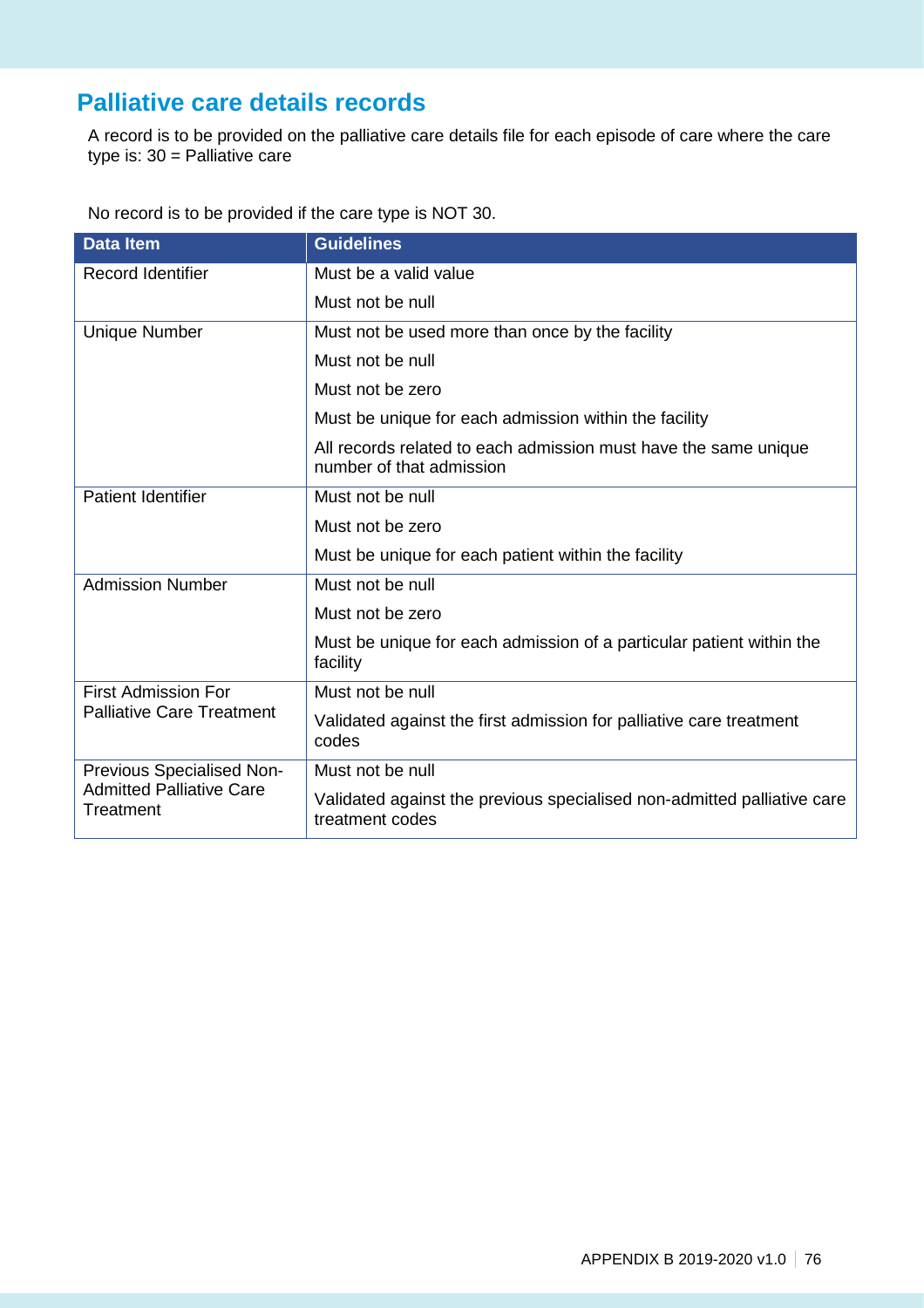## Palliative care details records

A record is to be provided on the palliative care details file for each episode of care where the care type is: 30 = Palliative care

No record is to be provided if the care type is NOT 30.

| Data Item | Guidelines |
| --- | --- |
| Record Identifier | Must be a valid value |
| | Must not be null |
| Unique Number | Must not be used more than once by the facility |
| | Must not be null |
| | Must not be zero |
| | Must be unique for each admission within the facility |
| | All records related to each admission must have the same unique number of that admission |
| Patient Identifier | Must not be null |
| | Must not be zero |
| | Must be unique for each patient within the facility |
| Admission Number | Must not be null |
| | Must not be zero |
| | Must be unique for each admission of a particular patient within the facility |
| First Admission For Palliative Care Treatment | Must not be null |
| | Validated against the first admission for palliative care treatment codes |
| Previous Specialised Non-Admitted Palliative Care Treatment | Must not be null |
| | Validated against the previous specialised non-admitted palliative care treatment codes |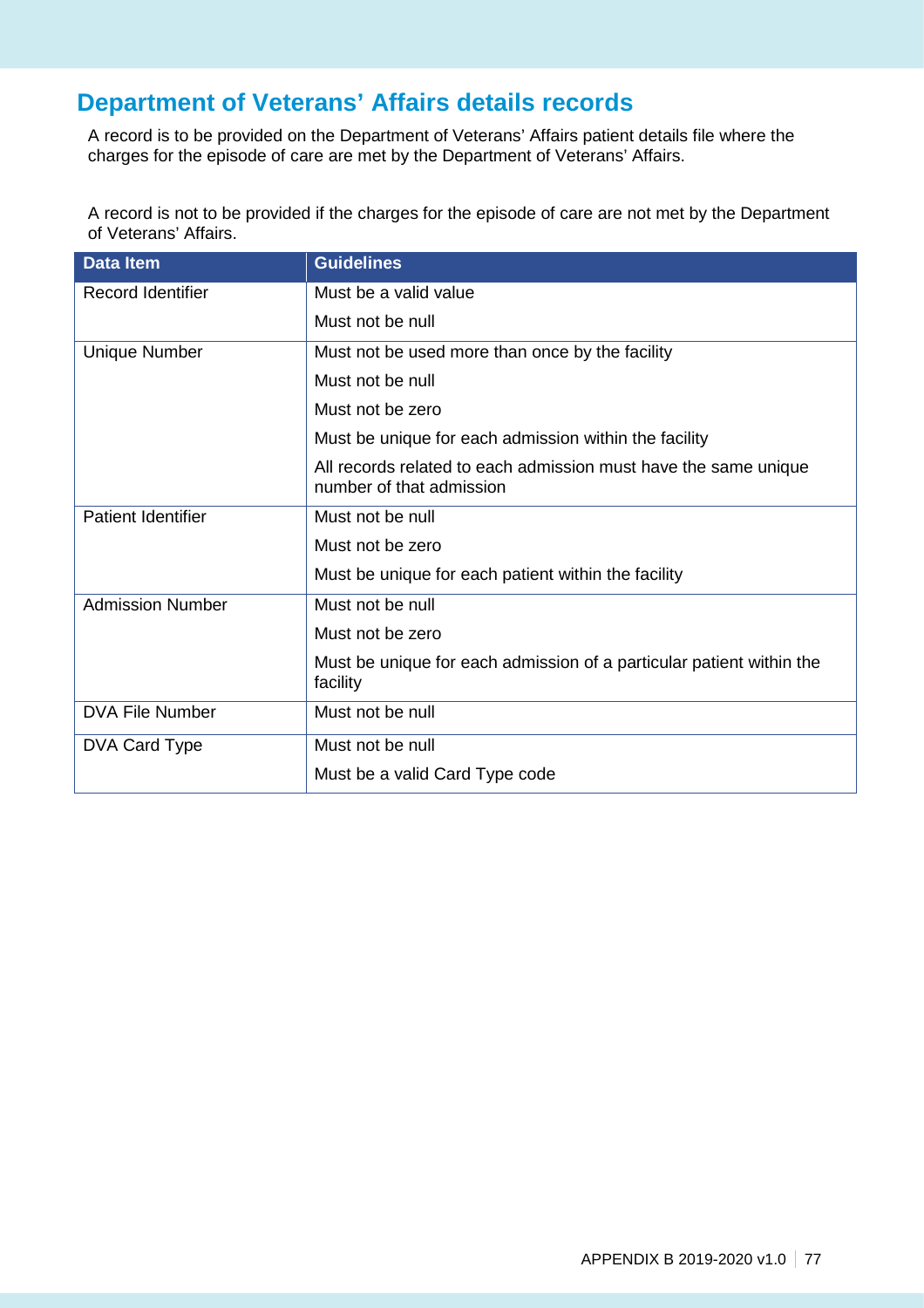## Department of Veterans' Affairs details records

A record is to be provided on the Department of Veterans' Affairs patient details file where the charges for the episode of care are met by the Department of Veterans' Affairs.

A record is not to be provided if the charges for the episode of care are not met by the Department of Veterans' Affairs.

| Data Item | Guidelines |
|---|---|
| Record Identifier | Must be a valid value |
| | Must not be null |
| Unique Number | Must not be used more than once by the facility |
| | Must not be null |
| | Must not be zero |
| | Must be unique for each admission within the facility |
| | All records related to each admission must have the same unique number of that admission |
| Patient Identifier | Must not be null |
| | Must not be zero |
| | Must be unique for each patient within the facility |
| Admission Number | Must not be null |
| | Must not be zero |
| | Must be unique for each admission of a particular patient within the facility |
| DVA File Number | Must not be null |
| DVA Card Type | Must not be null |
| | Must be a valid Card Type code |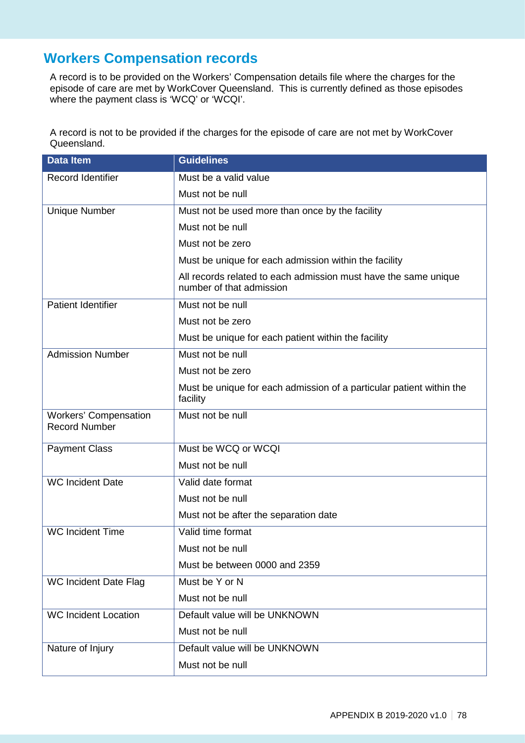## Workers Compensation records

A record is to be provided on the Workers' Compensation details file where the charges for the episode of care are met by WorkCover Queensland. This is currently defined as those episodes where the payment class is 'WCQ' or 'WCQI'.

A record is not to be provided if the charges for the episode of care are not met by WorkCover Queensland.

| Data Item | Guidelines |
| --- | --- |
| Record Identifier | Must be a valid value |
| | Must not be null |
| Unique Number | Must not be used more than once by the facility |
| | Must not be null |
| | Must not be zero |
| | Must be unique for each admission within the facility |
| | All records related to each admission must have the same unique number of that admission |
| Patient Identifier | Must not be null |
| | Must not be zero |
| | Must be unique for each patient within the facility |
| Admission Number | Must not be null |
| | Must not be zero |
| | Must be unique for each admission of a particular patient within the facility |
| Workers' Compensation Record Number | Must not be null |
| Payment Class | Must be WCQ or WCQI |
| | Must not be null |
| WC Incident Date | Valid date format |
| | Must not be null |
| | Must not be after the separation date |
| WC Incident Time | Valid time format |
| | Must not be null |
| | Must be between 0000 and 2359 |
| WC Incident Date Flag | Must be Y or N |
| | Must not be null |
| WC Incident Location | Default value will be UNKNOWN |
| | Must not be null |
| Nature of Injury | Default value will be UNKNOWN |
| | Must not be null |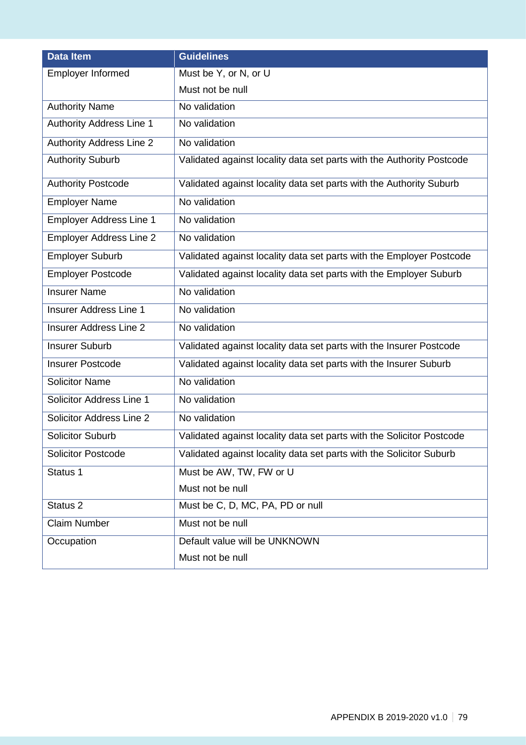| Data Item | Guidelines |
| --- | --- |
| Employer Informed | Must be Y, or N, or U<br>Must not be null |
| Authority Name | No validation |
| Authority Address Line 1 | No validation |
| Authority Address Line 2 | No validation |
| Authority Suburb | Validated against locality data set parts with the Authority Postcode |
| Authority Postcode | Validated against locality data set parts with the Authority Suburb |
| Employer Name | No validation |
| Employer Address Line 1 | No validation |
| Employer Address Line 2 | No validation |
| Employer Suburb | Validated against locality data set parts with the Employer Postcode |
| Employer Postcode | Validated against locality data set parts with the Employer Suburb |
| Insurer Name | No validation |
| Insurer Address Line 1 | No validation |
| Insurer Address Line 2 | No validation |
| Insurer Suburb | Validated against locality data set parts with the Insurer Postcode |
| Insurer Postcode | Validated against locality data set parts with the Insurer Suburb |
| Solicitor Name | No validation |
| Solicitor Address Line 1 | No validation |
| Solicitor Address Line 2 | No validation |
| Solicitor Suburb | Validated against locality data set parts with the Solicitor Postcode |
| Solicitor Postcode | Validated against locality data set parts with the Solicitor Suburb |
| Status 1 | Must be AW, TW, FW or U<br>Must not be null |
| Status 2 | Must be C, D, MC, PA, PD or null |
| Claim Number | Must not be null |
| Occupation | Default value will be UNKNOWN<br>Must not be null |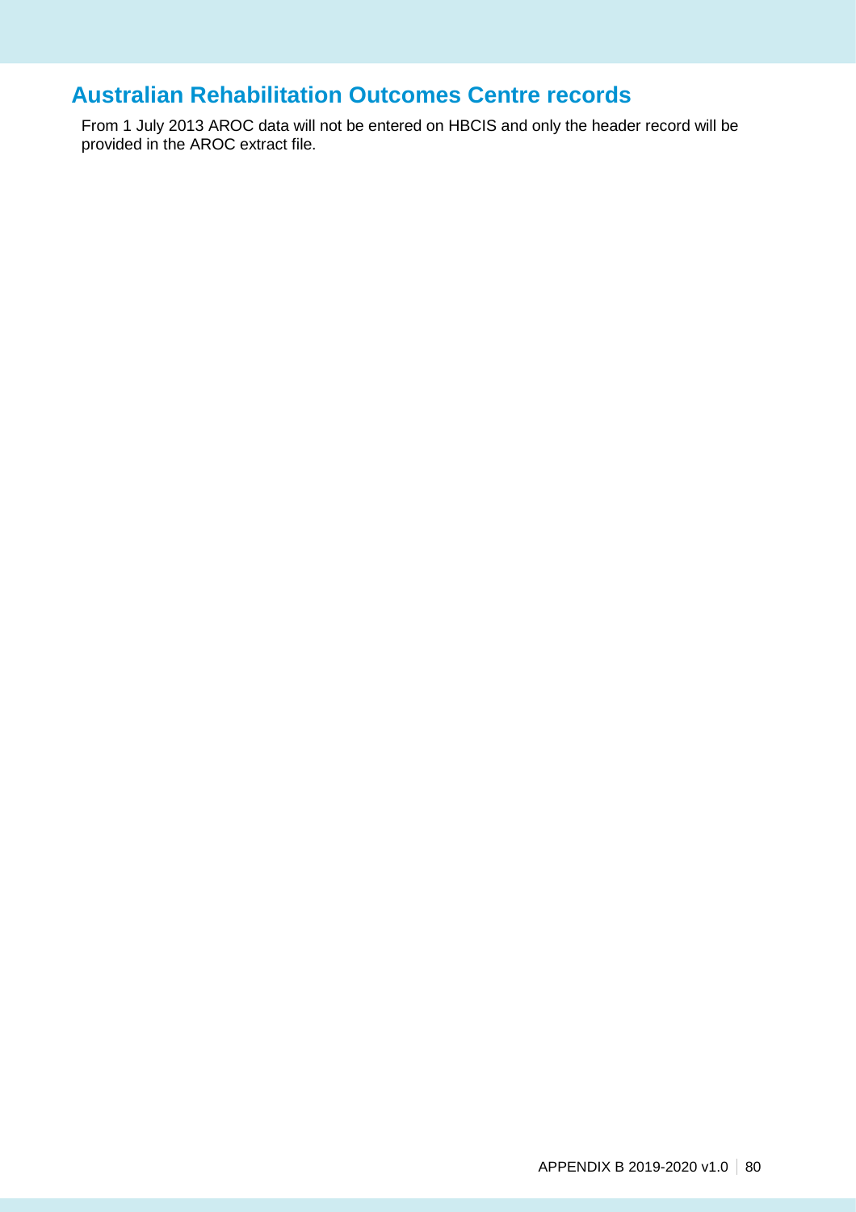## Australian Rehabilitation Outcomes Centre records

From 1 July 2013 AROC data will not be entered on HBCIS and only the header record will be provided in the AROC extract file.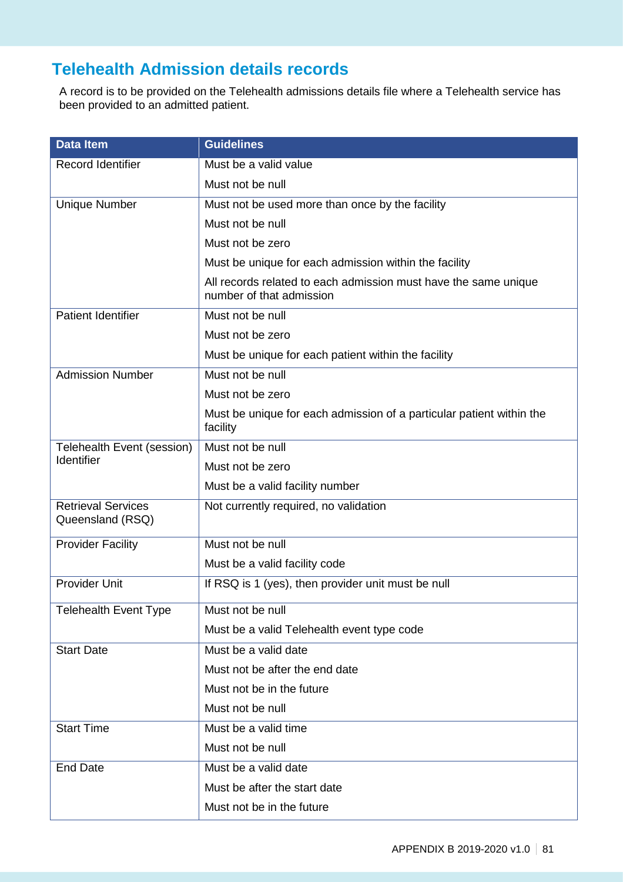## Telehealth Admission details records

A record is to be provided on the Telehealth admissions details file where a Telehealth service has been provided to an admitted patient.

| Data Item | Guidelines |
|---|---|
| Record Identifier | Must be a valid value |
| | Must not be null |
| Unique Number | Must not be used more than once by the facility |
| | Must not be null |
| | Must not be zero |
| | Must be unique for each admission within the facility |
| | All records related to each admission must have the same unique number of that admission |
| Patient Identifier | Must not be null |
| | Must not be zero |
| | Must be unique for each patient within the facility |
| Admission Number | Must not be null |
| | Must not be zero |
| | Must be unique for each admission of a particular patient within the facility |
| Telehealth Event (session) Identifier | Must not be null |
| | Must not be zero |
| | Must be a valid facility number |
| Retrieval Services Queensland (RSQ) | Not currently required, no validation |
| Provider Facility | Must not be null |
| | Must be a valid facility code |
| Provider Unit | If RSQ is 1 (yes), then provider unit must be null |
| Telehealth Event Type | Must not be null |
| | Must be a valid Telehealth event type code |
| Start Date | Must be a valid date |
| | Must not be after the end date |
| | Must not be in the future |
| | Must not be null |
| Start Time | Must be a valid time |
| | Must not be null |
| End Date | Must be a valid date |
| | Must be after the start date |
| | Must not be in the future |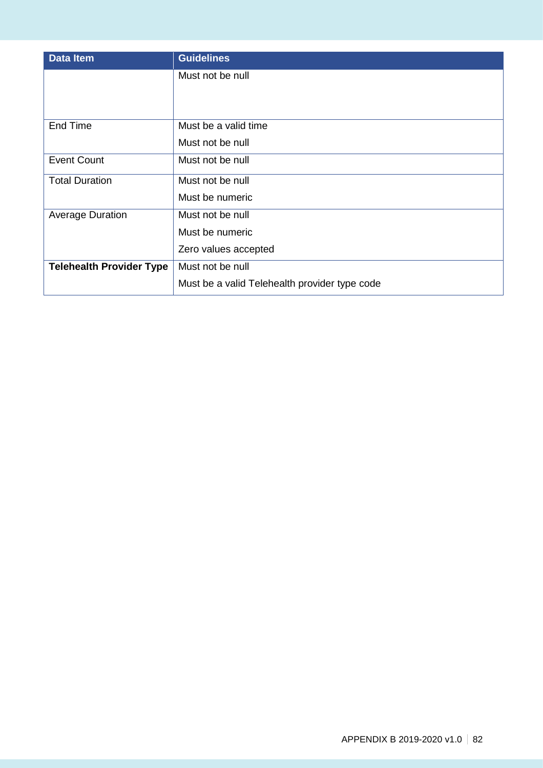| Data Item | Guidelines |
| --- | --- |
| | Must not be null |
| End Time | Must be a valid time<br>Must not be null |
| Event Count | Must not be null |
| Total Duration | Must not be null<br>Must be numeric |
| Average Duration | Must not be null<br>Must be numeric<br>Zero values accepted |
| **Telehealth Provider Type** | Must not be null<br>Must be a valid Telehealth provider type code |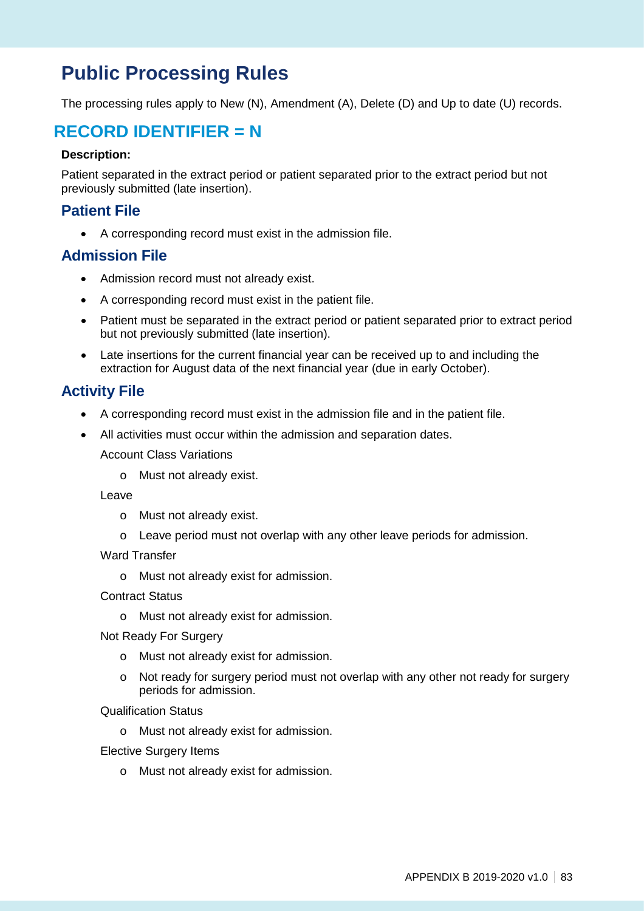# Public Processing Rules

The processing rules apply to New (N), Amendment (A), Delete (D) and Up to date (U) records.

## RECORD IDENTIFIER = N

**Description:**

Patient separated in the extract period or patient separated prior to the extract period but not previously submitted (late insertion).

### Patient File

- A corresponding record must exist in the admission file.

### Admission File

- Admission record must not already exist.
- A corresponding record must exist in the patient file.
- Patient must be separated in the extract period or patient separated prior to extract period but not previously submitted (late insertion).
- Late insertions for the current financial year can be received up to and including the extraction for August data of the next financial year (due in early October).

### Activity File

- A corresponding record must exist in the admission file and in the patient file.
- All activities must occur within the admission and separation dates.

  Account Class Variations

  - Must not already exist.

  Leave

  - Must not already exist.
  - Leave period must not overlap with any other leave periods for admission.

  Ward Transfer

  - Must not already exist for admission.

  Contract Status

  - Must not already exist for admission.

  Not Ready For Surgery

  - Must not already exist for admission.
  - Not ready for surgery period must not overlap with any other not ready for surgery periods for admission.

  Qualification Status

  - Must not already exist for admission.

  Elective Surgery Items

  - Must not already exist for admission.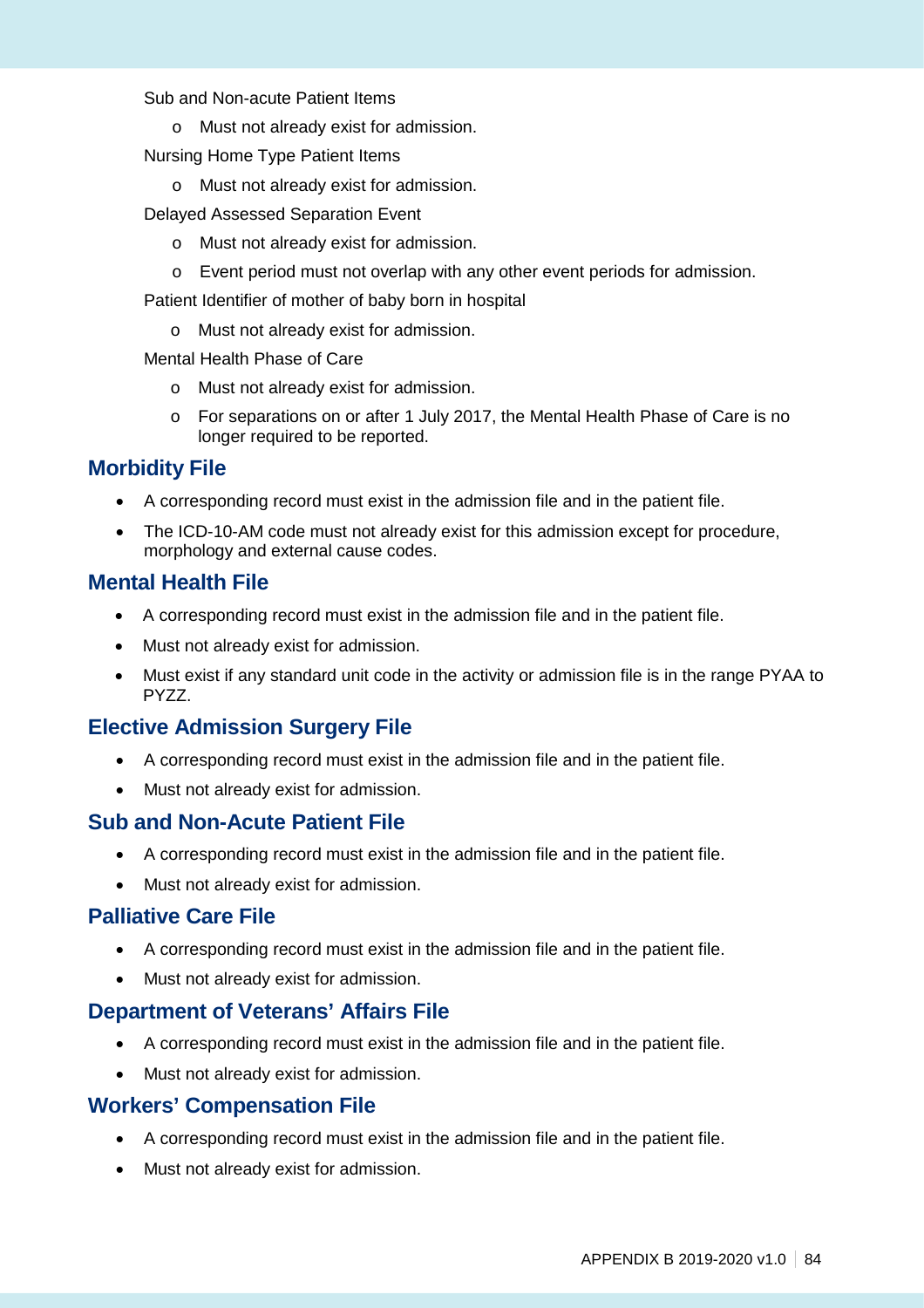Sub and Non-acute Patient Items

- Must not already exist for admission.

Nursing Home Type Patient Items

- Must not already exist for admission.

Delayed Assessed Separation Event

- Must not already exist for admission.
- Event period must not overlap with any other event periods for admission.

Patient Identifier of mother of baby born in hospital

- Must not already exist for admission.

Mental Health Phase of Care

- Must not already exist for admission.
- For separations on or after 1 July 2017, the Mental Health Phase of Care is no longer required to be reported.

## Morbidity File

- A corresponding record must exist in the admission file and in the patient file.
- The ICD-10-AM code must not already exist for this admission except for procedure, morphology and external cause codes.

## Mental Health File

- A corresponding record must exist in the admission file and in the patient file.
- Must not already exist for admission.
- Must exist if any standard unit code in the activity or admission file is in the range PYAA to PYZZ.

## Elective Admission Surgery File

- A corresponding record must exist in the admission file and in the patient file.
- Must not already exist for admission.

## Sub and Non-Acute Patient File

- A corresponding record must exist in the admission file and in the patient file.
- Must not already exist for admission.

## Palliative Care File

- A corresponding record must exist in the admission file and in the patient file.
- Must not already exist for admission.

## Department of Veterans' Affairs File

- A corresponding record must exist in the admission file and in the patient file.
- Must not already exist for admission.

## Workers' Compensation File

- A corresponding record must exist in the admission file and in the patient file.
- Must not already exist for admission.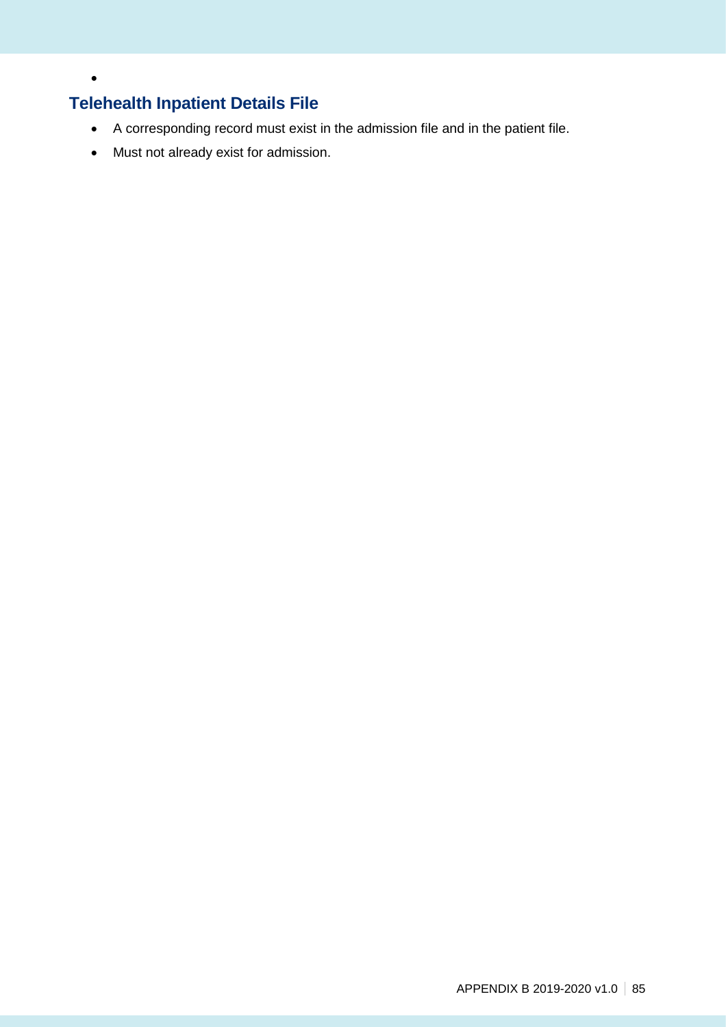- 

## Telehealth Inpatient Details File

- A corresponding record must exist in the admission file and in the patient file.
- Must not already exist for admission.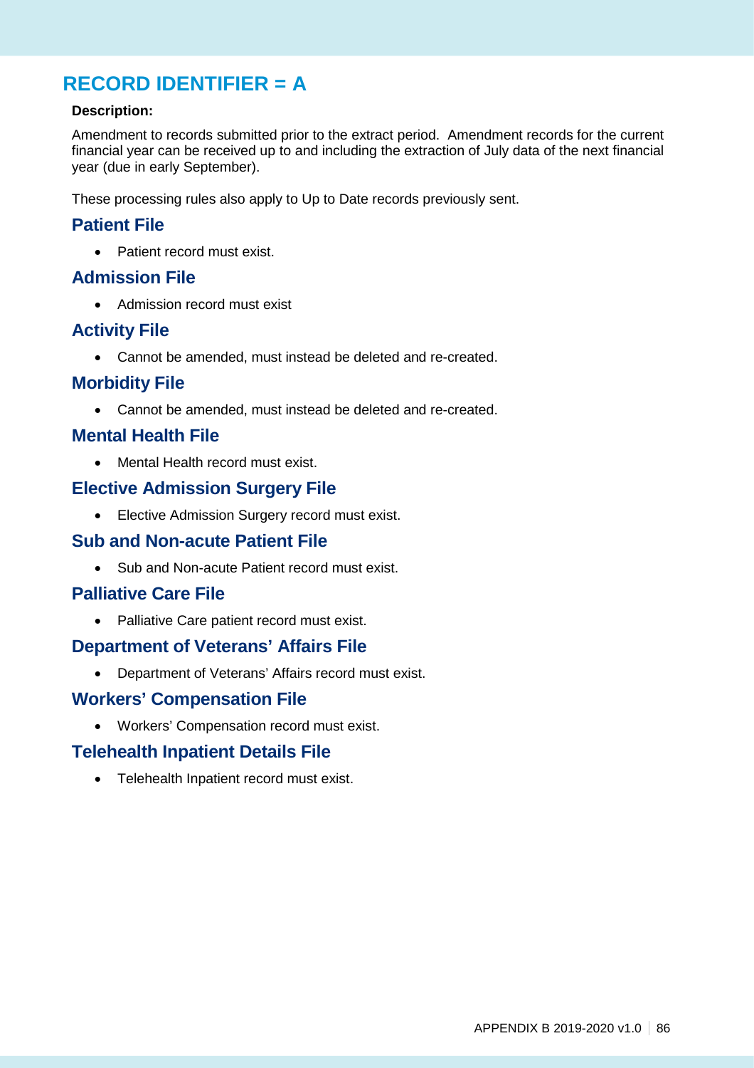# RECORD IDENTIFIER = A

**Description:**

Amendment to records submitted prior to the extract period. Amendment records for the current financial year can be received up to and including the extraction of July data of the next financial year (due in early September).

These processing rules also apply to Up to Date records previously sent.

## Patient File

- Patient record must exist.

## Admission File

- Admission record must exist

## Activity File

- Cannot be amended, must instead be deleted and re-created.

## Morbidity File

- Cannot be amended, must instead be deleted and re-created.

## Mental Health File

- Mental Health record must exist.

## Elective Admission Surgery File

- Elective Admission Surgery record must exist.

## Sub and Non-acute Patient File

- Sub and Non-acute Patient record must exist.

## Palliative Care File

- Palliative Care patient record must exist.

## Department of Veterans' Affairs File

- Department of Veterans' Affairs record must exist.

## Workers' Compensation File

- Workers' Compensation record must exist.

## Telehealth Inpatient Details File

- Telehealth Inpatient record must exist.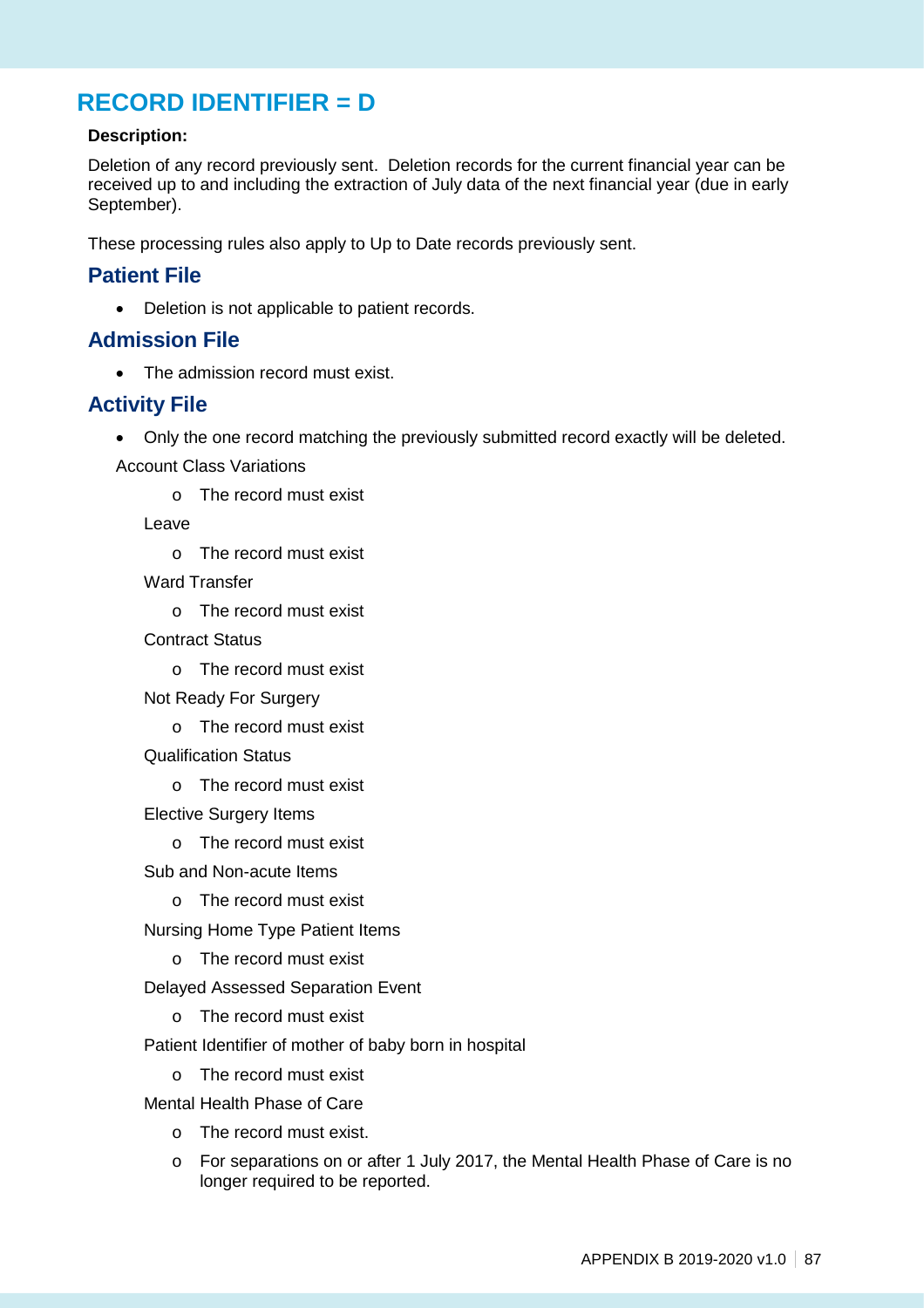# RECORD IDENTIFIER = D

**Description:**

Deletion of any record previously sent. Deletion records for the current financial year can be received up to and including the extraction of July data of the next financial year (due in early September).

These processing rules also apply to Up to Date records previously sent.

## Patient File

- Deletion is not applicable to patient records.

## Admission File

- The admission record must exist.

## Activity File

- Only the one record matching the previously submitted record exactly will be deleted.

Account Class Variations

- The record must exist

Leave

- The record must exist

Ward Transfer

- The record must exist

Contract Status

- The record must exist

Not Ready For Surgery

- The record must exist

Qualification Status

- The record must exist

Elective Surgery Items

- The record must exist

Sub and Non-acute Items

- The record must exist

Nursing Home Type Patient Items

- The record must exist

Delayed Assessed Separation Event

- The record must exist

Patient Identifier of mother of baby born in hospital

- The record must exist

Mental Health Phase of Care

- The record must exist.
- For separations on or after 1 July 2017, the Mental Health Phase of Care is no longer required to be reported.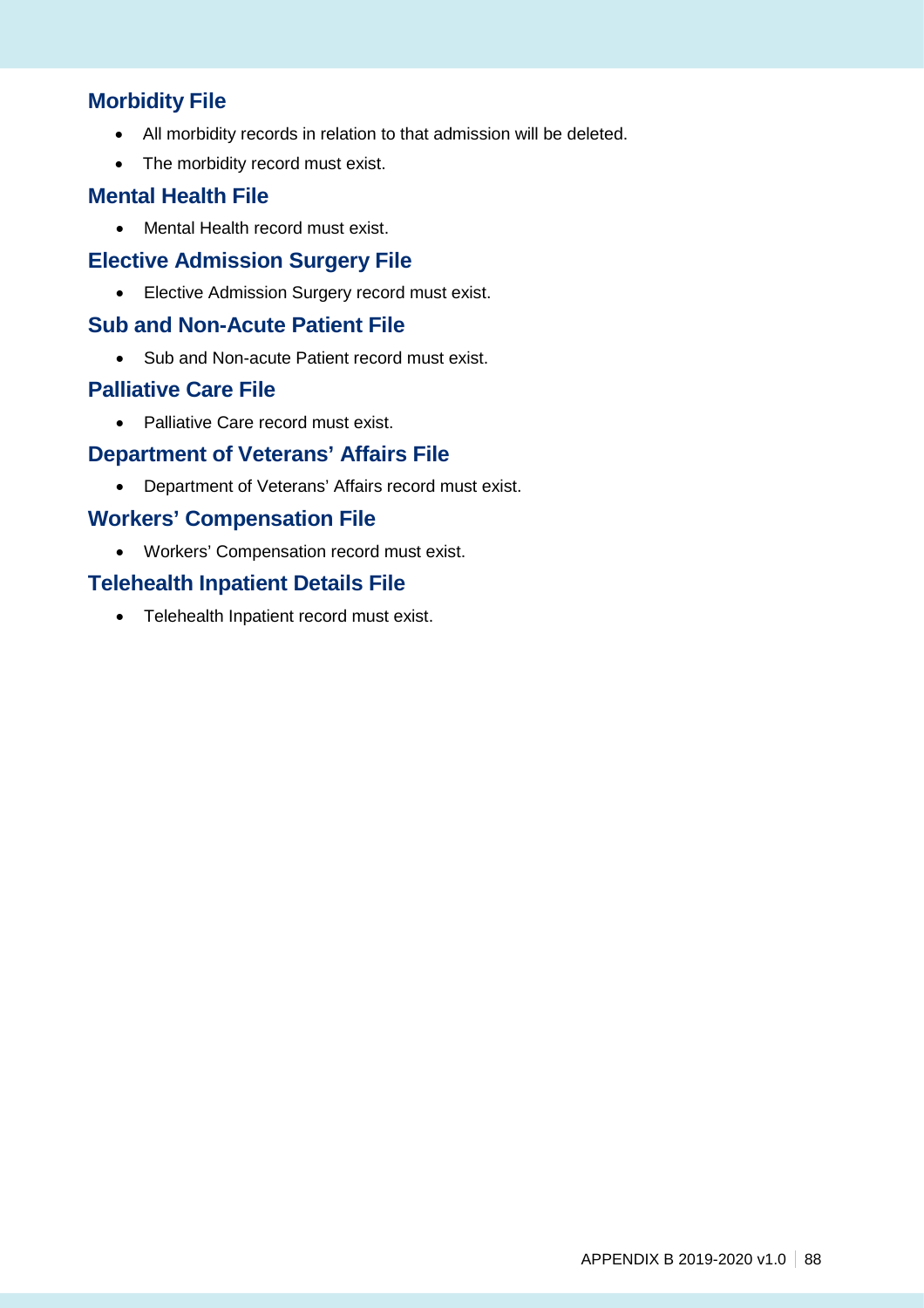### Morbidity File

- All morbidity records in relation to that admission will be deleted.
- The morbidity record must exist.

### Mental Health File

- Mental Health record must exist.

### Elective Admission Surgery File

- Elective Admission Surgery record must exist.

### Sub and Non-Acute Patient File

- Sub and Non-acute Patient record must exist.

### Palliative Care File

- Palliative Care record must exist.

### Department of Veterans' Affairs File

- Department of Veterans' Affairs record must exist.

### Workers' Compensation File

- Workers' Compensation record must exist.

### Telehealth Inpatient Details File

- Telehealth Inpatient record must exist.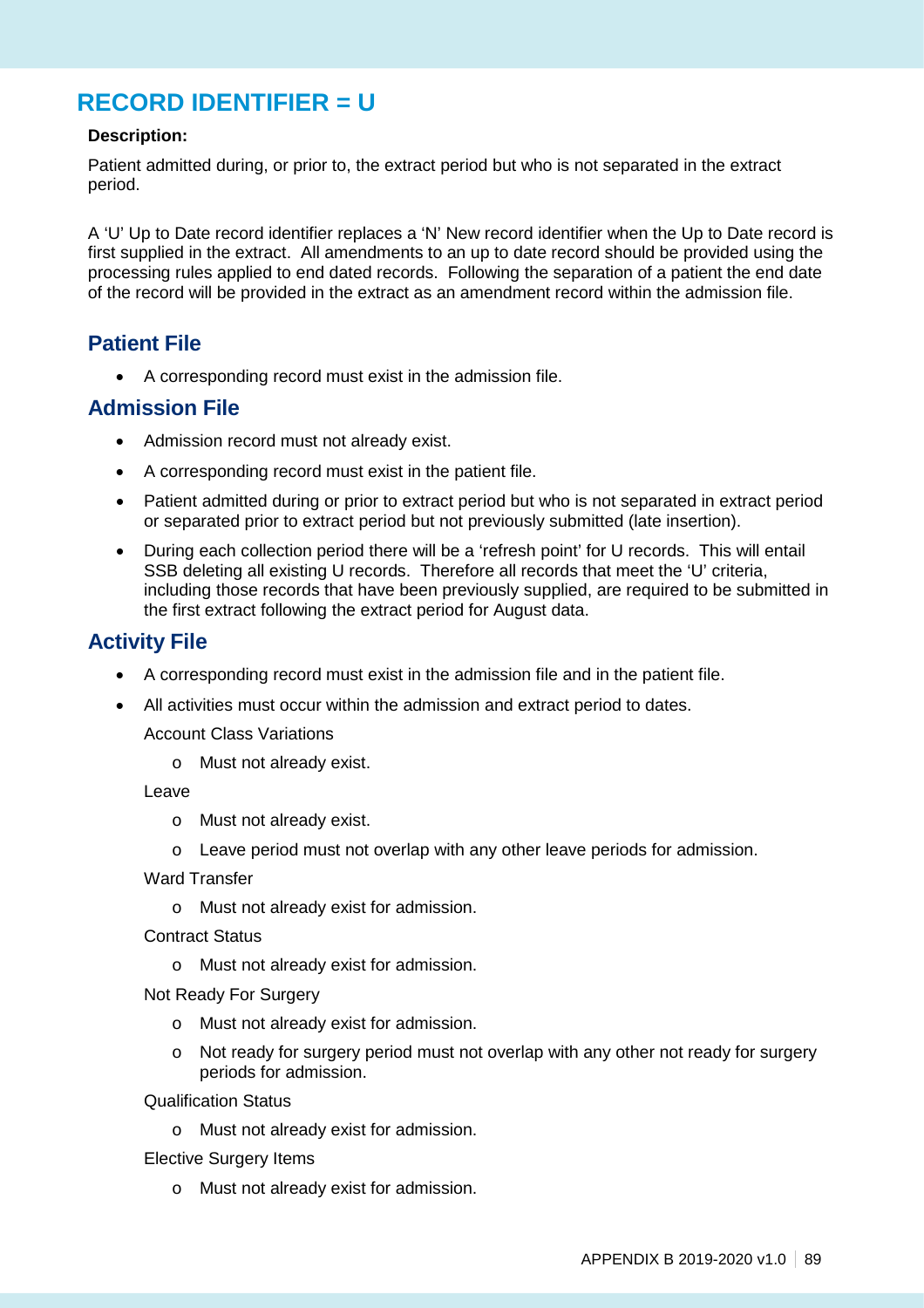# RECORD IDENTIFIER = U

**Description:**

Patient admitted during, or prior to, the extract period but who is not separated in the extract period.

A 'U' Up to Date record identifier replaces a 'N' New record identifier when the Up to Date record is first supplied in the extract. All amendments to an up to date record should be provided using the processing rules applied to end dated records. Following the separation of a patient the end date of the record will be provided in the extract as an amendment record within the admission file.

## Patient File

- A corresponding record must exist in the admission file.

## Admission File

- Admission record must not already exist.
- A corresponding record must exist in the patient file.
- Patient admitted during or prior to extract period but who is not separated in extract period or separated prior to extract period but not previously submitted (late insertion).
- During each collection period there will be a 'refresh point' for U records. This will entail SSB deleting all existing U records. Therefore all records that meet the 'U' criteria, including those records that have been previously supplied, are required to be submitted in the first extract following the extract period for August data.

## Activity File

- A corresponding record must exist in the admission file and in the patient file.
- All activities must occur within the admission and extract period to dates.

  Account Class Variations

  - Must not already exist.

  Leave

  - Must not already exist.
  - Leave period must not overlap with any other leave periods for admission.

  Ward Transfer

  - Must not already exist for admission.

  Contract Status

  - Must not already exist for admission.

  Not Ready For Surgery

  - Must not already exist for admission.
  - Not ready for surgery period must not overlap with any other not ready for surgery periods for admission.

  Qualification Status

  - Must not already exist for admission.

  Elective Surgery Items

  - Must not already exist for admission.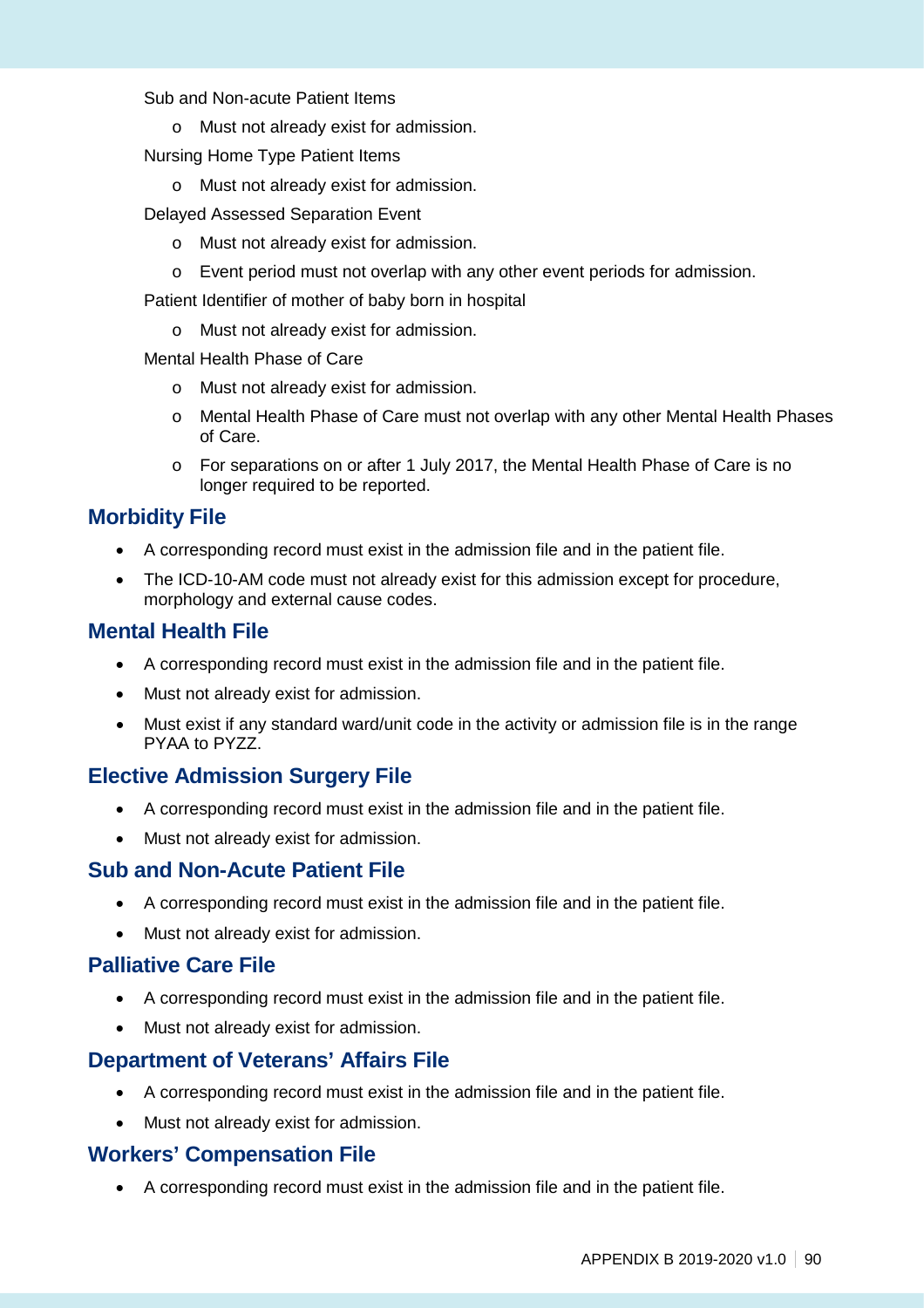Sub and Non-acute Patient Items

- Must not already exist for admission.

Nursing Home Type Patient Items

- Must not already exist for admission.

Delayed Assessed Separation Event

- Must not already exist for admission.
- Event period must not overlap with any other event periods for admission.

Patient Identifier of mother of baby born in hospital

- Must not already exist for admission.

Mental Health Phase of Care

- Must not already exist for admission.
- Mental Health Phase of Care must not overlap with any other Mental Health Phases of Care.
- For separations on or after 1 July 2017, the Mental Health Phase of Care is no longer required to be reported.

## Morbidity File

- A corresponding record must exist in the admission file and in the patient file.
- The ICD-10-AM code must not already exist for this admission except for procedure, morphology and external cause codes.

## Mental Health File

- A corresponding record must exist in the admission file and in the patient file.
- Must not already exist for admission.
- Must exist if any standard ward/unit code in the activity or admission file is in the range PYAA to PYZZ.

## Elective Admission Surgery File

- A corresponding record must exist in the admission file and in the patient file.
- Must not already exist for admission.

## Sub and Non-Acute Patient File

- A corresponding record must exist in the admission file and in the patient file.
- Must not already exist for admission.

## Palliative Care File

- A corresponding record must exist in the admission file and in the patient file.
- Must not already exist for admission.

## Department of Veterans' Affairs File

- A corresponding record must exist in the admission file and in the patient file.
- Must not already exist for admission.

## Workers' Compensation File

- A corresponding record must exist in the admission file and in the patient file.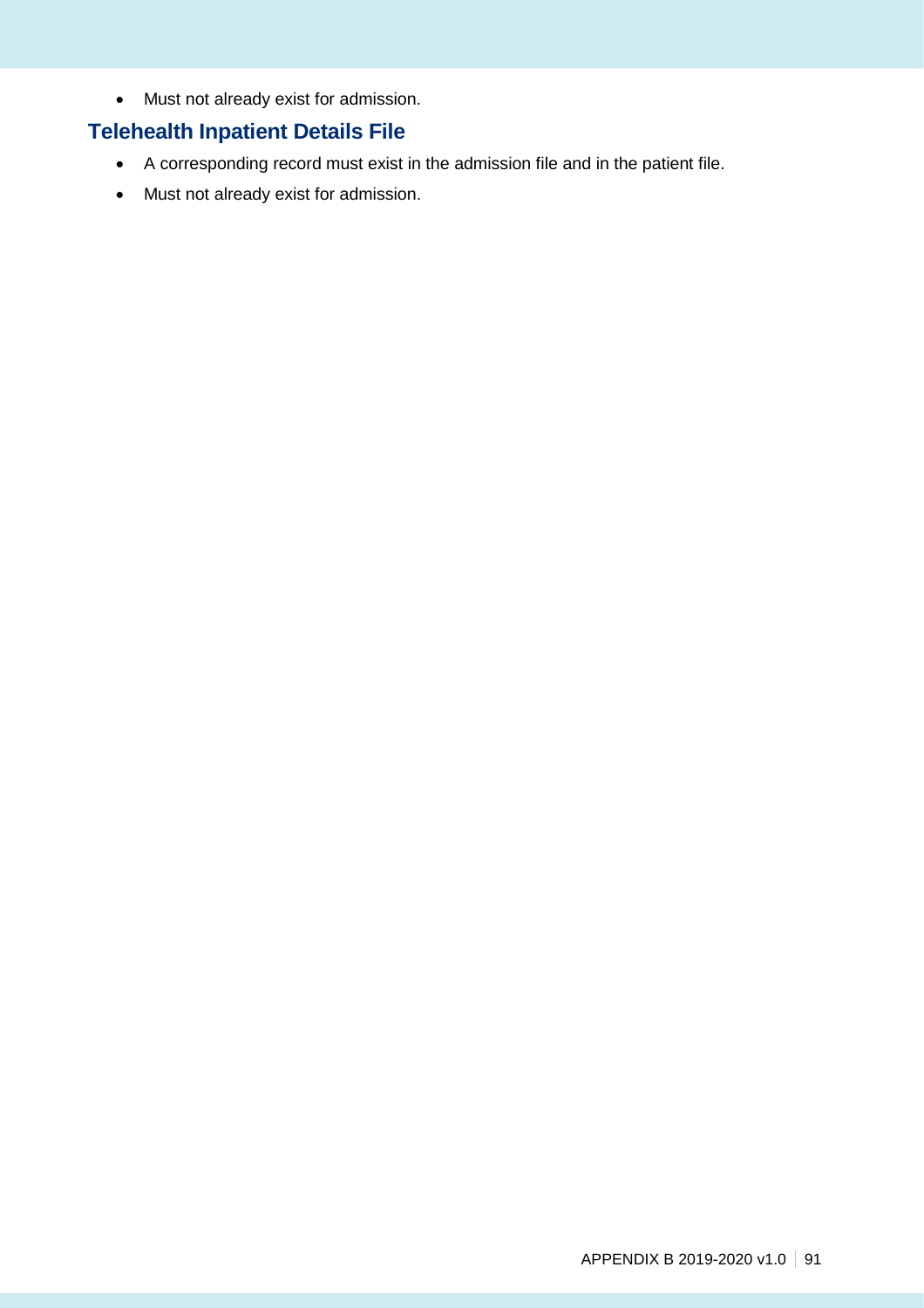- Must not already exist for admission.

## Telehealth Inpatient Details File

- A corresponding record must exist in the admission file and in the patient file.
- Must not already exist for admission.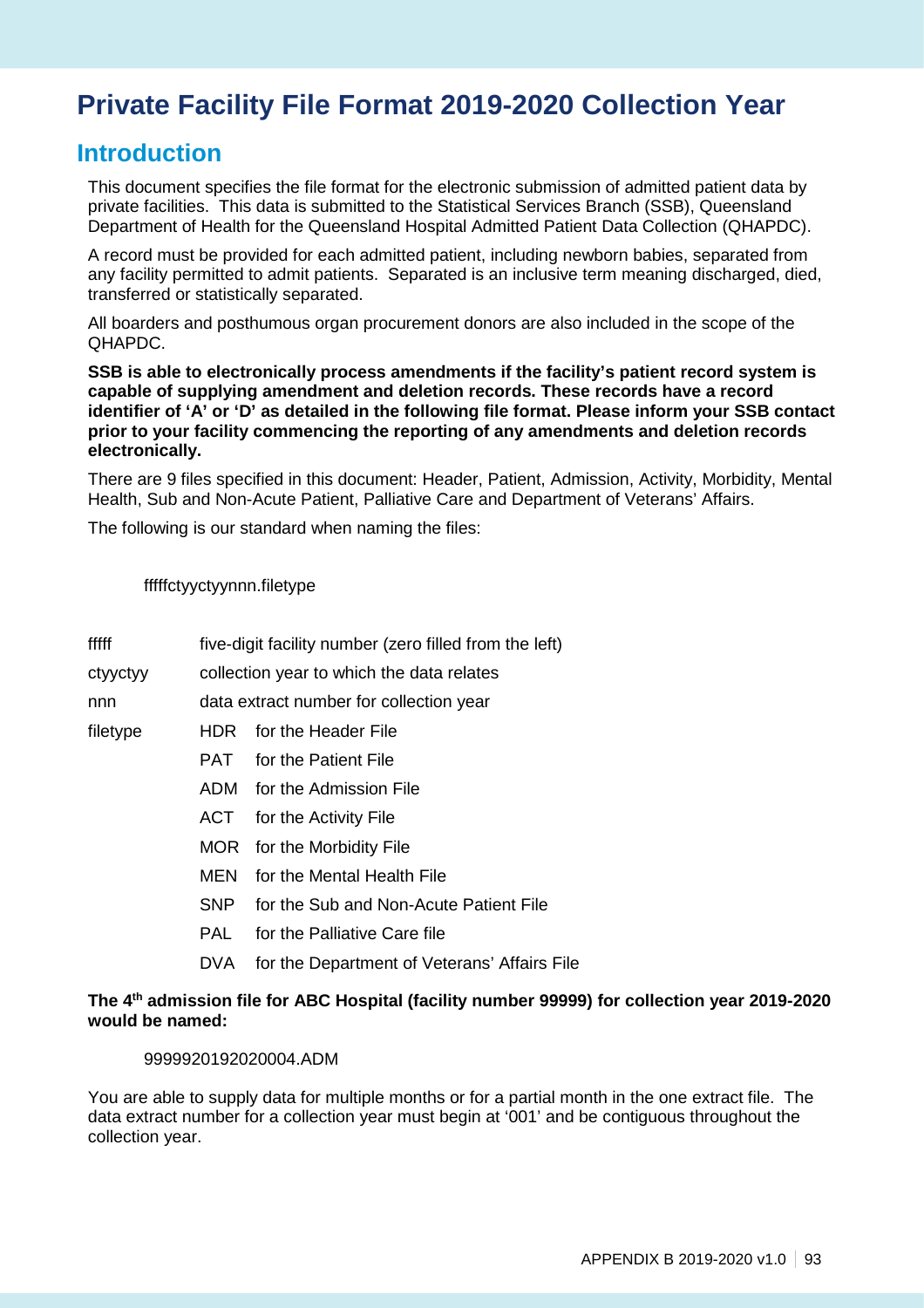# Private Facility File Format 2019-2020 Collection Year

## Introduction

This document specifies the file format for the electronic submission of admitted patient data by private facilities. This data is submitted to the Statistical Services Branch (SSB), Queensland Department of Health for the Queensland Hospital Admitted Patient Data Collection (QHAPDC).

A record must be provided for each admitted patient, including newborn babies, separated from any facility permitted to admit patients. Separated is an inclusive term meaning discharged, died, transferred or statistically separated.

All boarders and posthumous organ procurement donors are also included in the scope of the QHAPDC.

**SSB is able to electronically process amendments if the facility's patient record system is capable of supplying amendment and deletion records. These records have a record identifier of 'A' or 'D' as detailed in the following file format. Please inform your SSB contact prior to your facility commencing the reporting of any amendments and deletion records electronically.**

There are 9 files specified in this document: Header, Patient, Admission, Activity, Morbidity, Mental Health, Sub and Non-Acute Patient, Palliative Care and Department of Veterans' Affairs.

The following is our standard when naming the files:

fffffctyyctyynnn.filetype

| | | |
|---|---|---|
| fffff | five-digit facility number (zero filled from the left) | |
| ctyyctyy | collection year to which the data relates | |
| nnn | data extract number for collection year | |
| filetype | HDR | for the Header File |
| | PAT | for the Patient File |
| | ADM | for the Admission File |
| | ACT | for the Activity File |
| | MOR | for the Morbidity File |
| | MEN | for the Mental Health File |
| | SNP | for the Sub and Non-Acute Patient File |
| | PAL | for the Palliative Care file |
| | DVA | for the Department of Veterans' Affairs File |

**The 4th admission file for ABC Hospital (facility number 99999) for collection year 2019-2020 would be named:**

9999920192020004.ADM

You are able to supply data for multiple months or for a partial month in the one extract file. The data extract number for a collection year must begin at '001' and be contiguous throughout the collection year.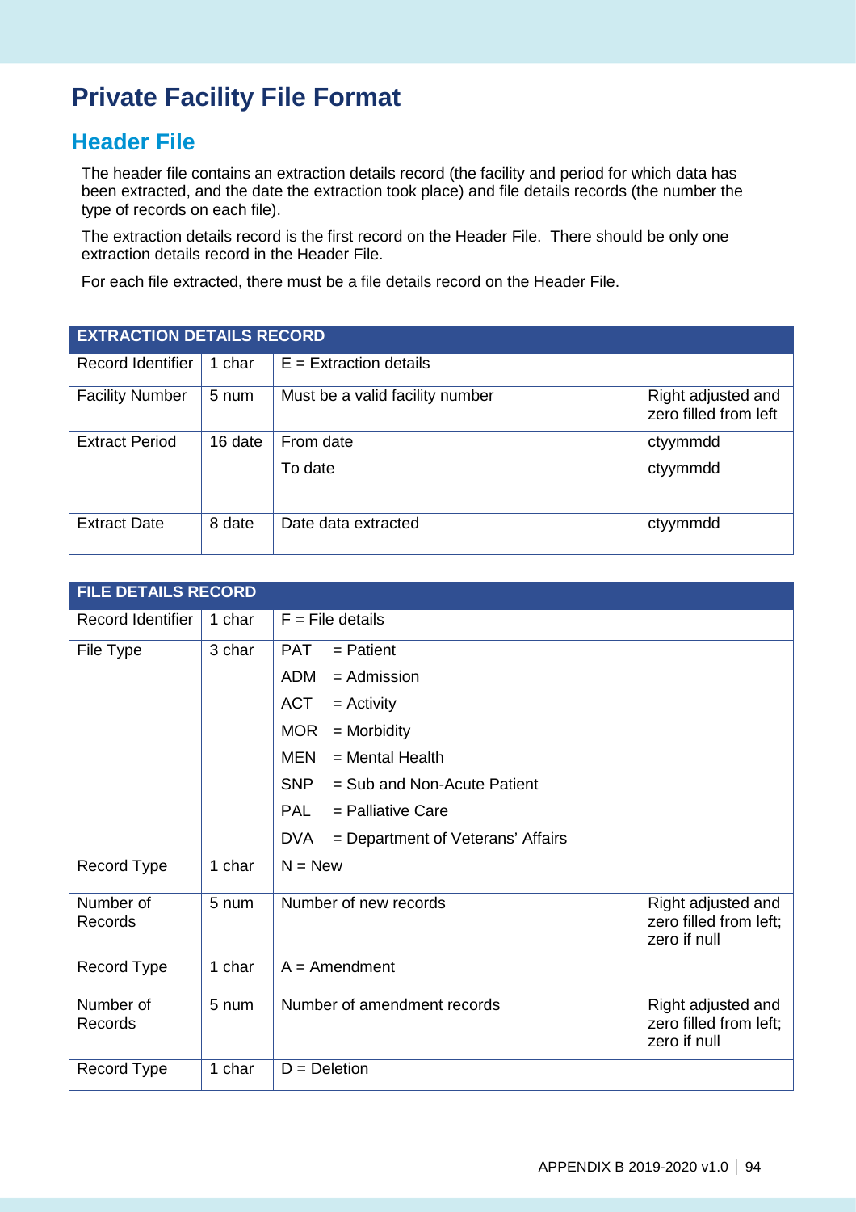# Private Facility File Format

## Header File

The header file contains an extraction details record (the facility and period for which data has been extracted, and the date the extraction took place) and file details records (the number the type of records on each file).

The extraction details record is the first record on the Header File. There should be only one extraction details record in the Header File.

For each file extracted, there must be a file details record on the Header File.

| EXTRACTION DETAILS RECORD | | | |
|---|---|---|---|
| Record Identifier | 1 char | E = Extraction details | |
| Facility Number | 5 num | Must be a valid facility number | Right adjusted and zero filled from left |
| Extract Period | 16 date | From date<br>To date | ctyymmdd<br>ctyymmdd |
| Extract Date | 8 date | Date data extracted | ctyymmdd |

| FILE DETAILS RECORD | | | |
|---|---|---|---|
| Record Identifier | 1 char | F = File details | |
| File Type | 3 char | PAT = Patient<br>ADM = Admission<br>ACT = Activity<br>MOR = Morbidity<br>MEN = Mental Health<br>SNP = Sub and Non-Acute Patient<br>PAL = Palliative Care<br>DVA = Department of Veterans' Affairs | |
| Record Type | 1 char | N = New | |
| Number of Records | 5 num | Number of new records | Right adjusted and zero filled from left; zero if null |
| Record Type | 1 char | A = Amendment | |
| Number of Records | 5 num | Number of amendment records | Right adjusted and zero filled from left; zero if null |
| Record Type | 1 char | D = Deletion | |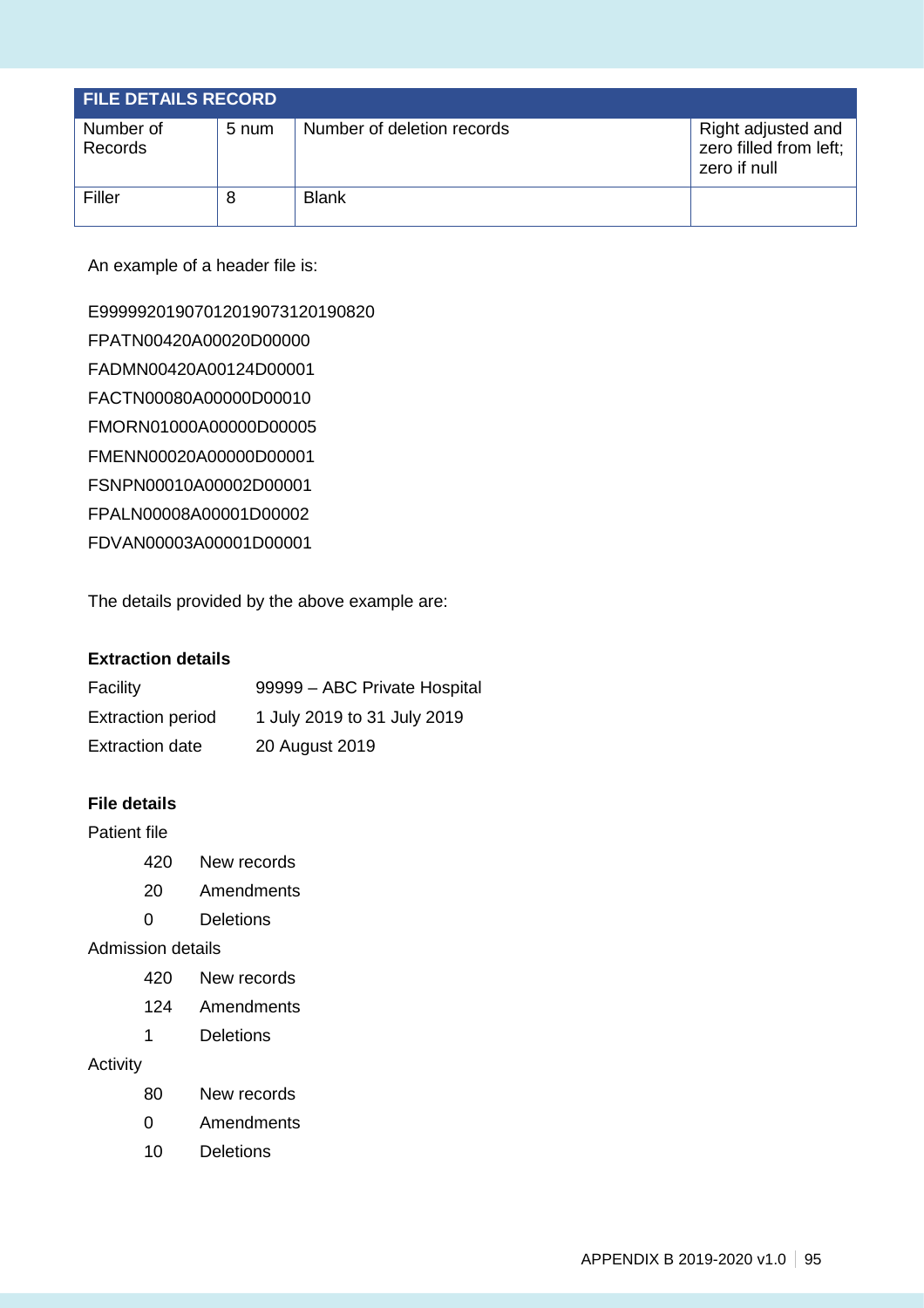| FILE DETAILS RECORD | | | |
|---|---|---|---|
| Number of Records | 5 num | Number of deletion records | Right adjusted and zero filled from left; zero if null |
| Filler | 8 | Blank | |

An example of a header file is:

E99999201907012019073120190820

FPATN00420A00020D00000

FADMN00420A00124D00001

FACTN00080A00000D00010

FMORN01000A00000D00005

FMENN00020A00000D00001

FSNPN00010A00002D00001

FPALN00008A00001D00002

FDVAN00003A00001D00001

The details provided by the above example are:

**Extraction details**

| | |
|---|---|
| Facility | 99999 – ABC Private Hospital |
| Extraction period | 1 July 2019 to 31 July 2019 |
| Extraction date | 20 August 2019 |

**File details**

Patient file

| | |
|---|---|
| 420 | New records |
| 20 | Amendments |
| 0 | Deletions |

Admission details

| | |
|---|---|
| 420 | New records |
| 124 | Amendments |
| 1 | Deletions |

Activity

| | |
|---|---|
| 80 | New records |
| 0 | Amendments |
| 10 | Deletions |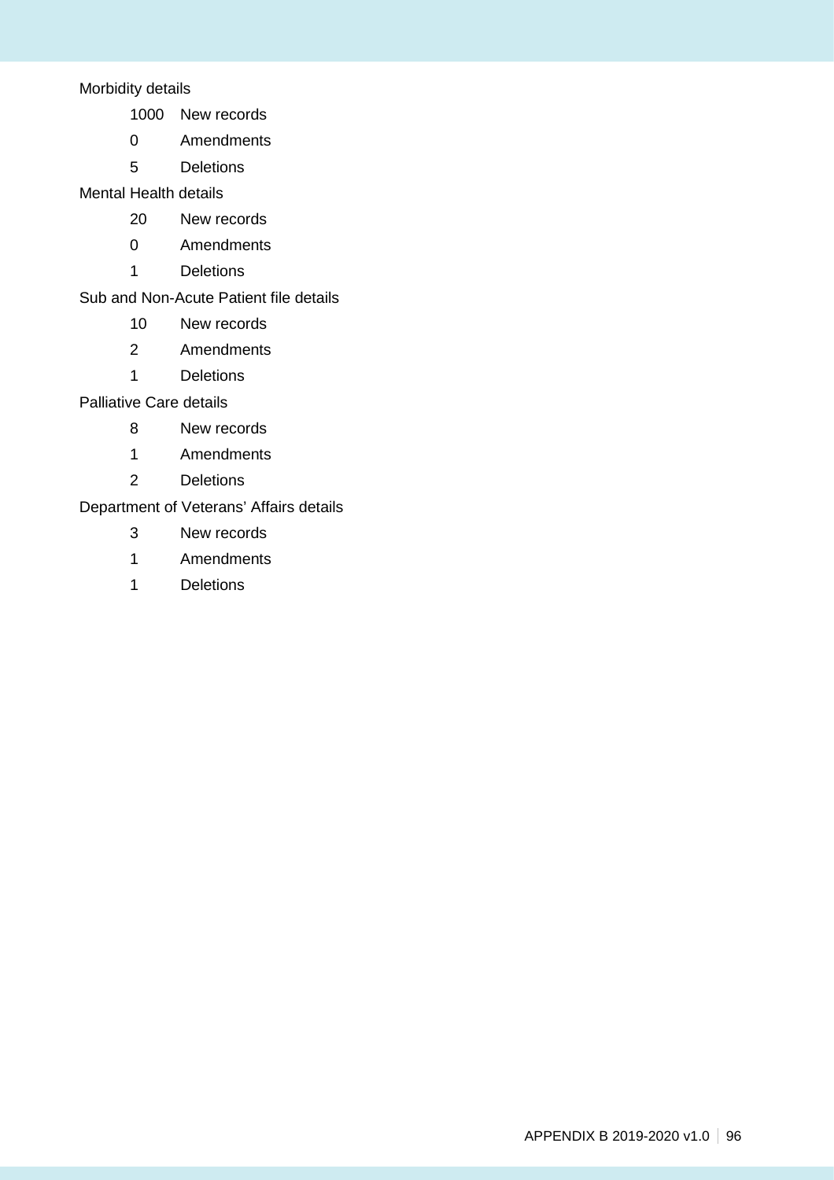Morbidity details

1000 New records

0 Amendments

5 Deletions

Mental Health details

20 New records

0 Amendments

1 Deletions

Sub and Non-Acute Patient file details

10 New records

2 Amendments

1 Deletions

Palliative Care details

8 New records

1 Amendments

2 Deletions

Department of Veterans' Affairs details

3 New records

1 Amendments

1 Deletions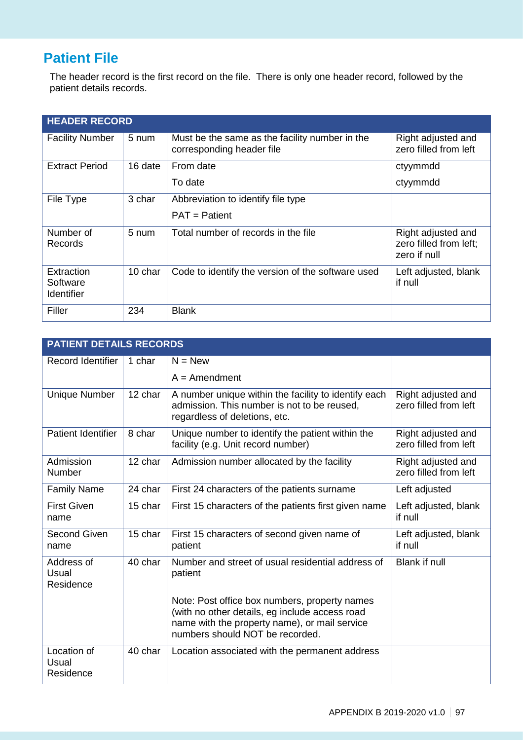## Patient File

The header record is the first record on the file. There is only one header record, followed by the patient details records.

| HEADER RECORD | | | |
|---|---|---|---|
| Facility Number | 5 num | Must be the same as the facility number in the corresponding header file | Right adjusted and zero filled from left |
| Extract Period | 16 date | From date<br>To date | ctyymmdd<br>ctyymmdd |
| File Type | 3 char | Abbreviation to identify file type<br>PAT = Patient | |
| Number of Records | 5 num | Total number of records in the file | Right adjusted and zero filled from left; zero if null |
| Extraction Software Identifier | 10 char | Code to identify the version of the software used | Left adjusted, blank if null |
| Filler | 234 | Blank | |

| PATIENT DETAILS RECORDS | | | |
|---|---|---|---|
| Record Identifier | 1 char | N = New<br>A = Amendment | |
| Unique Number | 12 char | A number unique within the facility to identify each admission. This number is not to be reused, regardless of deletions, etc. | Right adjusted and zero filled from left |
| Patient Identifier | 8 char | Unique number to identify the patient within the facility (e.g. Unit record number) | Right adjusted and zero filled from left |
| Admission Number | 12 char | Admission number allocated by the facility | Right adjusted and zero filled from left |
| Family Name | 24 char | First 24 characters of the patients surname | Left adjusted |
| First Given name | 15 char | First 15 characters of the patients first given name | Left adjusted, blank if null |
| Second Given name | 15 char | First 15 characters of second given name of patient | Left adjusted, blank if null |
| Address of Usual Residence | 40 char | Number and street of usual residential address of patient<br><br>Note: Post office box numbers, property names (with no other details, eg include access road name with the property name), or mail service numbers should NOT be recorded. | Blank if null |
| Location of Usual Residence | 40 char | Location associated with the permanent address | |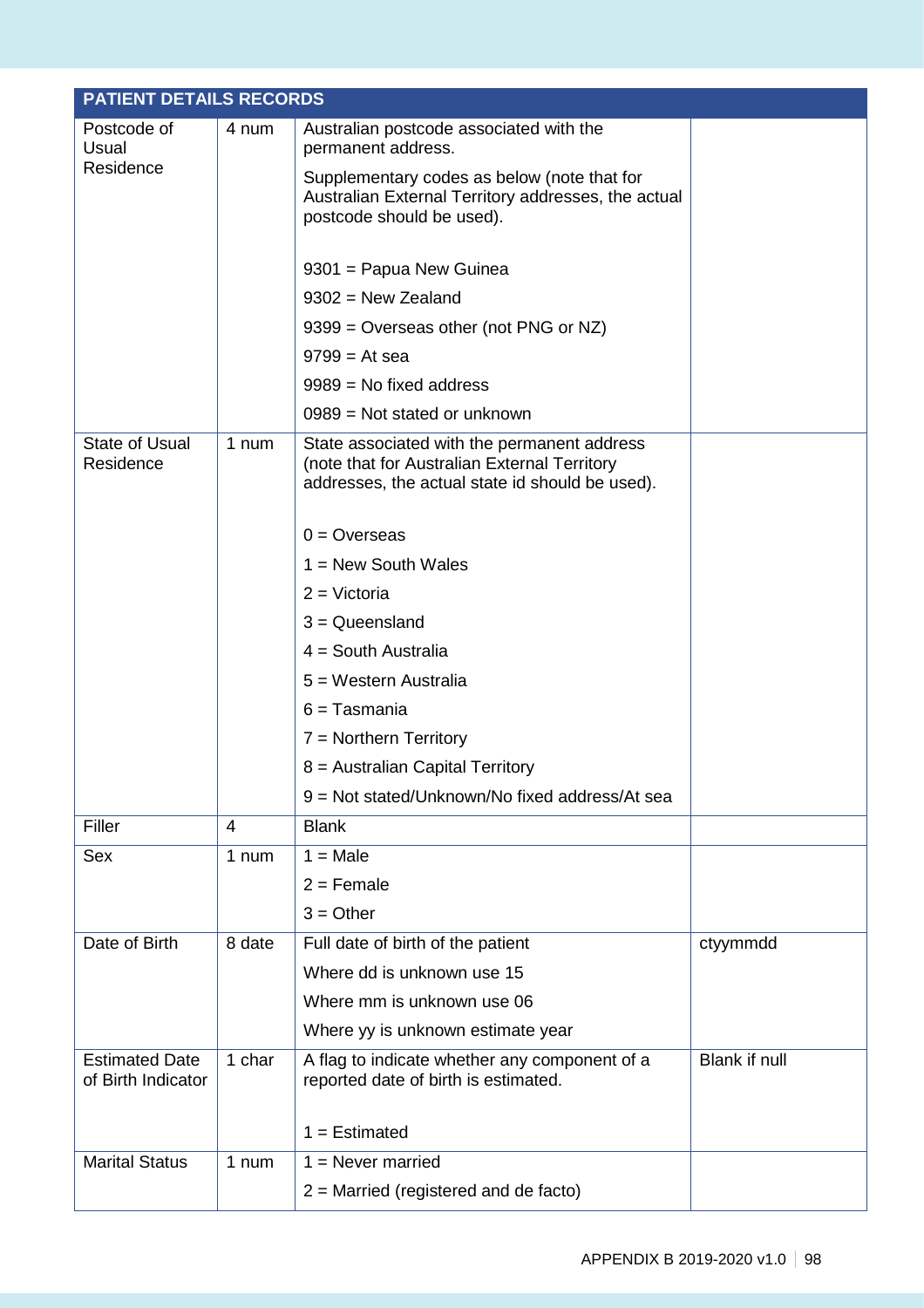| PATIENT DETAILS RECORDS | | | |
|---|---|---|---|
| Postcode of Usual Residence | 4 num | Australian postcode associated with the permanent address.<br><br>Supplementary codes as below (note that for Australian External Territory addresses, the actual postcode should be used).<br><br>9301 = Papua New Guinea<br>9302 = New Zealand<br>9399 = Overseas other (not PNG or NZ)<br>9799 = At sea<br>9989 = No fixed address<br>0989 = Not stated or unknown | |
| State of Usual Residence | 1 num | State associated with the permanent address (note that for Australian External Territory addresses, the actual state id should be used).<br><br>0 = Overseas<br>1 = New South Wales<br>2 = Victoria<br>3 = Queensland<br>4 = South Australia<br>5 = Western Australia<br>6 = Tasmania<br>7 = Northern Territory<br>8 = Australian Capital Territory<br>9 = Not stated/Unknown/No fixed address/At sea | |
| Filler | 4 | Blank | |
| Sex | 1 num | 1 = Male<br>2 = Female<br>3 = Other | |
| Date of Birth | 8 date | Full date of birth of the patient<br>Where dd is unknown use 15<br>Where mm is unknown use 06<br>Where yy is unknown estimate year | ctyymmdd |
| Estimated Date of Birth Indicator | 1 char | A flag to indicate whether any component of a reported date of birth is estimated.<br><br>1 = Estimated | Blank if null |
| Marital Status | 1 num | 1 = Never married<br>2 = Married (registered and de facto) | |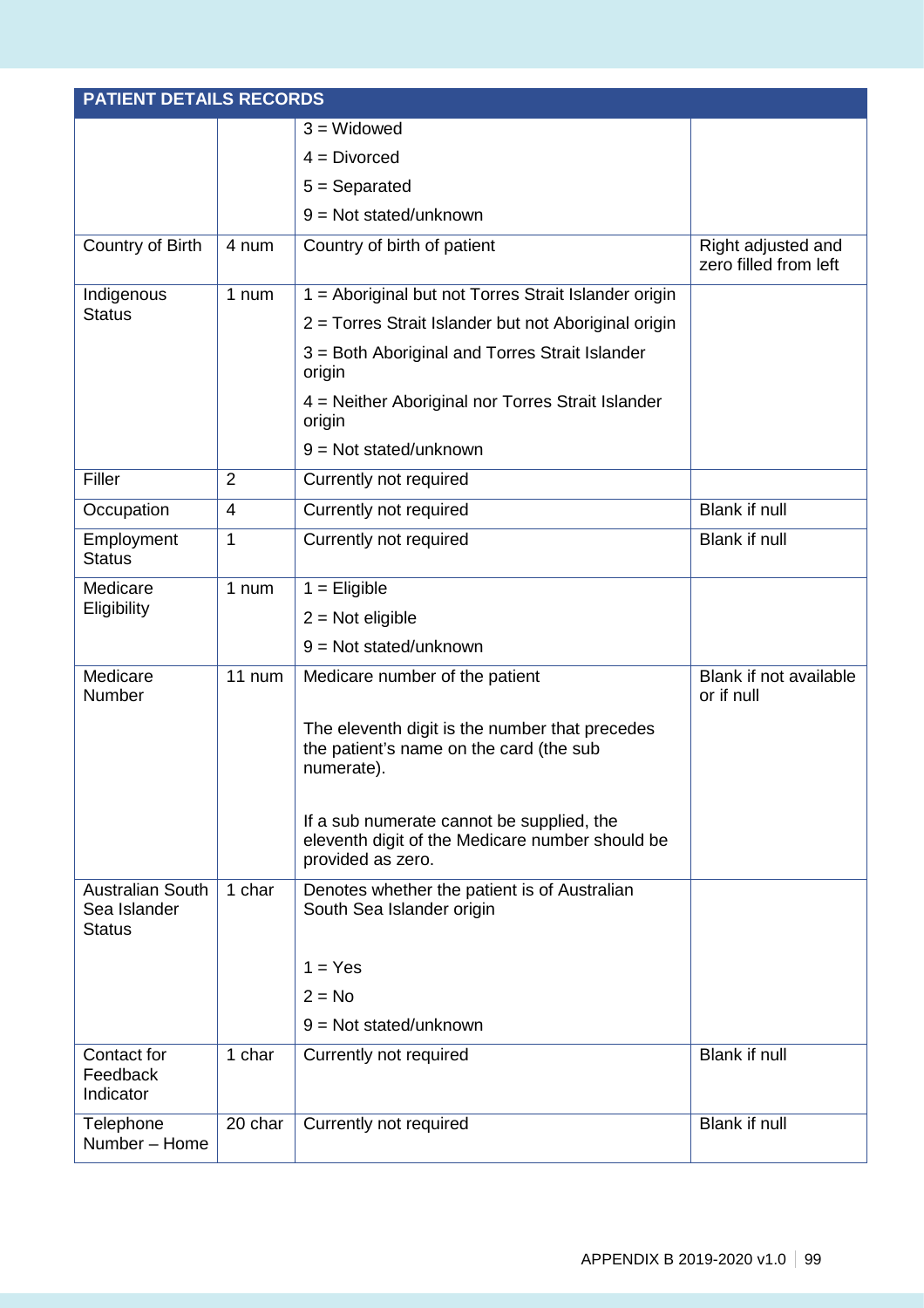| PATIENT DETAILS RECORDS | | | |
|---|---|---|---|
| | | 3 = Widowed<br>4 = Divorced<br>5 = Separated<br>9 = Not stated/unknown | |
| Country of Birth | 4 num | Country of birth of patient | Right adjusted and zero filled from left |
| Indigenous Status | 1 num | 1 = Aboriginal but not Torres Strait Islander origin<br>2 = Torres Strait Islander but not Aboriginal origin<br>3 = Both Aboriginal and Torres Strait Islander origin<br>4 = Neither Aboriginal nor Torres Strait Islander origin<br>9 = Not stated/unknown | |
| Filler | 2 | Currently not required | |
| Occupation | 4 | Currently not required | Blank if null |
| Employment Status | 1 | Currently not required | Blank if null |
| Medicare Eligibility | 1 num | 1 = Eligible<br>2 = Not eligible<br>9 = Not stated/unknown | |
| Medicare Number | 11 num | Medicare number of the patient<br><br>The eleventh digit is the number that precedes the patient's name on the card (the sub numerate).<br><br>If a sub numerate cannot be supplied, the eleventh digit of the Medicare number should be provided as zero. | Blank if not available or if null |
| Australian South Sea Islander Status | 1 char | Denotes whether the patient is of Australian South Sea Islander origin<br><br>1 = Yes<br>2 = No<br>9 = Not stated/unknown | |
| Contact for Feedback Indicator | 1 char | Currently not required | Blank if null |
| Telephone Number – Home | 20 char | Currently not required | Blank if null |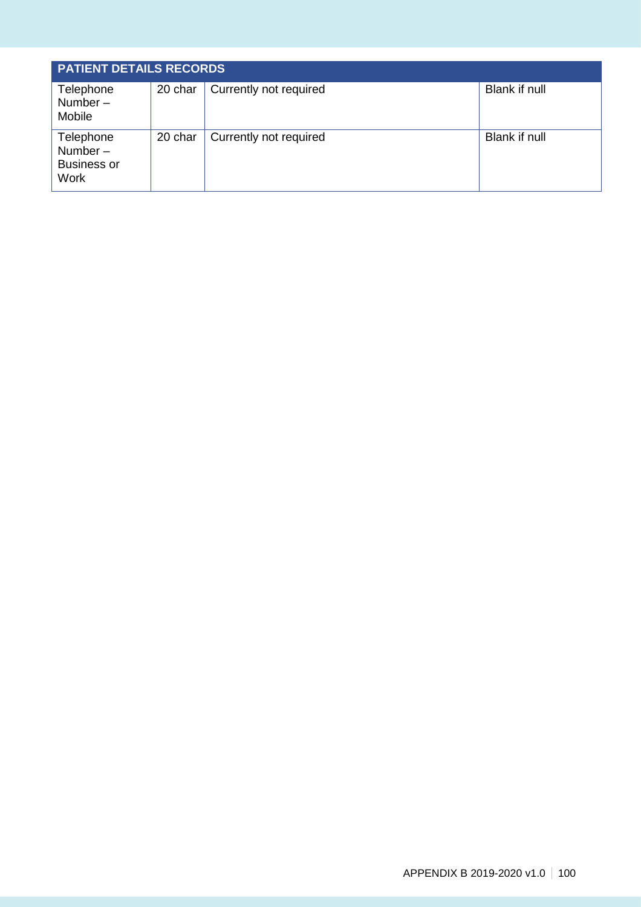| PATIENT DETAILS RECORDS | | | |
|---|---|---|---|
| Telephone Number – Mobile | 20 char | Currently not required | Blank if null |
| Telephone Number – Business or Work | 20 char | Currently not required | Blank if null |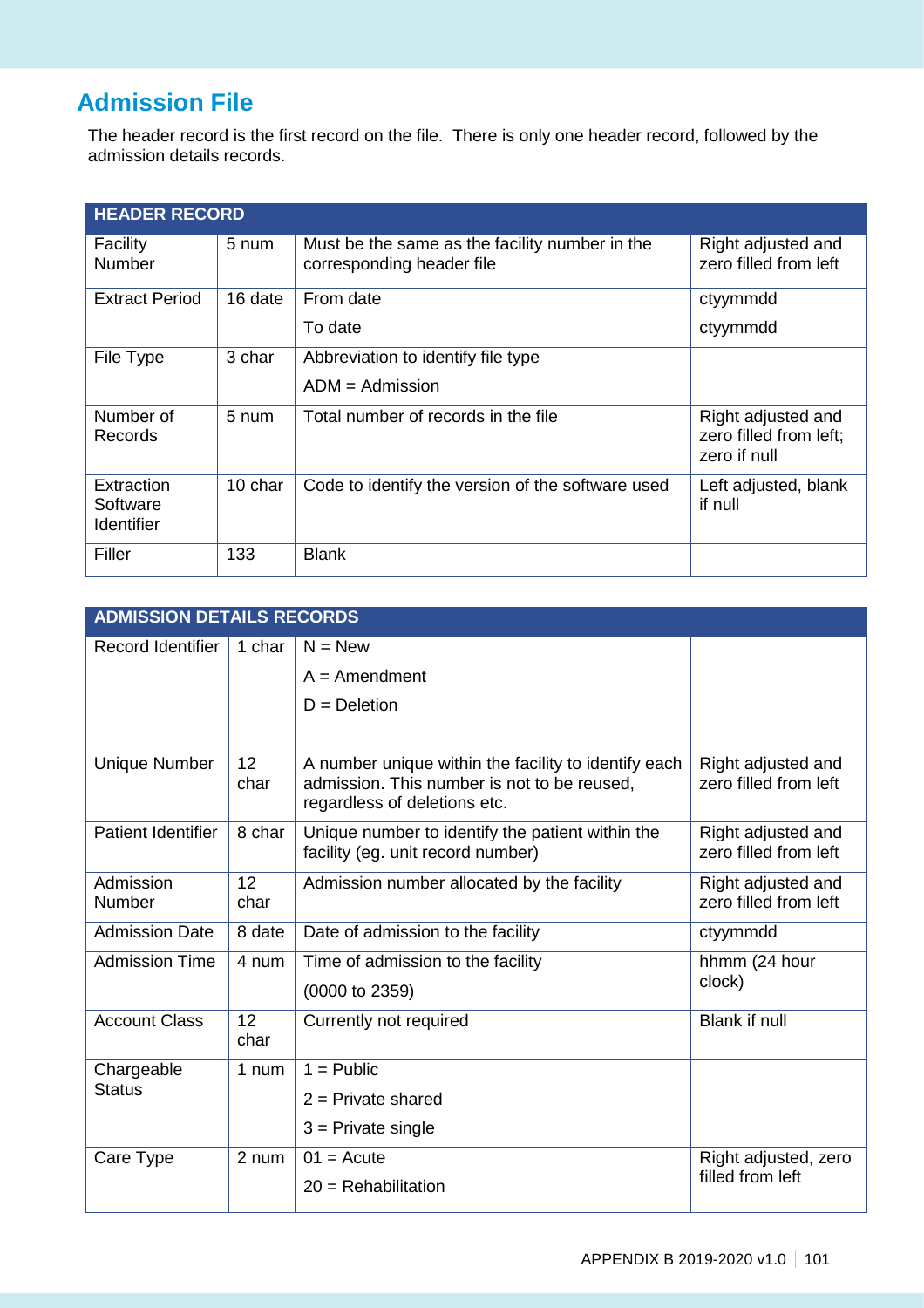## Admission File

The header record is the first record on the file. There is only one header record, followed by the admission details records.

| HEADER RECORD | | | |
|---|---|---|---|
| Facility Number | 5 num | Must be the same as the facility number in the corresponding header file | Right adjusted and zero filled from left |
| Extract Period | 16 date | From date<br>To date | ctyymmdd<br>ctyymmdd |
| File Type | 3 char | Abbreviation to identify file type<br>ADM = Admission | |
| Number of Records | 5 num | Total number of records in the file | Right adjusted and zero filled from left; zero if null |
| Extraction Software Identifier | 10 char | Code to identify the version of the software used | Left adjusted, blank if null |
| Filler | 133 | Blank | |

| ADMISSION DETAILS RECORDS | | | |
|---|---|---|---|
| Record Identifier | 1 char | N = New<br>A = Amendment<br>D = Deletion | |
| Unique Number | 12 char | A number unique within the facility to identify each admission. This number is not to be reused, regardless of deletions etc. | Right adjusted and zero filled from left |
| Patient Identifier | 8 char | Unique number to identify the patient within the facility (eg. unit record number) | Right adjusted and zero filled from left |
| Admission Number | 12 char | Admission number allocated by the facility | Right adjusted and zero filled from left |
| Admission Date | 8 date | Date of admission to the facility | ctyymmdd |
| Admission Time | 4 num | Time of admission to the facility<br>(0000 to 2359) | hhmm (24 hour clock) |
| Account Class | 12 char | Currently not required | Blank if null |
| Chargeable Status | 1 num | 1 = Public<br>2 = Private shared<br>3 = Private single | |
| Care Type | 2 num | 01 = Acute<br>20 = Rehabilitation | Right adjusted, zero filled from left |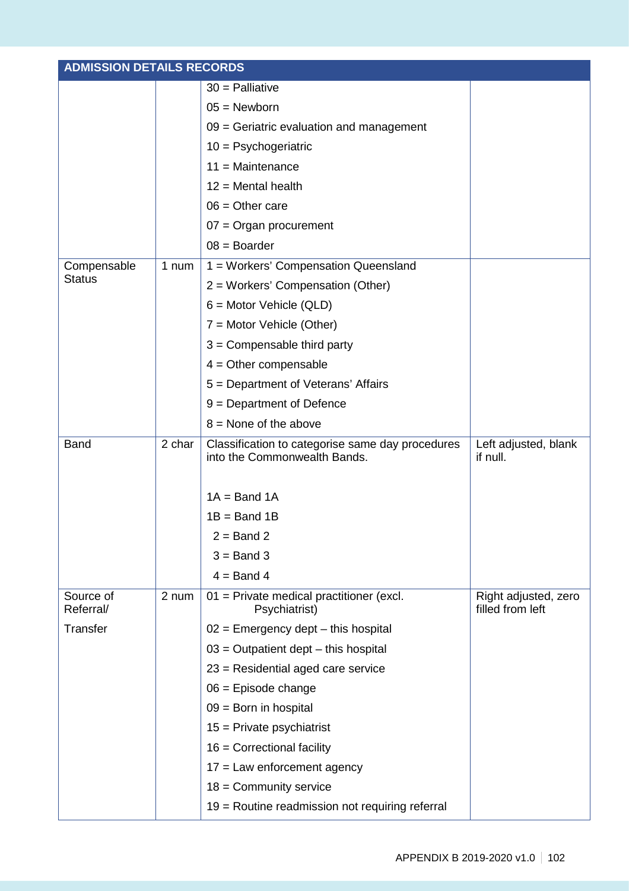| ADMISSION DETAILS RECORDS | | | |
|---|---|---|---|
| | | 30 = Palliative<br>05 = Newborn<br>09 = Geriatric evaluation and management<br>10 = Psychogeriatric<br>11 = Maintenance<br>12 = Mental health<br>06 = Other care<br>07 = Organ procurement<br>08 = Boarder | |
| Compensable Status | 1 num | 1 = Workers' Compensation Queensland<br>2 = Workers' Compensation (Other)<br>6 = Motor Vehicle (QLD)<br>7 = Motor Vehicle (Other)<br>3 = Compensable third party<br>4 = Other compensable<br>5 = Department of Veterans' Affairs<br>9 = Department of Defence<br>8 = None of the above | |
| Band | 2 char | Classification to categorise same day procedures into the Commonwealth Bands.<br><br>1A = Band 1A<br>1B = Band 1B<br>2 = Band 2<br>3 = Band 3<br>4 = Band 4 | Left adjusted, blank if null. |
| Source of Referral/ Transfer | 2 num | 01 = Private medical practitioner (excl. Psychiatrist)<br>02 = Emergency dept – this hospital<br>03 = Outpatient dept – this hospital<br>23 = Residential aged care service<br>06 = Episode change<br>09 = Born in hospital<br>15 = Private psychiatrist<br>16 = Correctional facility<br>17 = Law enforcement agency<br>18 = Community service<br>19 = Routine readmission not requiring referral | Right adjusted, zero filled from left |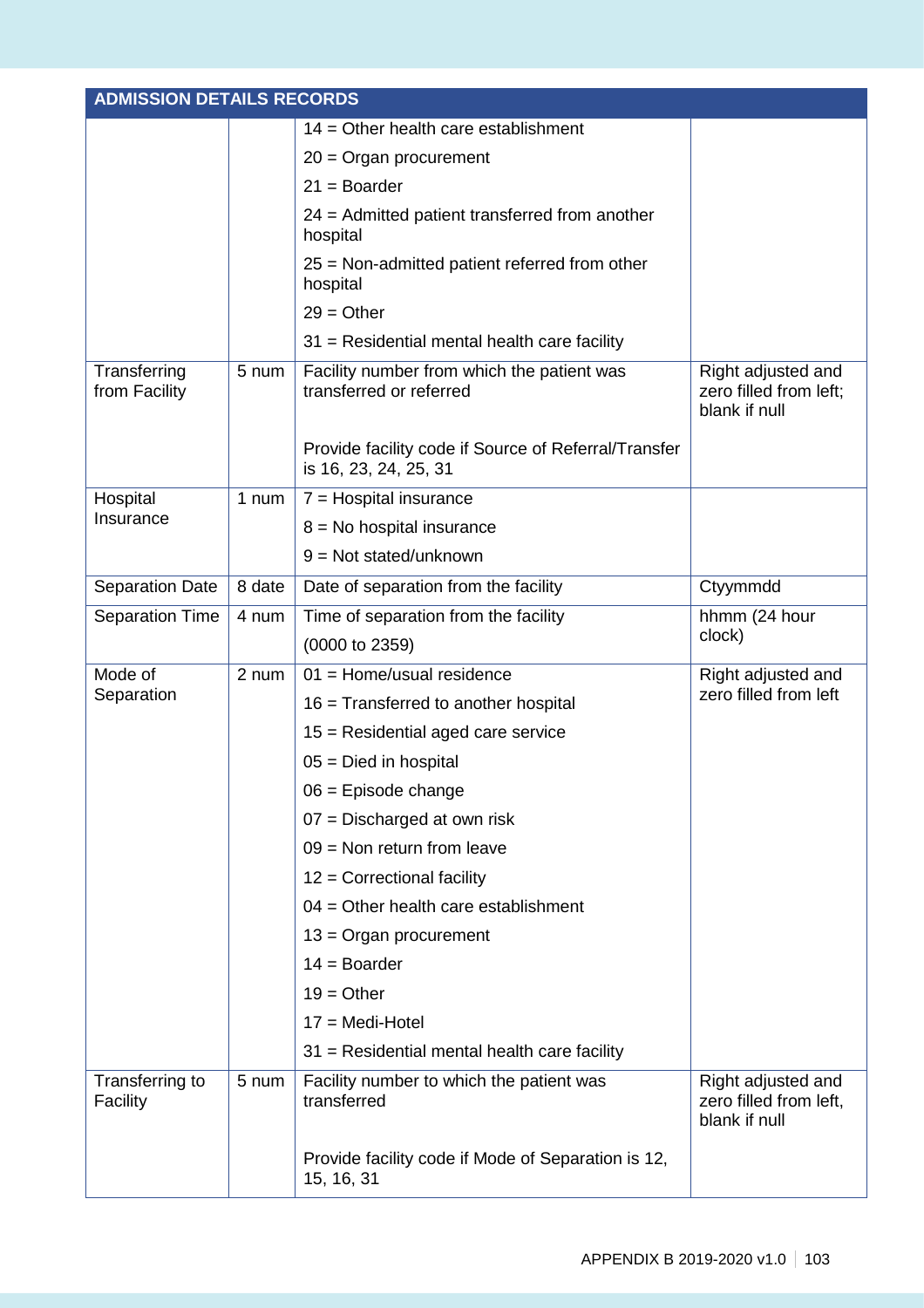| ADMISSION DETAILS RECORDS | | | |
|---|---|---|---|
| | | 14 = Other health care establishment<br>20 = Organ procurement<br>21 = Boarder<br>24 = Admitted patient transferred from another hospital<br>25 = Non-admitted patient referred from other hospital<br>29 = Other<br>31 = Residential mental health care facility | |
| Transferring from Facility | 5 num | Facility number from which the patient was transferred or referred<br><br>Provide facility code if Source of Referral/Transfer is 16, 23, 24, 25, 31 | Right adjusted and zero filled from left; blank if null |
| Hospital Insurance | 1 num | 7 = Hospital insurance<br>8 = No hospital insurance<br>9 = Not stated/unknown | |
| Separation Date | 8 date | Date of separation from the facility | Ctyymmdd |
| Separation Time | 4 num | Time of separation from the facility<br>(0000 to 2359) | hhmm (24 hour clock) |
| Mode of Separation | 2 num | 01 = Home/usual residence<br>16 = Transferred to another hospital<br>15 = Residential aged care service<br>05 = Died in hospital<br>06 = Episode change<br>07 = Discharged at own risk<br>09 = Non return from leave<br>12 = Correctional facility<br>04 = Other health care establishment<br>13 = Organ procurement<br>14 = Boarder<br>19 = Other<br>17 = Medi-Hotel<br>31 = Residential mental health care facility | Right adjusted and zero filled from left |
| Transferring to Facility | 5 num | Facility number to which the patient was transferred<br><br>Provide facility code if Mode of Separation is 12, 15, 16, 31 | Right adjusted and zero filled from left, blank if null |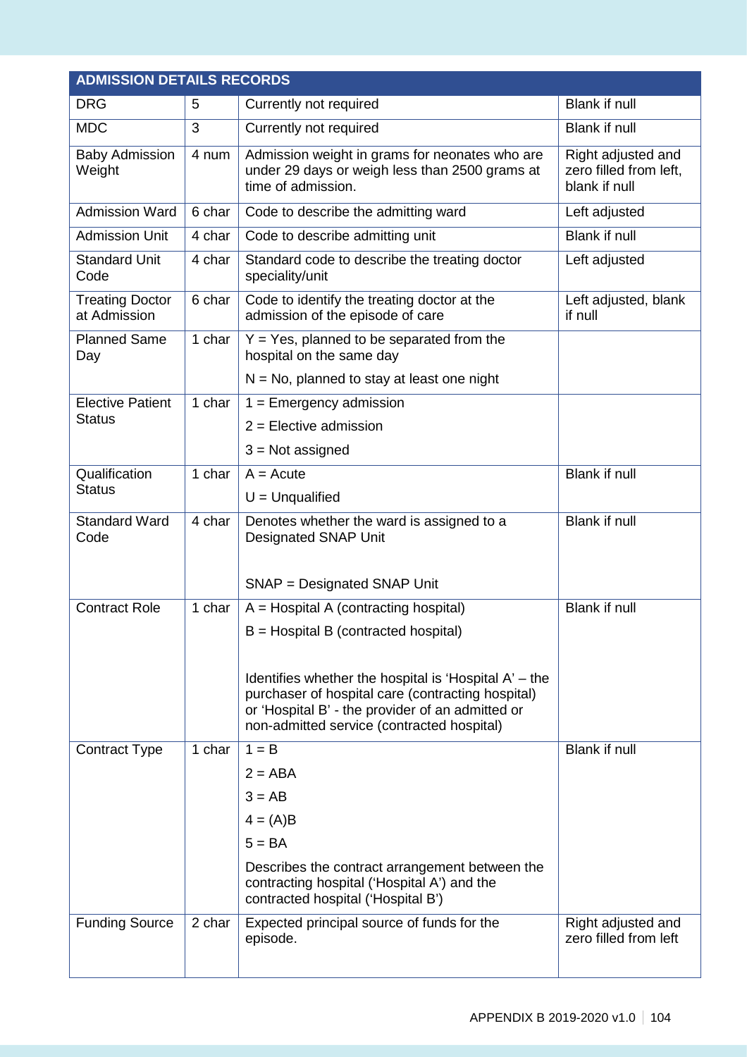| ADMISSION DETAILS RECORDS | | | |
|---|---|---|---|
| DRG | 5 | Currently not required | Blank if null |
| MDC | 3 | Currently not required | Blank if null |
| Baby Admission Weight | 4 num | Admission weight in grams for neonates who are under 29 days or weigh less than 2500 grams at time of admission. | Right adjusted and zero filled from left, blank if null |
| Admission Ward | 6 char | Code to describe the admitting ward | Left adjusted |
| Admission Unit | 4 char | Code to describe admitting unit | Blank if null |
| Standard Unit Code | 4 char | Standard code to describe the treating doctor speciality/unit | Left adjusted |
| Treating Doctor at Admission | 6 char | Code to identify the treating doctor at the admission of the episode of care | Left adjusted, blank if null |
| Planned Same Day | 1 char | Y = Yes, planned to be separated from the hospital on the same day<br><br>N = No, planned to stay at least one night | |
| Elective Patient Status | 1 char | 1 = Emergency admission<br><br>2 = Elective admission<br><br>3 = Not assigned | |
| Qualification Status | 1 char | A = Acute<br><br>U = Unqualified | Blank if null |
| Standard Ward Code | 4 char | Denotes whether the ward is assigned to a Designated SNAP Unit<br><br>SNAP = Designated SNAP Unit | Blank if null |
| Contract Role | 1 char | A = Hospital A (contracting hospital)<br><br>B = Hospital B (contracted hospital)<br><br>Identifies whether the hospital is 'Hospital A' – the purchaser of hospital care (contracting hospital) or 'Hospital B' - the provider of an admitted or non-admitted service (contracted hospital) | Blank if null |
| Contract Type | 1 char | 1 = B<br><br>2 = ABA<br><br>3 = AB<br><br>4 = (A)B<br><br>5 = BA<br><br>Describes the contract arrangement between the contracting hospital ('Hospital A') and the contracted hospital ('Hospital B') | Blank if null |
| Funding Source | 2 char | Expected principal source of funds for the episode. | Right adjusted and zero filled from left |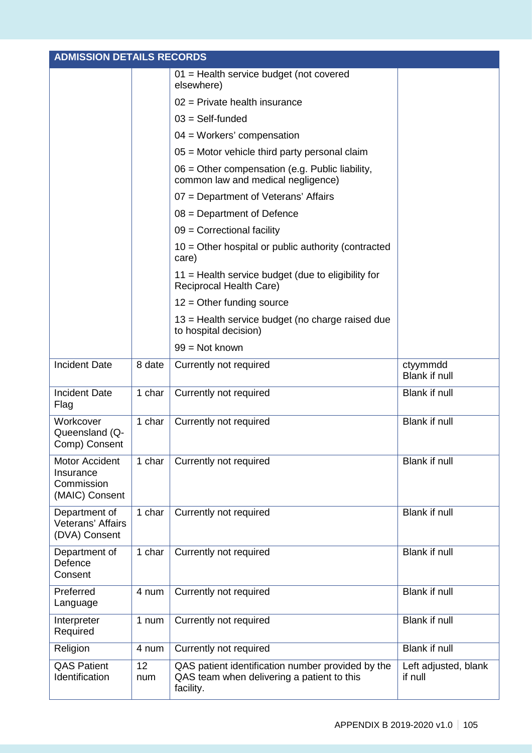| ADMISSION DETAILS RECORDS | | | |
|---|---|---|---|
| | | 01 = Health service budget (not covered elsewhere)<br>02 = Private health insurance<br>03 = Self-funded<br>04 = Workers' compensation<br>05 = Motor vehicle third party personal claim<br>06 = Other compensation (e.g. Public liability, common law and medical negligence)<br>07 = Department of Veterans' Affairs<br>08 = Department of Defence<br>09 = Correctional facility<br>10 = Other hospital or public authority (contracted care)<br>11 = Health service budget (due to eligibility for Reciprocal Health Care)<br>12 = Other funding source<br>13 = Health service budget (no charge raised due to hospital decision)<br>99 = Not known | |
| Incident Date | 8 date | Currently not required | ctyymmdd<br>Blank if null |
| Incident Date Flag | 1 char | Currently not required | Blank if null |
| Workcover Queensland (Q-Comp) Consent | 1 char | Currently not required | Blank if null |
| Motor Accident Insurance Commission (MAIC) Consent | 1 char | Currently not required | Blank if null |
| Department of Veterans' Affairs (DVA) Consent | 1 char | Currently not required | Blank if null |
| Department of Defence Consent | 1 char | Currently not required | Blank if null |
| Preferred Language | 4 num | Currently not required | Blank if null |
| Interpreter Required | 1 num | Currently not required | Blank if null |
| Religion | 4 num | Currently not required | Blank if null |
| QAS Patient Identification | 12 num | QAS patient identification number provided by the QAS team when delivering a patient to this facility. | Left adjusted, blank if null |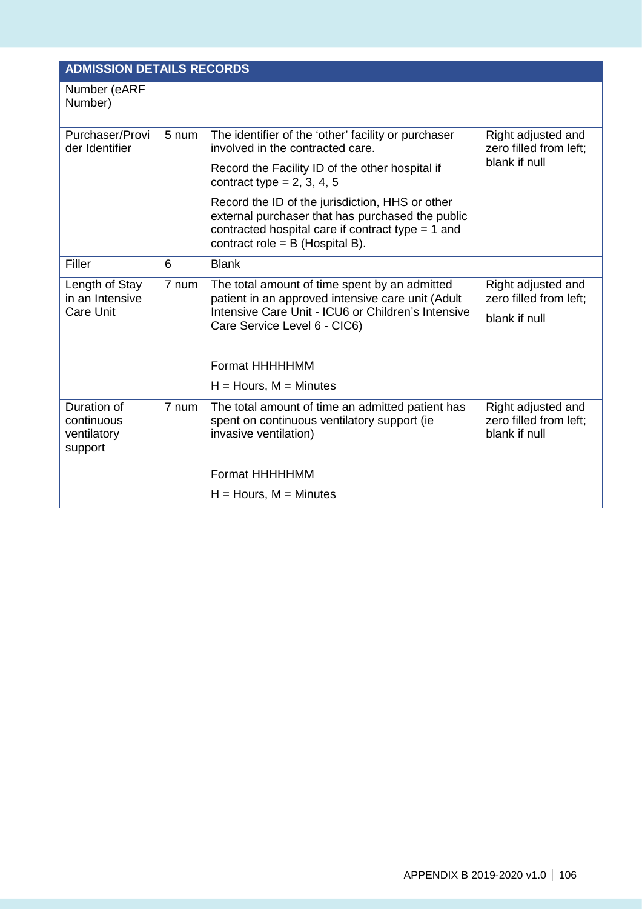| ADMISSION DETAILS RECORDS | | | |
|---|---|---|---|
| Number (eARF Number) | | | |
| Purchaser/Provider Identifier | 5 num | The identifier of the 'other' facility or purchaser involved in the contracted care.<br><br>Record the Facility ID of the other hospital if contract type = 2, 3, 4, 5<br><br>Record the ID of the jurisdiction, HHS or other external purchaser that has purchased the public contracted hospital care if contract type = 1 and contract role = B (Hospital B). | Right adjusted and zero filled from left; blank if null |
| Filler | 6 | Blank | |
| Length of Stay in an Intensive Care Unit | 7 num | The total amount of time spent by an admitted patient in an approved intensive care unit (Adult Intensive Care Unit - ICU6 or Children's Intensive Care Service Level 6 - CIC6)<br><br>Format HHHHHMM<br><br>H = Hours, M = Minutes | Right adjusted and zero filled from left;<br><br>blank if null |
| Duration of continuous ventilatory support | 7 num | The total amount of time an admitted patient has spent on continuous ventilatory support (ie invasive ventilation)<br><br>Format HHHHHMM<br><br>H = Hours, M = Minutes | Right adjusted and zero filled from left; blank if null |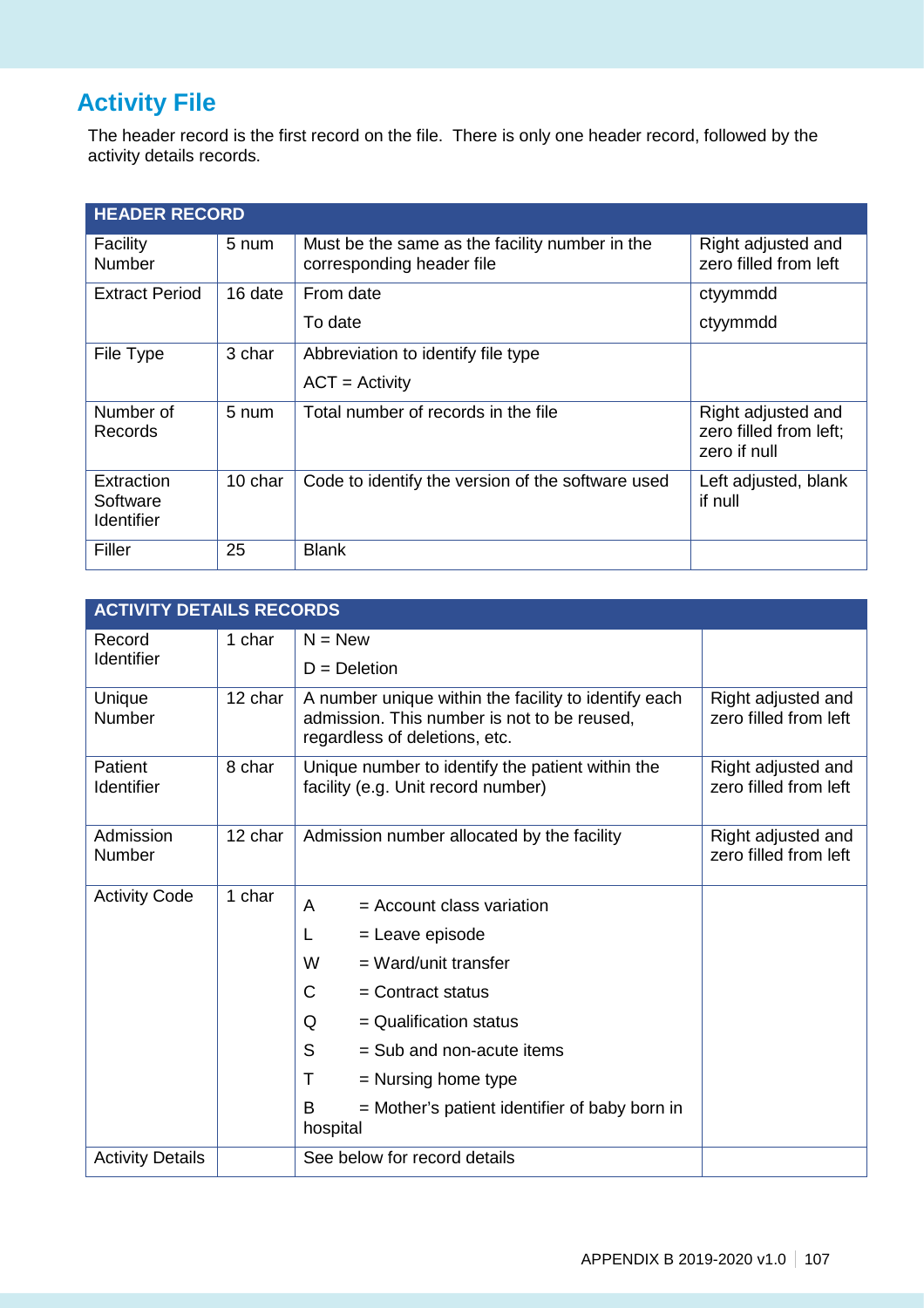## Activity File

The header record is the first record on the file. There is only one header record, followed by the activity details records.

| HEADER RECORD | | | |
|---|---|---|---|
| Facility Number | 5 num | Must be the same as the facility number in the corresponding header file | Right adjusted and zero filled from left |
| Extract Period | 16 date | From date<br>To date | ctyymmdd<br>ctyymmdd |
| File Type | 3 char | Abbreviation to identify file type<br>ACT = Activity | |
| Number of Records | 5 num | Total number of records in the file | Right adjusted and zero filled from left; zero if null |
| Extraction Software Identifier | 10 char | Code to identify the version of the software used | Left adjusted, blank if null |
| Filler | 25 | Blank | |

| ACTIVITY DETAILS RECORDS | | | |
|---|---|---|---|
| Record Identifier | 1 char | N = New<br>D = Deletion | |
| Unique Number | 12 char | A number unique within the facility to identify each admission. This number is not to be reused, regardless of deletions, etc. | Right adjusted and zero filled from left |
| Patient Identifier | 8 char | Unique number to identify the patient within the facility (e.g. Unit record number) | Right adjusted and zero filled from left |
| Admission Number | 12 char | Admission number allocated by the facility | Right adjusted and zero filled from left |
| Activity Code | 1 char | A = Account class variation<br>L = Leave episode<br>W = Ward/unit transfer<br>C = Contract status<br>Q = Qualification status<br>S = Sub and non-acute items<br>T = Nursing home type<br>B = Mother's patient identifier of baby born in hospital | |
| Activity Details | | See below for record details | |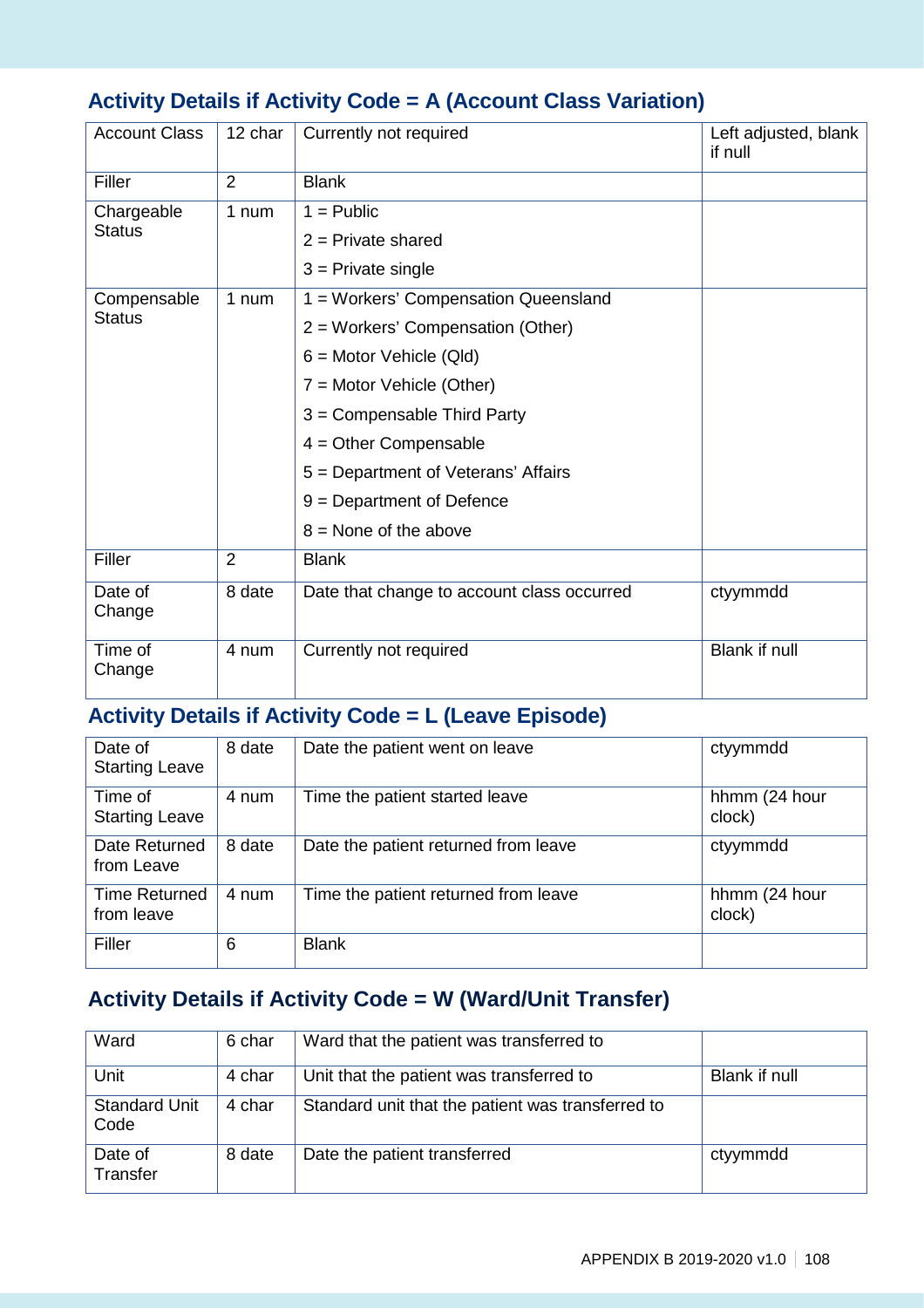## Activity Details if Activity Code = A (Account Class Variation)

| | | | |
|---|---|---|---|
| Account Class | 12 char | Currently not required | Left adjusted, blank if null |
| Filler | 2 | Blank | |
| Chargeable Status | 1 num | 1 = Public<br>2 = Private shared<br>3 = Private single | |
| Compensable Status | 1 num | 1 = Workers' Compensation Queensland<br>2 = Workers' Compensation (Other)<br>6 = Motor Vehicle (Qld)<br>7 = Motor Vehicle (Other)<br>3 = Compensable Third Party<br>4 = Other Compensable<br>5 = Department of Veterans' Affairs<br>9 = Department of Defence<br>8 = None of the above | |
| Filler | 2 | Blank | |
| Date of Change | 8 date | Date that change to account class occurred | ctyymmdd |
| Time of Change | 4 num | Currently not required | Blank if null |

## Activity Details if Activity Code = L (Leave Episode)

| | | | |
|---|---|---|---|
| Date of Starting Leave | 8 date | Date the patient went on leave | ctyymmdd |
| Time of Starting Leave | 4 num | Time the patient started leave | hhmm (24 hour clock) |
| Date Returned from Leave | 8 date | Date the patient returned from leave | ctyymmdd |
| Time Returned from leave | 4 num | Time the patient returned from leave | hhmm (24 hour clock) |
| Filler | 6 | Blank | |

## Activity Details if Activity Code = W (Ward/Unit Transfer)

| | | | |
|---|---|---|---|
| Ward | 6 char | Ward that the patient was transferred to | |
| Unit | 4 char | Unit that the patient was transferred to | Blank if null |
| Standard Unit Code | 4 char | Standard unit that the patient was transferred to | |
| Date of Transfer | 8 date | Date the patient transferred | ctyymmdd |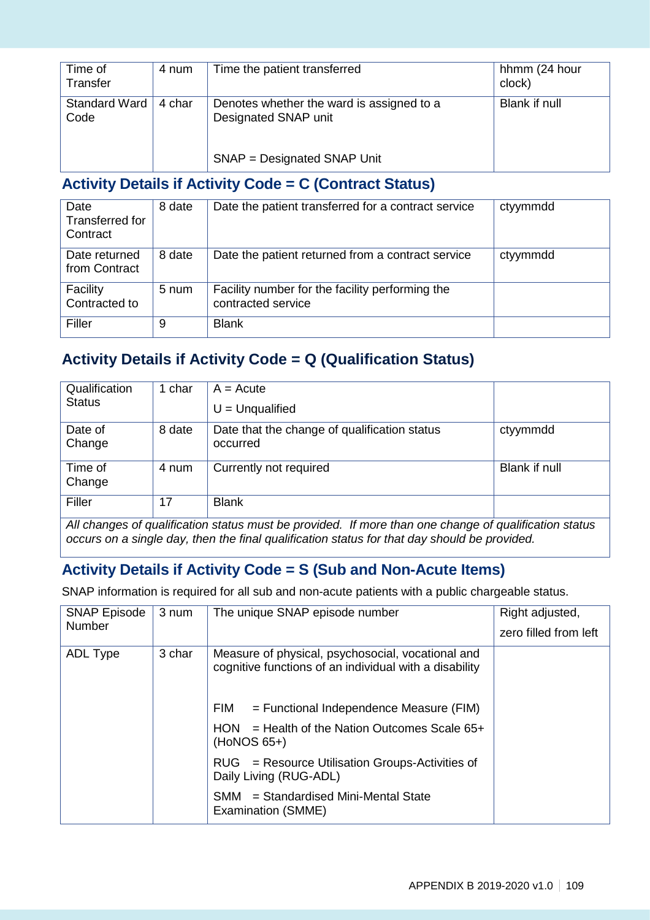| Time of Transfer | 4 num | Time the patient transferred | hhmm (24 hour clock) |
|---|---|---|---|
| Standard Ward Code | 4 char | Denotes whether the ward is assigned to a Designated SNAP unit<br><br>SNAP = Designated SNAP Unit | Blank if null |

## Activity Details if Activity Code = C (Contract Status)

| Date Transferred for Contract | 8 date | Date the patient transferred for a contract service | ctyymmdd |
|---|---|---|---|
| Date returned from Contract | 8 date | Date the patient returned from a contract service | ctyymmdd |
| Facility Contracted to | 5 num | Facility number for the facility performing the contracted service | |
| Filler | 9 | Blank | |

## Activity Details if Activity Code = Q (Qualification Status)

| Qualification Status | 1 char | A = Acute<br>U = Unqualified | |
|---|---|---|---|
| Date of Change | 8 date | Date that the change of qualification status occurred | ctyymmdd |
| Time of Change | 4 num | Currently not required | Blank if null |
| Filler | 17 | Blank | |

*All changes of qualification status must be provided. If more than one change of qualification status occurs on a single day, then the final qualification status for that day should be provided.*

## Activity Details if Activity Code = S (Sub and Non-Acute Items)

SNAP information is required for all sub and non-acute patients with a public chargeable status.

| SNAP Episode Number | 3 num | The unique SNAP episode number | Right adjusted,<br>zero filled from left |
|---|---|---|---|
| ADL Type | 3 char | Measure of physical, psychosocial, vocational and cognitive functions of an individual with a disability<br><br>FIM = Functional Independence Measure (FIM)<br>HON = Health of the Nation Outcomes Scale 65+ (HoNOS 65+)<br>RUG = Resource Utilisation Groups-Activities of Daily Living (RUG-ADL)<br>SMM = Standardised Mini-Mental State Examination (SMME) | |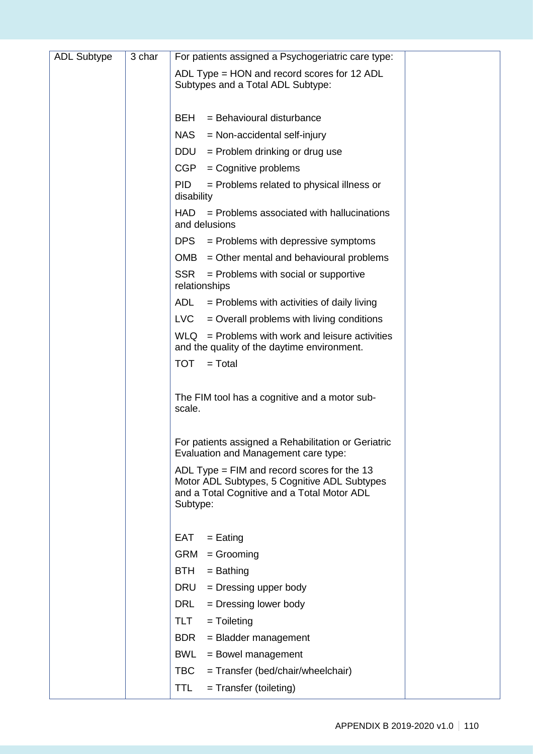| | | | |
|---|---|---|---|
| ADL Subtype | 3 char | For patients assigned a Psychogeriatric care type:<br><br>ADL Type = HON and record scores for 12 ADL Subtypes and a Total ADL Subtype:<br><br>BEH = Behavioural disturbance<br>NAS = Non-accidental self-injury<br>DDU = Problem drinking or drug use<br>CGP = Cognitive problems<br>PID = Problems related to physical illness or disability<br>HAD = Problems associated with hallucinations and delusions<br>DPS = Problems with depressive symptoms<br>OMB = Other mental and behavioural problems<br>SSR = Problems with social or supportive relationships<br>ADL = Problems with activities of daily living<br>LVC = Overall problems with living conditions<br>WLQ = Problems with work and leisure activities and the quality of the daytime environment.<br>TOT = Total<br><br>The FIM tool has a cognitive and a motor sub-scale.<br><br>For patients assigned a Rehabilitation or Geriatric Evaluation and Management care type:<br><br>ADL Type = FIM and record scores for the 13 Motor ADL Subtypes, 5 Cognitive ADL Subtypes and a Total Cognitive and a Total Motor ADL Subtype:<br><br>EAT = Eating<br>GRM = Grooming<br>BTH = Bathing<br>DRU = Dressing upper body<br>DRL = Dressing lower body<br>TLT = Toileting<br>BDR = Bladder management<br>BWL = Bowel management<br>TBC = Transfer (bed/chair/wheelchair)<br>TTL = Transfer (toileting) | |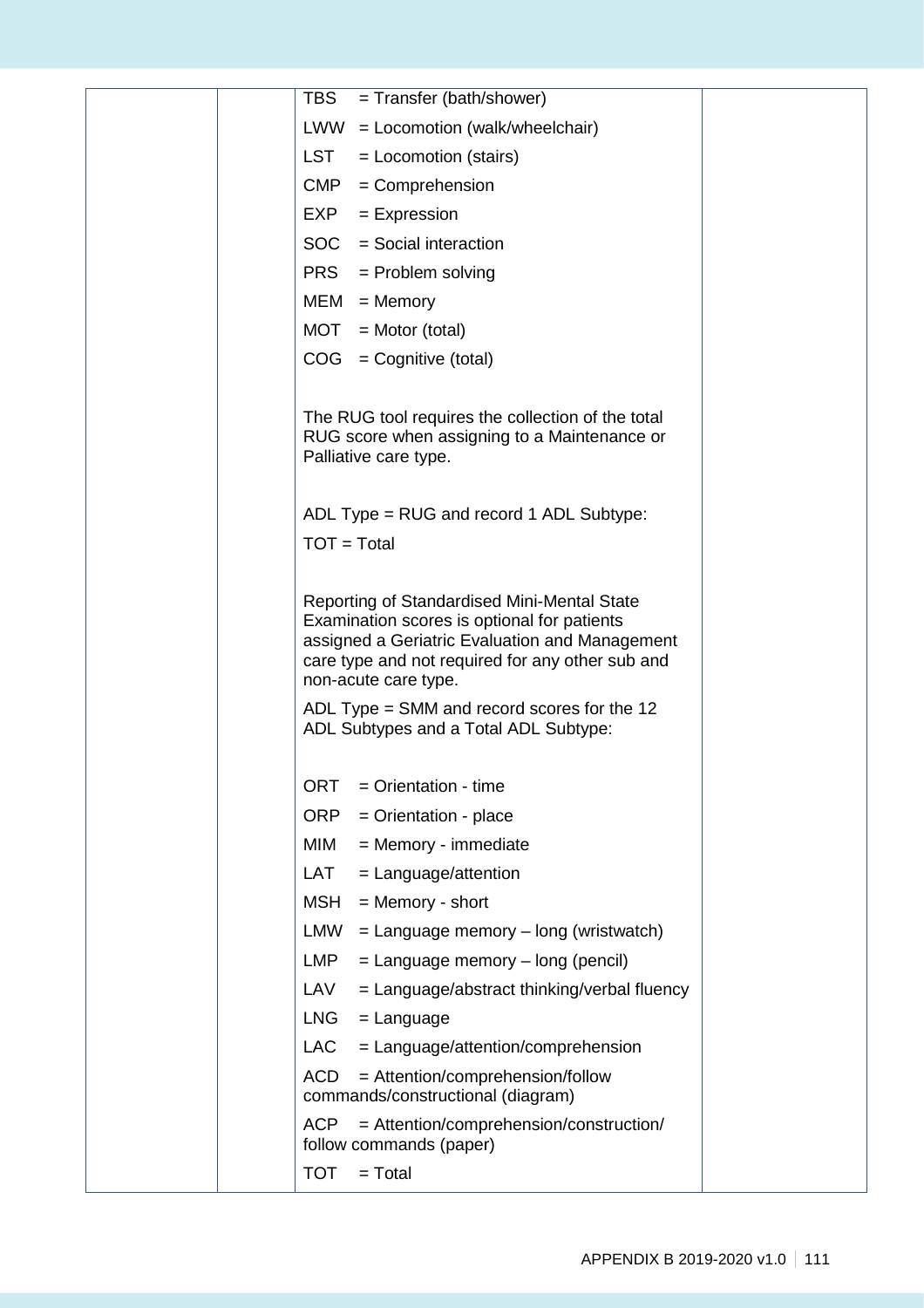| | | TBS = Transfer (bath/shower)<br>LWW = Locomotion (walk/wheelchair)<br>LST = Locomotion (stairs)<br>CMP = Comprehension<br>EXP = Expression<br>SOC = Social interaction<br>PRS = Problem solving<br>MEM = Memory<br>MOT = Motor (total)<br>COG = Cognitive (total)<br><br>The RUG tool requires the collection of the total RUG score when assigning to a Maintenance or Palliative care type.<br><br>ADL Type = RUG and record 1 ADL Subtype:<br>TOT = Total<br><br>Reporting of Standardised Mini-Mental State Examination scores is optional for patients assigned a Geriatric Evaluation and Management care type and not required for any other sub and non-acute care type.<br>ADL Type = SMM and record scores for the 12 ADL Subtypes and a Total ADL Subtype:<br><br>ORT = Orientation - time<br>ORP = Orientation - place<br>MIM = Memory - immediate<br>LAT = Language/attention<br>MSH = Memory - short<br>LMW = Language memory – long (wristwatch)<br>LMP = Language memory – long (pencil)<br>LAV = Language/abstract thinking/verbal fluency<br>LNG = Language<br>LAC = Language/attention/comprehension<br>ACD = Attention/comprehension/follow commands/constructional (diagram)<br>ACP = Attention/comprehension/construction/ follow commands (paper)<br>TOT = Total | |
|---|---|---|---|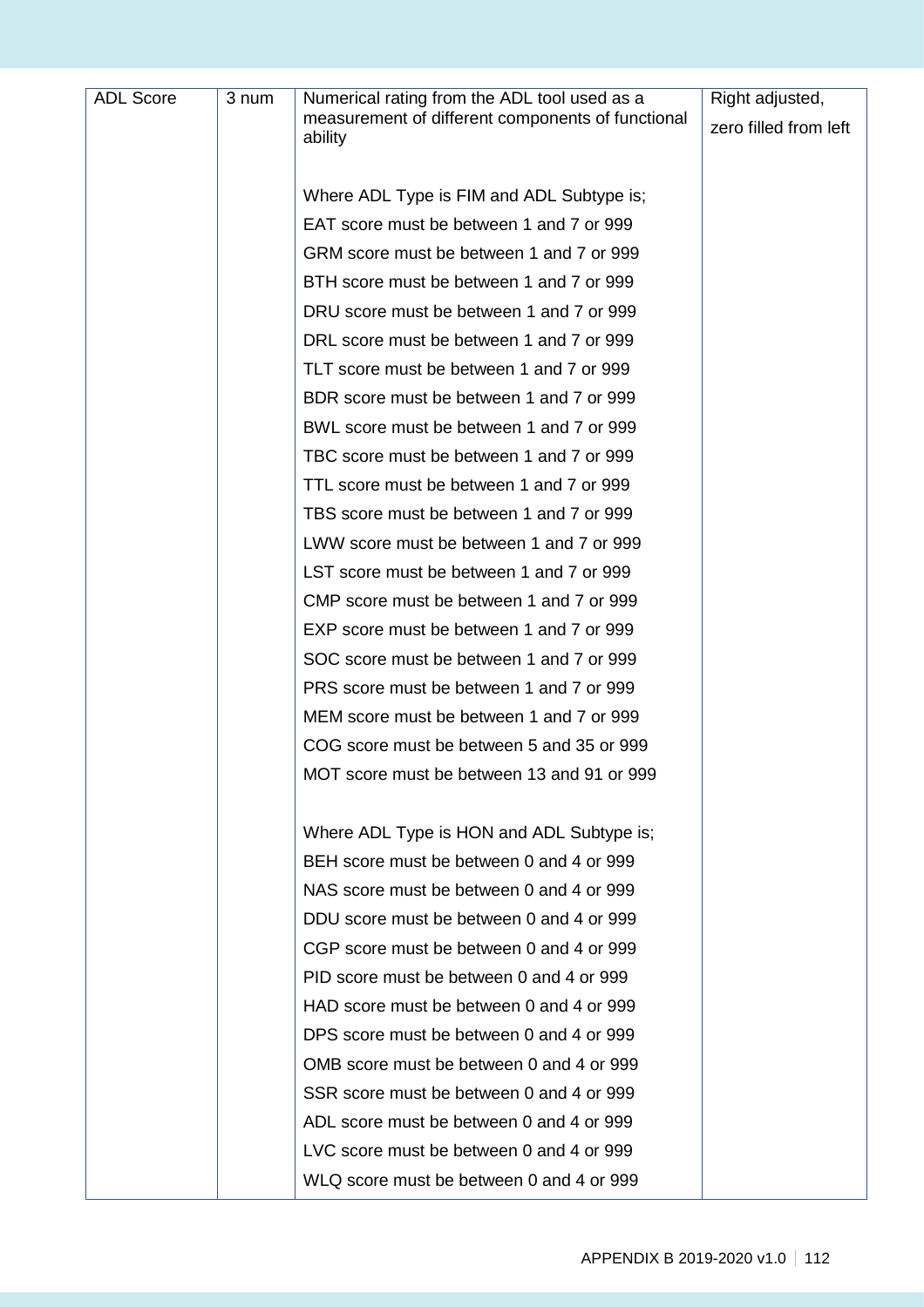| ADL Score | 3 num | Numerical rating from the ADL tool used as a measurement of different components of functional ability<br><br>Where ADL Type is FIM and ADL Subtype is;<br>EAT score must be between 1 and 7 or 999<br>GRM score must be between 1 and 7 or 999<br>BTH score must be between 1 and 7 or 999<br>DRU score must be between 1 and 7 or 999<br>DRL score must be between 1 and 7 or 999<br>TLT score must be between 1 and 7 or 999<br>BDR score must be between 1 and 7 or 999<br>BWL score must be between 1 and 7 or 999<br>TBC score must be between 1 and 7 or 999<br>TTL score must be between 1 and 7 or 999<br>TBS score must be between 1 and 7 or 999<br>LWW score must be between 1 and 7 or 999<br>LST score must be between 1 and 7 or 999<br>CMP score must be between 1 and 7 or 999<br>EXP score must be between 1 and 7 or 999<br>SOC score must be between 1 and 7 or 999<br>PRS score must be between 1 and 7 or 999<br>MEM score must be between 1 and 7 or 999<br>COG score must be between 5 and 35 or 999<br>MOT score must be between 13 and 91 or 999<br><br>Where ADL Type is HON and ADL Subtype is;<br>BEH score must be between 0 and 4 or 999<br>NAS score must be between 0 and 4 or 999<br>DDU score must be between 0 and 4 or 999<br>CGP score must be between 0 and 4 or 999<br>PID score must be between 0 and 4 or 999<br>HAD score must be between 0 and 4 or 999<br>DPS score must be between 0 and 4 or 999<br>OMB score must be between 0 and 4 or 999<br>SSR score must be between 0 and 4 or 999<br>ADL score must be between 0 and 4 or 999<br>LVC score must be between 0 and 4 or 999<br>WLQ score must be between 0 and 4 or 999 | Right adjusted,<br>zero filled from left |
|---|---|---|---|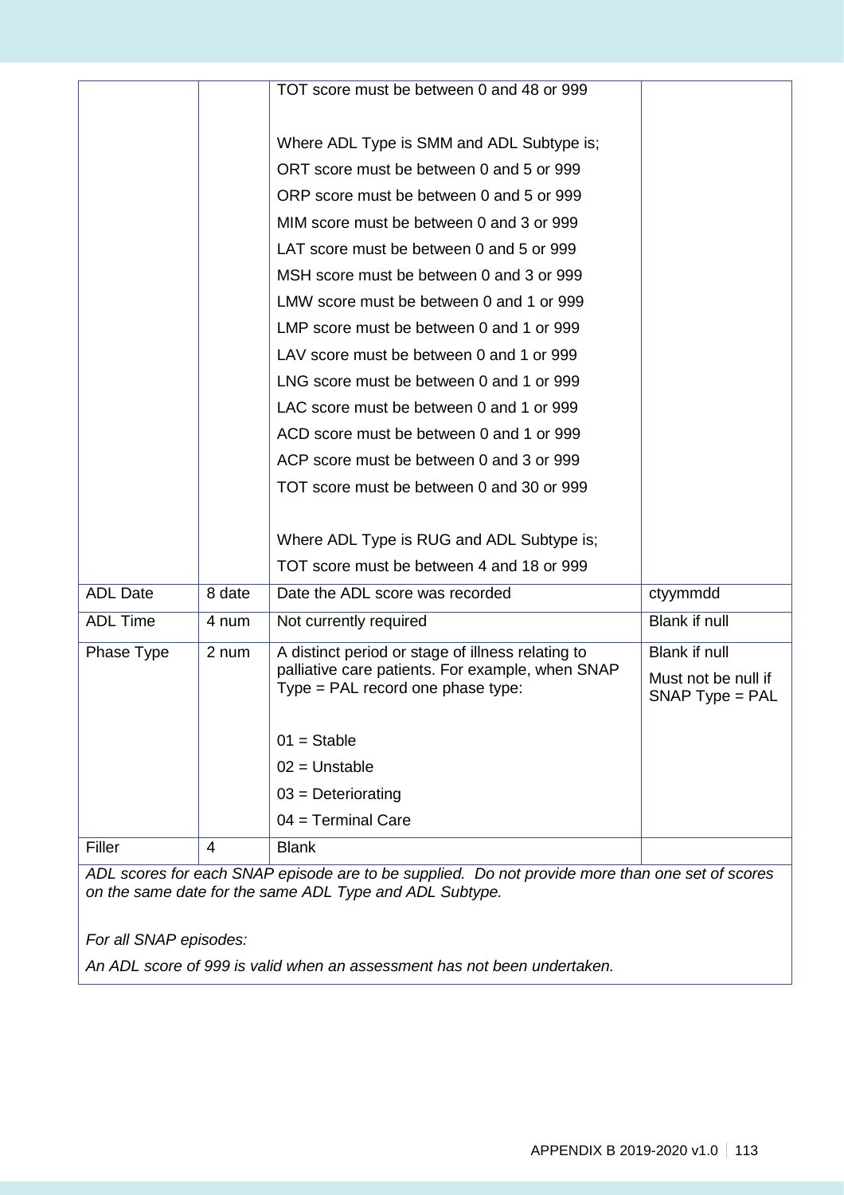| | | | |
|---|---|---|---|
| | | TOT score must be between 0 and 48 or 999<br><br>Where ADL Type is SMM and ADL Subtype is;<br>ORT score must be between 0 and 5 or 999<br>ORP score must be between 0 and 5 or 999<br>MIM score must be between 0 and 3 or 999<br>LAT score must be between 0 and 5 or 999<br>MSH score must be between 0 and 3 or 999<br>LMW score must be between 0 and 1 or 999<br>LMP score must be between 0 and 1 or 999<br>LAV score must be between 0 and 1 or 999<br>LNG score must be between 0 and 1 or 999<br>LAC score must be between 0 and 1 or 999<br>ACD score must be between 0 and 1 or 999<br>ACP score must be between 0 and 3 or 999<br>TOT score must be between 0 and 30 or 999<br><br>Where ADL Type is RUG and ADL Subtype is;<br>TOT score must be between 4 and 18 or 999 | |
| ADL Date | 8 date | Date the ADL score was recorded | ctyymmdd |
| ADL Time | 4 num | Not currently required | Blank if null |
| Phase Type | 2 num | A distinct period or stage of illness relating to palliative care patients. For example, when SNAP Type = PAL record one phase type:<br><br>01 = Stable<br>02 = Unstable<br>03 = Deteriorating<br>04 = Terminal Care | Blank if null<br>Must not be null if SNAP Type = PAL |
| Filler | 4 | Blank | |

*ADL scores for each SNAP episode are to be supplied. Do not provide more than one set of scores on the same date for the same ADL Type and ADL Subtype.*

*For all SNAP episodes:*

*An ADL score of 999 is valid when an assessment has not been undertaken.*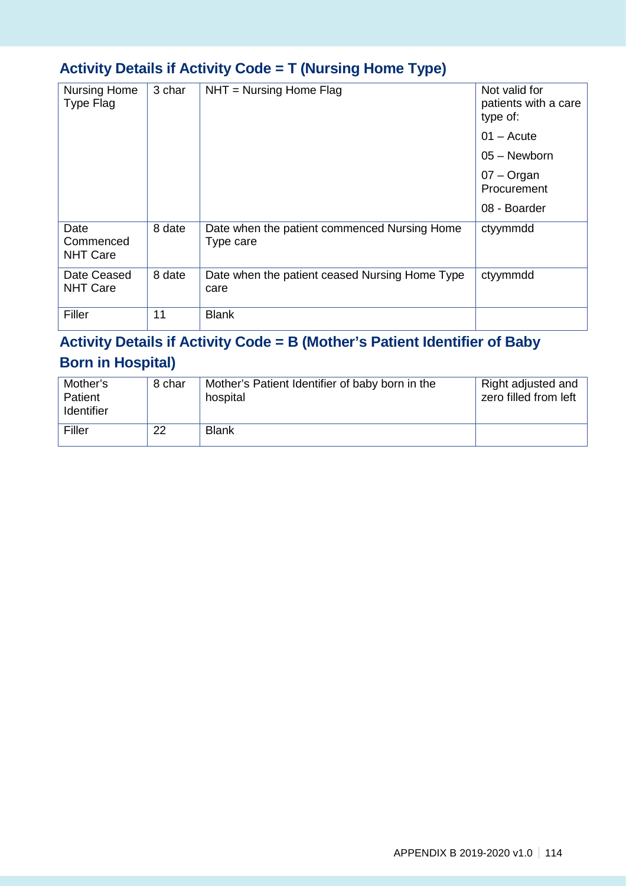## Activity Details if Activity Code = T (Nursing Home Type)

| | | | |
|---|---|---|---|
| Nursing Home Type Flag | 3 char | NHT = Nursing Home Flag | Not valid for patients with a care type of:<br>01 – Acute<br>05 – Newborn<br>07 – Organ Procurement<br>08 - Boarder |
| Date Commenced NHT Care | 8 date | Date when the patient commenced Nursing Home Type care | ctyymmdd |
| Date Ceased NHT Care | 8 date | Date when the patient ceased Nursing Home Type care | ctyymmdd |
| Filler | 11 | Blank | |

## Activity Details if Activity Code = B (Mother's Patient Identifier of Baby Born in Hospital)

| | | | |
|---|---|---|---|
| Mother's Patient Identifier | 8 char | Mother's Patient Identifier of baby born in the hospital | Right adjusted and zero filled from left |
| Filler | 22 | Blank | |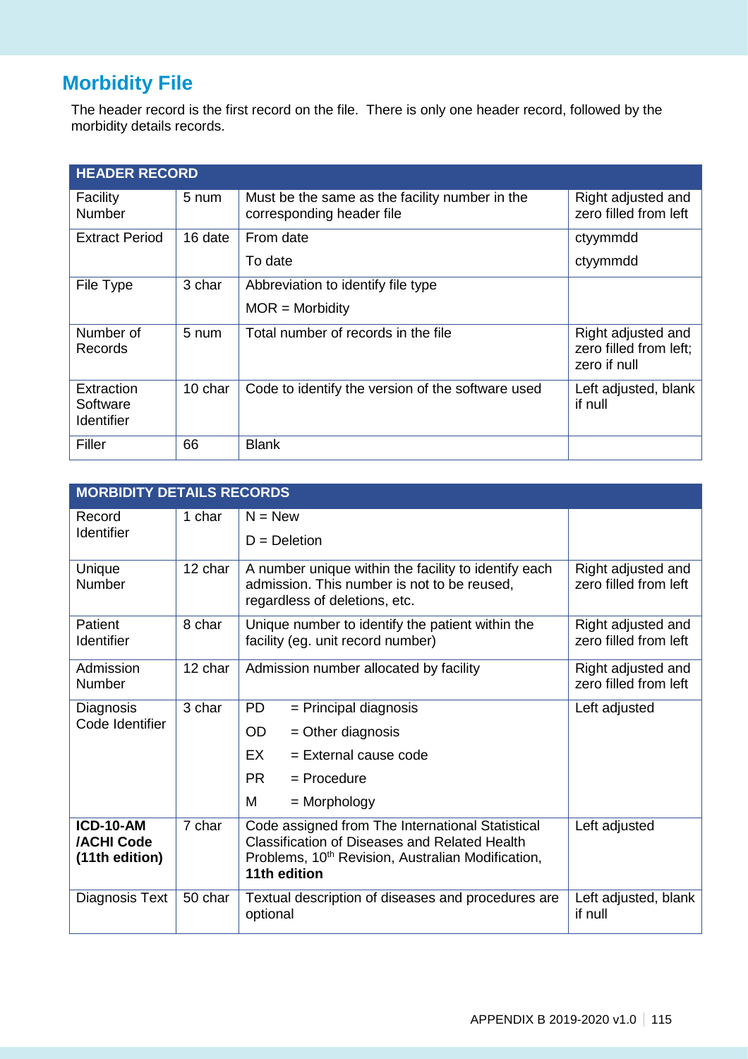## Morbidity File

The header record is the first record on the file. There is only one header record, followed by the morbidity details records.

| HEADER RECORD | | | |
|---|---|---|---|
| Facility Number | 5 num | Must be the same as the facility number in the corresponding header file | Right adjusted and zero filled from left |
| Extract Period | 16 date | From date<br>To date | ctyymmdd<br>ctyymmdd |
| File Type | 3 char | Abbreviation to identify file type<br>MOR = Morbidity | |
| Number of Records | 5 num | Total number of records in the file | Right adjusted and zero filled from left; zero if null |
| Extraction Software Identifier | 10 char | Code to identify the version of the software used | Left adjusted, blank if null |
| Filler | 66 | Blank | |

| MORBIDITY DETAILS RECORDS | | | |
|---|---|---|---|
| Record Identifier | 1 char | N = New<br>D = Deletion | |
| Unique Number | 12 char | A number unique within the facility to identify each admission. This number is not to be reused, regardless of deletions, etc. | Right adjusted and zero filled from left |
| Patient Identifier | 8 char | Unique number to identify the patient within the facility (eg. unit record number) | Right adjusted and zero filled from left |
| Admission Number | 12 char | Admission number allocated by facility | Right adjusted and zero filled from left |
| Diagnosis Code Identifier | 3 char | PD = Principal diagnosis<br>OD = Other diagnosis<br>EX = External cause code<br>PR = Procedure<br>M = Morphology | Left adjusted |
| **ICD-10-AM /ACHI Code (11th edition)** | 7 char | Code assigned from The International Statistical Classification of Diseases and Related Health Problems, 10th Revision, Australian Modification, **11th edition** | Left adjusted |
| Diagnosis Text | 50 char | Textual description of diseases and procedures are optional | Left adjusted, blank if null |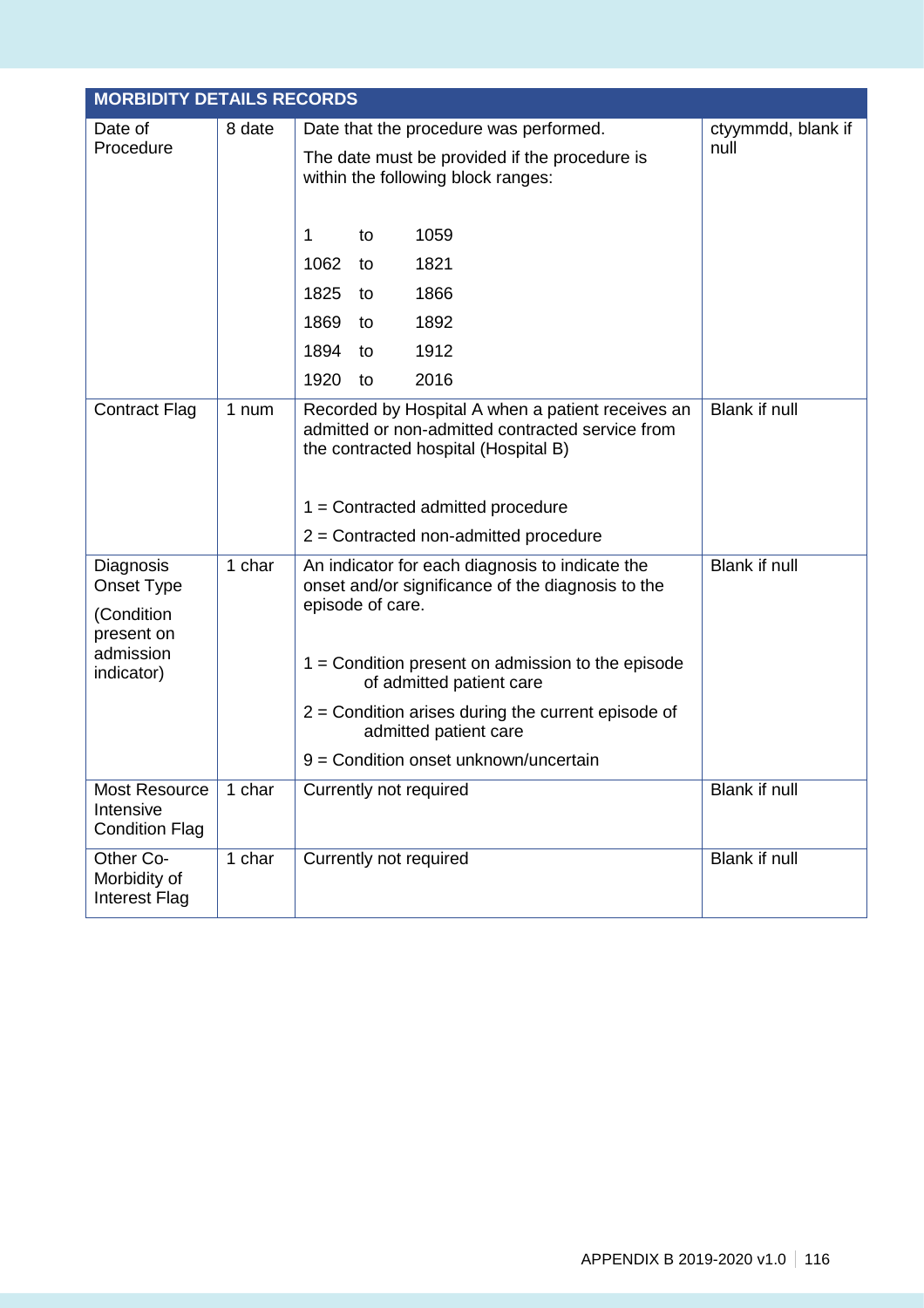| MORBIDITY DETAILS RECORDS | | | |
|---|---|---|---|
| Date of Procedure | 8 date | Date that the procedure was performed.<br><br>The date must be provided if the procedure is within the following block ranges:<br><br>1 to 1059<br>1062 to 1821<br>1825 to 1866<br>1869 to 1892<br>1894 to 1912<br>1920 to 2016 | ctyymmdd, blank if null |
| Contract Flag | 1 num | Recorded by Hospital A when a patient receives an admitted or non-admitted contracted service from the contracted hospital (Hospital B)<br><br>1 = Contracted admitted procedure<br>2 = Contracted non-admitted procedure | Blank if null |
| Diagnosis Onset Type<br><br>(Condition present on admission indicator) | 1 char | An indicator for each diagnosis to indicate the onset and/or significance of the diagnosis to the episode of care.<br><br>1 = Condition present on admission to the episode of admitted patient care<br>2 = Condition arises during the current episode of admitted patient care<br>9 = Condition onset unknown/uncertain | Blank if null |
| Most Resource Intensive Condition Flag | 1 char | Currently not required | Blank if null |
| Other Co-Morbidity of Interest Flag | 1 char | Currently not required | Blank if null |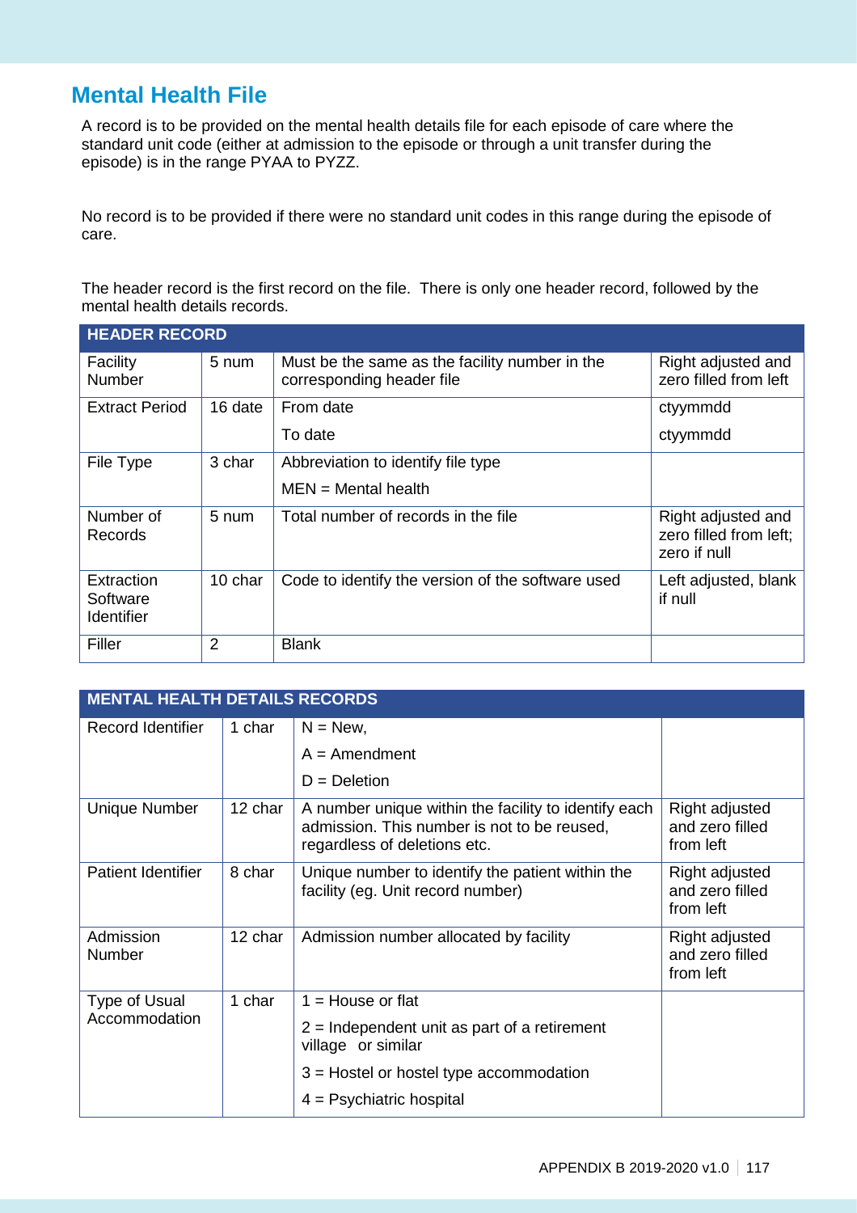## Mental Health File

A record is to be provided on the mental health details file for each episode of care where the standard unit code (either at admission to the episode or through a unit transfer during the episode) is in the range PYAA to PYZZ.

No record is to be provided if there were no standard unit codes in this range during the episode of care.

The header record is the first record on the file. There is only one header record, followed by the mental health details records.

| HEADER RECORD | | | |
|---|---|---|---|
| Facility Number | 5 num | Must be the same as the facility number in the corresponding header file | Right adjusted and zero filled from left |
| Extract Period | 16 date | From date<br>To date | ctyymmdd<br>ctyymmdd |
| File Type | 3 char | Abbreviation to identify file type<br>MEN = Mental health | |
| Number of Records | 5 num | Total number of records in the file | Right adjusted and zero filled from left; zero if null |
| Extraction Software Identifier | 10 char | Code to identify the version of the software used | Left adjusted, blank if null |
| Filler | 2 | Blank | |

| MENTAL HEALTH DETAILS RECORDS | | | |
|---|---|---|---|
| Record Identifier | 1 char | N = New,<br>A = Amendment<br>D = Deletion | |
| Unique Number | 12 char | A number unique within the facility to identify each admission. This number is not to be reused, regardless of deletions etc. | Right adjusted and zero filled from left |
| Patient Identifier | 8 char | Unique number to identify the patient within the facility (eg. Unit record number) | Right adjusted and zero filled from left |
| Admission Number | 12 char | Admission number allocated by facility | Right adjusted and zero filled from left |
| Type of Usual Accommodation | 1 char | 1 = House or flat<br>2 = Independent unit as part of a retirement village or similar<br>3 = Hostel or hostel type accommodation<br>4 = Psychiatric hospital | |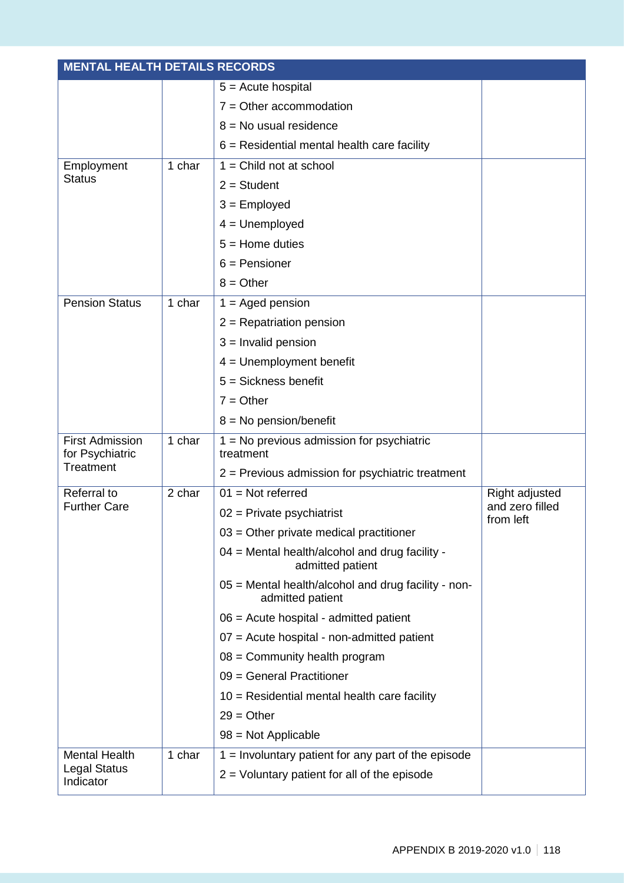| MENTAL HEALTH DETAILS RECORDS | | | |
|---|---|---|---|
| | | 5 = Acute hospital<br>7 = Other accommodation<br>8 = No usual residence<br>6 = Residential mental health care facility | |
| Employment Status | 1 char | 1 = Child not at school<br>2 = Student<br>3 = Employed<br>4 = Unemployed<br>5 = Home duties<br>6 = Pensioner<br>8 = Other | |
| Pension Status | 1 char | 1 = Aged pension<br>2 = Repatriation pension<br>3 = Invalid pension<br>4 = Unemployment benefit<br>5 = Sickness benefit<br>7 = Other<br>8 = No pension/benefit | |
| First Admission for Psychiatric Treatment | 1 char | 1 = No previous admission for psychiatric treatment<br>2 = Previous admission for psychiatric treatment | |
| Referral to Further Care | 2 char | 01 = Not referred<br>02 = Private psychiatrist<br>03 = Other private medical practitioner<br>04 = Mental health/alcohol and drug facility - admitted patient<br>05 = Mental health/alcohol and drug facility - non-admitted patient<br>06 = Acute hospital - admitted patient<br>07 = Acute hospital - non-admitted patient<br>08 = Community health program<br>09 = General Practitioner<br>10 = Residential mental health care facility<br>29 = Other<br>98 = Not Applicable | Right adjusted and zero filled from left |
| Mental Health Legal Status Indicator | 1 char | 1 = Involuntary patient for any part of the episode<br>2 = Voluntary patient for all of the episode | |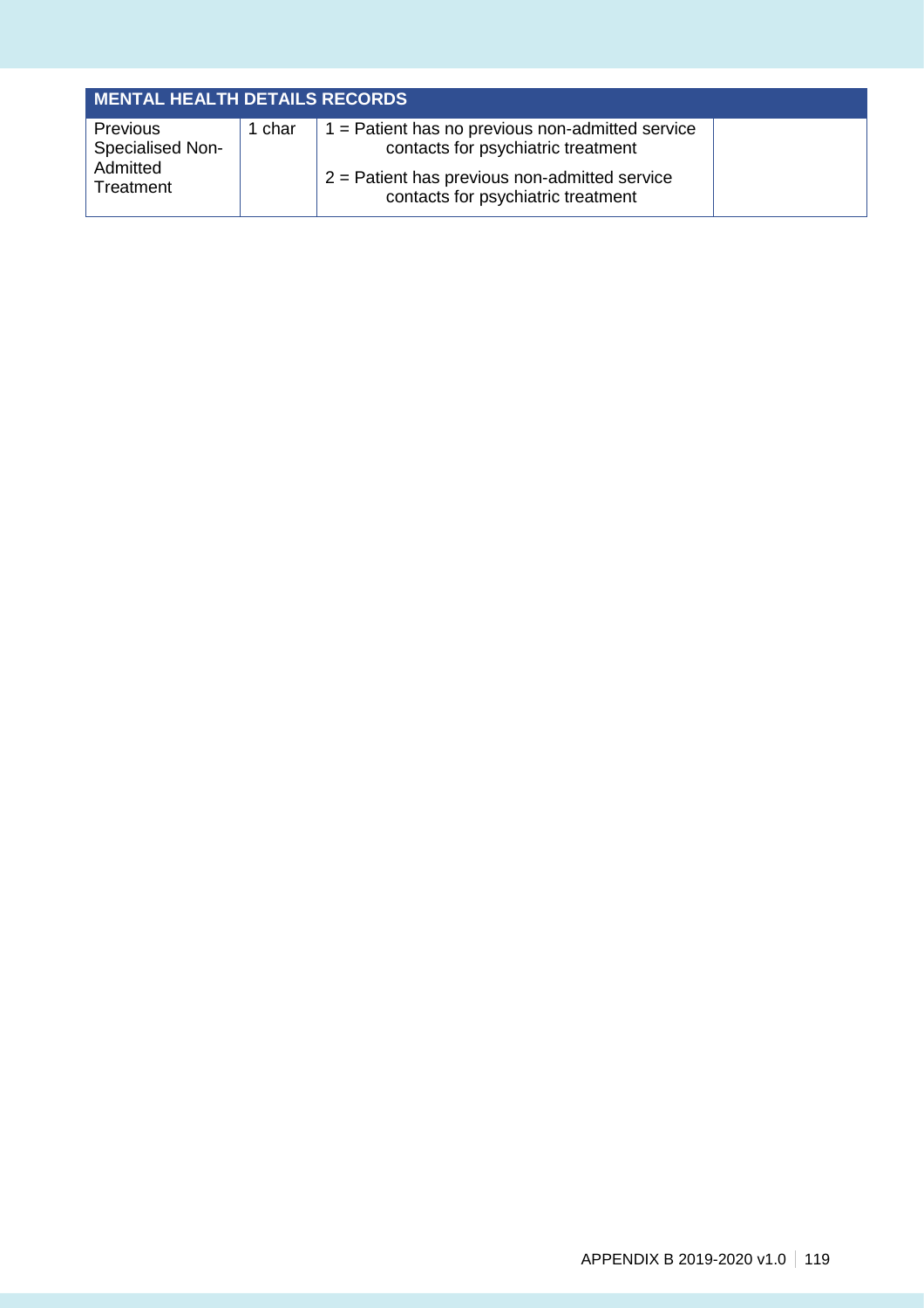| MENTAL HEALTH DETAILS RECORDS | | | |
| --- | --- | --- | --- |
| Previous Specialised Non-Admitted Treatment | 1 char | 1 = Patient has no previous non-admitted service contacts for psychiatric treatment<br>2 = Patient has previous non-admitted service contacts for psychiatric treatment | |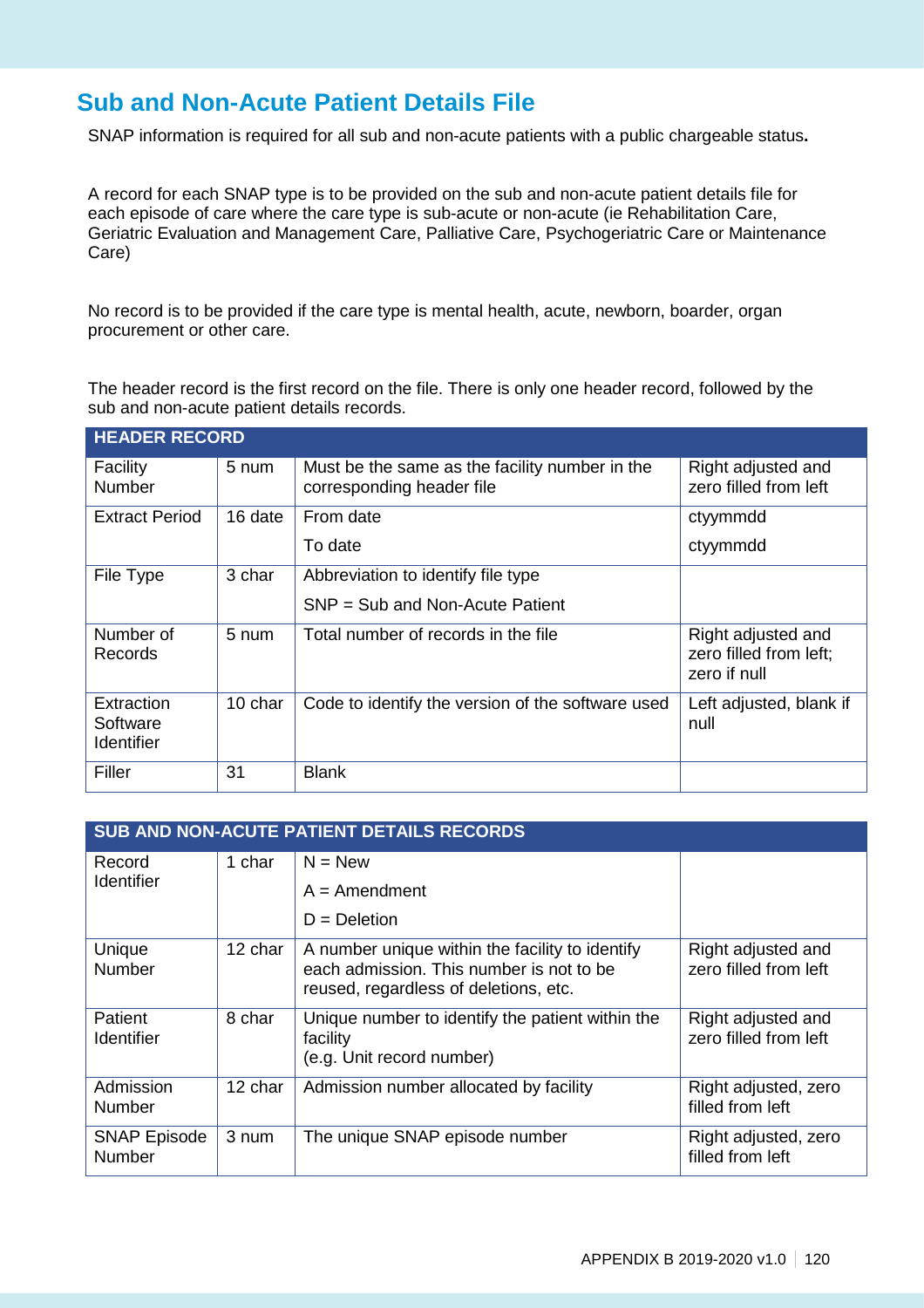## Sub and Non-Acute Patient Details File

SNAP information is required for all sub and non-acute patients with a public chargeable status**.**

A record for each SNAP type is to be provided on the sub and non-acute patient details file for each episode of care where the care type is sub-acute or non-acute (ie Rehabilitation Care, Geriatric Evaluation and Management Care, Palliative Care, Psychogeriatric Care or Maintenance Care)

No record is to be provided if the care type is mental health, acute, newborn, boarder, organ procurement or other care.

The header record is the first record on the file. There is only one header record, followed by the sub and non-acute patient details records.

| HEADER RECORD | | | |
|---|---|---|---|
| Facility Number | 5 num | Must be the same as the facility number in the corresponding header file | Right adjusted and zero filled from left |
| Extract Period | 16 date | From date<br>To date | ctyymmdd<br>ctyymmdd |
| File Type | 3 char | Abbreviation to identify file type<br>SNP = Sub and Non-Acute Patient | |
| Number of Records | 5 num | Total number of records in the file | Right adjusted and zero filled from left; zero if null |
| Extraction Software Identifier | 10 char | Code to identify the version of the software used | Left adjusted, blank if null |
| Filler | 31 | Blank | |

| SUB AND NON-ACUTE PATIENT DETAILS RECORDS | | | |
|---|---|---|---|
| Record Identifier | 1 char | N = New<br>A = Amendment<br>D = Deletion | |
| Unique Number | 12 char | A number unique within the facility to identify each admission. This number is not to be reused, regardless of deletions, etc. | Right adjusted and zero filled from left |
| Patient Identifier | 8 char | Unique number to identify the patient within the facility<br>(e.g. Unit record number) | Right adjusted and zero filled from left |
| Admission Number | 12 char | Admission number allocated by facility | Right adjusted, zero filled from left |
| SNAP Episode Number | 3 num | The unique SNAP episode number | Right adjusted, zero filled from left |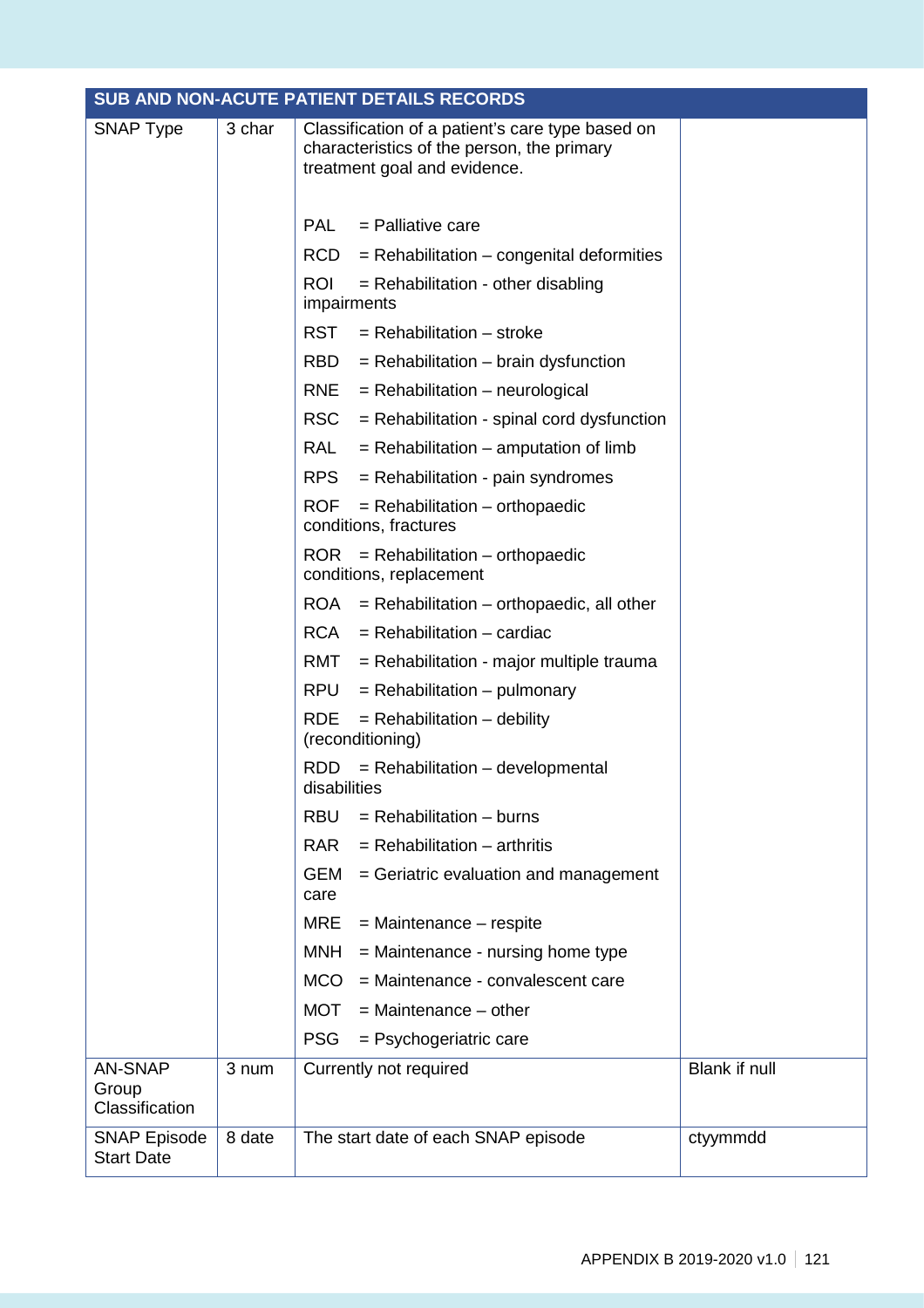| SUB AND NON-ACUTE PATIENT DETAILS RECORDS | | | |
|---|---|---|---|
| SNAP Type | 3 char | Classification of a patient's care type based on characteristics of the person, the primary treatment goal and evidence.<br><br>PAL = Palliative care<br>RCD = Rehabilitation – congenital deformities<br>ROI = Rehabilitation - other disabling impairments<br>RST = Rehabilitation – stroke<br>RBD = Rehabilitation – brain dysfunction<br>RNE = Rehabilitation – neurological<br>RSC = Rehabilitation - spinal cord dysfunction<br>RAL = Rehabilitation – amputation of limb<br>RPS = Rehabilitation - pain syndromes<br>ROF = Rehabilitation – orthopaedic conditions, fractures<br>ROR = Rehabilitation – orthopaedic conditions, replacement<br>ROA = Rehabilitation – orthopaedic, all other<br>RCA = Rehabilitation – cardiac<br>RMT = Rehabilitation - major multiple trauma<br>RPU = Rehabilitation – pulmonary<br>RDE = Rehabilitation – debility (reconditioning)<br>RDD = Rehabilitation – developmental disabilities<br>RBU = Rehabilitation – burns<br>RAR = Rehabilitation – arthritis<br>GEM = Geriatric evaluation and management care<br>MRE = Maintenance – respite<br>MNH = Maintenance - nursing home type<br>MCO = Maintenance - convalescent care<br>MOT = Maintenance – other<br>PSG = Psychogeriatric care | |
| AN-SNAP Group Classification | 3 num | Currently not required | Blank if null |
| SNAP Episode Start Date | 8 date | The start date of each SNAP episode | ctyymmdd |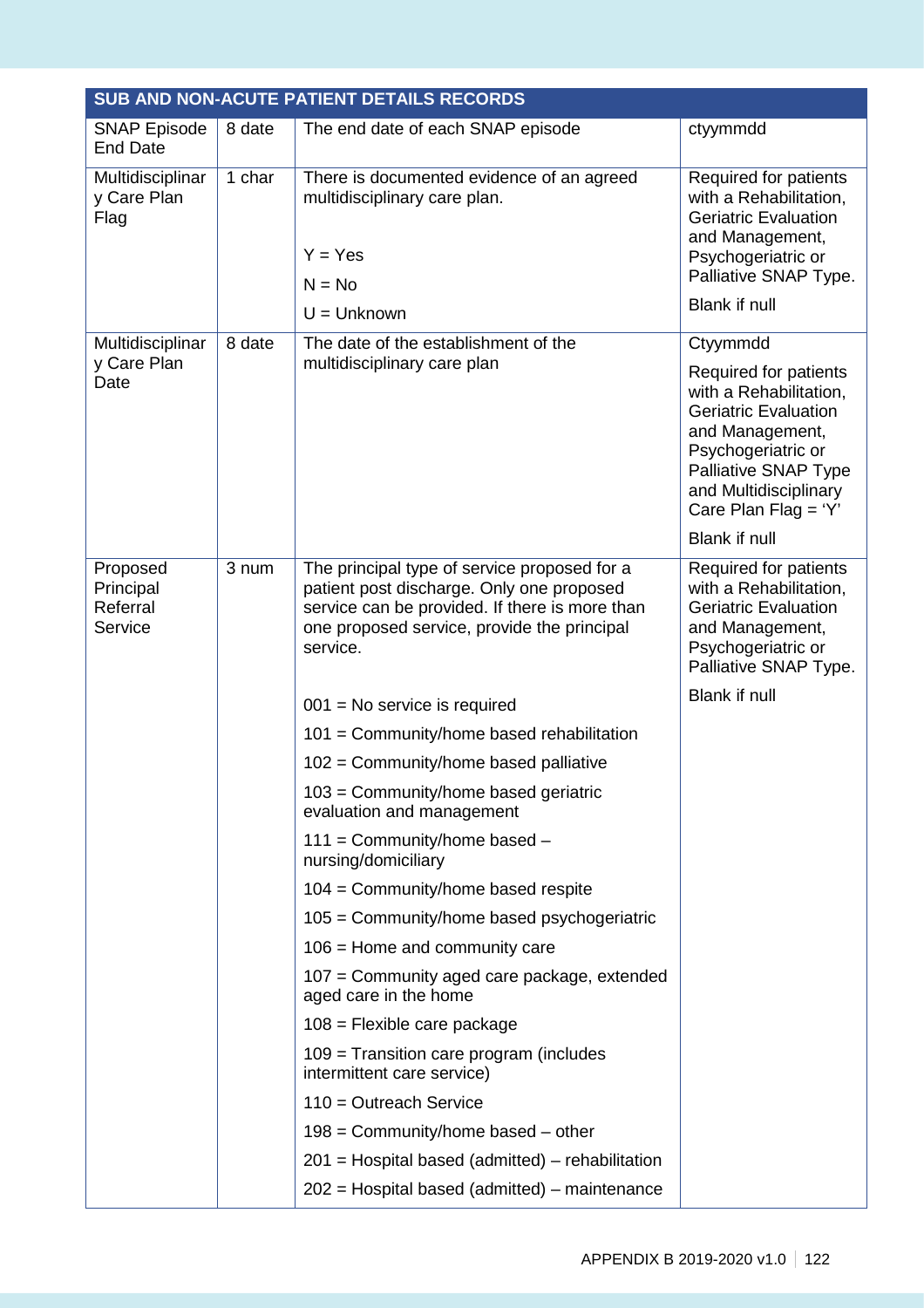| SUB AND NON-ACUTE PATIENT DETAILS RECORDS | | | |
|---|---|---|---|
| SNAP Episode End Date | 8 date | The end date of each SNAP episode | ctyymmdd |
| Multidisciplinary Care Plan Flag | 1 char | There is documented evidence of an agreed multidisciplinary care plan.<br><br>Y = Yes<br>N = No<br>U = Unknown | Required for patients with a Rehabilitation, Geriatric Evaluation and Management, Psychogeriatric or Palliative SNAP Type.<br><br>Blank if null |
| Multidisciplinary Care Plan Date | 8 date | The date of the establishment of the multidisciplinary care plan | Ctyymmdd<br><br>Required for patients with a Rehabilitation, Geriatric Evaluation and Management, Psychogeriatric or Palliative SNAP Type and Multidisciplinary Care Plan Flag = 'Y'<br><br>Blank if null |
| Proposed Principal Referral Service | 3 num | The principal type of service proposed for a patient post discharge. Only one proposed service can be provided. If there is more than one proposed service, provide the principal service.<br><br>001 = No service is required<br>101 = Community/home based rehabilitation<br>102 = Community/home based palliative<br>103 = Community/home based geriatric evaluation and management<br>111 = Community/home based – nursing/domiciliary<br>104 = Community/home based respite<br>105 = Community/home based psychogeriatric<br>106 = Home and community care<br>107 = Community aged care package, extended aged care in the home<br>108 = Flexible care package<br>109 = Transition care program (includes intermittent care service)<br>110 = Outreach Service<br>198 = Community/home based – other<br>201 = Hospital based (admitted) – rehabilitation<br>202 = Hospital based (admitted) – maintenance | Required for patients with a Rehabilitation, Geriatric Evaluation and Management, Psychogeriatric or Palliative SNAP Type.<br><br>Blank if null |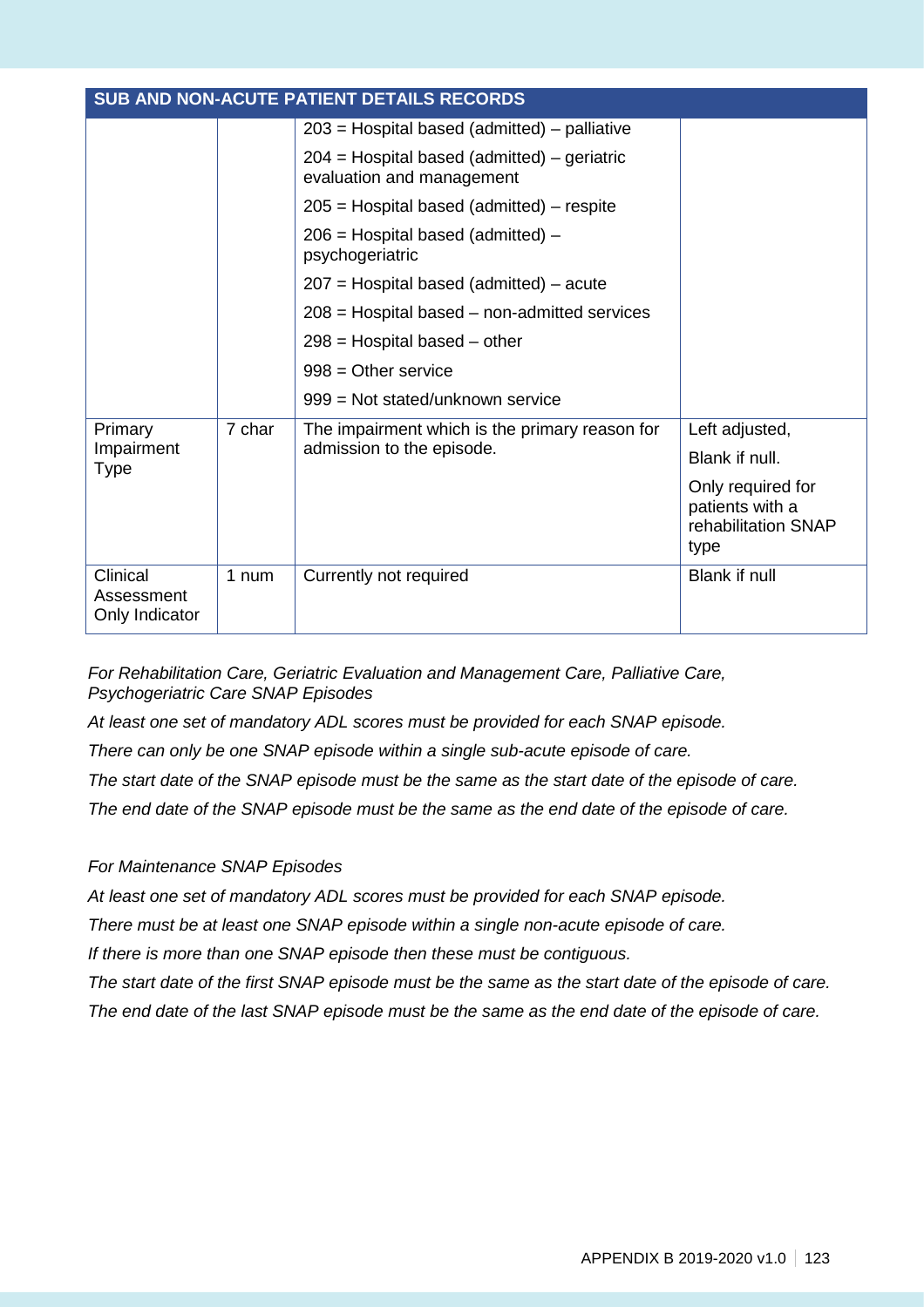| SUB AND NON-ACUTE PATIENT DETAILS RECORDS | | | |
|---|---|---|---|
| | | 203 = Hospital based (admitted) – palliative<br>204 = Hospital based (admitted) – geriatric evaluation and management<br>205 = Hospital based (admitted) – respite<br>206 = Hospital based (admitted) – psychogeriatric<br>207 = Hospital based (admitted) – acute<br>208 = Hospital based – non-admitted services<br>298 = Hospital based – other<br>998 = Other service<br>999 = Not stated/unknown service | |
| Primary Impairment Type | 7 char | The impairment which is the primary reason for admission to the episode. | Left adjusted,<br>Blank if null.<br>Only required for patients with a rehabilitation SNAP type |
| Clinical Assessment Only Indicator | 1 num | Currently not required | Blank if null |

*For Rehabilitation Care, Geriatric Evaluation and Management Care, Palliative Care, Psychogeriatric Care SNAP Episodes*

*At least one set of mandatory ADL scores must be provided for each SNAP episode.*

*There can only be one SNAP episode within a single sub-acute episode of care.*

*The start date of the SNAP episode must be the same as the start date of the episode of care.*

*The end date of the SNAP episode must be the same as the end date of the episode of care.*

*For Maintenance SNAP Episodes*

*At least one set of mandatory ADL scores must be provided for each SNAP episode.*

*There must be at least one SNAP episode within a single non-acute episode of care.*

*If there is more than one SNAP episode then these must be contiguous.*

*The start date of the first SNAP episode must be the same as the start date of the episode of care.*

*The end date of the last SNAP episode must be the same as the end date of the episode of care.*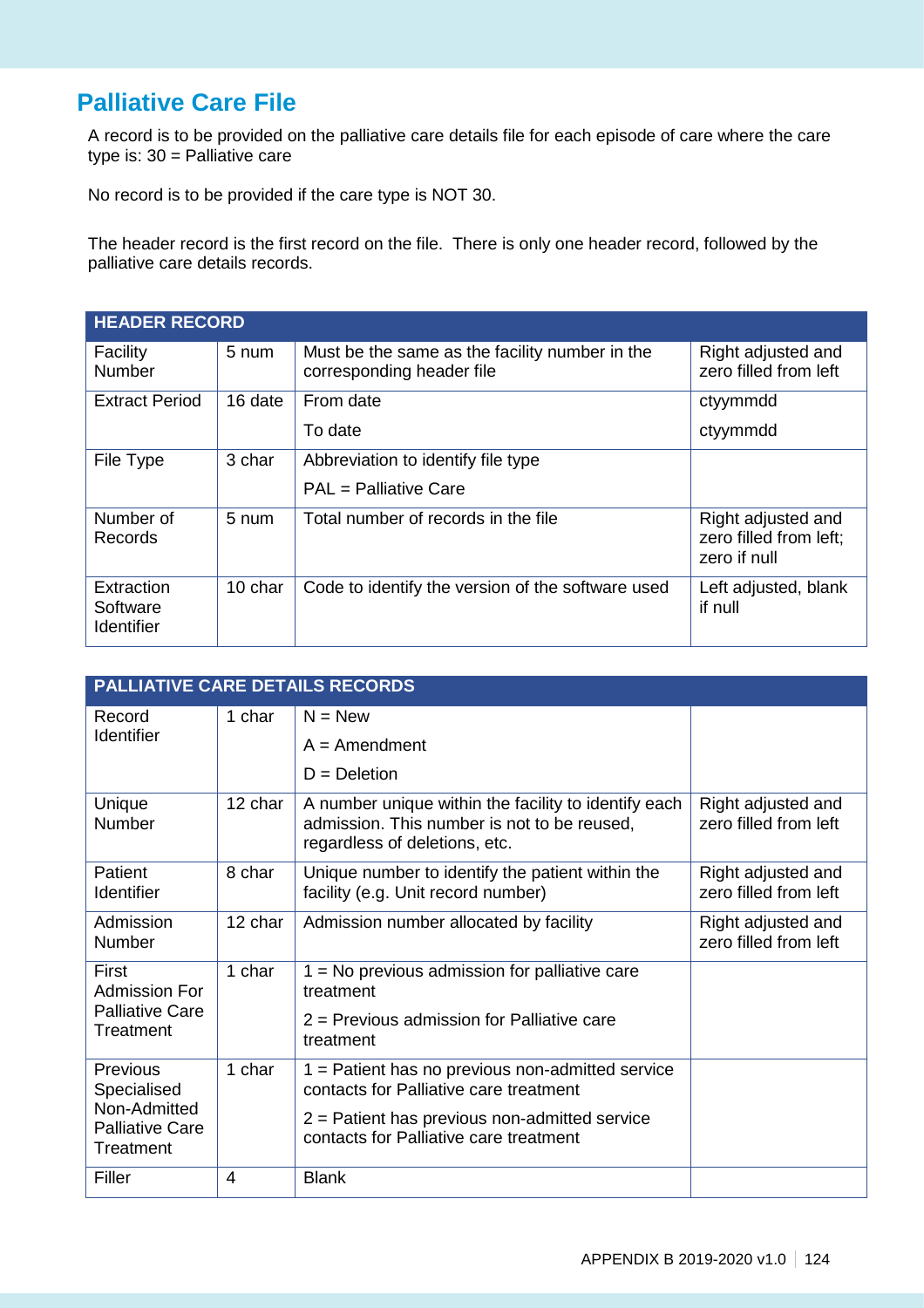## Palliative Care File

A record is to be provided on the palliative care details file for each episode of care where the care type is: 30 = Palliative care

No record is to be provided if the care type is NOT 30.

The header record is the first record on the file. There is only one header record, followed by the palliative care details records.

| HEADER RECORD | | | |
|---|---|---|---|
| Facility Number | 5 num | Must be the same as the facility number in the corresponding header file | Right adjusted and zero filled from left |
| Extract Period | 16 date | From date<br>To date | ctyymmdd<br>ctyymmdd |
| File Type | 3 char | Abbreviation to identify file type<br>PAL = Palliative Care | |
| Number of Records | 5 num | Total number of records in the file | Right adjusted and zero filled from left; zero if null |
| Extraction Software Identifier | 10 char | Code to identify the version of the software used | Left adjusted, blank if null |

| PALLIATIVE CARE DETAILS RECORDS | | | |
|---|---|---|---|
| Record Identifier | 1 char | N = New<br>A = Amendment<br>D = Deletion | |
| Unique Number | 12 char | A number unique within the facility to identify each admission. This number is not to be reused, regardless of deletions, etc. | Right adjusted and zero filled from left |
| Patient Identifier | 8 char | Unique number to identify the patient within the facility (e.g. Unit record number) | Right adjusted and zero filled from left |
| Admission Number | 12 char | Admission number allocated by facility | Right adjusted and zero filled from left |
| First Admission For Palliative Care Treatment | 1 char | 1 = No previous admission for palliative care treatment<br>2 = Previous admission for Palliative care treatment | |
| Previous Specialised Non-Admitted Palliative Care Treatment | 1 char | 1 = Patient has no previous non-admitted service contacts for Palliative care treatment<br>2 = Patient has previous non-admitted service contacts for Palliative care treatment | |
| Filler | 4 | Blank | |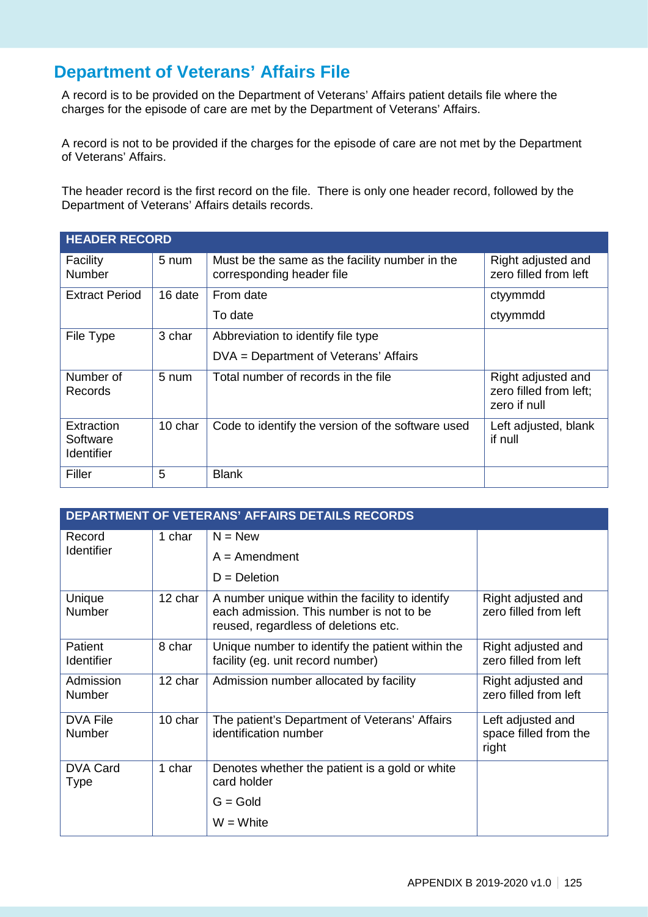## Department of Veterans' Affairs File

A record is to be provided on the Department of Veterans' Affairs patient details file where the charges for the episode of care are met by the Department of Veterans' Affairs.

A record is not to be provided if the charges for the episode of care are not met by the Department of Veterans' Affairs.

The header record is the first record on the file. There is only one header record, followed by the Department of Veterans' Affairs details records.

| HEADER RECORD | | | |
|---|---|---|---|
| Facility Number | 5 num | Must be the same as the facility number in the corresponding header file | Right adjusted and zero filled from left |
| Extract Period | 16 date | From date<br>To date | ctyymmdd<br>ctyymmdd |
| File Type | 3 char | Abbreviation to identify file type<br>DVA = Department of Veterans' Affairs | |
| Number of Records | 5 num | Total number of records in the file | Right adjusted and zero filled from left; zero if null |
| Extraction Software Identifier | 10 char | Code to identify the version of the software used | Left adjusted, blank if null |
| Filler | 5 | Blank | |

| DEPARTMENT OF VETERANS' AFFAIRS DETAILS RECORDS | | | |
|---|---|---|---|
| Record Identifier | 1 char | N = New<br>A = Amendment<br>D = Deletion | |
| Unique Number | 12 char | A number unique within the facility to identify each admission. This number is not to be reused, regardless of deletions etc. | Right adjusted and zero filled from left |
| Patient Identifier | 8 char | Unique number to identify the patient within the facility (eg. unit record number) | Right adjusted and zero filled from left |
| Admission Number | 12 char | Admission number allocated by facility | Right adjusted and zero filled from left |
| DVA File Number | 10 char | The patient's Department of Veterans' Affairs identification number | Left adjusted and space filled from the right |
| DVA Card Type | 1 char | Denotes whether the patient is a gold or white card holder<br>G = Gold<br>W = White | |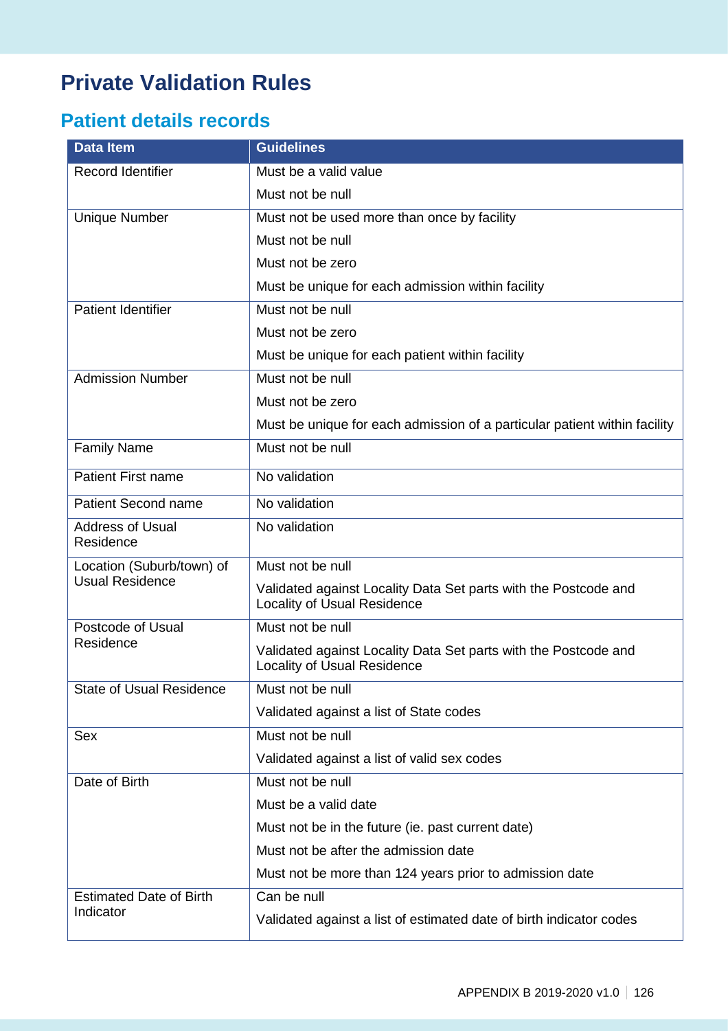# Private Validation Rules

## Patient details records

| Data Item | Guidelines |
|---|---|
| Record Identifier | Must be a valid value<br>Must not be null |
| Unique Number | Must not be used more than once by facility<br>Must not be null<br>Must not be zero<br>Must be unique for each admission within facility |
| Patient Identifier | Must not be null<br>Must not be zero<br>Must be unique for each patient within facility |
| Admission Number | Must not be null<br>Must not be zero<br>Must be unique for each admission of a particular patient within facility |
| Family Name | Must not be null |
| Patient First name | No validation |
| Patient Second name | No validation |
| Address of Usual Residence | No validation |
| Location (Suburb/town) of Usual Residence | Must not be null<br>Validated against Locality Data Set parts with the Postcode and Locality of Usual Residence |
| Postcode of Usual Residence | Must not be null<br>Validated against Locality Data Set parts with the Postcode and Locality of Usual Residence |
| State of Usual Residence | Must not be null<br>Validated against a list of State codes |
| Sex | Must not be null<br>Validated against a list of valid sex codes |
| Date of Birth | Must not be null<br>Must be a valid date<br>Must not be in the future (ie. past current date)<br>Must not be after the admission date<br>Must not be more than 124 years prior to admission date |
| Estimated Date of Birth Indicator | Can be null<br>Validated against a list of estimated date of birth indicator codes |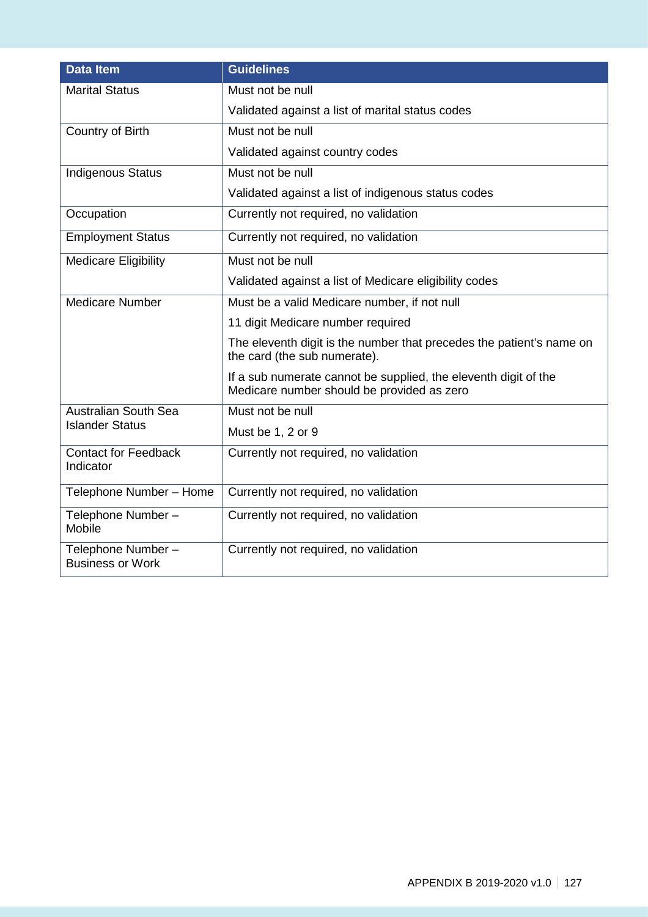| Data Item | Guidelines |
| --- | --- |
| Marital Status | Must not be null<br>Validated against a list of marital status codes |
| Country of Birth | Must not be null<br>Validated against country codes |
| Indigenous Status | Must not be null<br>Validated against a list of indigenous status codes |
| Occupation | Currently not required, no validation |
| Employment Status | Currently not required, no validation |
| Medicare Eligibility | Must not be null<br>Validated against a list of Medicare eligibility codes |
| Medicare Number | Must be a valid Medicare number, if not null<br>11 digit Medicare number required<br>The eleventh digit is the number that precedes the patient's name on the card (the sub numerate).<br>If a sub numerate cannot be supplied, the eleventh digit of the Medicare number should be provided as zero |
| Australian South Sea Islander Status | Must not be null<br>Must be 1, 2 or 9 |
| Contact for Feedback Indicator | Currently not required, no validation |
| Telephone Number – Home | Currently not required, no validation |
| Telephone Number – Mobile | Currently not required, no validation |
| Telephone Number – Business or Work | Currently not required, no validation |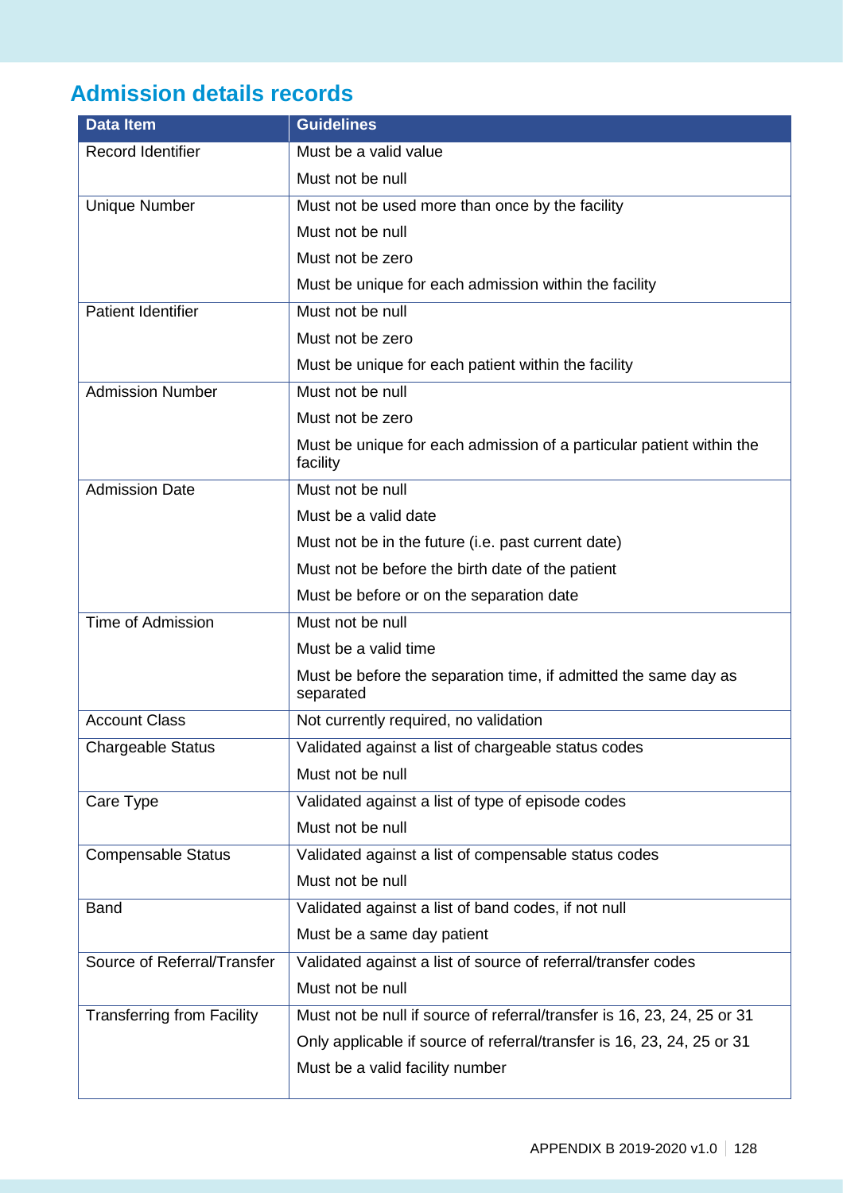## Admission details records

| Data Item | Guidelines |
|---|---|
| Record Identifier | Must be a valid value<br>Must not be null |
| Unique Number | Must not be used more than once by the facility<br>Must not be null<br>Must not be zero<br>Must be unique for each admission within the facility |
| Patient Identifier | Must not be null<br>Must not be zero<br>Must be unique for each patient within the facility |
| Admission Number | Must not be null<br>Must not be zero<br>Must be unique for each admission of a particular patient within the facility |
| Admission Date | Must not be null<br>Must be a valid date<br>Must not be in the future (i.e. past current date)<br>Must not be before the birth date of the patient<br>Must be before or on the separation date |
| Time of Admission | Must not be null<br>Must be a valid time<br>Must be before the separation time, if admitted the same day as separated |
| Account Class | Not currently required, no validation |
| Chargeable Status | Validated against a list of chargeable status codes<br>Must not be null |
| Care Type | Validated against a list of type of episode codes<br>Must not be null |
| Compensable Status | Validated against a list of compensable status codes<br>Must not be null |
| Band | Validated against a list of band codes, if not null<br>Must be a same day patient |
| Source of Referral/Transfer | Validated against a list of source of referral/transfer codes<br>Must not be null |
| Transferring from Facility | Must not be null if source of referral/transfer is 16, 23, 24, 25 or 31<br>Only applicable if source of referral/transfer is 16, 23, 24, 25 or 31<br>Must be a valid facility number |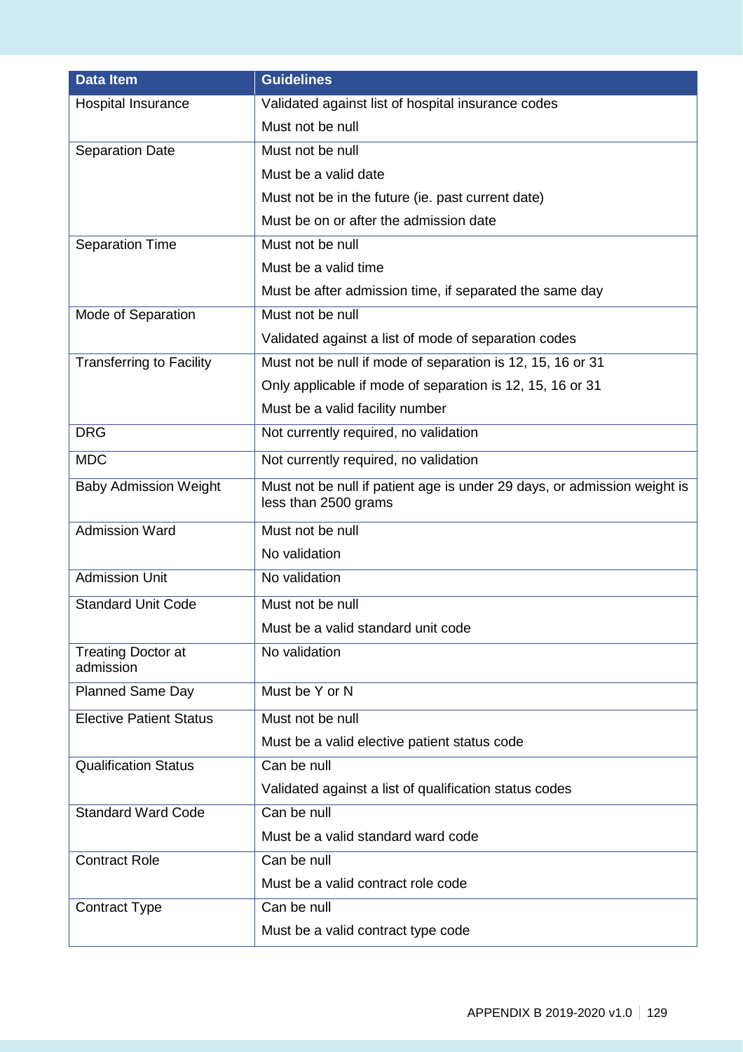| Data Item | Guidelines |
|---|---|
| Hospital Insurance | Validated against list of hospital insurance codes<br>Must not be null |
| Separation Date | Must not be null<br>Must be a valid date<br>Must not be in the future (ie. past current date)<br>Must be on or after the admission date |
| Separation Time | Must not be null<br>Must be a valid time<br>Must be after admission time, if separated the same day |
| Mode of Separation | Must not be null<br>Validated against a list of mode of separation codes |
| Transferring to Facility | Must not be null if mode of separation is 12, 15, 16 or 31<br>Only applicable if mode of separation is 12, 15, 16 or 31<br>Must be a valid facility number |
| DRG | Not currently required, no validation |
| MDC | Not currently required, no validation |
| Baby Admission Weight | Must not be null if patient age is under 29 days, or admission weight is less than 2500 grams |
| Admission Ward | Must not be null<br>No validation |
| Admission Unit | No validation |
| Standard Unit Code | Must not be null<br>Must be a valid standard unit code |
| Treating Doctor at admission | No validation |
| Planned Same Day | Must be Y or N |
| Elective Patient Status | Must not be null<br>Must be a valid elective patient status code |
| Qualification Status | Can be null<br>Validated against a list of qualification status codes |
| Standard Ward Code | Can be null<br>Must be a valid standard ward code |
| Contract Role | Can be null<br>Must be a valid contract role code |
| Contract Type | Can be null<br>Must be a valid contract type code |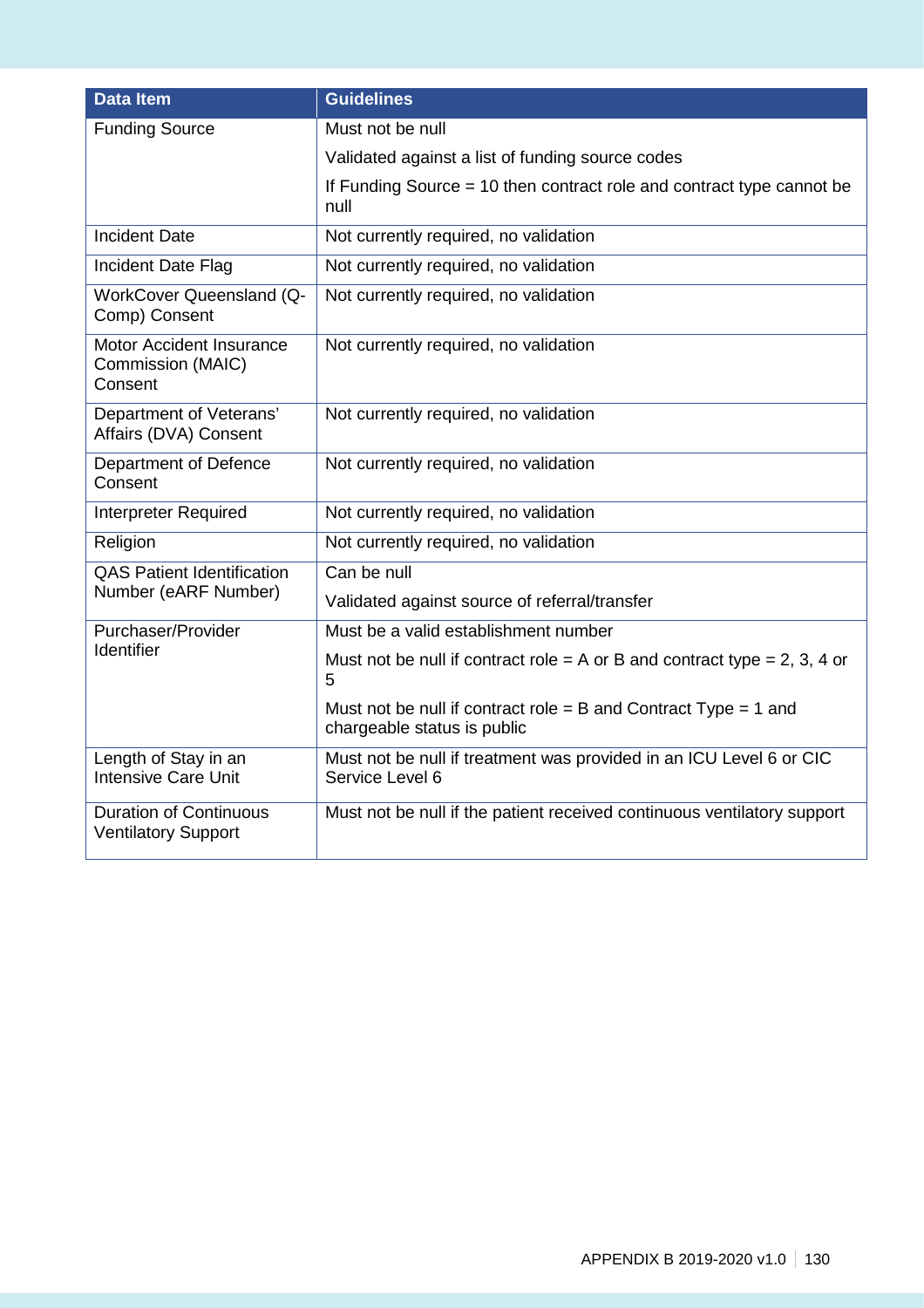| Data Item | Guidelines |
|---|---|
| Funding Source | Must not be null |
| | Validated against a list of funding source codes |
| | If Funding Source = 10 then contract role and contract type cannot be null |
| Incident Date | Not currently required, no validation |
| Incident Date Flag | Not currently required, no validation |
| WorkCover Queensland (Q-Comp) Consent | Not currently required, no validation |
| Motor Accident Insurance Commission (MAIC) Consent | Not currently required, no validation |
| Department of Veterans' Affairs (DVA) Consent | Not currently required, no validation |
| Department of Defence Consent | Not currently required, no validation |
| Interpreter Required | Not currently required, no validation |
| Religion | Not currently required, no validation |
| QAS Patient Identification Number (eARF Number) | Can be null |
| | Validated against source of referral/transfer |
| Purchaser/Provider Identifier | Must be a valid establishment number |
| | Must not be null if contract role = A or B and contract type = 2, 3, 4 or 5 |
| | Must not be null if contract role = B and Contract Type = 1 and chargeable status is public |
| Length of Stay in an Intensive Care Unit | Must not be null if treatment was provided in an ICU Level 6 or CIC Service Level 6 |
| Duration of Continuous Ventilatory Support | Must not be null if the patient received continuous ventilatory support |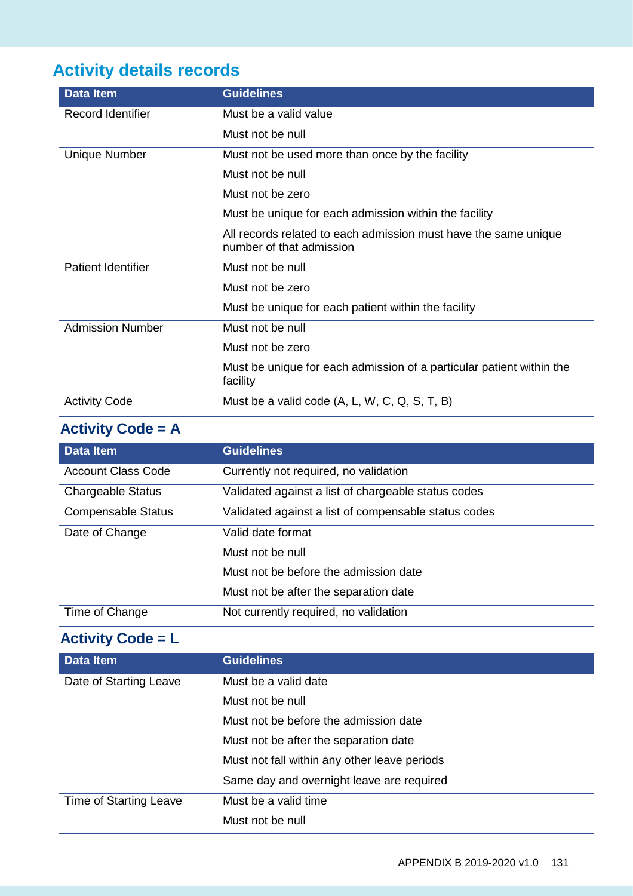## Activity details records

| Data Item | Guidelines |
| --- | --- |
| Record Identifier | Must be a valid value |
| | Must not be null |
| Unique Number | Must not be used more than once by the facility |
| | Must not be null |
| | Must not be zero |
| | Must be unique for each admission within the facility |
| | All records related to each admission must have the same unique number of that admission |
| Patient Identifier | Must not be null |
| | Must not be zero |
| | Must be unique for each patient within the facility |
| Admission Number | Must not be null |
| | Must not be zero |
| | Must be unique for each admission of a particular patient within the facility |
| Activity Code | Must be a valid code (A, L, W, C, Q, S, T, B) |

### Activity Code = A

| Data Item | Guidelines |
| --- | --- |
| Account Class Code | Currently not required, no validation |
| Chargeable Status | Validated against a list of chargeable status codes |
| Compensable Status | Validated against a list of compensable status codes |
| Date of Change | Valid date format |
| | Must not be null |
| | Must not be before the admission date |
| | Must not be after the separation date |
| Time of Change | Not currently required, no validation |

### Activity Code = L

| Data Item | Guidelines |
| --- | --- |
| Date of Starting Leave | Must be a valid date |
| | Must not be null |
| | Must not be before the admission date |
| | Must not be after the separation date |
| | Must not fall within any other leave periods |
| | Same day and overnight leave are required |
| Time of Starting Leave | Must be a valid time |
| | Must not be null |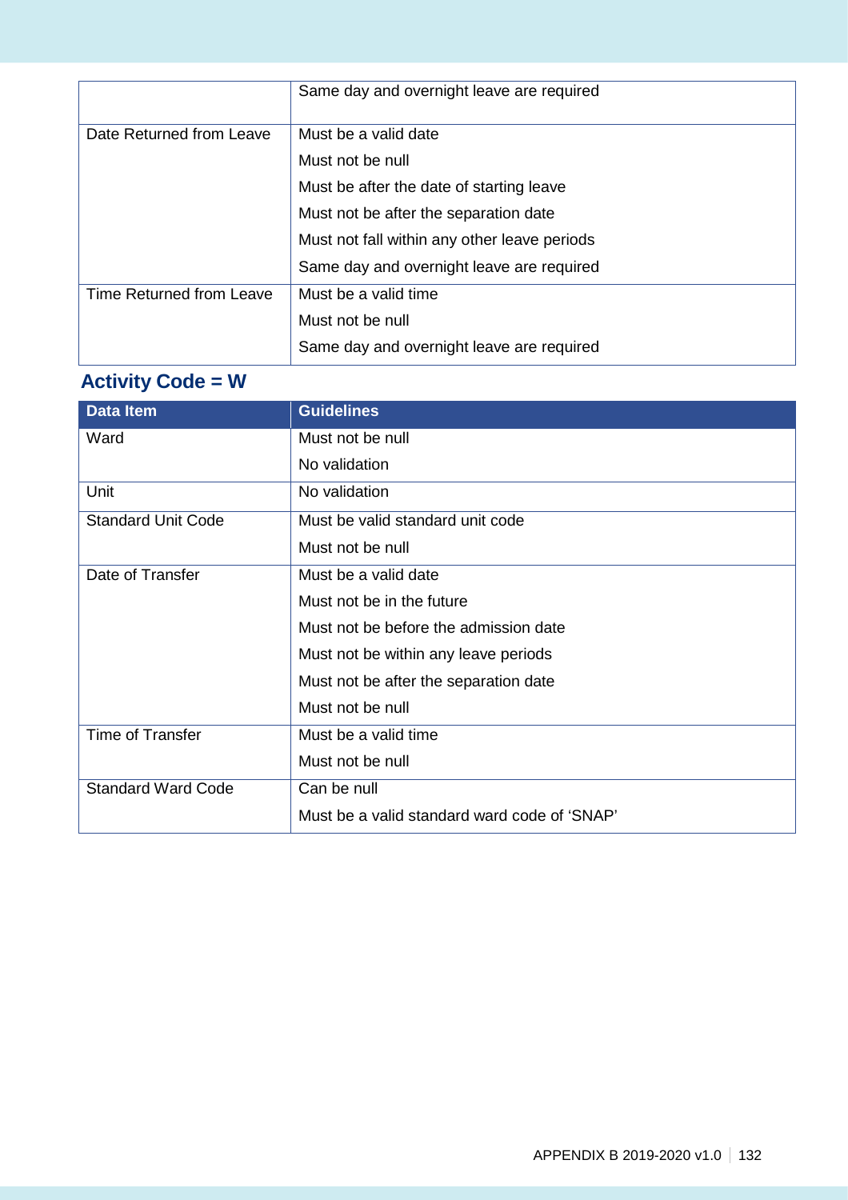| | |
|---|---|
| | Same day and overnight leave are required |
| Date Returned from Leave | Must be a valid date<br>Must not be null<br>Must be after the date of starting leave<br>Must not be after the separation date<br>Must not fall within any other leave periods<br>Same day and overnight leave are required |
| Time Returned from Leave | Must be a valid time<br>Must not be null<br>Same day and overnight leave are required |

## Activity Code = W

| Data Item | Guidelines |
|---|---|
| Ward | Must not be null<br>No validation |
| Unit | No validation |
| Standard Unit Code | Must be valid standard unit code<br>Must not be null |
| Date of Transfer | Must be a valid date<br>Must not be in the future<br>Must not be before the admission date<br>Must not be within any leave periods<br>Must not be after the separation date<br>Must not be null |
| Time of Transfer | Must be a valid time<br>Must not be null |
| Standard Ward Code | Can be null<br>Must be a valid standard ward code of 'SNAP' |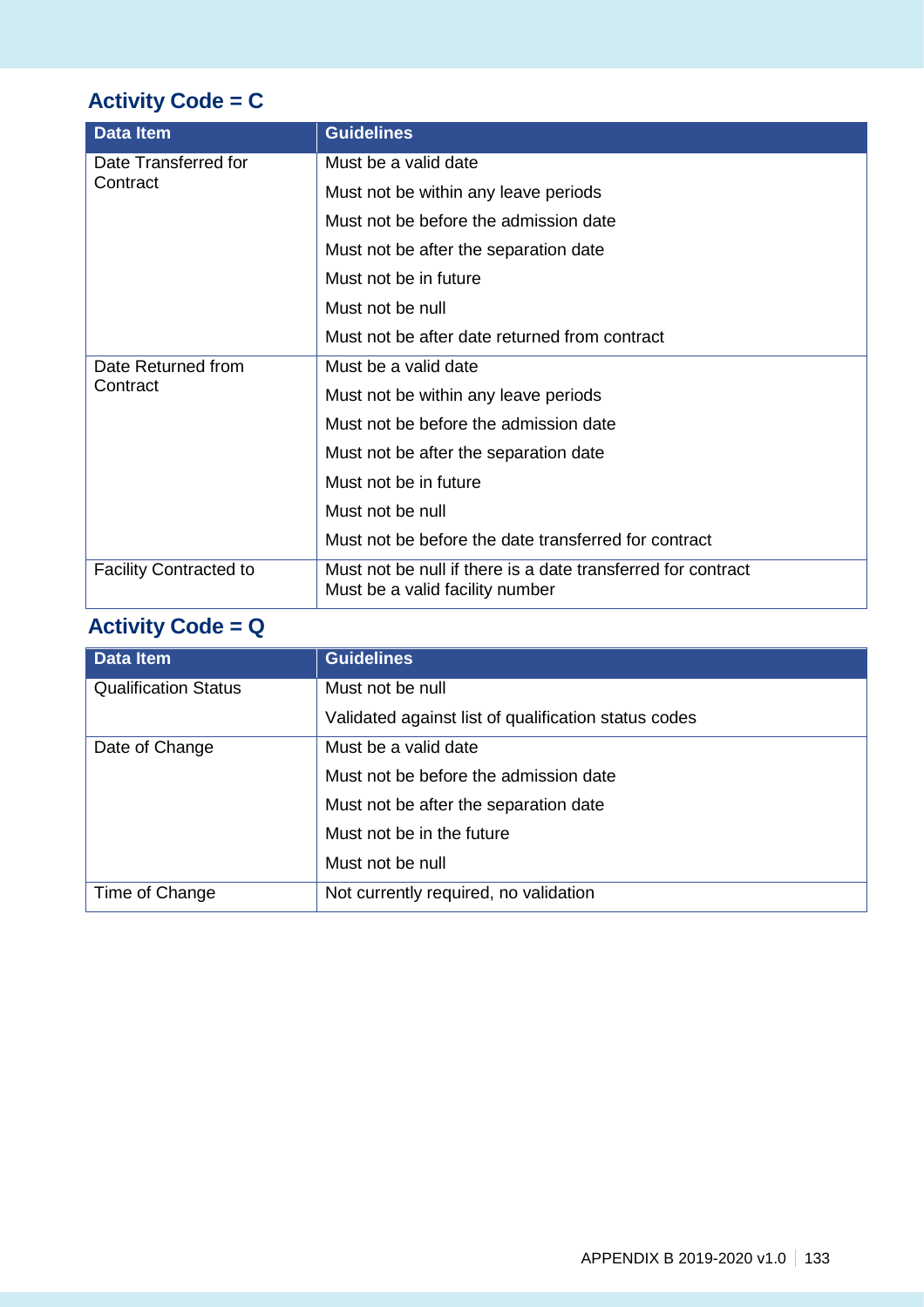## Activity Code = C

| Data Item | Guidelines |
|---|---|
| Date Transferred for Contract | Must be a valid date |
| | Must not be within any leave periods |
| | Must not be before the admission date |
| | Must not be after the separation date |
| | Must not be in future |
| | Must not be null |
| | Must not be after date returned from contract |
| Date Returned from Contract | Must be a valid date |
| | Must not be within any leave periods |
| | Must not be before the admission date |
| | Must not be after the separation date |
| | Must not be in future |
| | Must not be null |
| | Must not be before the date transferred for contract |
| Facility Contracted to | Must not be null if there is a date transferred for contract<br>Must be a valid facility number |

## Activity Code = Q

| Data Item | Guidelines |
|---|---|
| Qualification Status | Must not be null |
| | Validated against list of qualification status codes |
| Date of Change | Must be a valid date |
| | Must not be before the admission date |
| | Must not be after the separation date |
| | Must not be in the future |
| | Must not be null |
| Time of Change | Not currently required, no validation |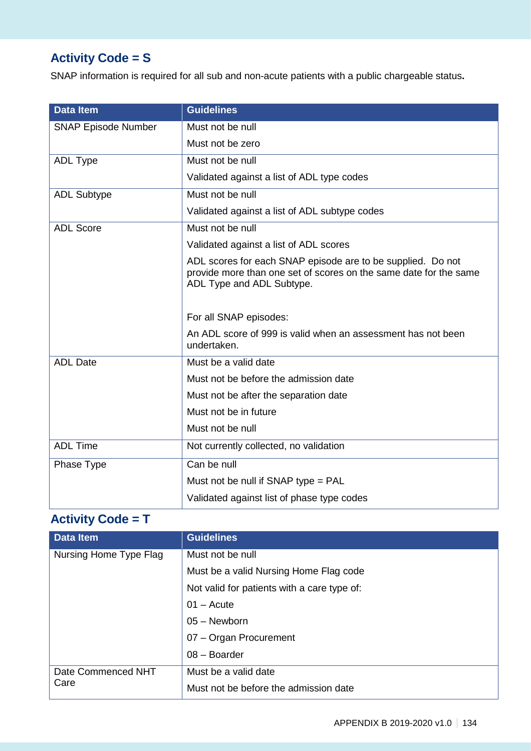## Activity Code = S

SNAP information is required for all sub and non-acute patients with a public chargeable status**.**

| Data Item | Guidelines |
|---|---|
| SNAP Episode Number | Must not be null<br>Must not be zero |
| ADL Type | Must not be null<br>Validated against a list of ADL type codes |
| ADL Subtype | Must not be null<br>Validated against a list of ADL subtype codes |
| ADL Score | Must not be null<br>Validated against a list of ADL scores<br>ADL scores for each SNAP episode are to be supplied. Do not provide more than one set of scores on the same date for the same ADL Type and ADL Subtype.<br><br>For all SNAP episodes:<br>An ADL score of 999 is valid when an assessment has not been undertaken. |
| ADL Date | Must be a valid date<br>Must not be before the admission date<br>Must not be after the separation date<br>Must not be in future<br>Must not be null |
| ADL Time | Not currently collected, no validation |
| Phase Type | Can be null<br>Must not be null if SNAP type = PAL<br>Validated against list of phase type codes |

## Activity Code = T

| Data Item | Guidelines |
|---|---|
| Nursing Home Type Flag | Must not be null<br>Must be a valid Nursing Home Flag code<br>Not valid for patients with a care type of:<br>01 – Acute<br>05 – Newborn<br>07 – Organ Procurement<br>08 – Boarder |
| Date Commenced NHT Care | Must be a valid date<br>Must not be before the admission date |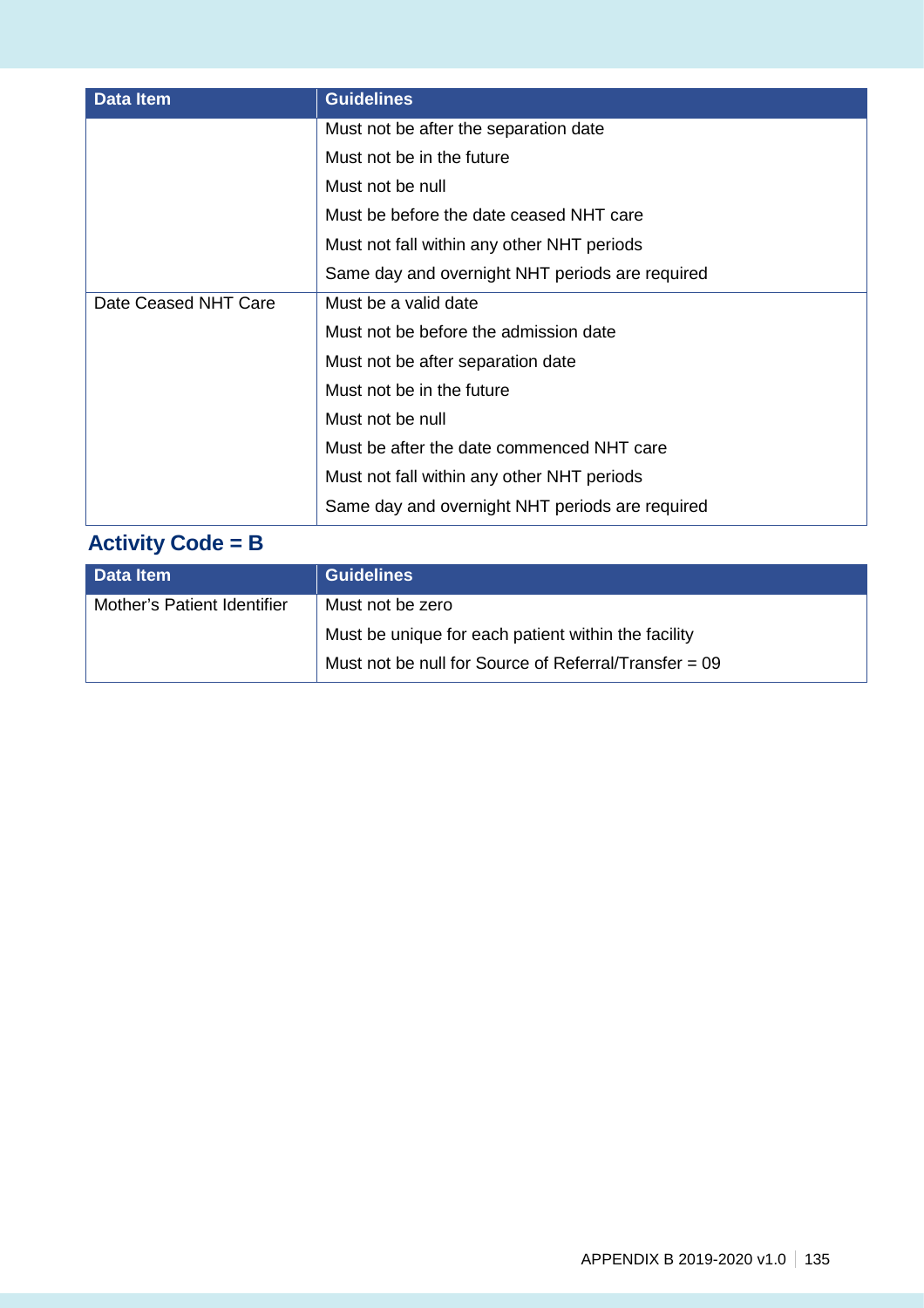| Data Item | Guidelines |
|---|---|
| | Must not be after the separation date |
| | Must not be in the future |
| | Must not be null |
| | Must be before the date ceased NHT care |
| | Must not fall within any other NHT periods |
| | Same day and overnight NHT periods are required |
| Date Ceased NHT Care | Must be a valid date |
| | Must not be before the admission date |
| | Must not be after separation date |
| | Must not be in the future |
| | Must not be null |
| | Must be after the date commenced NHT care |
| | Must not fall within any other NHT periods |
| | Same day and overnight NHT periods are required |

## Activity Code = B

| Data Item | Guidelines |
|---|---|
| Mother's Patient Identifier | Must not be zero |
| | Must be unique for each patient within the facility |
| | Must not be null for Source of Referral/Transfer = 09 |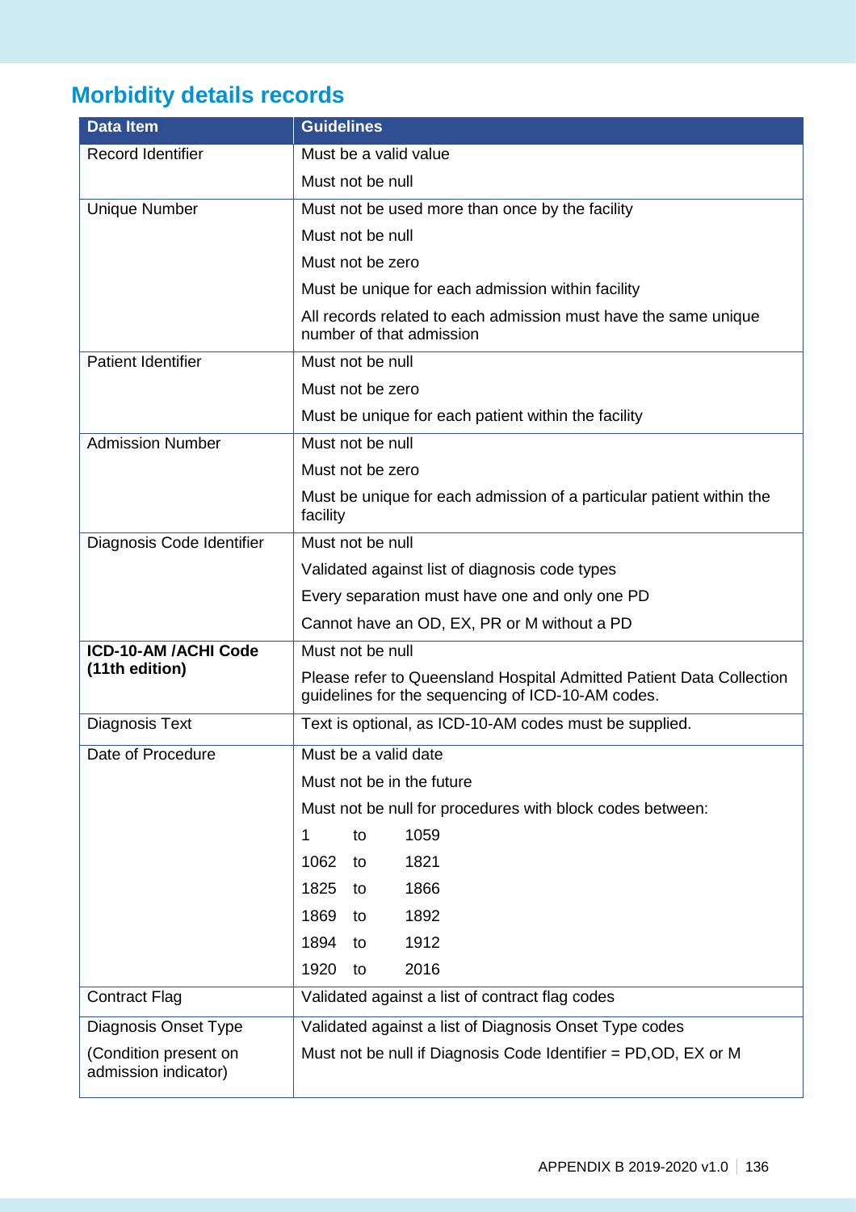## Morbidity details records

| Data Item | Guidelines |
|---|---|
| Record Identifier | Must be a valid value |
| | Must not be null |
| Unique Number | Must not be used more than once by the facility |
| | Must not be null |
| | Must not be zero |
| | Must be unique for each admission within facility |
| | All records related to each admission must have the same unique number of that admission |
| Patient Identifier | Must not be null |
| | Must not be zero |
| | Must be unique for each patient within the facility |
| Admission Number | Must not be null |
| | Must not be zero |
| | Must be unique for each admission of a particular patient within the facility |
| Diagnosis Code Identifier | Must not be null |
| | Validated against list of diagnosis code types |
| | Every separation must have one and only one PD |
| | Cannot have an OD, EX, PR or M without a PD |
| **ICD-10-AM /ACHI Code (11th edition)** | Must not be null |
| | Please refer to Queensland Hospital Admitted Patient Data Collection guidelines for the sequencing of ICD-10-AM codes. |
| Diagnosis Text | Text is optional, as ICD-10-AM codes must be supplied. |
| Date of Procedure | Must be a valid date |
| | Must not be in the future |
| | Must not be null for procedures with block codes between: |
| | 1 to 1059 |
| | 1062 to 1821 |
| | 1825 to 1866 |
| | 1869 to 1892 |
| | 1894 to 1912 |
| | 1920 to 2016 |
| Contract Flag | Validated against a list of contract flag codes |
| Diagnosis Onset Type | Validated against a list of Diagnosis Onset Type codes |
| (Condition present on admission indicator) | Must not be null if Diagnosis Code Identifier = PD,OD, EX or M |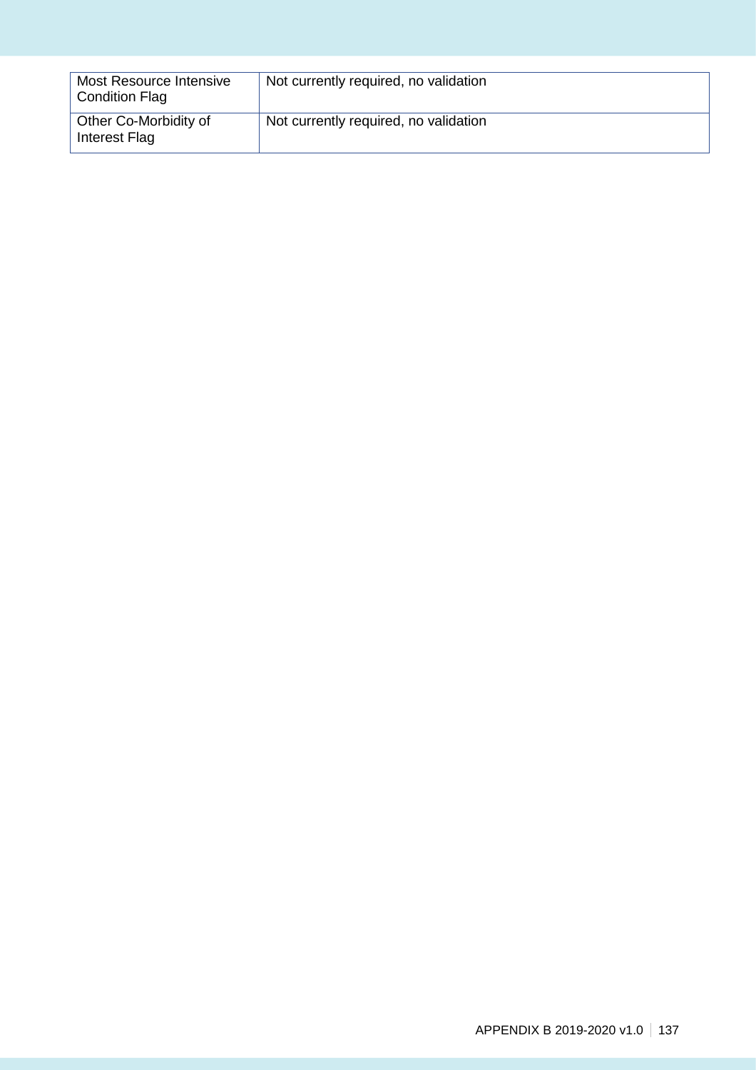| Most Resource Intensive Condition Flag | Not currently required, no validation |
|---|---|
| Other Co-Morbidity of Interest Flag | Not currently required, no validation |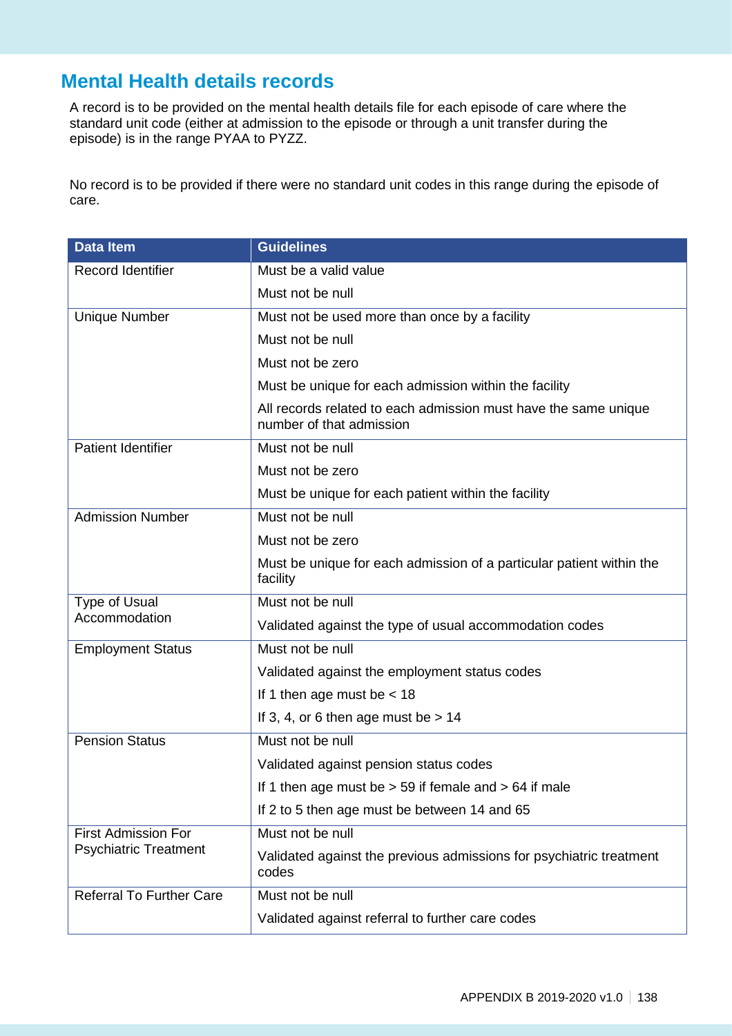## Mental Health details records

A record is to be provided on the mental health details file for each episode of care where the standard unit code (either at admission to the episode or through a unit transfer during the episode) is in the range PYAA to PYZZ.

No record is to be provided if there were no standard unit codes in this range during the episode of care.

| Data Item | Guidelines |
|---|---|
| Record Identifier | Must be a valid value |
| | Must not be null |
| Unique Number | Must not be used more than once by a facility |
| | Must not be null |
| | Must not be zero |
| | Must be unique for each admission within the facility |
| | All records related to each admission must have the same unique number of that admission |
| Patient Identifier | Must not be null |
| | Must not be zero |
| | Must be unique for each patient within the facility |
| Admission Number | Must not be null |
| | Must not be zero |
| | Must be unique for each admission of a particular patient within the facility |
| Type of Usual Accommodation | Must not be null |
| | Validated against the type of usual accommodation codes |
| Employment Status | Must not be null |
| | Validated against the employment status codes |
| | If 1 then age must be < 18 |
| | If 3, 4, or 6 then age must be > 14 |
| Pension Status | Must not be null |
| | Validated against pension status codes |
| | If 1 then age must be > 59 if female and > 64 if male |
| | If 2 to 5 then age must be between 14 and 65 |
| First Admission For Psychiatric Treatment | Must not be null |
| | Validated against the previous admissions for psychiatric treatment codes |
| Referral To Further Care | Must not be null |
| | Validated against referral to further care codes |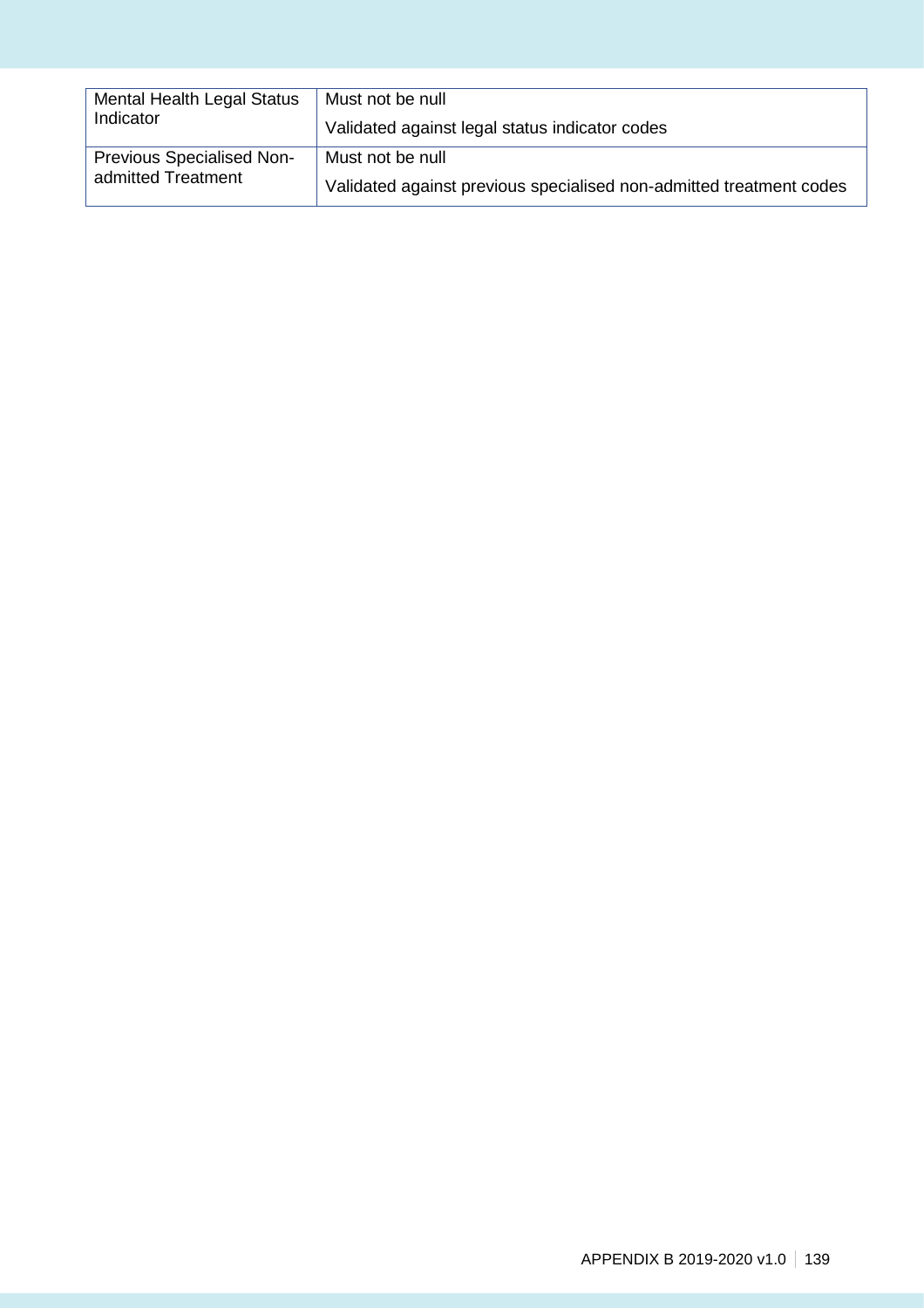| | |
|---|---|
| Mental Health Legal Status Indicator | Must not be null<br>Validated against legal status indicator codes |
| Previous Specialised Non-admitted Treatment | Must not be null<br>Validated against previous specialised non-admitted treatment codes |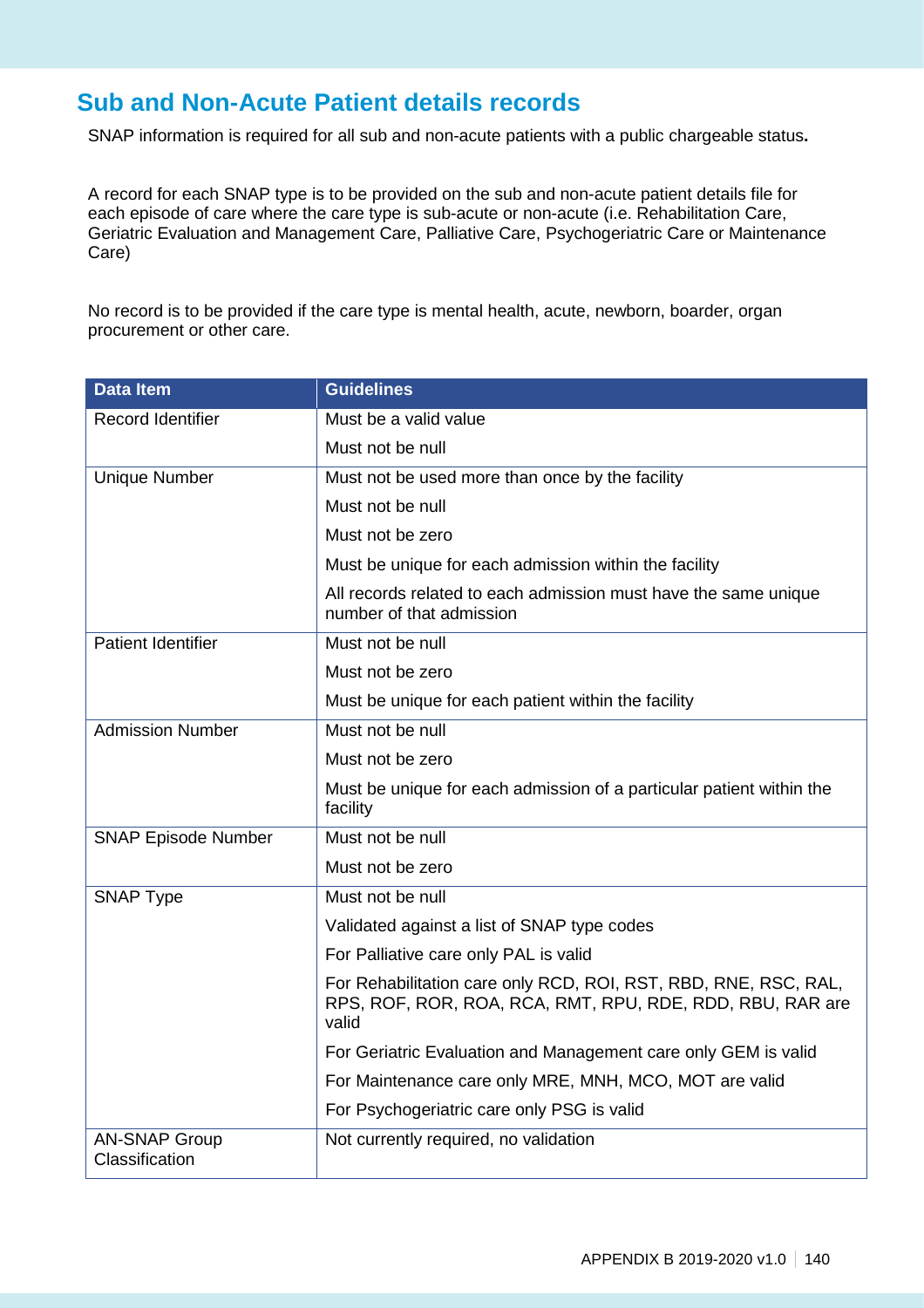## Sub and Non-Acute Patient details records

SNAP information is required for all sub and non-acute patients with a public chargeable status**.**

A record for each SNAP type is to be provided on the sub and non-acute patient details file for each episode of care where the care type is sub-acute or non-acute (i.e. Rehabilitation Care, Geriatric Evaluation and Management Care, Palliative Care, Psychogeriatric Care or Maintenance Care)

No record is to be provided if the care type is mental health, acute, newborn, boarder, organ procurement or other care.

| Data Item | Guidelines |
|---|---|
| Record Identifier | Must be a valid value |
| | Must not be null |
| Unique Number | Must not be used more than once by the facility |
| | Must not be null |
| | Must not be zero |
| | Must be unique for each admission within the facility |
| | All records related to each admission must have the same unique number of that admission |
| Patient Identifier | Must not be null |
| | Must not be zero |
| | Must be unique for each patient within the facility |
| Admission Number | Must not be null |
| | Must not be zero |
| | Must be unique for each admission of a particular patient within the facility |
| SNAP Episode Number | Must not be null |
| | Must not be zero |
| SNAP Type | Must not be null |
| | Validated against a list of SNAP type codes |
| | For Palliative care only PAL is valid |
| | For Rehabilitation care only RCD, ROI, RST, RBD, RNE, RSC, RAL, RPS, ROF, ROR, ROA, RCA, RMT, RPU, RDE, RDD, RBU, RAR are valid |
| | For Geriatric Evaluation and Management care only GEM is valid |
| | For Maintenance care only MRE, MNH, MCO, MOT are valid |
| | For Psychogeriatric care only PSG is valid |
| AN-SNAP Group Classification | Not currently required, no validation |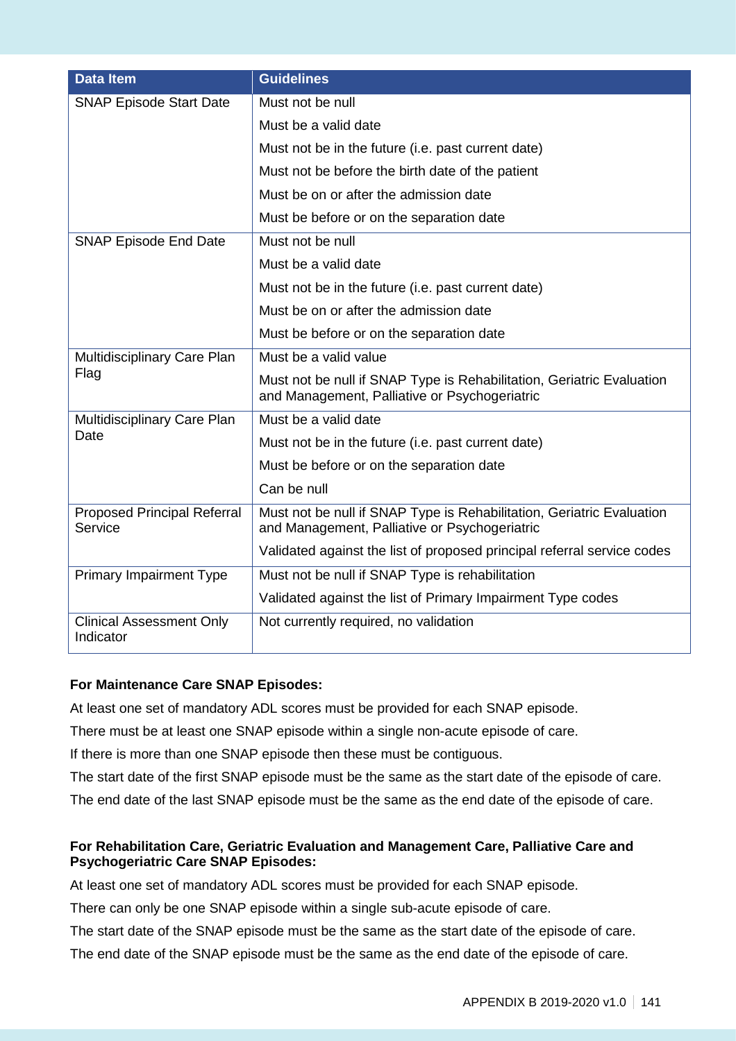| Data Item | Guidelines |
| --- | --- |
| SNAP Episode Start Date | Must not be null |
| | Must be a valid date |
| | Must not be in the future (i.e. past current date) |
| | Must not be before the birth date of the patient |
| | Must be on or after the admission date |
| | Must be before or on the separation date |
| SNAP Episode End Date | Must not be null |
| | Must be a valid date |
| | Must not be in the future (i.e. past current date) |
| | Must be on or after the admission date |
| | Must be before or on the separation date |
| Multidisciplinary Care Plan Flag | Must be a valid value |
| | Must not be null if SNAP Type is Rehabilitation, Geriatric Evaluation and Management, Palliative or Psychogeriatric |
| Multidisciplinary Care Plan Date | Must be a valid date |
| | Must not be in the future (i.e. past current date) |
| | Must be before or on the separation date |
| | Can be null |
| Proposed Principal Referral Service | Must not be null if SNAP Type is Rehabilitation, Geriatric Evaluation and Management, Palliative or Psychogeriatric |
| | Validated against the list of proposed principal referral service codes |
| Primary Impairment Type | Must not be null if SNAP Type is rehabilitation |
| | Validated against the list of Primary Impairment Type codes |
| Clinical Assessment Only Indicator | Not currently required, no validation |

**For Maintenance Care SNAP Episodes:**

At least one set of mandatory ADL scores must be provided for each SNAP episode.

There must be at least one SNAP episode within a single non-acute episode of care.

If there is more than one SNAP episode then these must be contiguous.

The start date of the first SNAP episode must be the same as the start date of the episode of care.

The end date of the last SNAP episode must be the same as the end date of the episode of care.

**For Rehabilitation Care, Geriatric Evaluation and Management Care, Palliative Care and Psychogeriatric Care SNAP Episodes:**

At least one set of mandatory ADL scores must be provided for each SNAP episode.

There can only be one SNAP episode within a single sub-acute episode of care.

The start date of the SNAP episode must be the same as the start date of the episode of care.

The end date of the SNAP episode must be the same as the end date of the episode of care.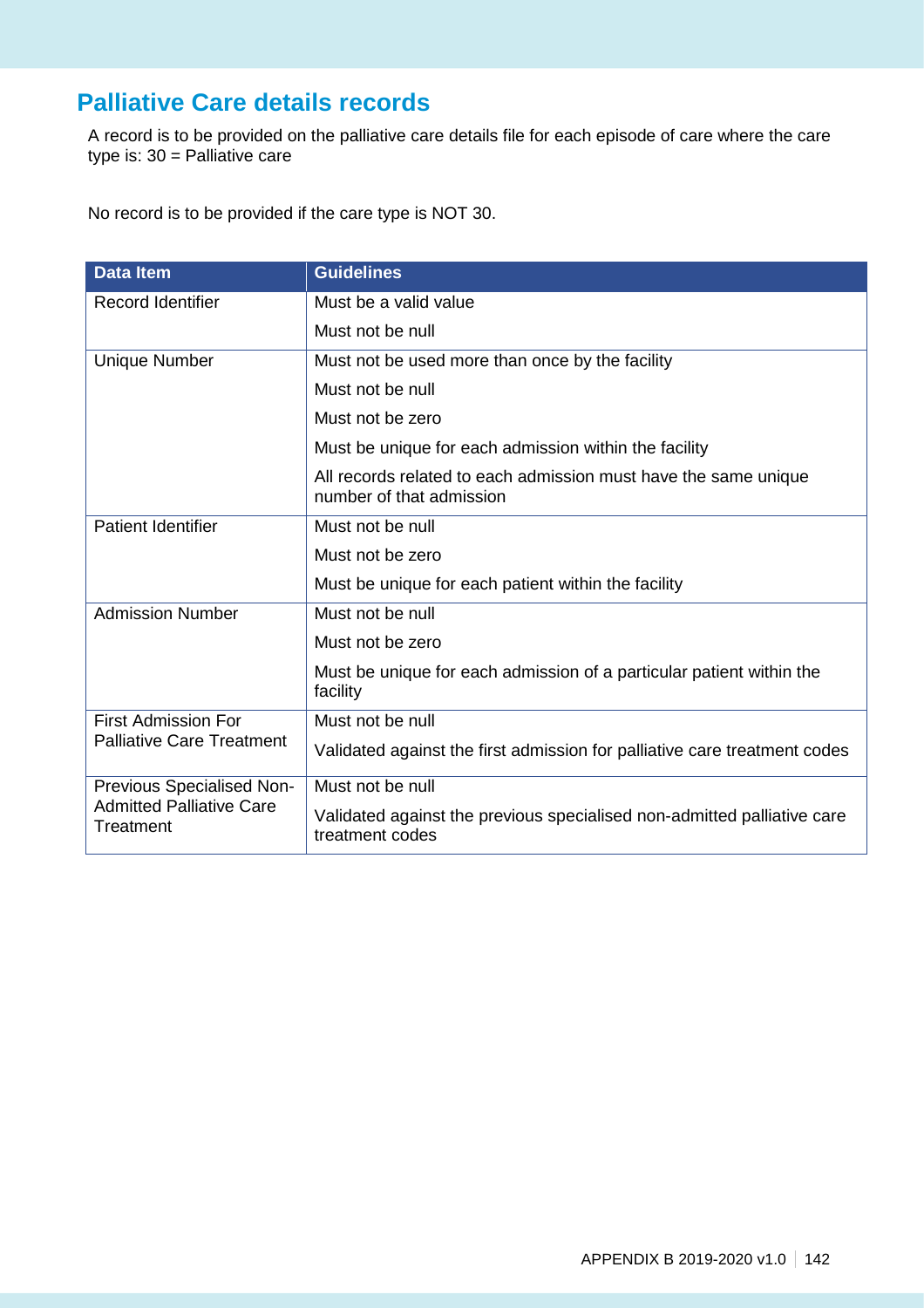## Palliative Care details records

A record is to be provided on the palliative care details file for each episode of care where the care type is: 30 = Palliative care

No record is to be provided if the care type is NOT 30.

| Data Item | Guidelines |
|---|---|
| Record Identifier | Must be a valid value |
| | Must not be null |
| Unique Number | Must not be used more than once by the facility |
| | Must not be null |
| | Must not be zero |
| | Must be unique for each admission within the facility |
| | All records related to each admission must have the same unique number of that admission |
| Patient Identifier | Must not be null |
| | Must not be zero |
| | Must be unique for each patient within the facility |
| Admission Number | Must not be null |
| | Must not be zero |
| | Must be unique for each admission of a particular patient within the facility |
| First Admission For Palliative Care Treatment | Must not be null |
| | Validated against the first admission for palliative care treatment codes |
| Previous Specialised Non-Admitted Palliative Care Treatment | Must not be null |
| | Validated against the previous specialised non-admitted palliative care treatment codes |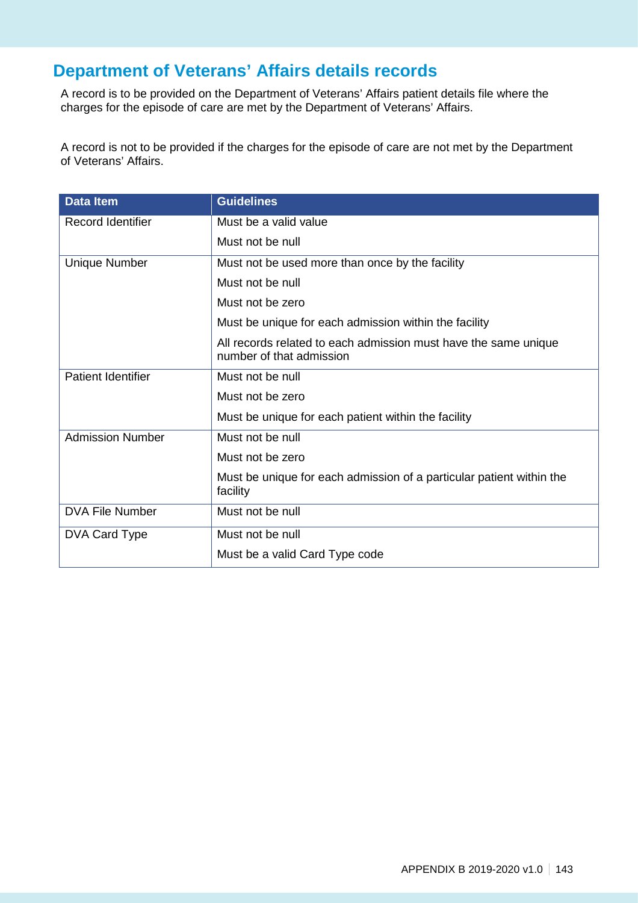## Department of Veterans' Affairs details records

A record is to be provided on the Department of Veterans' Affairs patient details file where the charges for the episode of care are met by the Department of Veterans' Affairs.

A record is not to be provided if the charges for the episode of care are not met by the Department of Veterans' Affairs.

| Data Item | Guidelines |
|---|---|
| Record Identifier | Must be a valid value |
| | Must not be null |
| Unique Number | Must not be used more than once by the facility |
| | Must not be null |
| | Must not be zero |
| | Must be unique for each admission within the facility |
| | All records related to each admission must have the same unique number of that admission |
| Patient Identifier | Must not be null |
| | Must not be zero |
| | Must be unique for each patient within the facility |
| Admission Number | Must not be null |
| | Must not be zero |
| | Must be unique for each admission of a particular patient within the facility |
| DVA File Number | Must not be null |
| DVA Card Type | Must not be null |
| | Must be a valid Card Type code |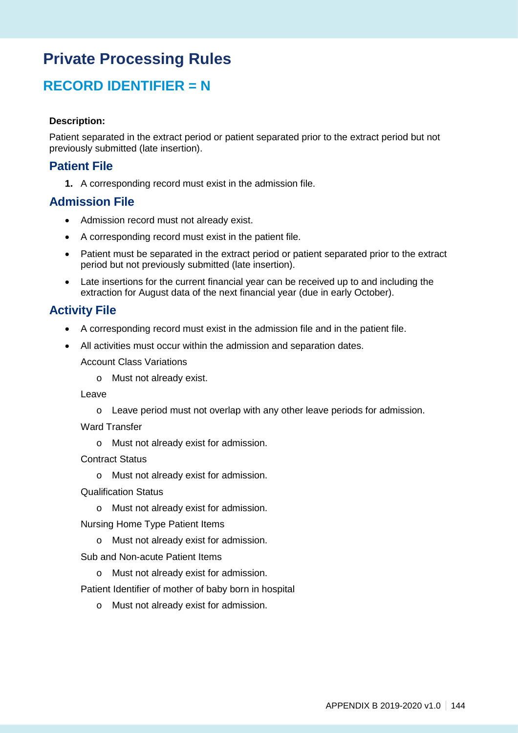# Private Processing Rules

## RECORD IDENTIFIER = N

**Description:**

Patient separated in the extract period or patient separated prior to the extract period but not previously submitted (late insertion).

### Patient File

1. A corresponding record must exist in the admission file.

### Admission File

- Admission record must not already exist.
- A corresponding record must exist in the patient file.
- Patient must be separated in the extract period or patient separated prior to the extract period but not previously submitted (late insertion).
- Late insertions for the current financial year can be received up to and including the extraction for August data of the next financial year (due in early October).

### Activity File

- A corresponding record must exist in the admission file and in the patient file.
- All activities must occur within the admission and separation dates.

  Account Class Variations

  - Must not already exist.

  Leave

  - Leave period must not overlap with any other leave periods for admission.

  Ward Transfer

  - Must not already exist for admission.

  Contract Status

  - Must not already exist for admission.

  Qualification Status

  - Must not already exist for admission.

  Nursing Home Type Patient Items

  - Must not already exist for admission.

  Sub and Non-acute Patient Items

  - Must not already exist for admission.

  Patient Identifier of mother of baby born in hospital

  - Must not already exist for admission.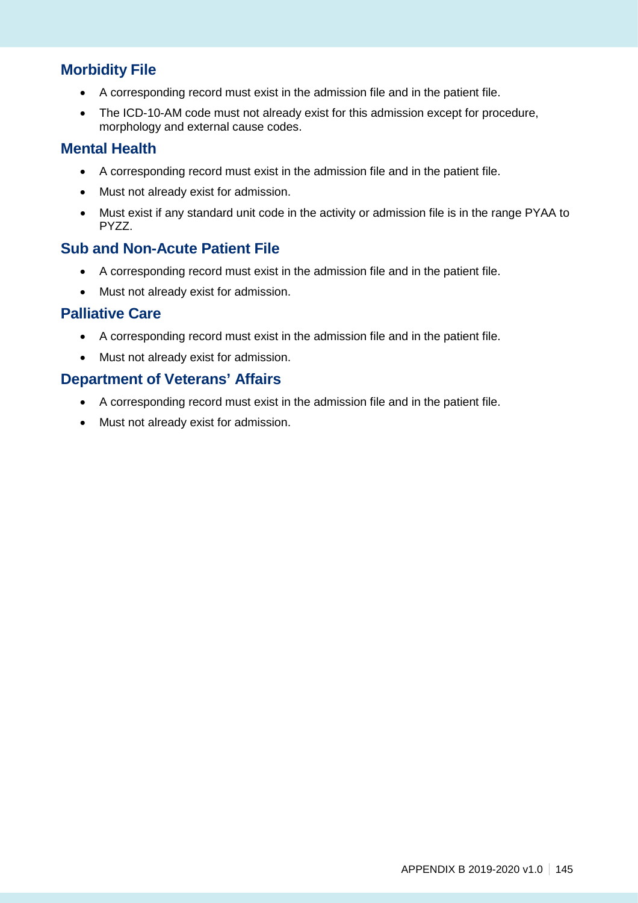## Morbidity File

- A corresponding record must exist in the admission file and in the patient file.
- The ICD-10-AM code must not already exist for this admission except for procedure, morphology and external cause codes.

## Mental Health

- A corresponding record must exist in the admission file and in the patient file.
- Must not already exist for admission.
- Must exist if any standard unit code in the activity or admission file is in the range PYAA to PYZZ.

## Sub and Non-Acute Patient File

- A corresponding record must exist in the admission file and in the patient file.
- Must not already exist for admission.

## Palliative Care

- A corresponding record must exist in the admission file and in the patient file.
- Must not already exist for admission.

## Department of Veterans' Affairs

- A corresponding record must exist in the admission file and in the patient file.
- Must not already exist for admission.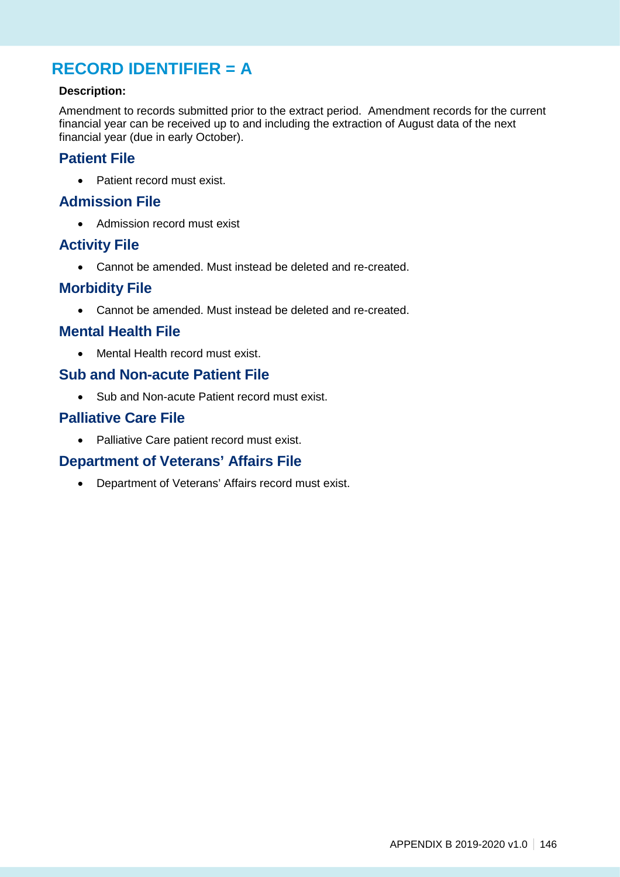## RECORD IDENTIFIER = A

**Description:**

Amendment to records submitted prior to the extract period. Amendment records for the current financial year can be received up to and including the extraction of August data of the next financial year (due in early October).

### Patient File

- Patient record must exist.

### Admission File

- Admission record must exist

### Activity File

- Cannot be amended. Must instead be deleted and re-created.

### Morbidity File

- Cannot be amended. Must instead be deleted and re-created.

### Mental Health File

- Mental Health record must exist.

### Sub and Non-acute Patient File

- Sub and Non-acute Patient record must exist.

### Palliative Care File

- Palliative Care patient record must exist.

### Department of Veterans' Affairs File

- Department of Veterans' Affairs record must exist.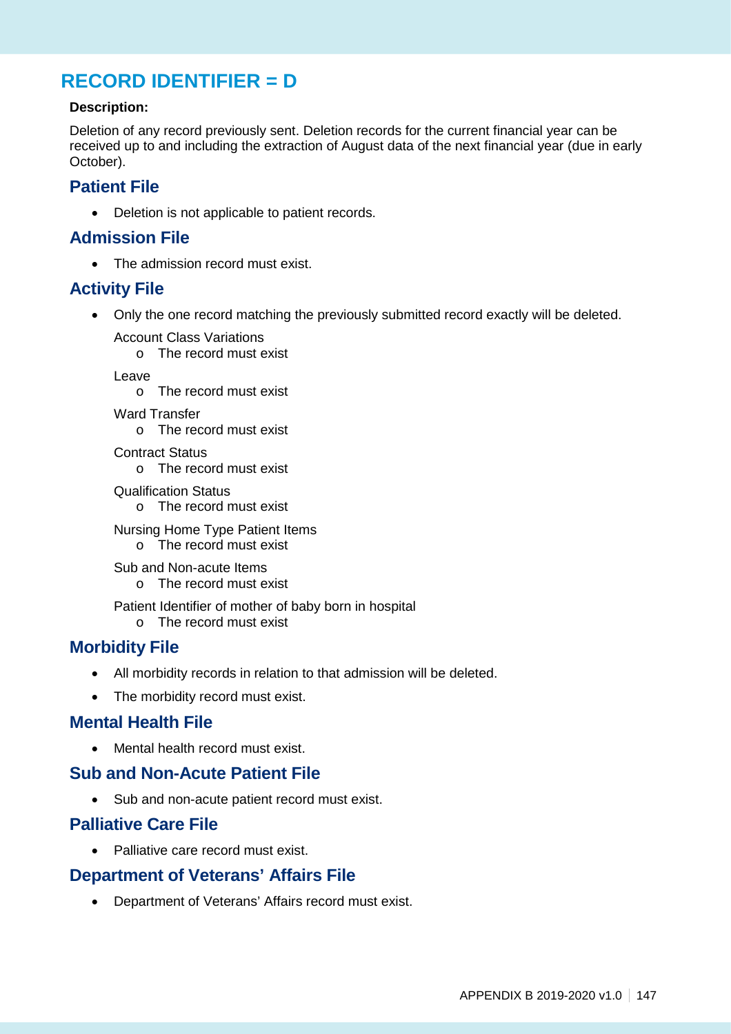# RECORD IDENTIFIER = D

**Description:**

Deletion of any record previously sent. Deletion records for the current financial year can be received up to and including the extraction of August data of the next financial year (due in early October).

## Patient File

- Deletion is not applicable to patient records.

## Admission File

- The admission record must exist.

## Activity File

- Only the one record matching the previously submitted record exactly will be deleted.

  Account Class Variations
  - The record must exist

  Leave
  - The record must exist

  Ward Transfer
  - The record must exist

  Contract Status
  - The record must exist

  Qualification Status
  - The record must exist

  Nursing Home Type Patient Items
  - The record must exist

  Sub and Non-acute Items
  - The record must exist

  Patient Identifier of mother of baby born in hospital
  - The record must exist

## Morbidity File

- All morbidity records in relation to that admission will be deleted.
- The morbidity record must exist.

## Mental Health File

- Mental health record must exist.

## Sub and Non-Acute Patient File

- Sub and non-acute patient record must exist.

## Palliative Care File

- Palliative care record must exist.

## Department of Veterans' Affairs File

- Department of Veterans' Affairs record must exist.